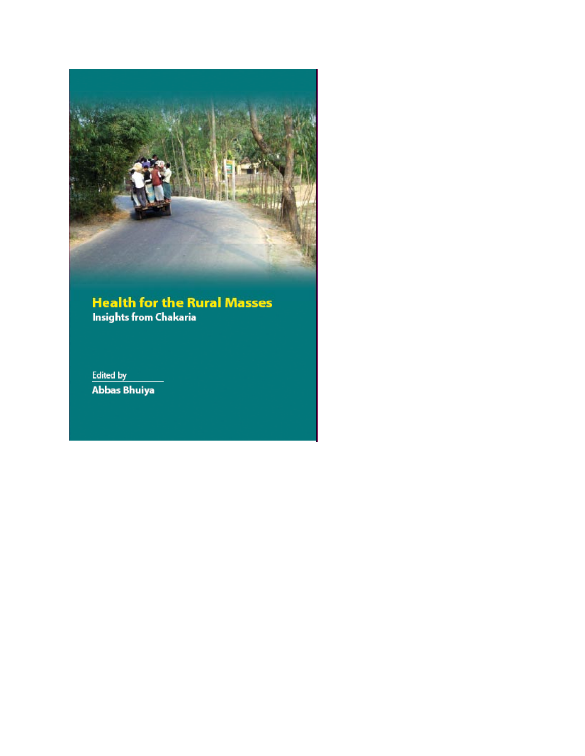# Health for the Rural Masses

## Insights from Chakaria

Edited by

**Abbas Bhuiya**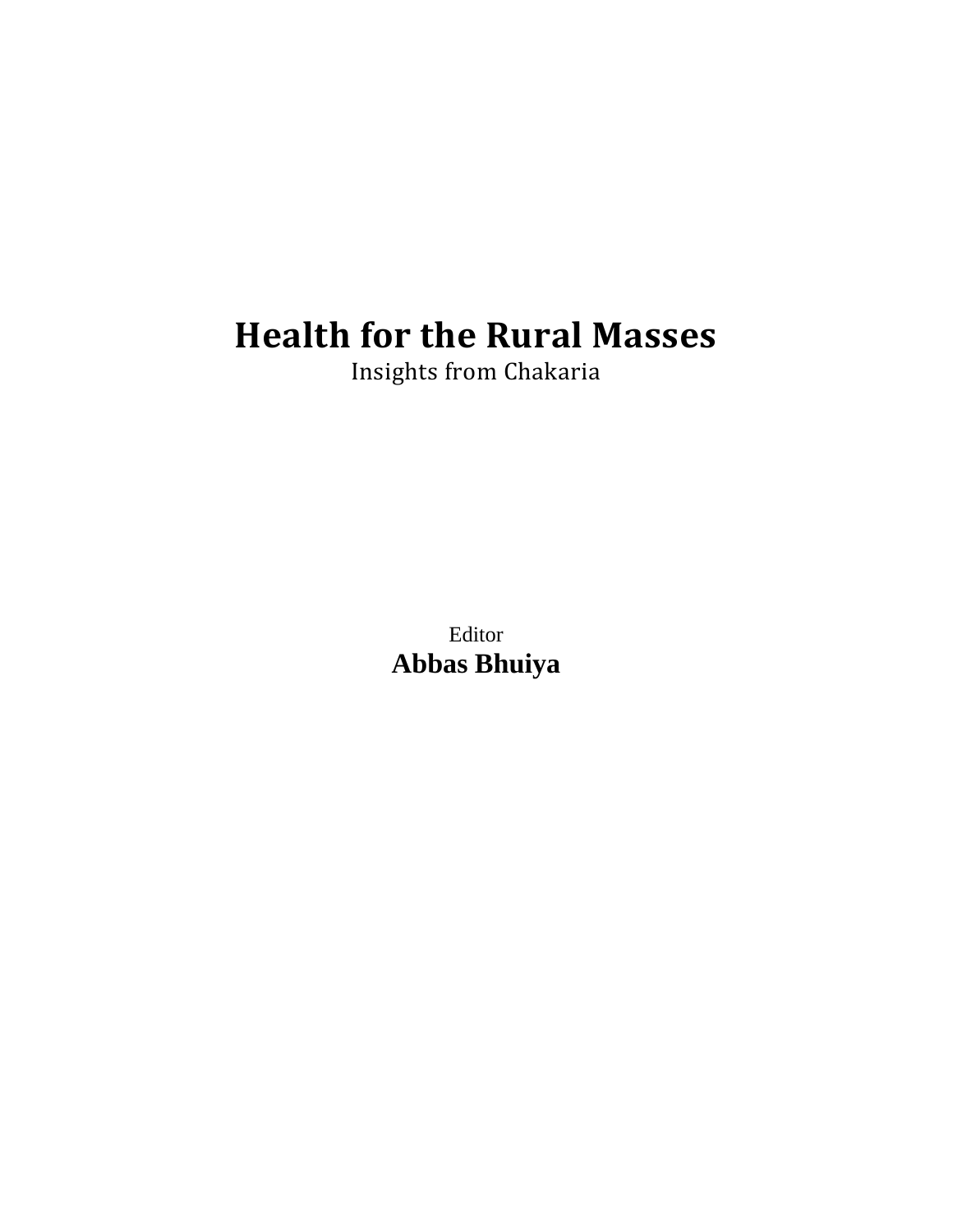# Health for the Rural Masses

Insights from Chakaria

Editor

**Abbas Bhuiya**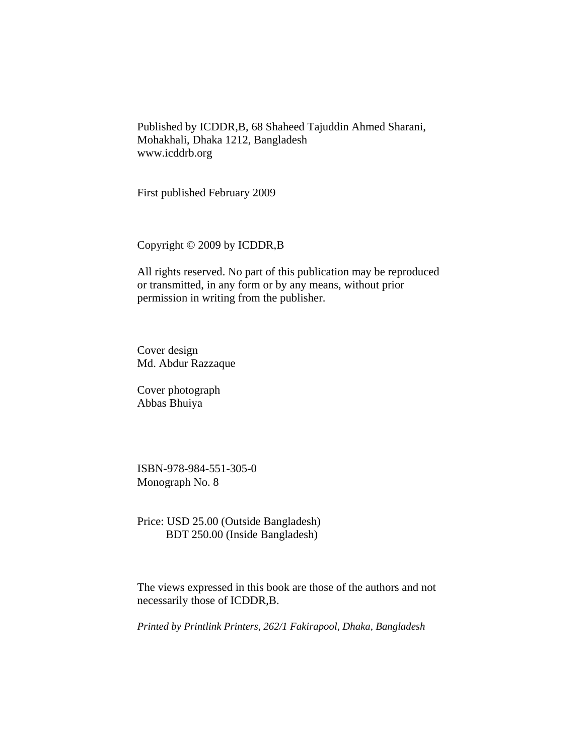Published by ICDDR,B, 68 Shaheed Tajuddin Ahmed Sharani,
Mohakhali, Dhaka 1212, Bangladesh
www.icddrb.org

First published February 2009

Copyright © 2009 by ICDDR,B

All rights reserved. No part of this publication may be reproduced or transmitted, in any form or by any means, without prior permission in writing from the publisher.

Cover design
Md. Abdur Razzaque

Cover photograph
Abbas Bhuiya

ISBN-978-984-551-305-0
Monograph No. 8

Price: USD 25.00 (Outside Bangladesh)
BDT 250.00 (Inside Bangladesh)

The views expressed in this book are those of the authors and not necessarily those of ICDDR,B.

*Printed by Printlink Printers, 262/1 Fakirapool, Dhaka, Bangladesh*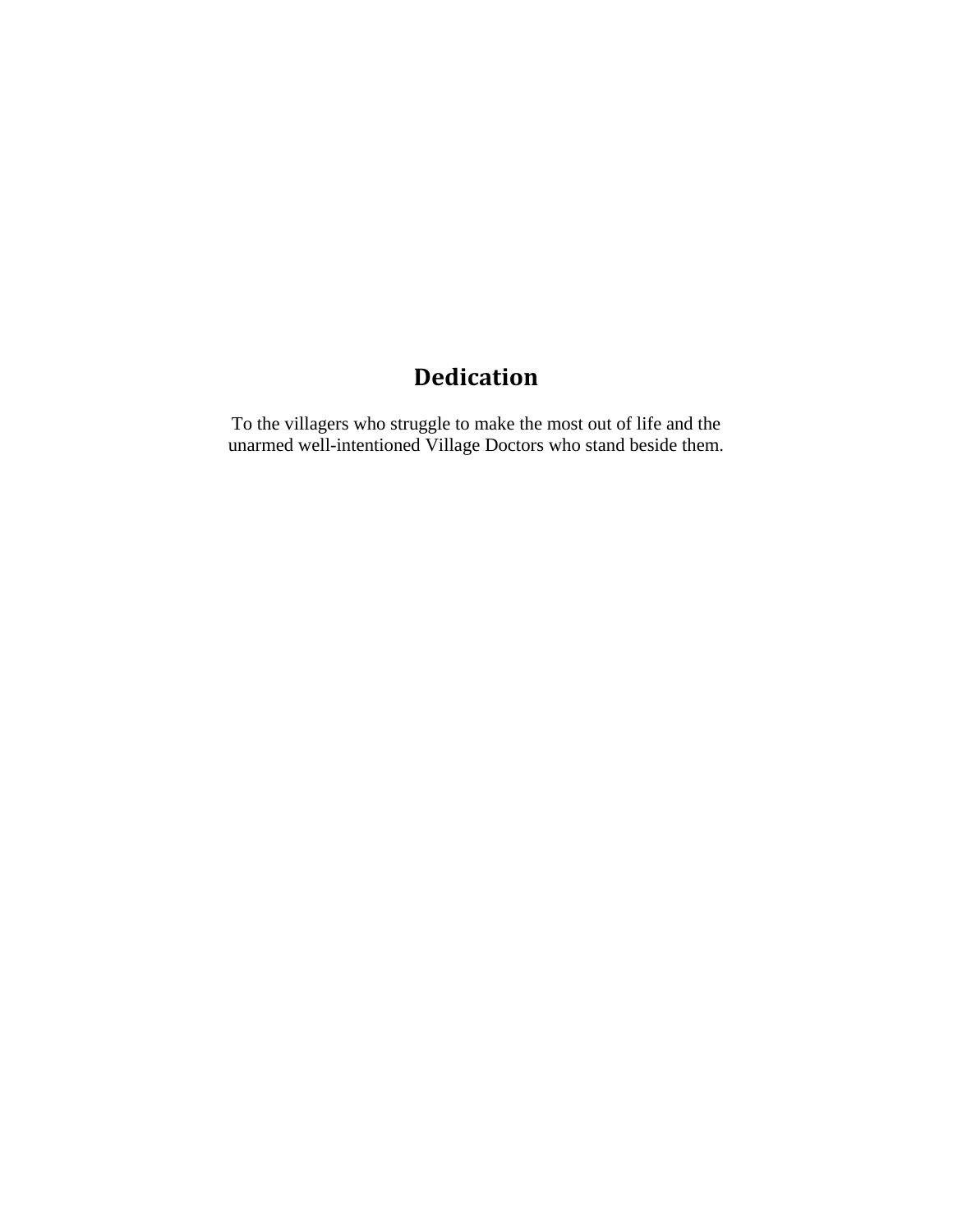# Dedication

To the villagers who struggle to make the most out of life and the unarmed well-intentioned Village Doctors who stand beside them.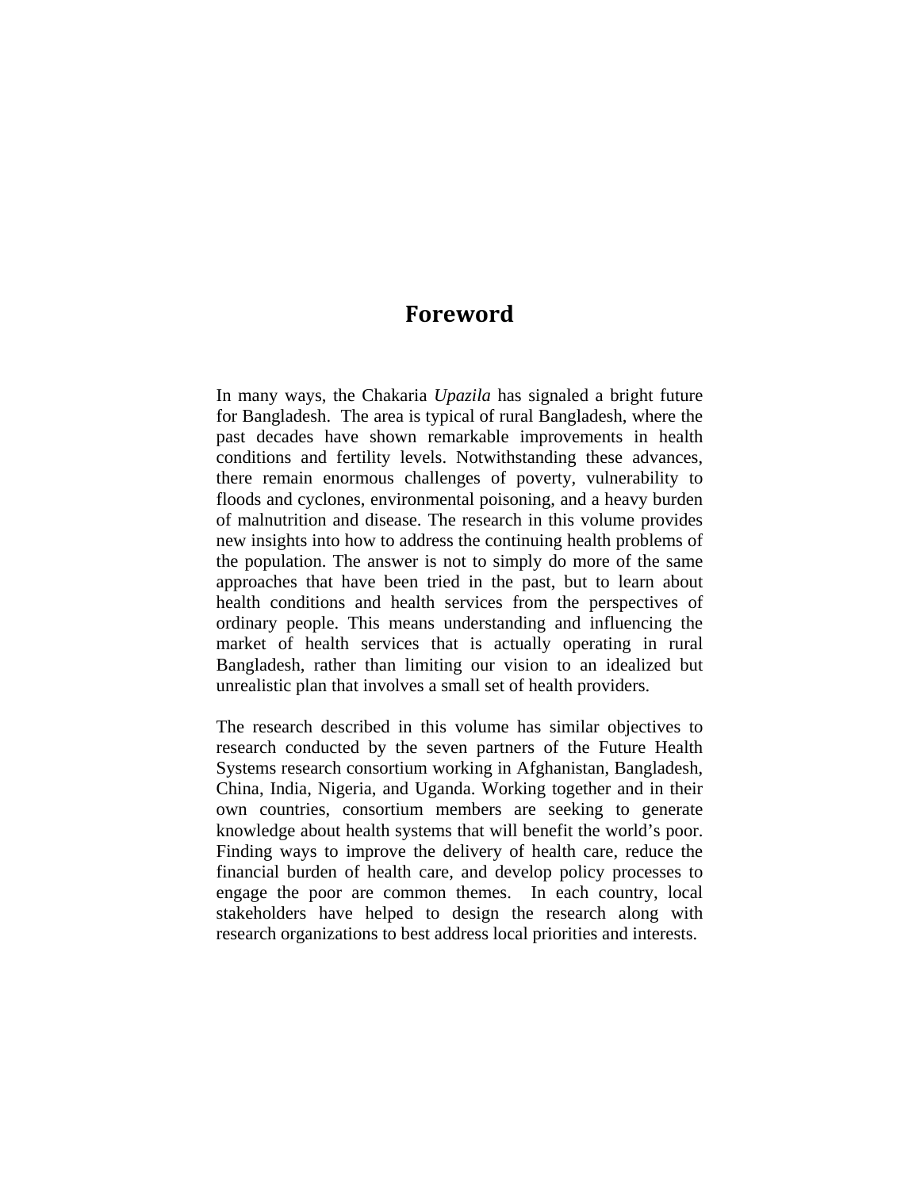# Foreword

In many ways, the Chakaria *Upazila* has signaled a bright future for Bangladesh. The area is typical of rural Bangladesh, where the past decades have shown remarkable improvements in health conditions and fertility levels. Notwithstanding these advances, there remain enormous challenges of poverty, vulnerability to floods and cyclones, environmental poisoning, and a heavy burden of malnutrition and disease. The research in this volume provides new insights into how to address the continuing health problems of the population. The answer is not to simply do more of the same approaches that have been tried in the past, but to learn about health conditions and health services from the perspectives of ordinary people. This means understanding and influencing the market of health services that is actually operating in rural Bangladesh, rather than limiting our vision to an idealized but unrealistic plan that involves a small set of health providers.

The research described in this volume has similar objectives to research conducted by the seven partners of the Future Health Systems research consortium working in Afghanistan, Bangladesh, China, India, Nigeria, and Uganda. Working together and in their own countries, consortium members are seeking to generate knowledge about health systems that will benefit the world's poor. Finding ways to improve the delivery of health care, reduce the financial burden of health care, and develop policy processes to engage the poor are common themes. In each country, local stakeholders have helped to design the research along with research organizations to best address local priorities and interests.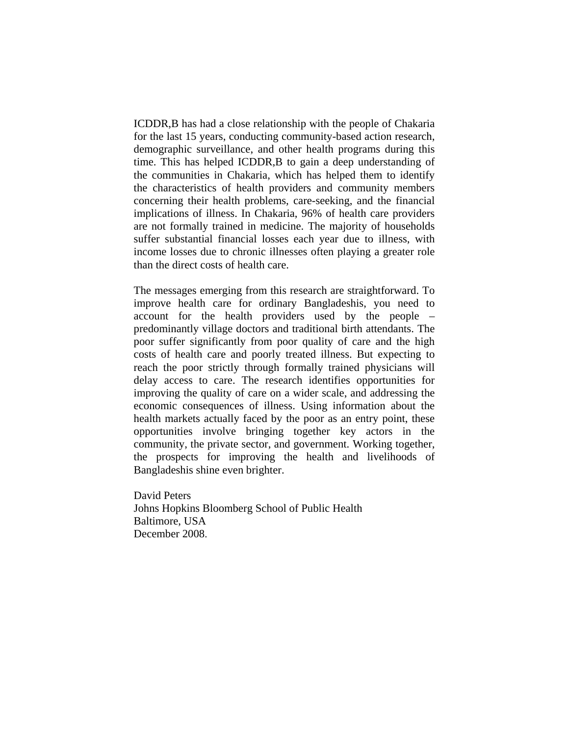ICDDR,B has had a close relationship with the people of Chakaria for the last 15 years, conducting community-based action research, demographic surveillance, and other health programs during this time. This has helped ICDDR,B to gain a deep understanding of the communities in Chakaria, which has helped them to identify the characteristics of health providers and community members concerning their health problems, care-seeking, and the financial implications of illness. In Chakaria, 96% of health care providers are not formally trained in medicine. The majority of households suffer substantial financial losses each year due to illness, with income losses due to chronic illnesses often playing a greater role than the direct costs of health care.

The messages emerging from this research are straightforward. To improve health care for ordinary Bangladeshis, you need to account for the health providers used by the people – predominantly village doctors and traditional birth attendants. The poor suffer significantly from poor quality of care and the high costs of health care and poorly treated illness. But expecting to reach the poor strictly through formally trained physicians will delay access to care. The research identifies opportunities for improving the quality of care on a wider scale, and addressing the economic consequences of illness. Using information about the health markets actually faced by the poor as an entry point, these opportunities involve bringing together key actors in the community, the private sector, and government. Working together, the prospects for improving the health and livelihoods of Bangladeshis shine even brighter.

David Peters
Johns Hopkins Bloomberg School of Public Health
Baltimore, USA
December 2008.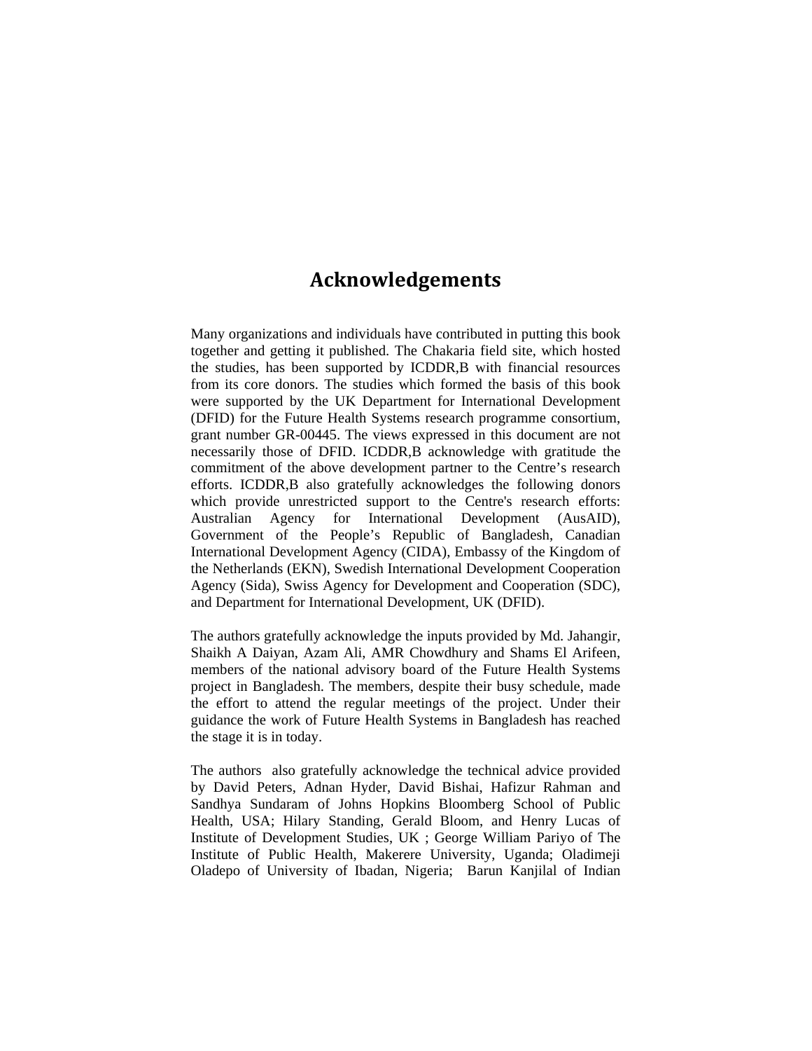# Acknowledgements

Many organizations and individuals have contributed in putting this book together and getting it published. The Chakaria field site, which hosted the studies, has been supported by ICDDR,B with financial resources from its core donors. The studies which formed the basis of this book were supported by the UK Department for International Development (DFID) for the Future Health Systems research programme consortium, grant number GR-00445. The views expressed in this document are not necessarily those of DFID. ICDDR,B acknowledge with gratitude the commitment of the above development partner to the Centre's research efforts. ICDDR,B also gratefully acknowledges the following donors which provide unrestricted support to the Centre's research efforts: Australian Agency for International Development (AusAID), Government of the People's Republic of Bangladesh, Canadian International Development Agency (CIDA), Embassy of the Kingdom of the Netherlands (EKN), Swedish International Development Cooperation Agency (Sida), Swiss Agency for Development and Cooperation (SDC), and Department for International Development, UK (DFID).

The authors gratefully acknowledge the inputs provided by Md. Jahangir, Shaikh A Daiyan, Azam Ali, AMR Chowdhury and Shams El Arifeen, members of the national advisory board of the Future Health Systems project in Bangladesh. The members, despite their busy schedule, made the effort to attend the regular meetings of the project. Under their guidance the work of Future Health Systems in Bangladesh has reached the stage it is in today.

The authors also gratefully acknowledge the technical advice provided by David Peters, Adnan Hyder, David Bishai, Hafizur Rahman and Sandhya Sundaram of Johns Hopkins Bloomberg School of Public Health, USA; Hilary Standing, Gerald Bloom, and Henry Lucas of Institute of Development Studies, UK ; George William Pariyo of The Institute of Public Health, Makerere University, Uganda; Oladimeji Oladepo of University of Ibadan, Nigeria; Barun Kanjilal of Indian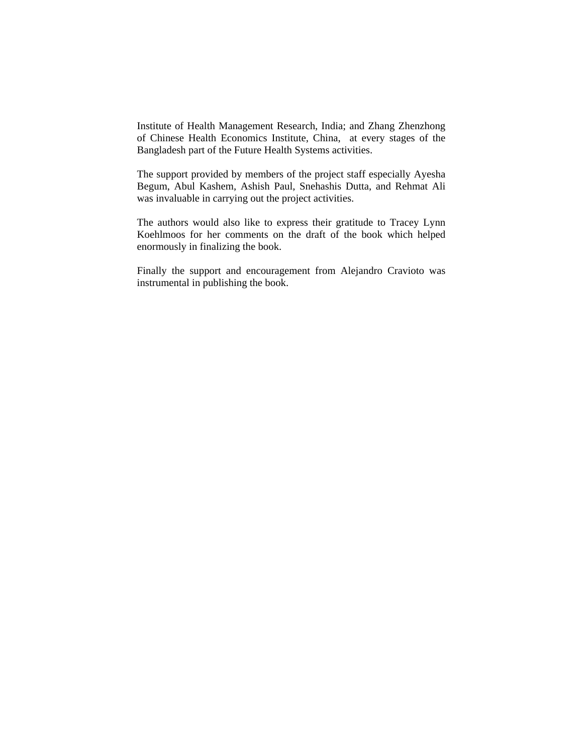Institute of Health Management Research, India; and Zhang Zhenzhong of Chinese Health Economics Institute, China, at every stages of the Bangladesh part of the Future Health Systems activities.

The support provided by members of the project staff especially Ayesha Begum, Abul Kashem, Ashish Paul, Snehashis Dutta, and Rehmat Ali was invaluable in carrying out the project activities.

The authors would also like to express their gratitude to Tracey Lynn Koehlmoos for her comments on the draft of the book which helped enormously in finalizing the book.

Finally the support and encouragement from Alejandro Cravioto was instrumental in publishing the book.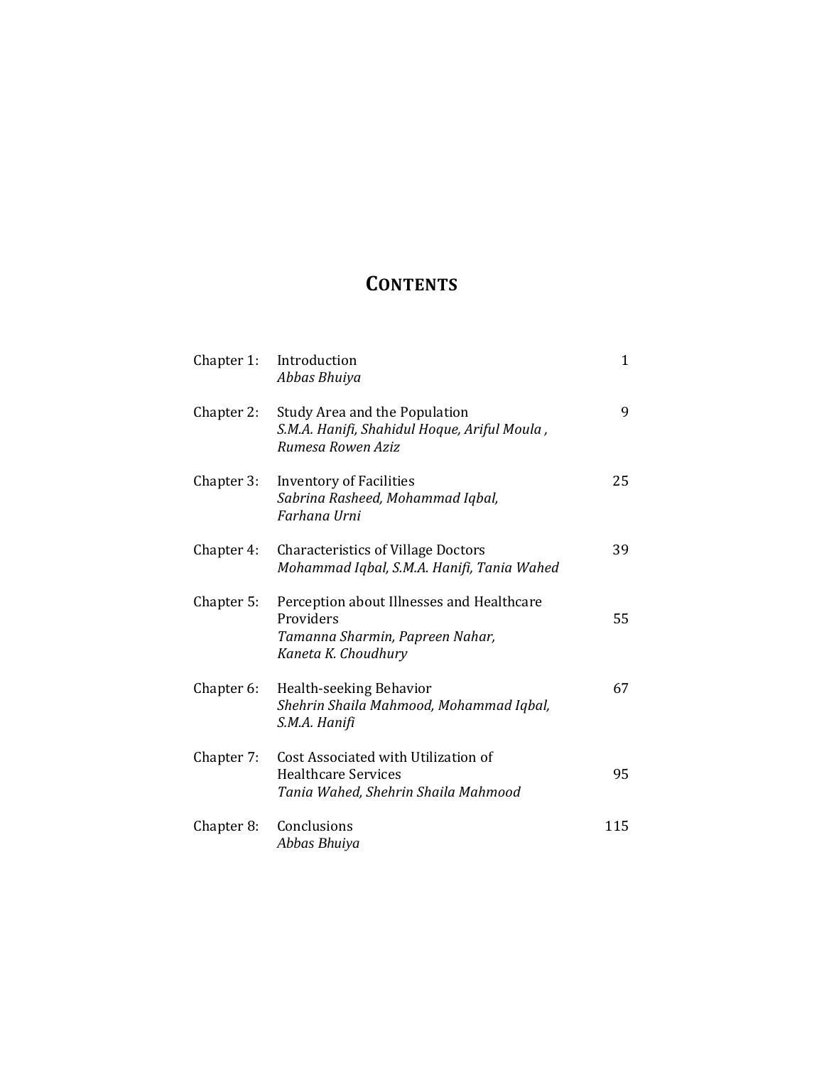# CONTENTS

| | | |
|---|---|---|
| Chapter 1: | Introduction<br>*Abbas Bhuiya* | 1 |
| Chapter 2: | Study Area and the Population<br>*S.M.A. Hanifi, Shahidul Hoque, Ariful Moula , Rumesa Rowen Aziz* | 9 |
| Chapter 3: | Inventory of Facilities<br>*Sabrina Rasheed, Mohammad Iqbal, Farhana Urni* | 25 |
| Chapter 4: | Characteristics of Village Doctors<br>*Mohammad Iqbal, S.M.A. Hanifi, Tania Wahed* | 39 |
| Chapter 5: | Perception about Illnesses and Healthcare Providers<br>*Tamanna Sharmin, Papreen Nahar, Kaneta K. Choudhury* | 55 |
| Chapter 6: | Health-seeking Behavior<br>*Shehrin Shaila Mahmood, Mohammad Iqbal, S.M.A. Hanifi* | 67 |
| Chapter 7: | Cost Associated with Utilization of Healthcare Services<br>*Tania Wahed, Shehrin Shaila Mahmood* | 95 |
| Chapter 8: | Conclusions<br>*Abbas Bhuiya* | 115 |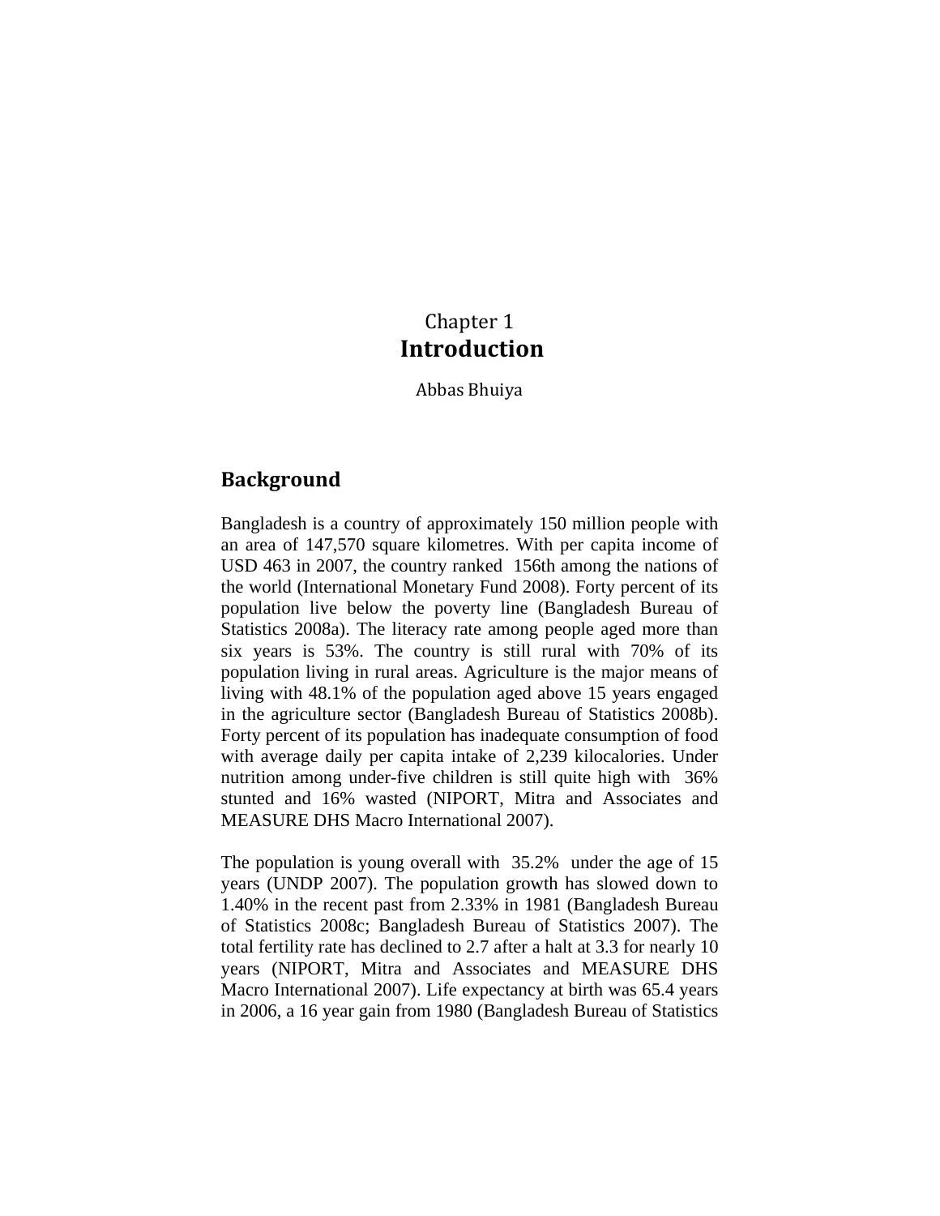Chapter 1

# Introduction

Abbas Bhuiya

## Background

Bangladesh is a country of approximately 150 million people with an area of 147,570 square kilometres. With per capita income of USD 463 in 2007, the country ranked 156th among the nations of the world (International Monetary Fund 2008). Forty percent of its population live below the poverty line (Bangladesh Bureau of Statistics 2008a). The literacy rate among people aged more than six years is 53%. The country is still rural with 70% of its population living in rural areas. Agriculture is the major means of living with 48.1% of the population aged above 15 years engaged in the agriculture sector (Bangladesh Bureau of Statistics 2008b). Forty percent of its population has inadequate consumption of food with average daily per capita intake of 2,239 kilocalories. Under nutrition among under-five children is still quite high with 36% stunted and 16% wasted (NIPORT, Mitra and Associates and MEASURE DHS Macro International 2007).

The population is young overall with 35.2% under the age of 15 years (UNDP 2007). The population growth has slowed down to 1.40% in the recent past from 2.33% in 1981 (Bangladesh Bureau of Statistics 2008c; Bangladesh Bureau of Statistics 2007). The total fertility rate has declined to 2.7 after a halt at 3.3 for nearly 10 years (NIPORT, Mitra and Associates and MEASURE DHS Macro International 2007). Life expectancy at birth was 65.4 years in 2006, a 16 year gain from 1980 (Bangladesh Bureau of Statistics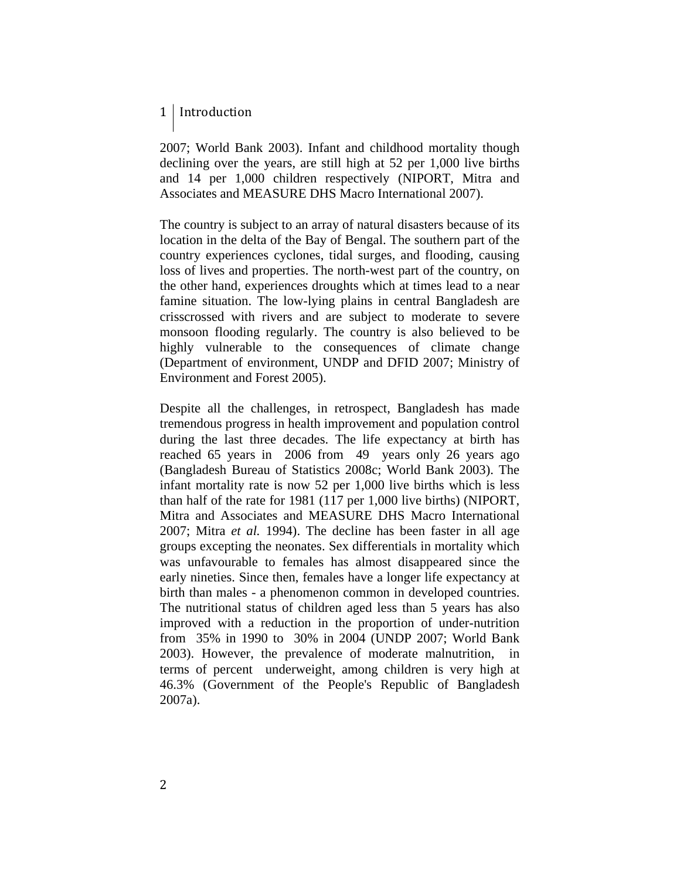2007; World Bank 2003). Infant and childhood mortality though declining over the years, are still high at 52 per 1,000 live births and 14 per 1,000 children respectively (NIPORT, Mitra and Associates and MEASURE DHS Macro International 2007).

The country is subject to an array of natural disasters because of its location in the delta of the Bay of Bengal. The southern part of the country experiences cyclones, tidal surges, and flooding, causing loss of lives and properties. The north-west part of the country, on the other hand, experiences droughts which at times lead to a near famine situation. The low-lying plains in central Bangladesh are crisscrossed with rivers and are subject to moderate to severe monsoon flooding regularly. The country is also believed to be highly vulnerable to the consequences of climate change (Department of environment, UNDP and DFID 2007; Ministry of Environment and Forest 2005).

Despite all the challenges, in retrospect, Bangladesh has made tremendous progress in health improvement and population control during the last three decades. The life expectancy at birth has reached 65 years in 2006 from 49 years only 26 years ago (Bangladesh Bureau of Statistics 2008c; World Bank 2003). The infant mortality rate is now 52 per 1,000 live births which is less than half of the rate for 1981 (117 per 1,000 live births) (NIPORT, Mitra and Associates and MEASURE DHS Macro International 2007; Mitra *et al.* 1994). The decline has been faster in all age groups excepting the neonates. Sex differentials in mortality which was unfavourable to females has almost disappeared since the early nineties. Since then, females have a longer life expectancy at birth than males - a phenomenon common in developed countries. The nutritional status of children aged less than 5 years has also improved with a reduction in the proportion of under-nutrition from 35% in 1990 to 30% in 2004 (UNDP 2007; World Bank 2003). However, the prevalence of moderate malnutrition, in terms of percent underweight, among children is very high at 46.3% (Government of the People's Republic of Bangladesh 2007a).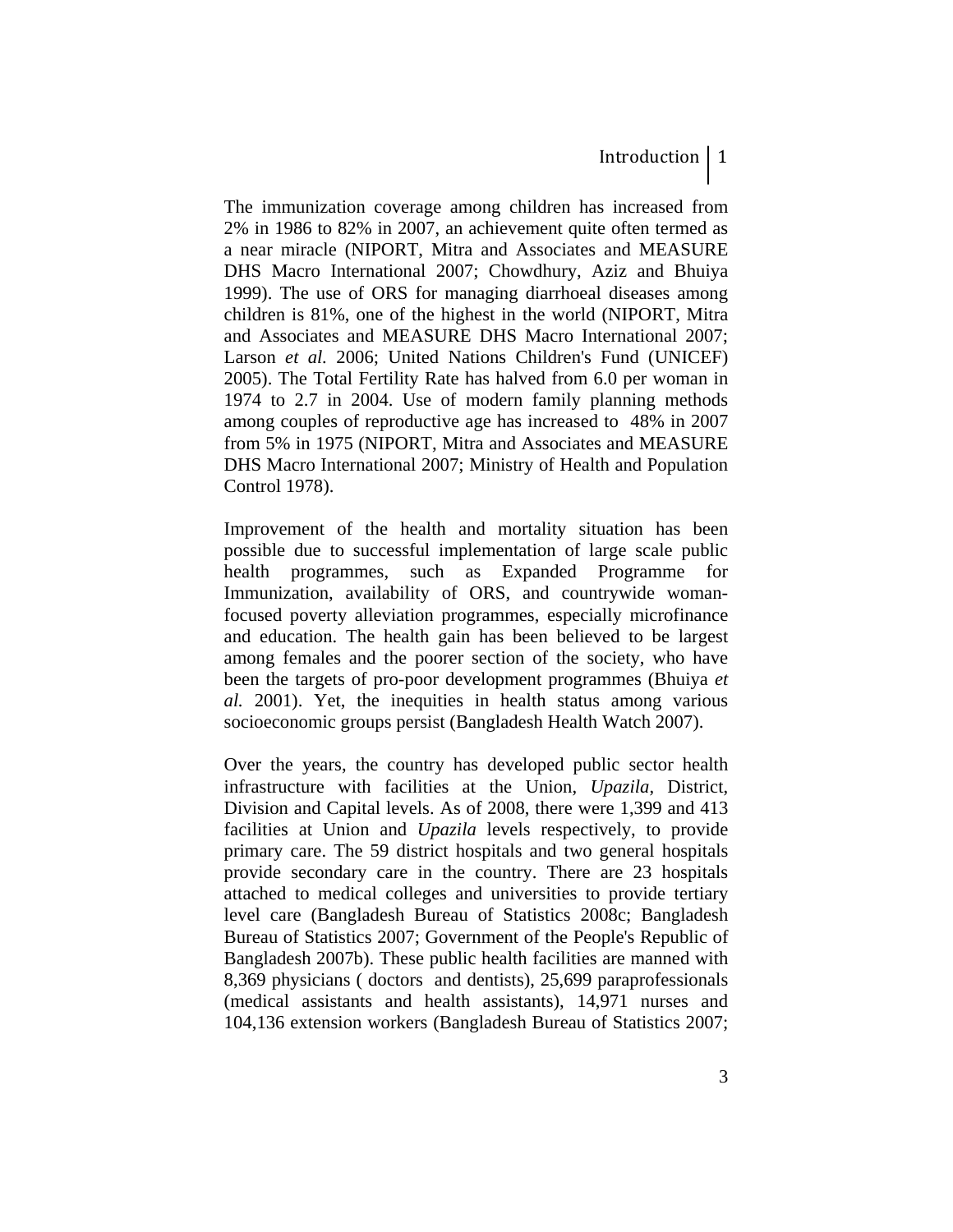The immunization coverage among children has increased from 2% in 1986 to 82% in 2007, an achievement quite often termed as a near miracle (NIPORT, Mitra and Associates and MEASURE DHS Macro International 2007; Chowdhury, Aziz and Bhuiya 1999). The use of ORS for managing diarrhoeal diseases among children is 81%, one of the highest in the world (NIPORT, Mitra and Associates and MEASURE DHS Macro International 2007; Larson *et al.* 2006; United Nations Children's Fund (UNICEF) 2005). The Total Fertility Rate has halved from 6.0 per woman in 1974 to 2.7 in 2004. Use of modern family planning methods among couples of reproductive age has increased to 48% in 2007 from 5% in 1975 (NIPORT, Mitra and Associates and MEASURE DHS Macro International 2007; Ministry of Health and Population Control 1978).

Improvement of the health and mortality situation has been possible due to successful implementation of large scale public health programmes, such as Expanded Programme for Immunization, availability of ORS, and countrywide woman-focused poverty alleviation programmes, especially microfinance and education. The health gain has been believed to be largest among females and the poorer section of the society, who have been the targets of pro-poor development programmes (Bhuiya *et al.* 2001). Yet, the inequities in health status among various socioeconomic groups persist (Bangladesh Health Watch 2007).

Over the years, the country has developed public sector health infrastructure with facilities at the Union, *Upazila*, District, Division and Capital levels. As of 2008, there were 1,399 and 413 facilities at Union and *Upazila* levels respectively, to provide primary care. The 59 district hospitals and two general hospitals provide secondary care in the country. There are 23 hospitals attached to medical colleges and universities to provide tertiary level care (Bangladesh Bureau of Statistics 2008c; Bangladesh Bureau of Statistics 2007; Government of the People's Republic of Bangladesh 2007b). These public health facilities are manned with 8,369 physicians ( doctors and dentists), 25,699 paraprofessionals (medical assistants and health assistants), 14,971 nurses and 104,136 extension workers (Bangladesh Bureau of Statistics 2007;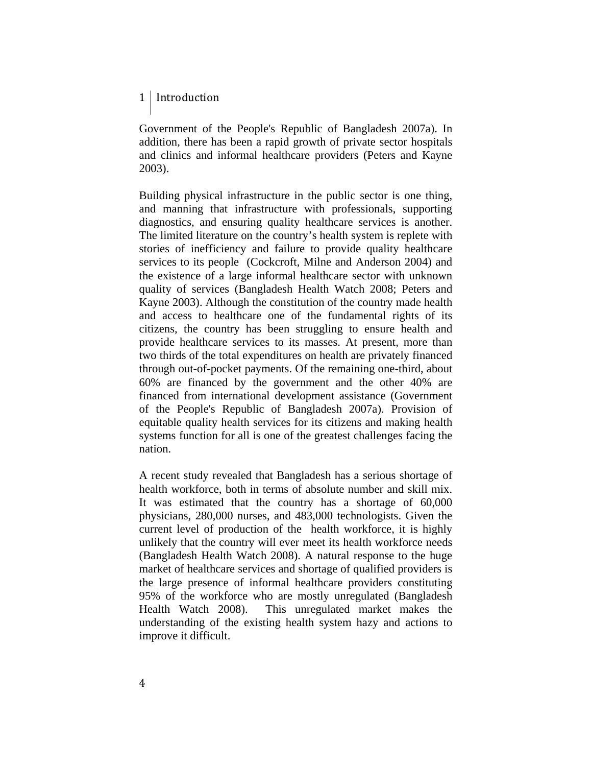Government of the People's Republic of Bangladesh 2007a). In addition, there has been a rapid growth of private sector hospitals and clinics and informal healthcare providers (Peters and Kayne 2003).

Building physical infrastructure in the public sector is one thing, and manning that infrastructure with professionals, supporting diagnostics, and ensuring quality healthcare services is another. The limited literature on the country's health system is replete with stories of inefficiency and failure to provide quality healthcare services to its people (Cockcroft, Milne and Anderson 2004) and the existence of a large informal healthcare sector with unknown quality of services (Bangladesh Health Watch 2008; Peters and Kayne 2003). Although the constitution of the country made health and access to healthcare one of the fundamental rights of its citizens, the country has been struggling to ensure health and provide healthcare services to its masses. At present, more than two thirds of the total expenditures on health are privately financed through out-of-pocket payments. Of the remaining one-third, about 60% are financed by the government and the other 40% are financed from international development assistance (Government of the People's Republic of Bangladesh 2007a). Provision of equitable quality health services for its citizens and making health systems function for all is one of the greatest challenges facing the nation.

A recent study revealed that Bangladesh has a serious shortage of health workforce, both in terms of absolute number and skill mix. It was estimated that the country has a shortage of 60,000 physicians, 280,000 nurses, and 483,000 technologists. Given the current level of production of the health workforce, it is highly unlikely that the country will ever meet its health workforce needs (Bangladesh Health Watch 2008). A natural response to the huge market of healthcare services and shortage of qualified providers is the large presence of informal healthcare providers constituting 95% of the workforce who are mostly unregulated (Bangladesh Health Watch 2008). This unregulated market makes the understanding of the existing health system hazy and actions to improve it difficult.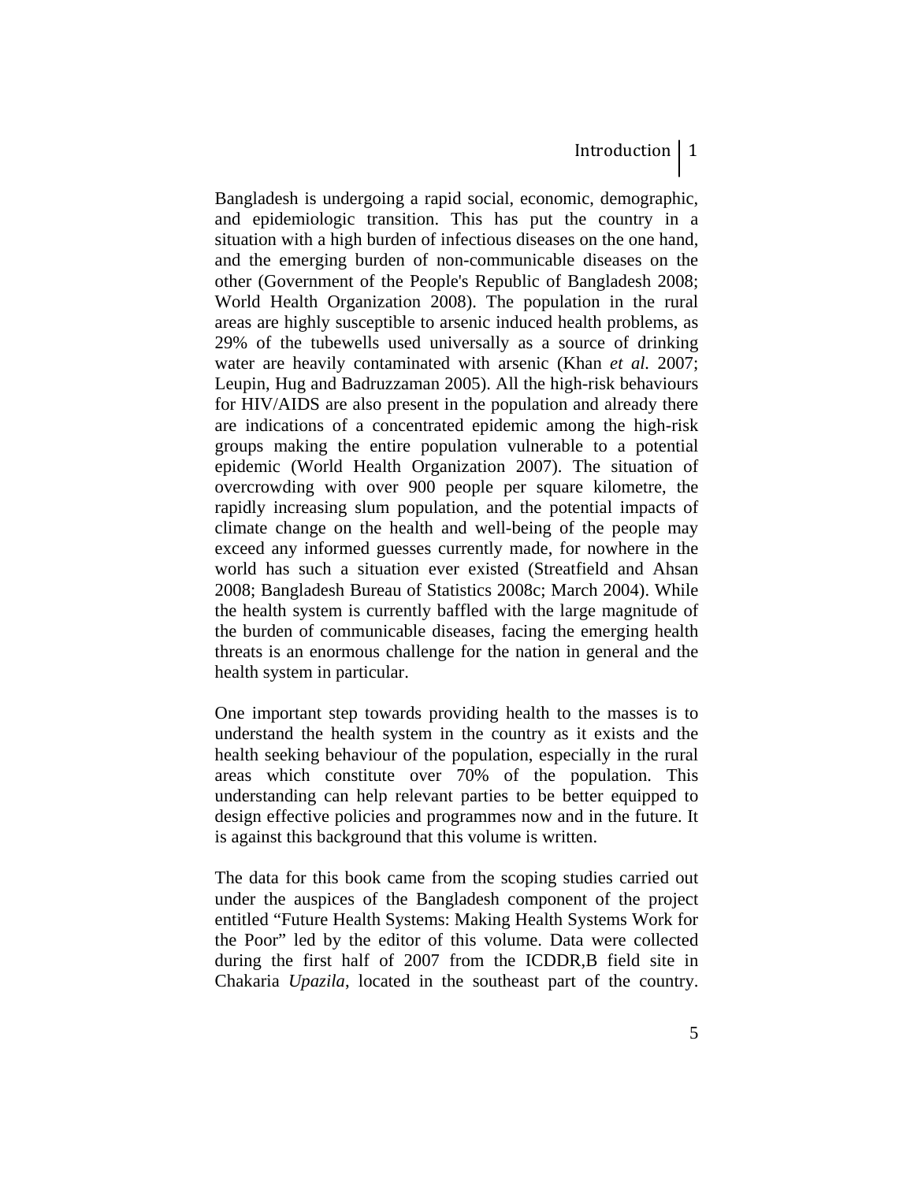Bangladesh is undergoing a rapid social, economic, demographic, and epidemiologic transition. This has put the country in a situation with a high burden of infectious diseases on the one hand, and the emerging burden of non-communicable diseases on the other (Government of the People's Republic of Bangladesh 2008; World Health Organization 2008). The population in the rural areas are highly susceptible to arsenic induced health problems, as 29% of the tubewells used universally as a source of drinking water are heavily contaminated with arsenic (Khan *et al.* 2007; Leupin, Hug and Badruzzaman 2005). All the high-risk behaviours for HIV/AIDS are also present in the population and already there are indications of a concentrated epidemic among the high-risk groups making the entire population vulnerable to a potential epidemic (World Health Organization 2007). The situation of overcrowding with over 900 people per square kilometre, the rapidly increasing slum population, and the potential impacts of climate change on the health and well-being of the people may exceed any informed guesses currently made, for nowhere in the world has such a situation ever existed (Streatfield and Ahsan 2008; Bangladesh Bureau of Statistics 2008c; March 2004). While the health system is currently baffled with the large magnitude of the burden of communicable diseases, facing the emerging health threats is an enormous challenge for the nation in general and the health system in particular.

One important step towards providing health to the masses is to understand the health system in the country as it exists and the health seeking behaviour of the population, especially in the rural areas which constitute over 70% of the population. This understanding can help relevant parties to be better equipped to design effective policies and programmes now and in the future. It is against this background that this volume is written.

The data for this book came from the scoping studies carried out under the auspices of the Bangladesh component of the project entitled "Future Health Systems: Making Health Systems Work for the Poor" led by the editor of this volume. Data were collected during the first half of 2007 from the ICDDR,B field site in Chakaria *Upazila*, located in the southeast part of the country.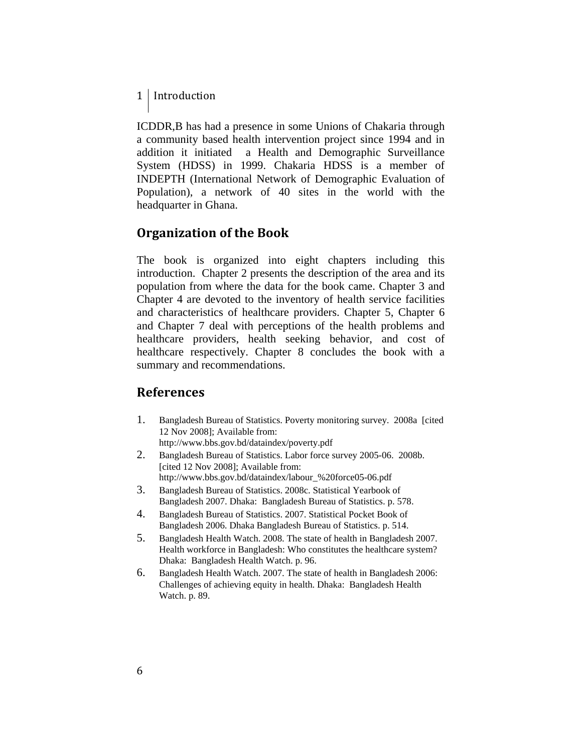ICDDR,B has had a presence in some Unions of Chakaria through a community based health intervention project since 1994 and in addition it initiated a Health and Demographic Surveillance System (HDSS) in 1999. Chakaria HDSS is a member of INDEPTH (International Network of Demographic Evaluation of Population), a network of 40 sites in the world with the headquarter in Ghana.

## Organization of the Book

The book is organized into eight chapters including this introduction. Chapter 2 presents the description of the area and its population from where the data for the book came. Chapter 3 and Chapter 4 are devoted to the inventory of health service facilities and characteristics of healthcare providers. Chapter 5, Chapter 6 and Chapter 7 deal with perceptions of the health problems and healthcare providers, health seeking behavior, and cost of healthcare respectively. Chapter 8 concludes the book with a summary and recommendations.

## References

1. Bangladesh Bureau of Statistics. Poverty monitoring survey. 2008a [cited 12 Nov 2008]; Available from: http://www.bbs.gov.bd/dataindex/poverty.pdf
2. Bangladesh Bureau of Statistics. Labor force survey 2005-06. 2008b. [cited 12 Nov 2008]; Available from: http://www.bbs.gov.bd/dataindex/labour_%20force05-06.pdf
3. Bangladesh Bureau of Statistics. 2008c. Statistical Yearbook of Bangladesh 2007. Dhaka: Bangladesh Bureau of Statistics. p. 578.
4. Bangladesh Bureau of Statistics. 2007. Statistical Pocket Book of Bangladesh 2006. Dhaka Bangladesh Bureau of Statistics. p. 514.
5. Bangladesh Health Watch. 2008. The state of health in Bangladesh 2007. Health workforce in Bangladesh: Who constitutes the healthcare system? Dhaka: Bangladesh Health Watch. p. 96.
6. Bangladesh Health Watch. 2007. The state of health in Bangladesh 2006: Challenges of achieving equity in health. Dhaka: Bangladesh Health Watch. p. 89.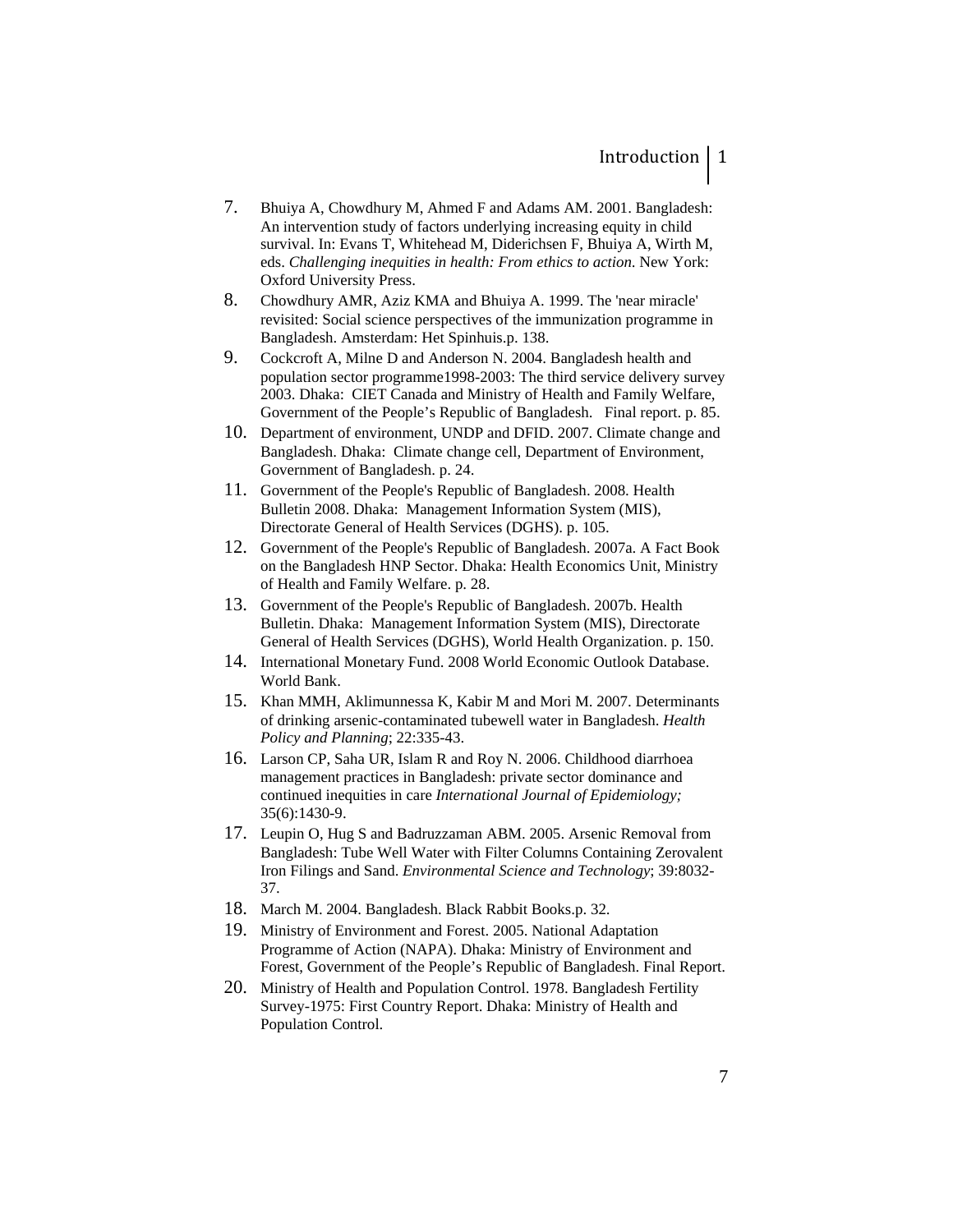7. Bhuiya A, Chowdhury M, Ahmed F and Adams AM. 2001. Bangladesh: An intervention study of factors underlying increasing equity in child survival. In: Evans T, Whitehead M, Diderichsen F, Bhuiya A, Wirth M, eds. *Challenging inequities in health: From ethics to action*. New York: Oxford University Press.
8. Chowdhury AMR, Aziz KMA and Bhuiya A. 1999. The 'near miracle' revisited: Social science perspectives of the immunization programme in Bangladesh. Amsterdam: Het Spinhuis.p. 138.
9. Cockcroft A, Milne D and Anderson N. 2004. Bangladesh health and population sector programme1998-2003: The third service delivery survey 2003. Dhaka: CIET Canada and Ministry of Health and Family Welfare, Government of the People's Republic of Bangladesh. Final report. p. 85.
10. Department of environment, UNDP and DFID. 2007. Climate change and Bangladesh. Dhaka: Climate change cell, Department of Environment, Government of Bangladesh. p. 24.
11. Government of the People's Republic of Bangladesh. 2008. Health Bulletin 2008. Dhaka: Management Information System (MIS), Directorate General of Health Services (DGHS). p. 105.
12. Government of the People's Republic of Bangladesh. 2007a. A Fact Book on the Bangladesh HNP Sector. Dhaka: Health Economics Unit, Ministry of Health and Family Welfare. p. 28.
13. Government of the People's Republic of Bangladesh. 2007b. Health Bulletin. Dhaka: Management Information System (MIS), Directorate General of Health Services (DGHS), World Health Organization. p. 150.
14. International Monetary Fund. 2008 World Economic Outlook Database. World Bank.
15. Khan MMH, Aklimunnessa K, Kabir M and Mori M. 2007. Determinants of drinking arsenic-contaminated tubewell water in Bangladesh. *Health Policy and Planning*; 22:335-43.
16. Larson CP, Saha UR, Islam R and Roy N. 2006. Childhood diarrhoea management practices in Bangladesh: private sector dominance and continued inequities in care *International Journal of Epidemiology;* 35(6):1430-9.
17. Leupin O, Hug S and Badruzzaman ABM. 2005. Arsenic Removal from Bangladesh: Tube Well Water with Filter Columns Containing Zerovalent Iron Filings and Sand. *Environmental Science and Technology*; 39:8032-37.
18. March M. 2004. Bangladesh. Black Rabbit Books.p. 32.
19. Ministry of Environment and Forest. 2005. National Adaptation Programme of Action (NAPA). Dhaka: Ministry of Environment and Forest, Government of the People's Republic of Bangladesh. Final Report.
20. Ministry of Health and Population Control. 1978. Bangladesh Fertility Survey-1975: First Country Report. Dhaka: Ministry of Health and Population Control.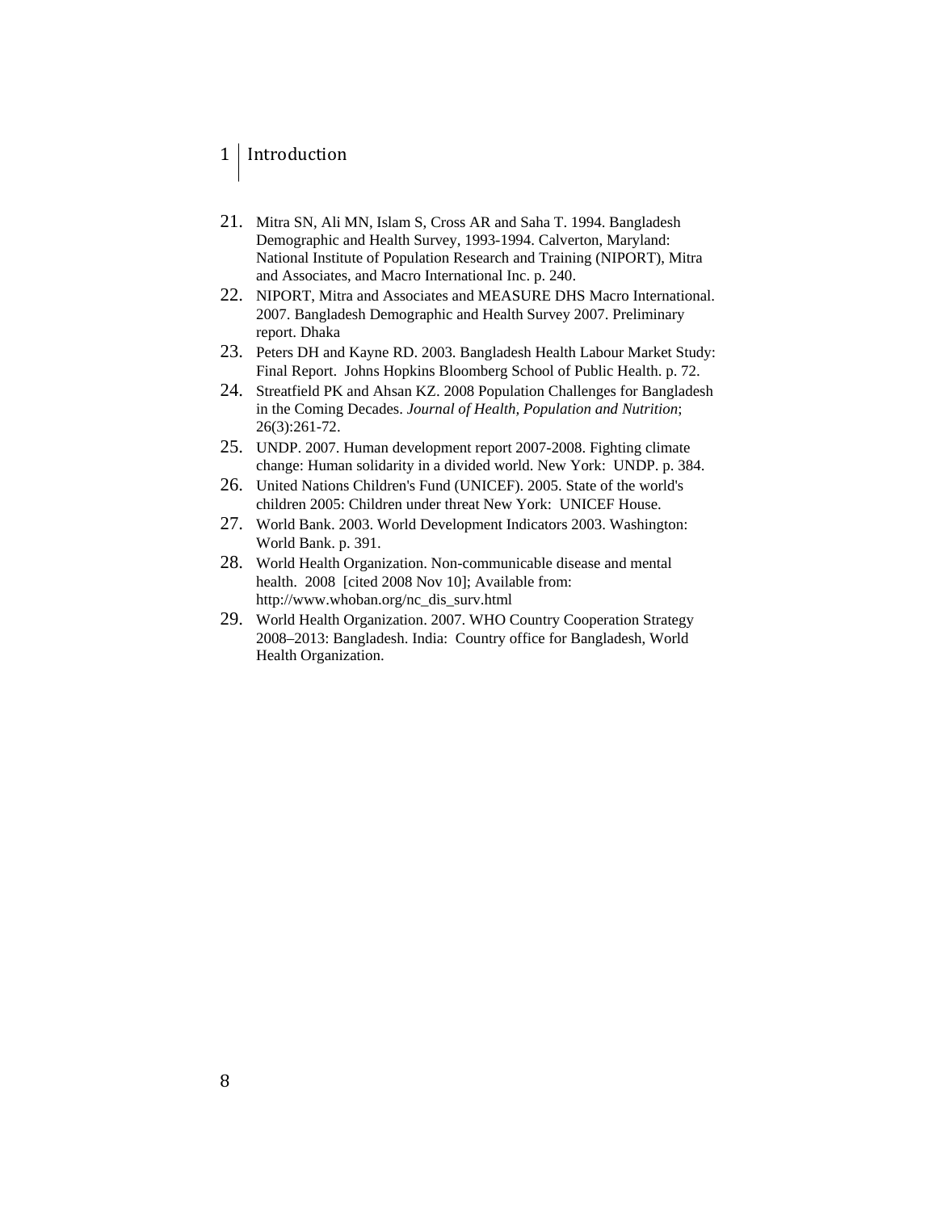21. Mitra SN, Ali MN, Islam S, Cross AR and Saha T. 1994. Bangladesh Demographic and Health Survey, 1993-1994. Calverton, Maryland: National Institute of Population Research and Training (NIPORT), Mitra and Associates, and Macro International Inc. p. 240.
22. NIPORT, Mitra and Associates and MEASURE DHS Macro International. 2007. Bangladesh Demographic and Health Survey 2007. Preliminary report. Dhaka
23. Peters DH and Kayne RD. 2003. Bangladesh Health Labour Market Study: Final Report. Johns Hopkins Bloomberg School of Public Health. p. 72.
24. Streatfield PK and Ahsan KZ. 2008 Population Challenges for Bangladesh in the Coming Decades. *Journal of Health, Population and Nutrition*; 26(3):261-72.
25. UNDP. 2007. Human development report 2007-2008. Fighting climate change: Human solidarity in a divided world. New York: UNDP. p. 384.
26. United Nations Children's Fund (UNICEF). 2005. State of the world's children 2005: Children under threat New York: UNICEF House.
27. World Bank. 2003. World Development Indicators 2003. Washington: World Bank. p. 391.
28. World Health Organization. Non-communicable disease and mental health. 2008 [cited 2008 Nov 10]; Available from: http://www.whoban.org/nc_dis_surv.html
29. World Health Organization. 2007. WHO Country Cooperation Strategy 2008–2013: Bangladesh. India: Country office for Bangladesh, World Health Organization.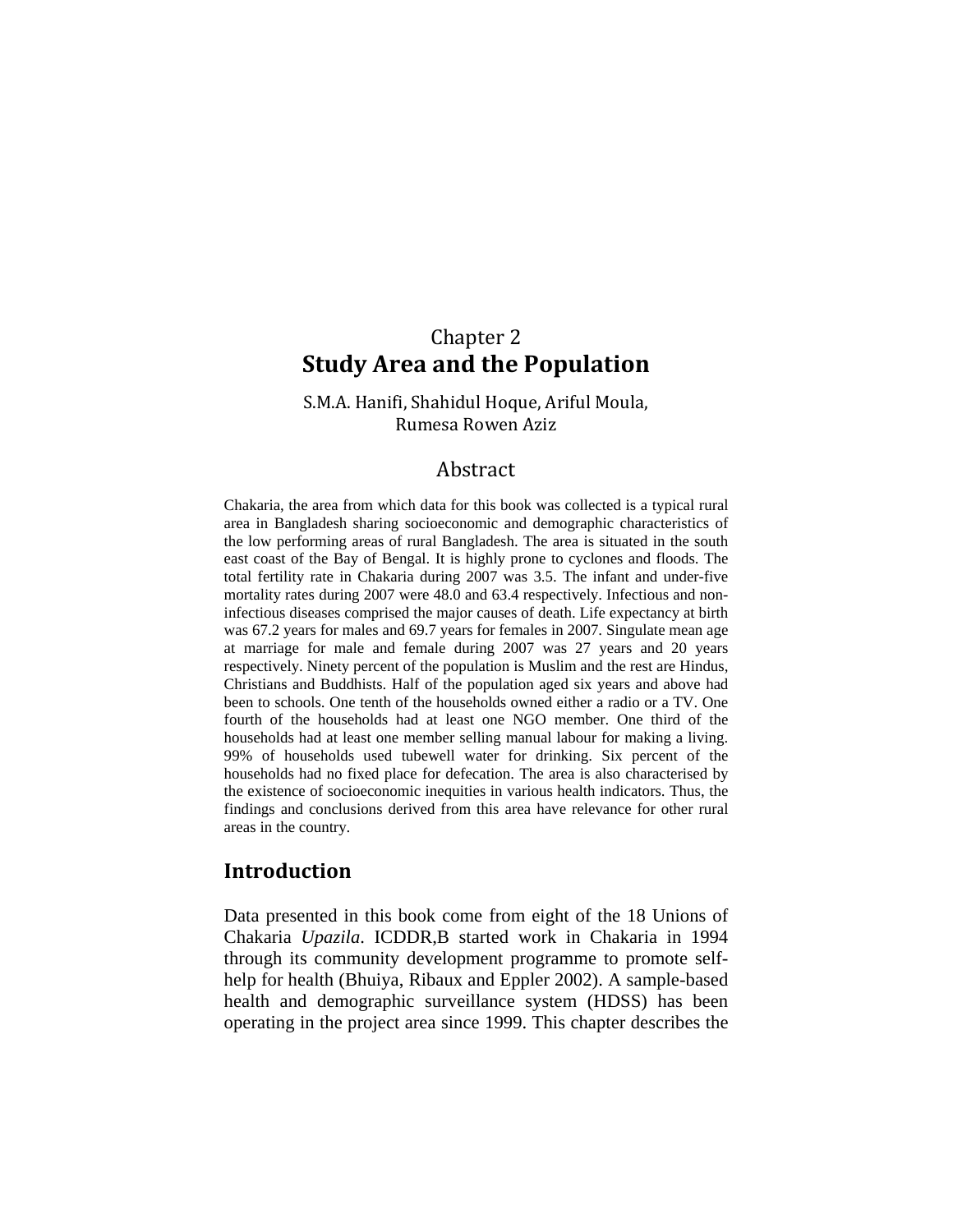# Chapter 2
# Study Area and the Population

S.M.A. Hanifi, Shahidul Hoque, Ariful Moula, Rumesa Rowen Aziz

## Abstract

Chakaria, the area from which data for this book was collected is a typical rural area in Bangladesh sharing socioeconomic and demographic characteristics of the low performing areas of rural Bangladesh. The area is situated in the south east coast of the Bay of Bengal. It is highly prone to cyclones and floods. The total fertility rate in Chakaria during 2007 was 3.5. The infant and under-five mortality rates during 2007 were 48.0 and 63.4 respectively. Infectious and non-infectious diseases comprised the major causes of death. Life expectancy at birth was 67.2 years for males and 69.7 years for females in 2007. Singulate mean age at marriage for male and female during 2007 was 27 years and 20 years respectively. Ninety percent of the population is Muslim and the rest are Hindus, Christians and Buddhists. Half of the population aged six years and above had been to schools. One tenth of the households owned either a radio or a TV. One fourth of the households had at least one NGO member. One third of the households had at least one member selling manual labour for making a living. 99% of households used tubewell water for drinking. Six percent of the households had no fixed place for defecation. The area is also characterised by the existence of socioeconomic inequities in various health indicators. Thus, the findings and conclusions derived from this area have relevance for other rural areas in the country.

## Introduction

Data presented in this book come from eight of the 18 Unions of Chakaria *Upazila*. ICDDR,B started work in Chakaria in 1994 through its community development programme to promote self-help for health (Bhuiya, Ribaux and Eppler 2002). A sample-based health and demographic surveillance system (HDSS) has been operating in the project area since 1999. This chapter describes the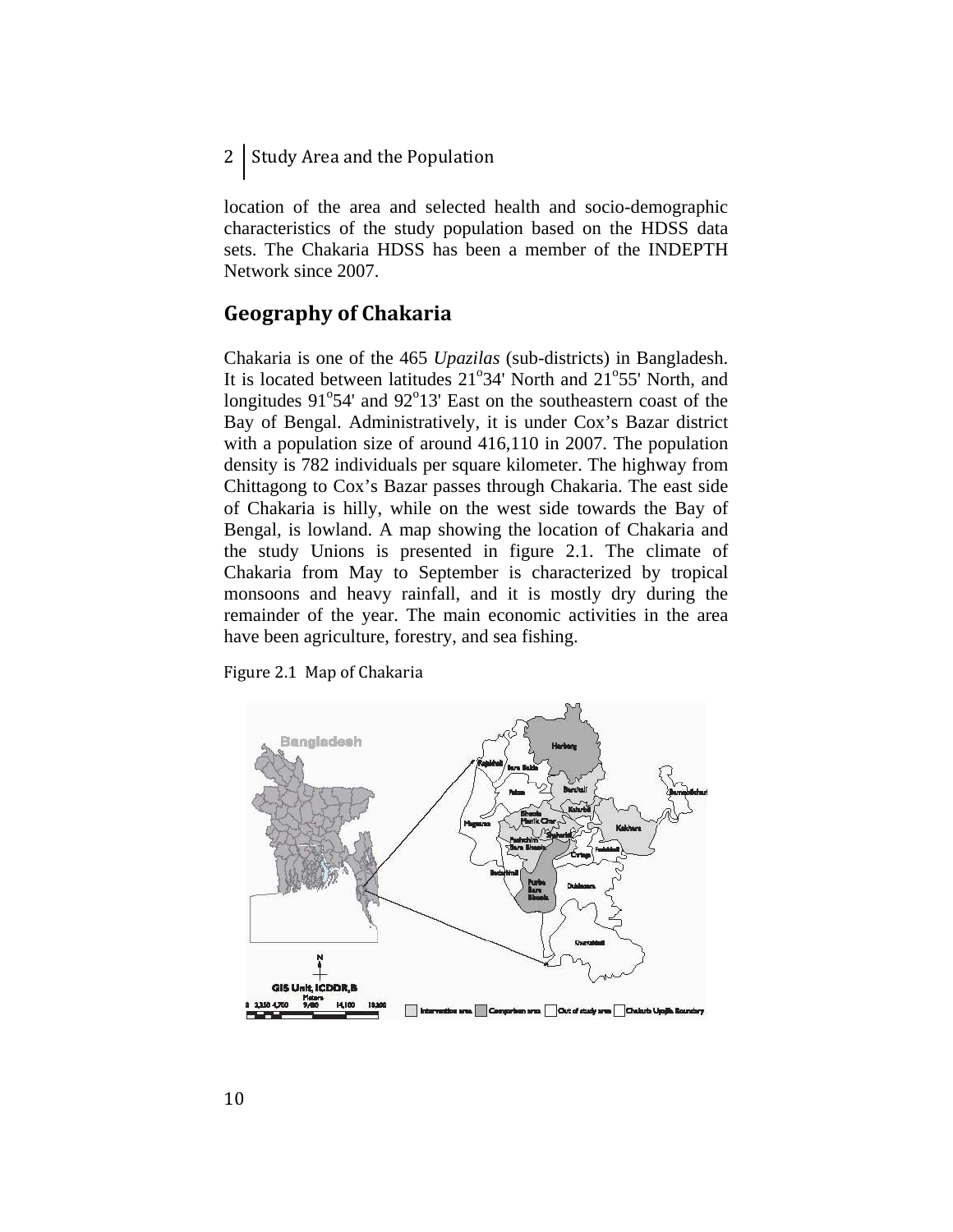location of the area and selected health and socio-demographic characteristics of the study population based on the HDSS data sets. The Chakaria HDSS has been a member of the INDEPTH Network since 2007.

## Geography of Chakaria

Chakaria is one of the 465 *Upazilas* (sub-districts) in Bangladesh. It is located between latitudes 21°34' North and 21°55' North, and longitudes 91°54' and 92°13' East on the southeastern coast of the Bay of Bengal. Administratively, it is under Cox's Bazar district with a population size of around 416,110 in 2007. The population density is 782 individuals per square kilometer. The highway from Chittagong to Cox's Bazar passes through Chakaria. The east side of Chakaria is hilly, while on the west side towards the Bay of Bengal, is lowland. A map showing the location of Chakaria and the study Unions is presented in figure 2.1. The climate of Chakaria from May to September is characterized by tropical monsoons and heavy rainfall, and it is mostly dry during the remainder of the year. The main economic activities in the area have been agriculture, forestry, and sea fishing.

Figure 2.1 Map of Chakaria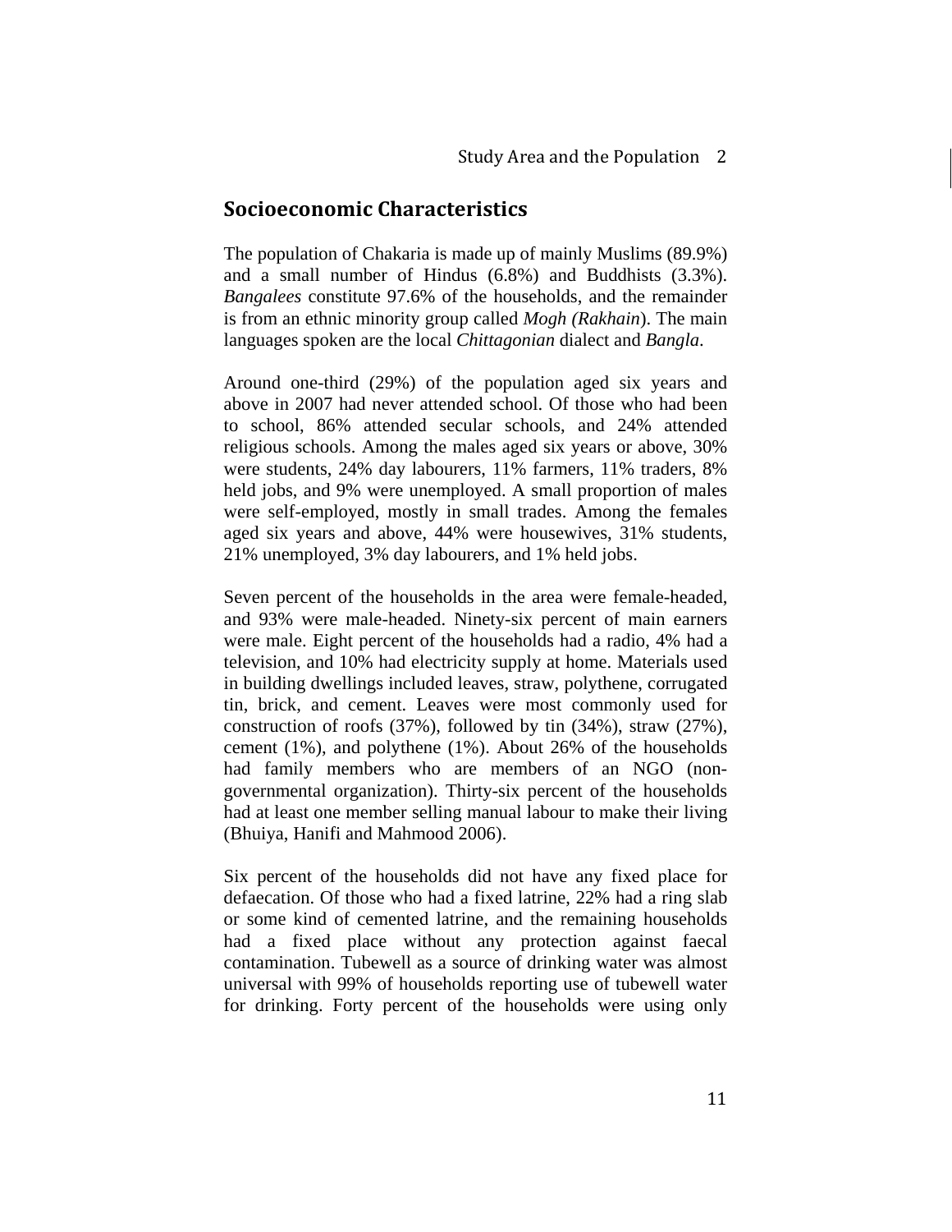## Socioeconomic Characteristics

The population of Chakaria is made up of mainly Muslims (89.9%) and a small number of Hindus (6.8%) and Buddhists (3.3%). *Bangalees* constitute 97.6% of the households, and the remainder is from an ethnic minority group called *Mogh (Rakhain)*. The main languages spoken are the local *Chittagonian* dialect and *Bangla*.

Around one-third (29%) of the population aged six years and above in 2007 had never attended school. Of those who had been to school, 86% attended secular schools, and 24% attended religious schools. Among the males aged six years or above, 30% were students, 24% day labourers, 11% farmers, 11% traders, 8% held jobs, and 9% were unemployed. A small proportion of males were self-employed, mostly in small trades. Among the females aged six years and above, 44% were housewives, 31% students, 21% unemployed, 3% day labourers, and 1% held jobs.

Seven percent of the households in the area were female-headed, and 93% were male-headed. Ninety-six percent of main earners were male. Eight percent of the households had a radio, 4% had a television, and 10% had electricity supply at home. Materials used in building dwellings included leaves, straw, polythene, corrugated tin, brick, and cement. Leaves were most commonly used for construction of roofs (37%), followed by tin (34%), straw (27%), cement (1%), and polythene (1%). About 26% of the households had family members who are members of an NGO (non-governmental organization). Thirty-six percent of the households had at least one member selling manual labour to make their living (Bhuiya, Hanifi and Mahmood 2006).

Six percent of the households did not have any fixed place for defaecation. Of those who had a fixed latrine, 22% had a ring slab or some kind of cemented latrine, and the remaining households had a fixed place without any protection against faecal contamination. Tubewell as a source of drinking water was almost universal with 99% of households reporting use of tubewell water for drinking. Forty percent of the households were using only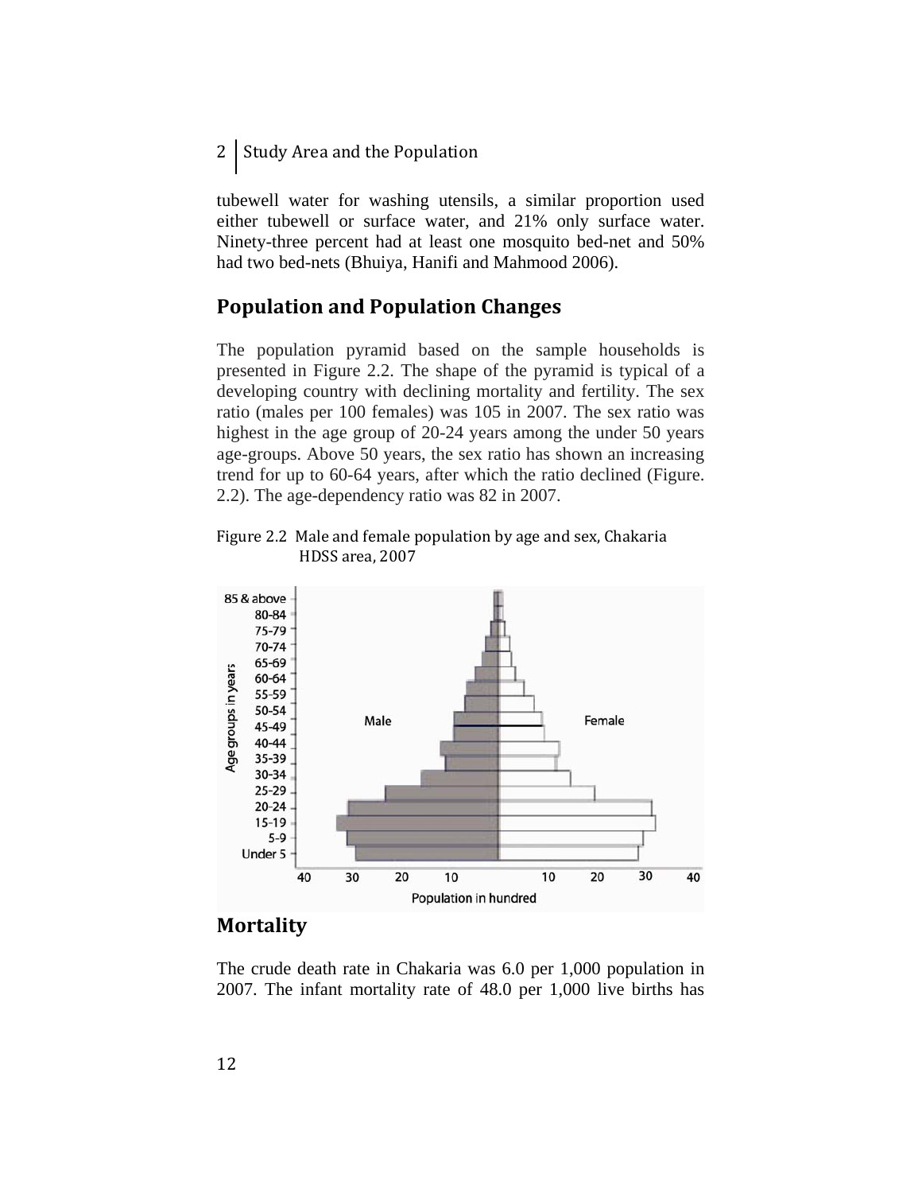tubewell water for washing utensils, a similar proportion used either tubewell or surface water, and 21% only surface water. Ninety-three percent had at least one mosquito bed-net and 50% had two bed-nets (Bhuiya, Hanifi and Mahmood 2006).

## Population and Population Changes

The population pyramid based on the sample households is presented in Figure 2.2. The shape of the pyramid is typical of a developing country with declining mortality and fertility. The sex ratio (males per 100 females) was 105 in 2007. The sex ratio was highest in the age group of 20-24 years among the under 50 years age-groups. Above 50 years, the sex ratio has shown an increasing trend for up to 60-64 years, after which the ratio declined (Figure. 2.2). The age-dependency ratio was 82 in 2007.

Figure 2.2 Male and female population by age and sex, Chakaria HDSS area, 2007

## Mortality

The crude death rate in Chakaria was 6.0 per 1,000 population in 2007. The infant mortality rate of 48.0 per 1,000 live births has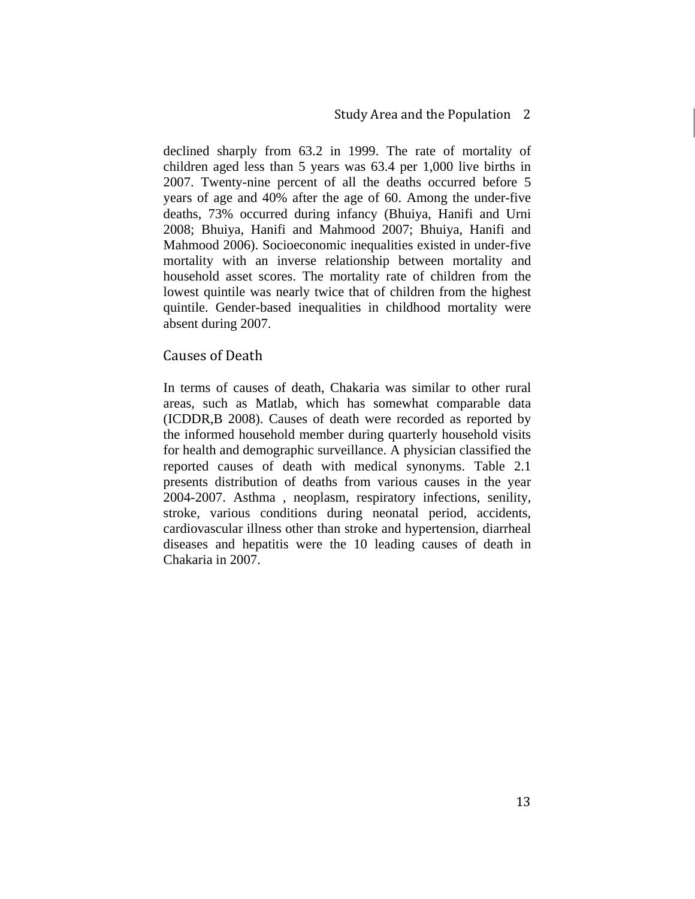declined sharply from 63.2 in 1999. The rate of mortality of children aged less than 5 years was 63.4 per 1,000 live births in 2007. Twenty-nine percent of all the deaths occurred before 5 years of age and 40% after the age of 60. Among the under-five deaths, 73% occurred during infancy (Bhuiya, Hanifi and Urni 2008; Bhuiya, Hanifi and Mahmood 2007; Bhuiya, Hanifi and Mahmood 2006). Socioeconomic inequalities existed in under-five mortality with an inverse relationship between mortality and household asset scores. The mortality rate of children from the lowest quintile was nearly twice that of children from the highest quintile. Gender-based inequalities in childhood mortality were absent during 2007.

## Causes of Death

In terms of causes of death, Chakaria was similar to other rural areas, such as Matlab, which has somewhat comparable data (ICDDR,B 2008). Causes of death were recorded as reported by the informed household member during quarterly household visits for health and demographic surveillance. A physician classified the reported causes of death with medical synonyms. Table 2.1 presents distribution of deaths from various causes in the year 2004-2007. Asthma , neoplasm, respiratory infections, senility, stroke, various conditions during neonatal period, accidents, cardiovascular illness other than stroke and hypertension, diarrheal diseases and hepatitis were the 10 leading causes of death in Chakaria in 2007.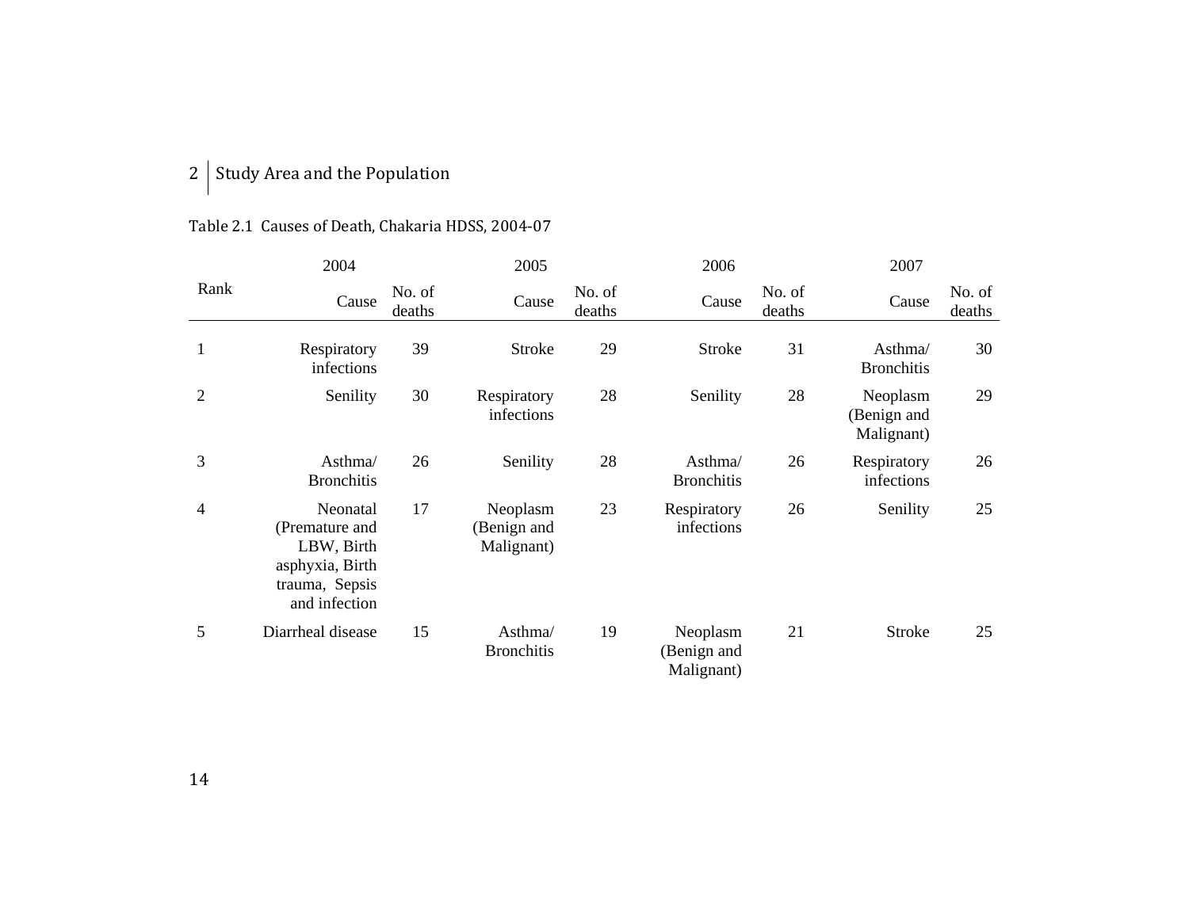Table 2.1 Causes of Death, Chakaria HDSS, 2004-07

| Rank | 2004 | | 2005 | | 2006 | | 2007 | |
|---|---|---|---|---|---|---|---|---|
| | Cause | No. of deaths | Cause | No. of deaths | Cause | No. of deaths | Cause | No. of deaths |
| 1 | Respiratory infections | 39 | Stroke | 29 | Stroke | 31 | Asthma/ Bronchitis | 30 |
| 2 | Senility | 30 | Respiratory infections | 28 | Senility | 28 | Neoplasm (Benign and Malignant) | 29 |
| 3 | Asthma/ Bronchitis | 26 | Senility | 28 | Asthma/ Bronchitis | 26 | Respiratory infections | 26 |
| 4 | Neonatal (Premature and LBW, Birth asphyxia, Birth trauma, Sepsis and infection | 17 | Neoplasm (Benign and Malignant) | 23 | Respiratory infections | 26 | Senility | 25 |
| 5 | Diarrheal disease | 15 | Asthma/ Bronchitis | 19 | Neoplasm (Benign and Malignant) | 21 | Stroke | 25 |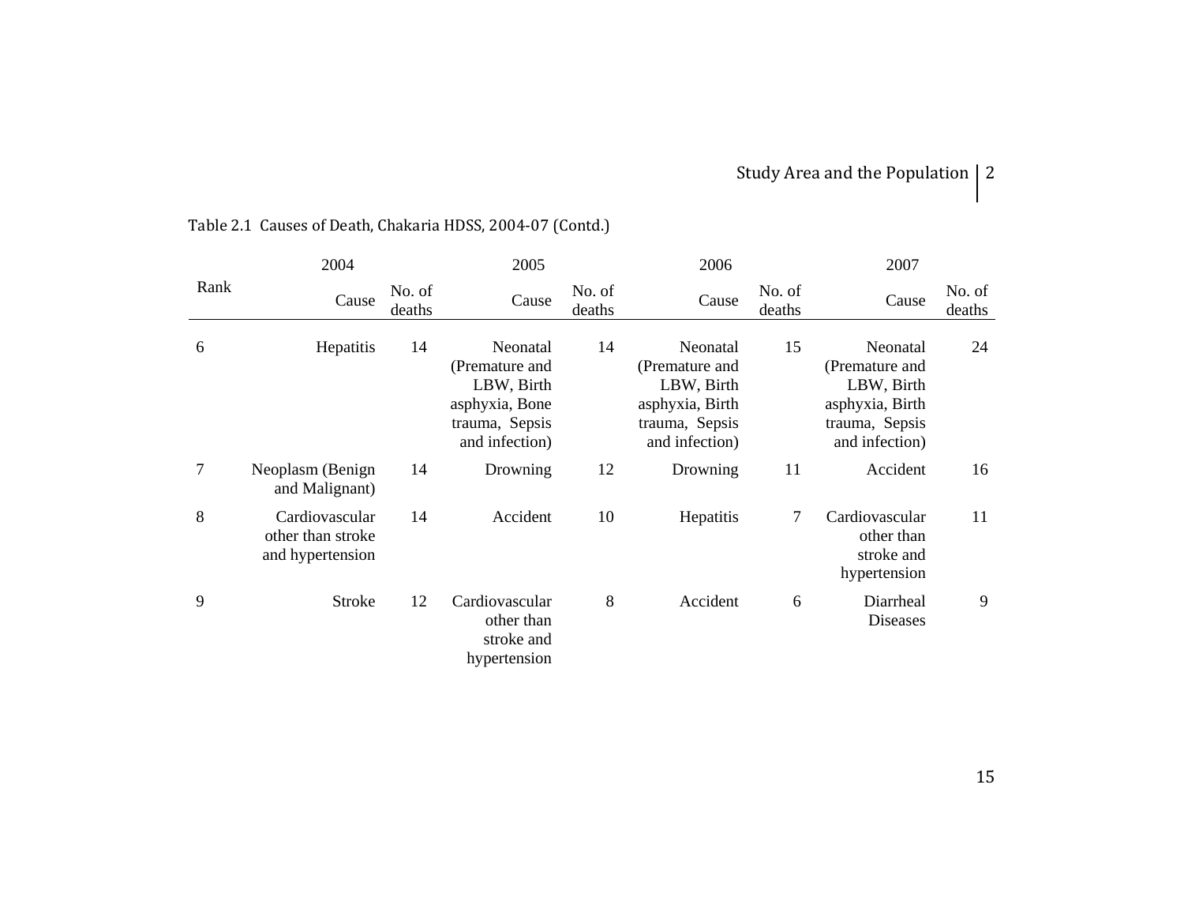Table 2.1 Causes of Death, Chakaria HDSS, 2004-07 (Contd.)

| Rank | 2004 | | 2005 | | 2006 | | 2007 | |
|---|---|---|---|---|---|---|---|---|
| | Cause | No. of deaths | Cause | No. of deaths | Cause | No. of deaths | Cause | No. of deaths |
| 6 | Hepatitis | 14 | Neonatal (Premature and LBW, Birth asphyxia, Bone trauma, Sepsis and infection) | 14 | Neonatal (Premature and LBW, Birth asphyxia, Birth trauma, Sepsis and infection) | 15 | Neonatal (Premature and LBW, Birth asphyxia, Birth trauma, Sepsis and infection) | 24 |
| 7 | Neoplasm (Benign and Malignant) | 14 | Drowning | 12 | Drowning | 11 | Accident | 16 |
| 8 | Cardiovascular other than stroke and hypertension | 14 | Accident | 10 | Hepatitis | 7 | Cardiovascular other than stroke and hypertension | 11 |
| 9 | Stroke | 12 | Cardiovascular other than stroke and hypertension | 8 | Accident | 6 | Diarrheal Diseases | 9 |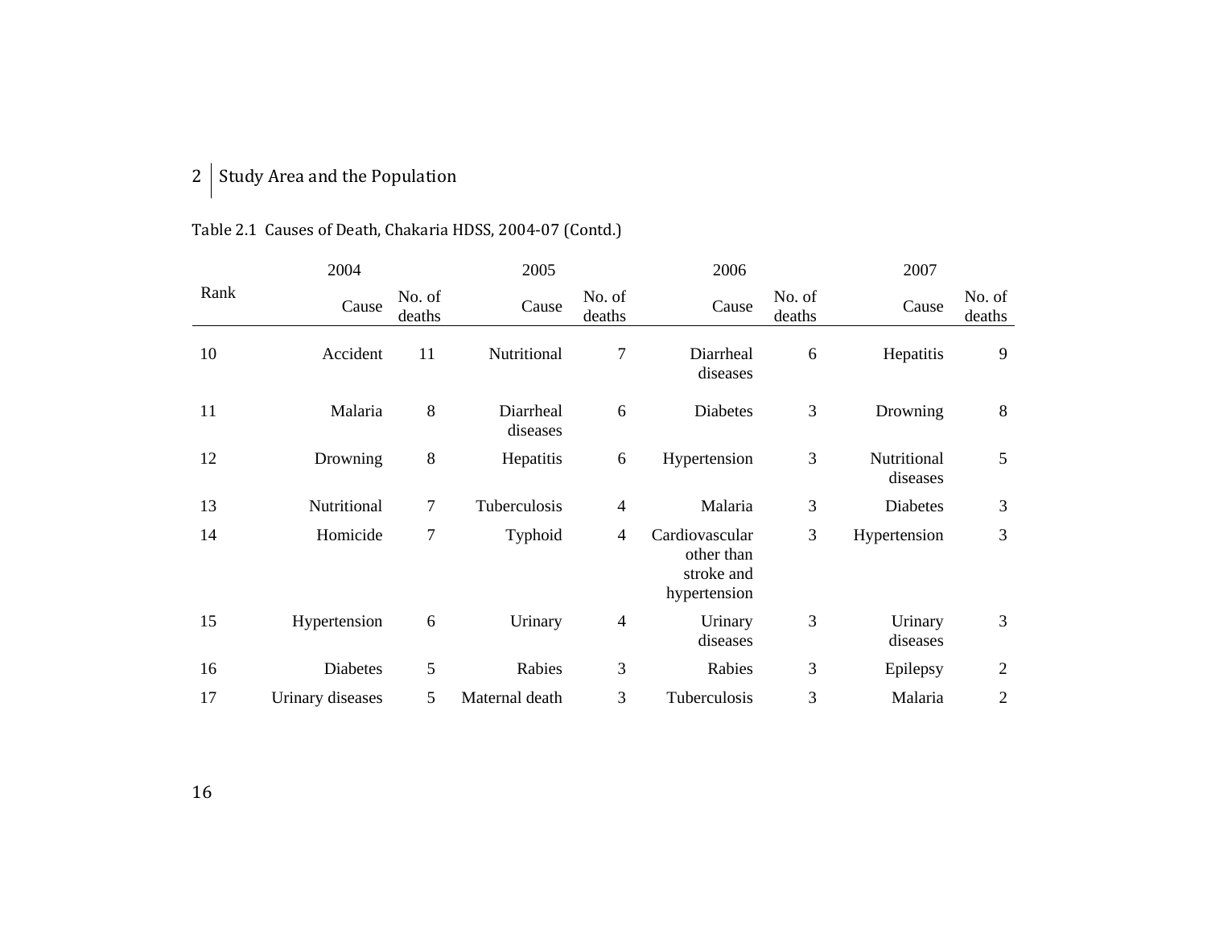Table 2.1 Causes of Death, Chakaria HDSS, 2004-07 (Contd.)

| Rank | 2004 | | 2005 | | 2006 | | 2007 | |
|---|---|---|---|---|---|---|---|---|
| | Cause | No. of deaths | Cause | No. of deaths | Cause | No. of deaths | Cause | No. of deaths |
| 10 | Accident | 11 | Nutritional | 7 | Diarrheal diseases | 6 | Hepatitis | 9 |
| 11 | Malaria | 8 | Diarrheal diseases | 6 | Diabetes | 3 | Drowning | 8 |
| 12 | Drowning | 8 | Hepatitis | 6 | Hypertension | 3 | Nutritional diseases | 5 |
| 13 | Nutritional | 7 | Tuberculosis | 4 | Malaria | 3 | Diabetes | 3 |
| 14 | Homicide | 7 | Typhoid | 4 | Cardiovascular other than stroke and hypertension | 3 | Hypertension | 3 |
| 15 | Hypertension | 6 | Urinary | 4 | Urinary diseases | 3 | Urinary diseases | 3 |
| 16 | Diabetes | 5 | Rabies | 3 | Rabies | 3 | Epilepsy | 2 |
| 17 | Urinary diseases | 5 | Maternal death | 3 | Tuberculosis | 3 | Malaria | 2 |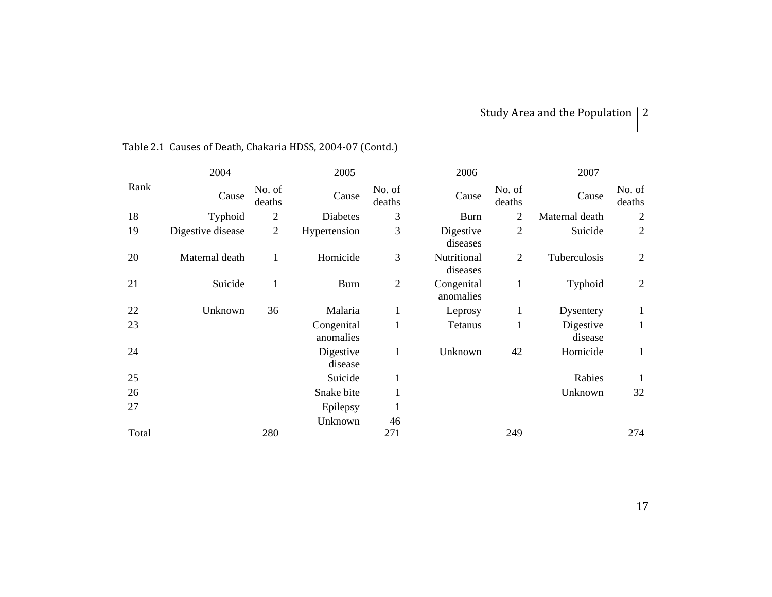Table 2.1 Causes of Death, Chakaria HDSS, 2004-07 (Contd.)

| Rank | 2004 | | 2005 | | 2006 | | 2007 | |
|---|---|---|---|---|---|---|---|---|
| | Cause | No. of deaths | Cause | No. of deaths | Cause | No. of deaths | Cause | No. of deaths |
| 18 | Typhoid | 2 | Diabetes | 3 | Burn | 2 | Maternal death | 2 |
| 19 | Digestive disease | 2 | Hypertension | 3 | Digestive diseases | 2 | Suicide | 2 |
| 20 | Maternal death | 1 | Homicide | 3 | Nutritional diseases | 2 | Tuberculosis | 2 |
| 21 | Suicide | 1 | Burn | 2 | Congenital anomalies | 1 | Typhoid | 2 |
| 22 | Unknown | 36 | Malaria | 1 | Leprosy | 1 | Dysentery | 1 |
| 23 | | | Congenital anomalies | 1 | Tetanus | 1 | Digestive disease | 1 |
| 24 | | | Digestive disease | 1 | Unknown | 42 | Homicide | 1 |
| 25 | | | Suicide | 1 | | | Rabies | 1 |
| 26 | | | Snake bite | 1 | | | Unknown | 32 |
| 27 | | | Epilepsy | 1 | | | | |
| | | | Unknown | 46 | | | | |
| Total | | 280 | | 271 | | 249 | | 274 |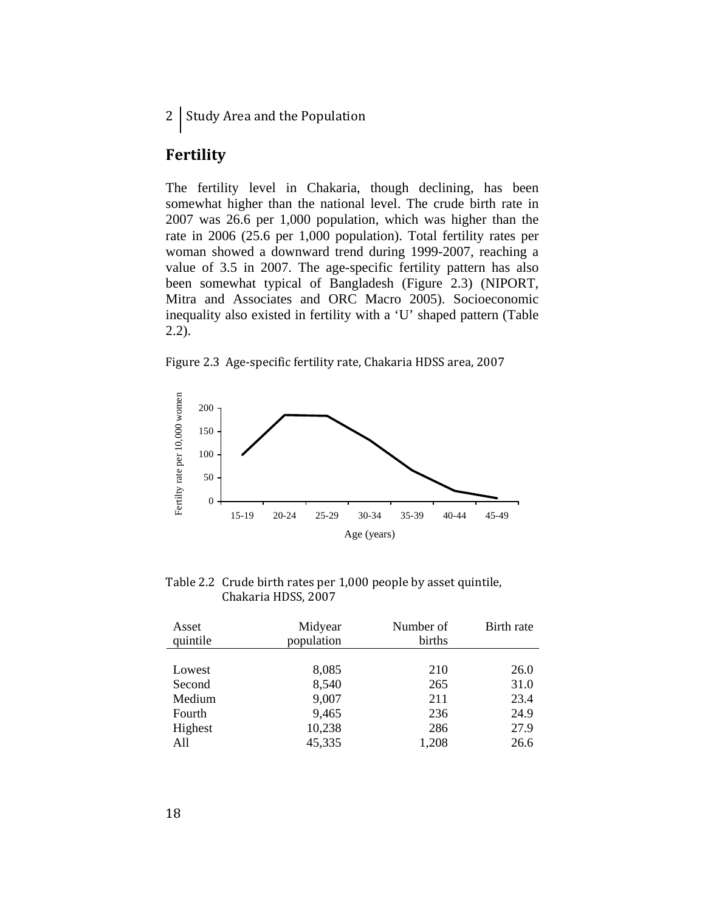## Fertility

The fertility level in Chakaria, though declining, has been somewhat higher than the national level. The crude birth rate in 2007 was 26.6 per 1,000 population, which was higher than the rate in 2006 (25.6 per 1,000 population). Total fertility rates per woman showed a downward trend during 1999-2007, reaching a value of 3.5 in 2007. The age-specific fertility pattern has also been somewhat typical of Bangladesh (Figure 2.3) (NIPORT, Mitra and Associates and ORC Macro 2005). Socioeconomic inequality also existed in fertility with a 'U' shaped pattern (Table 2.2).

Figure 2.3 Age-specific fertility rate, Chakaria HDSS area, 2007

Table 2.2 Crude birth rates per 1,000 people by asset quintile, Chakaria HDSS, 2007

| Asset quintile | Midyear population | Number of births | Birth rate |
|---|---|---|---|
| Lowest | 8,085 | 210 | 26.0 |
| Second | 8,540 | 265 | 31.0 |
| Medium | 9,007 | 211 | 23.4 |
| Fourth | 9,465 | 236 | 24.9 |
| Highest | 10,238 | 286 | 27.9 |
| All | 45,335 | 1,208 | 26.6 |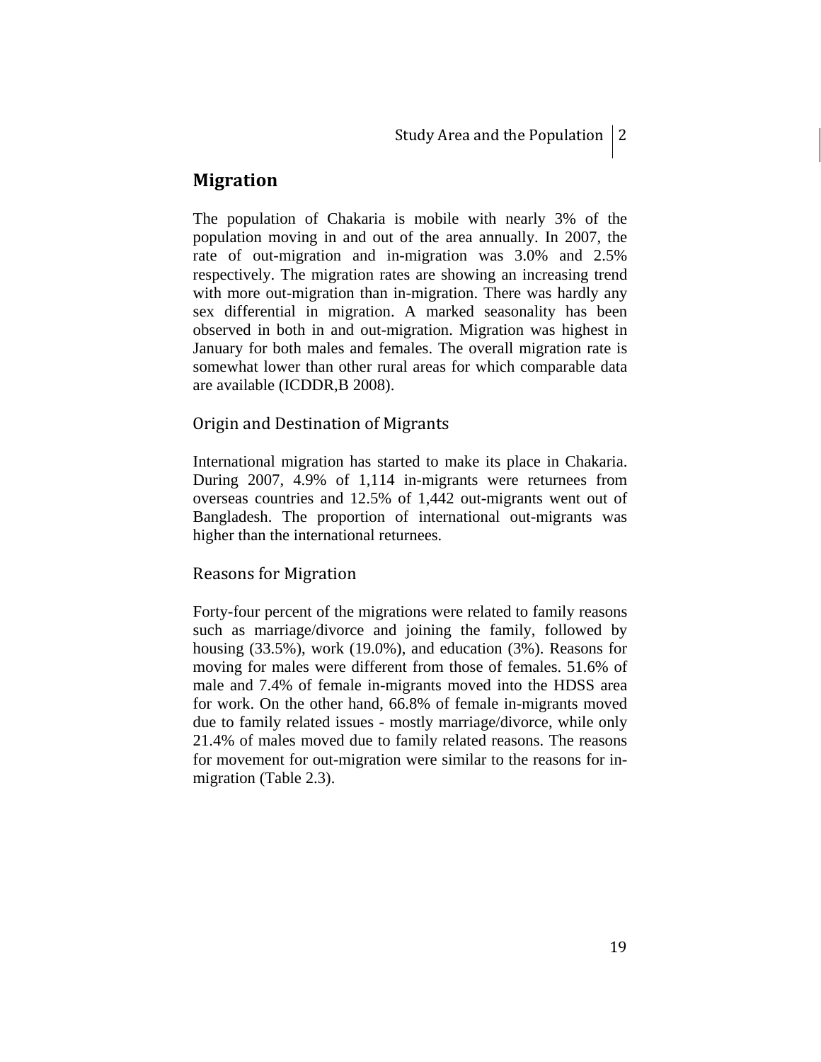## Migration

The population of Chakaria is mobile with nearly 3% of the population moving in and out of the area annually. In 2007, the rate of out-migration and in-migration was 3.0% and 2.5% respectively. The migration rates are showing an increasing trend with more out-migration than in-migration. There was hardly any sex differential in migration. A marked seasonality has been observed in both in and out-migration. Migration was highest in January for both males and females. The overall migration rate is somewhat lower than other rural areas for which comparable data are available (ICDDR,B 2008).

### Origin and Destination of Migrants

International migration has started to make its place in Chakaria. During 2007, 4.9% of 1,114 in-migrants were returnees from overseas countries and 12.5% of 1,442 out-migrants went out of Bangladesh. The proportion of international out-migrants was higher than the international returnees.

### Reasons for Migration

Forty-four percent of the migrations were related to family reasons such as marriage/divorce and joining the family, followed by housing (33.5%), work (19.0%), and education (3%). Reasons for moving for males were different from those of females. 51.6% of male and 7.4% of female in-migrants moved into the HDSS area for work. On the other hand, 66.8% of female in-migrants moved due to family related issues - mostly marriage/divorce, while only 21.4% of males moved due to family related reasons. The reasons for movement for out-migration were similar to the reasons for in-migration (Table 2.3).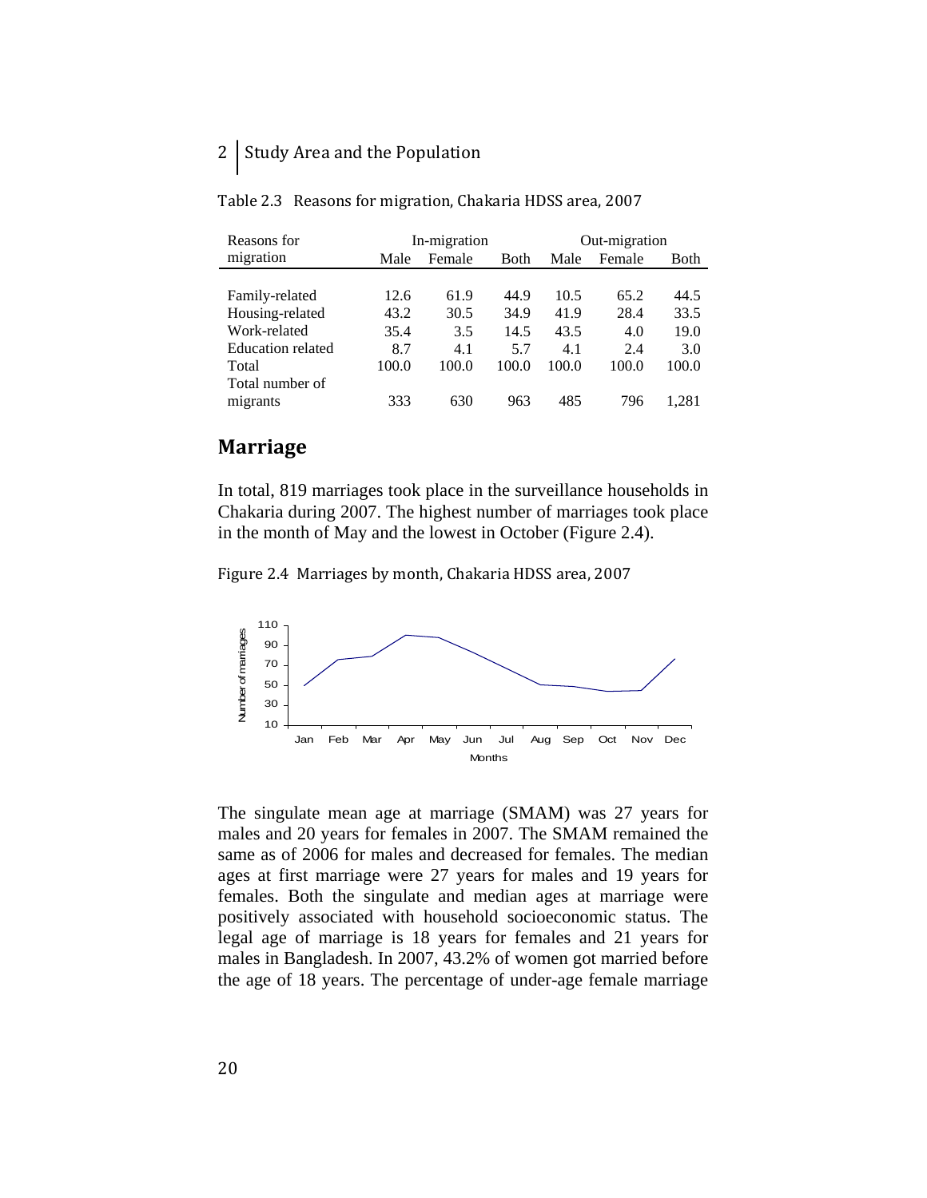Table 2.3 Reasons for migration, Chakaria HDSS area, 2007

| Reasons for migration | In-migration | | | Out-migration | | |
|---|---|---|---|---|---|---|
| | Male | Female | Both | Male | Female | Both |
| Family-related | 12.6 | 61.9 | 44.9 | 10.5 | 65.2 | 44.5 |
| Housing-related | 43.2 | 30.5 | 34.9 | 41.9 | 28.4 | 33.5 |
| Work-related | 35.4 | 3.5 | 14.5 | 43.5 | 4.0 | 19.0 |
| Education related | 8.7 | 4.1 | 5.7 | 4.1 | 2.4 | 3.0 |
| Total | 100.0 | 100.0 | 100.0 | 100.0 | 100.0 | 100.0 |
| Total number of migrants | 333 | 630 | 963 | 485 | 796 | 1,281 |

## Marriage

In total, 819 marriages took place in the surveillance households in Chakaria during 2007. The highest number of marriages took place in the month of May and the lowest in October (Figure 2.4).

Figure 2.4 Marriages by month, Chakaria HDSS area, 2007

The singulate mean age at marriage (SMAM) was 27 years for males and 20 years for females in 2007. The SMAM remained the same as of 2006 for males and decreased for females. The median ages at first marriage were 27 years for males and 19 years for females. Both the singulate and median ages at marriage were positively associated with household socioeconomic status. The legal age of marriage is 18 years for females and 21 years for males in Bangladesh. In 2007, 43.2% of women got married before the age of 18 years. The percentage of under-age female marriage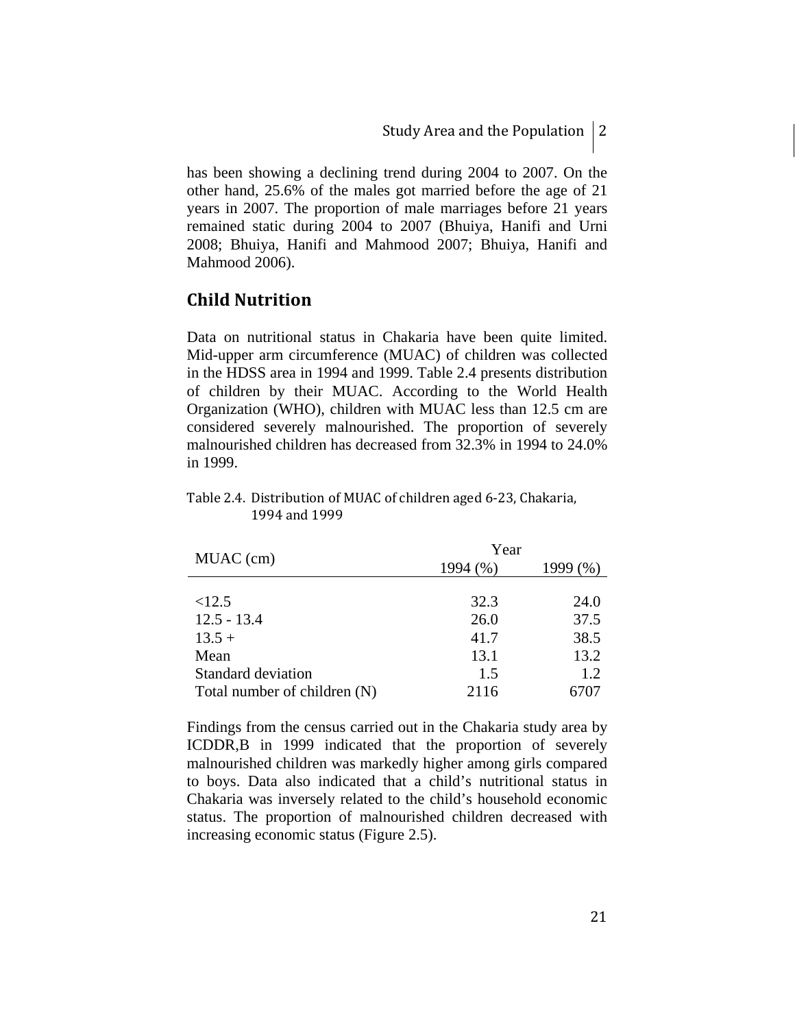has been showing a declining trend during 2004 to 2007. On the other hand, 25.6% of the males got married before the age of 21 years in 2007. The proportion of male marriages before 21 years remained static during 2004 to 2007 (Bhuiya, Hanifi and Urni 2008; Bhuiya, Hanifi and Mahmood 2007; Bhuiya, Hanifi and Mahmood 2006).

## Child Nutrition

Data on nutritional status in Chakaria have been quite limited. Mid-upper arm circumference (MUAC) of children was collected in the HDSS area in 1994 and 1999. Table 2.4 presents distribution of children by their MUAC. According to the World Health Organization (WHO), children with MUAC less than 12.5 cm are considered severely malnourished. The proportion of severely malnourished children has decreased from 32.3% in 1994 to 24.0% in 1999.

Table 2.4. Distribution of MUAC of children aged 6-23, Chakaria, 1994 and 1999

| MUAC (cm) | Year | |
|---|---|---|
| | 1994 (%) | 1999 (%) |
| <12.5 | 32.3 | 24.0 |
| 12.5 - 13.4 | 26.0 | 37.5 |
| 13.5 + | 41.7 | 38.5 |
| Mean | 13.1 | 13.2 |
| Standard deviation | 1.5 | 1.2 |
| Total number of children (N) | 2116 | 6707 |

Findings from the census carried out in the Chakaria study area by ICDDR,B in 1999 indicated that the proportion of severely malnourished children was markedly higher among girls compared to boys. Data also indicated that a child's nutritional status in Chakaria was inversely related to the child's household economic status. The proportion of malnourished children decreased with increasing economic status (Figure 2.5).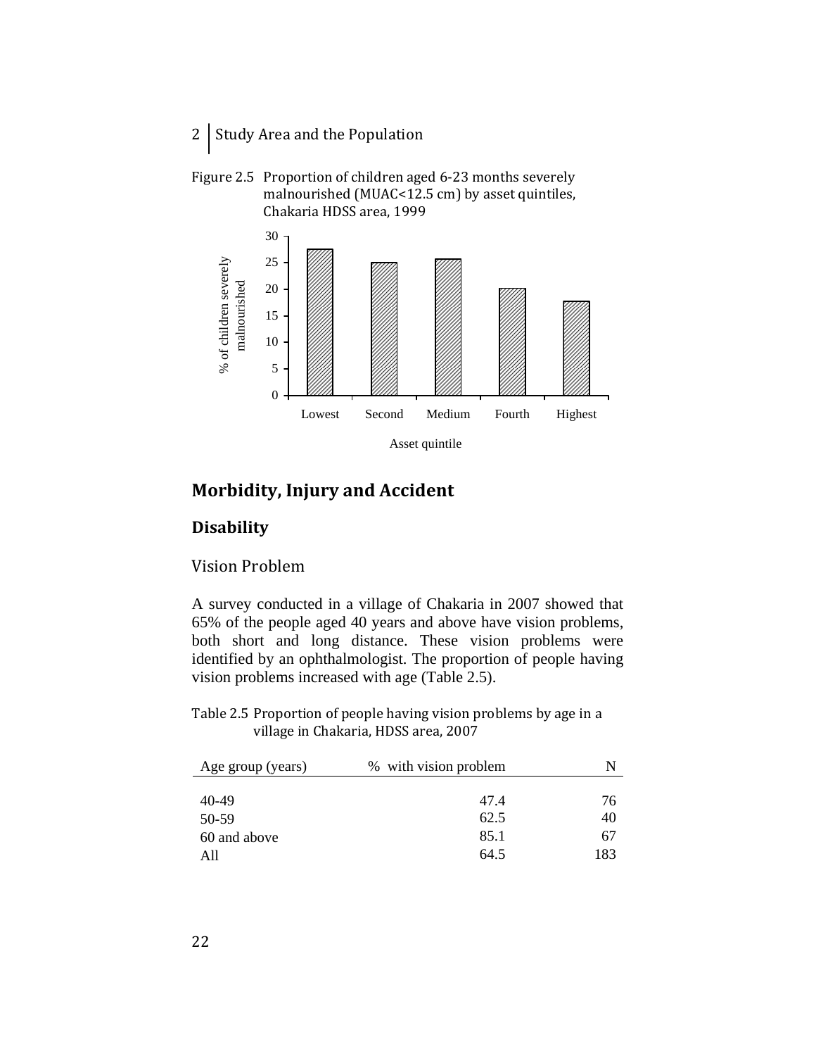Figure 2.5 Proportion of children aged 6-23 months severely malnourished (MUAC<12.5 cm) by asset quintiles, Chakaria HDSS area, 1999

## Morbidity, Injury and Accident

### Disability

#### Vision Problem

A survey conducted in a village of Chakaria in 2007 showed that 65% of the people aged 40 years and above have vision problems, both short and long distance. These vision problems were identified by an ophthalmologist. The proportion of people having vision problems increased with age (Table 2.5).

Table 2.5 Proportion of people having vision problems by age in a village in Chakaria, HDSS area, 2007

| Age group (years) | % with vision problem | N |
|---|---|---|
| 40-49 | 47.4 | 76 |
| 50-59 | 62.5 | 40 |
| 60 and above | 85.1 | 67 |
| All | 64.5 | 183 |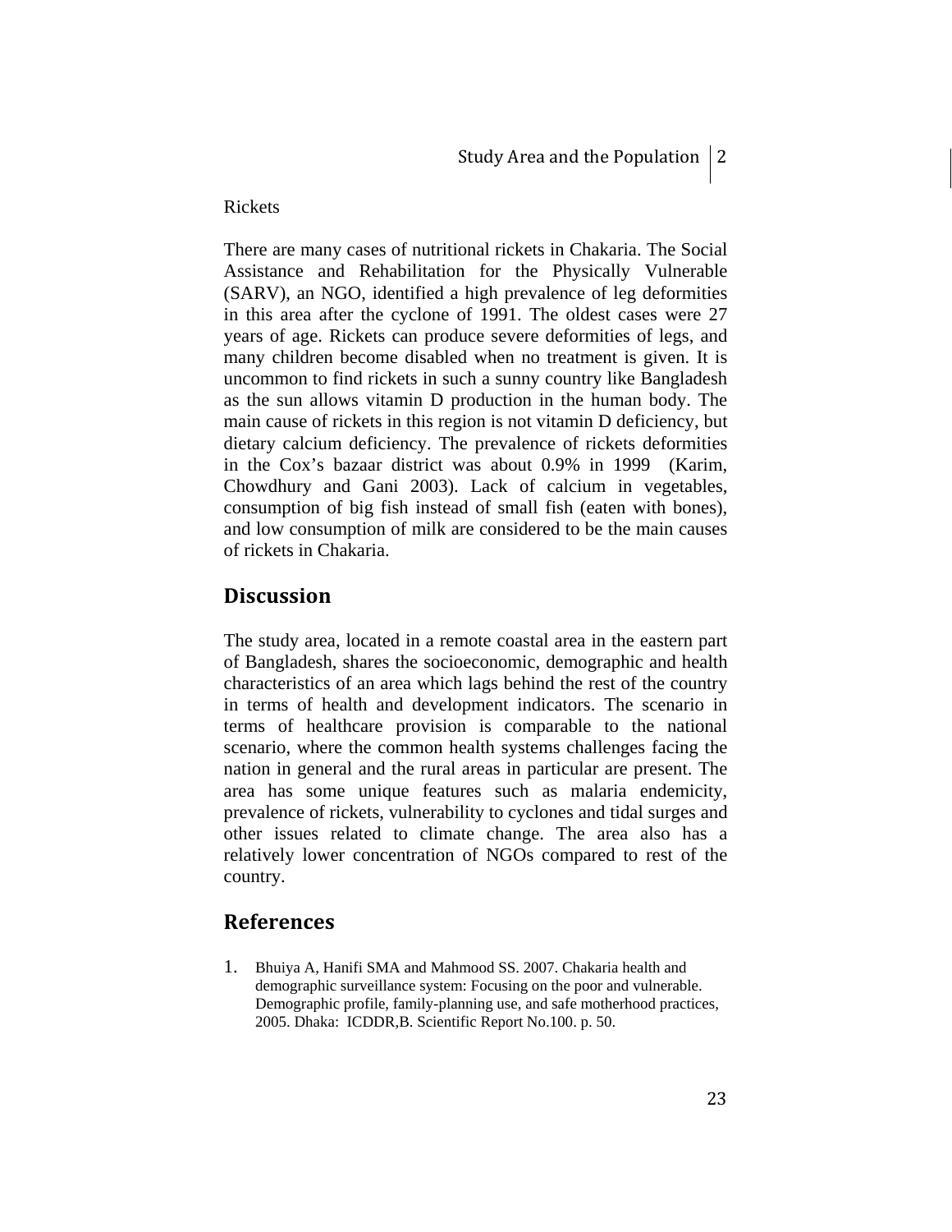Rickets

There are many cases of nutritional rickets in Chakaria. The Social Assistance and Rehabilitation for the Physically Vulnerable (SARV), an NGO, identified a high prevalence of leg deformities in this area after the cyclone of 1991. The oldest cases were 27 years of age. Rickets can produce severe deformities of legs, and many children become disabled when no treatment is given. It is uncommon to find rickets in such a sunny country like Bangladesh as the sun allows vitamin D production in the human body. The main cause of rickets in this region is not vitamin D deficiency, but dietary calcium deficiency. The prevalence of rickets deformities in the Cox's bazaar district was about 0.9% in 1999 (Karim, Chowdhury and Gani 2003). Lack of calcium in vegetables, consumption of big fish instead of small fish (eaten with bones), and low consumption of milk are considered to be the main causes of rickets in Chakaria.

## Discussion

The study area, located in a remote coastal area in the eastern part of Bangladesh, shares the socioeconomic, demographic and health characteristics of an area which lags behind the rest of the country in terms of health and development indicators. The scenario in terms of healthcare provision is comparable to the national scenario, where the common health systems challenges facing the nation in general and the rural areas in particular are present. The area has some unique features such as malaria endemicity, prevalence of rickets, vulnerability to cyclones and tidal surges and other issues related to climate change. The area also has a relatively lower concentration of NGOs compared to rest of the country.

## References

1. Bhuiya A, Hanifi SMA and Mahmood SS. 2007. Chakaria health and demographic surveillance system: Focusing on the poor and vulnerable. Demographic profile, family-planning use, and safe motherhood practices, 2005. Dhaka: ICDDR,B. Scientific Report No.100. p. 50.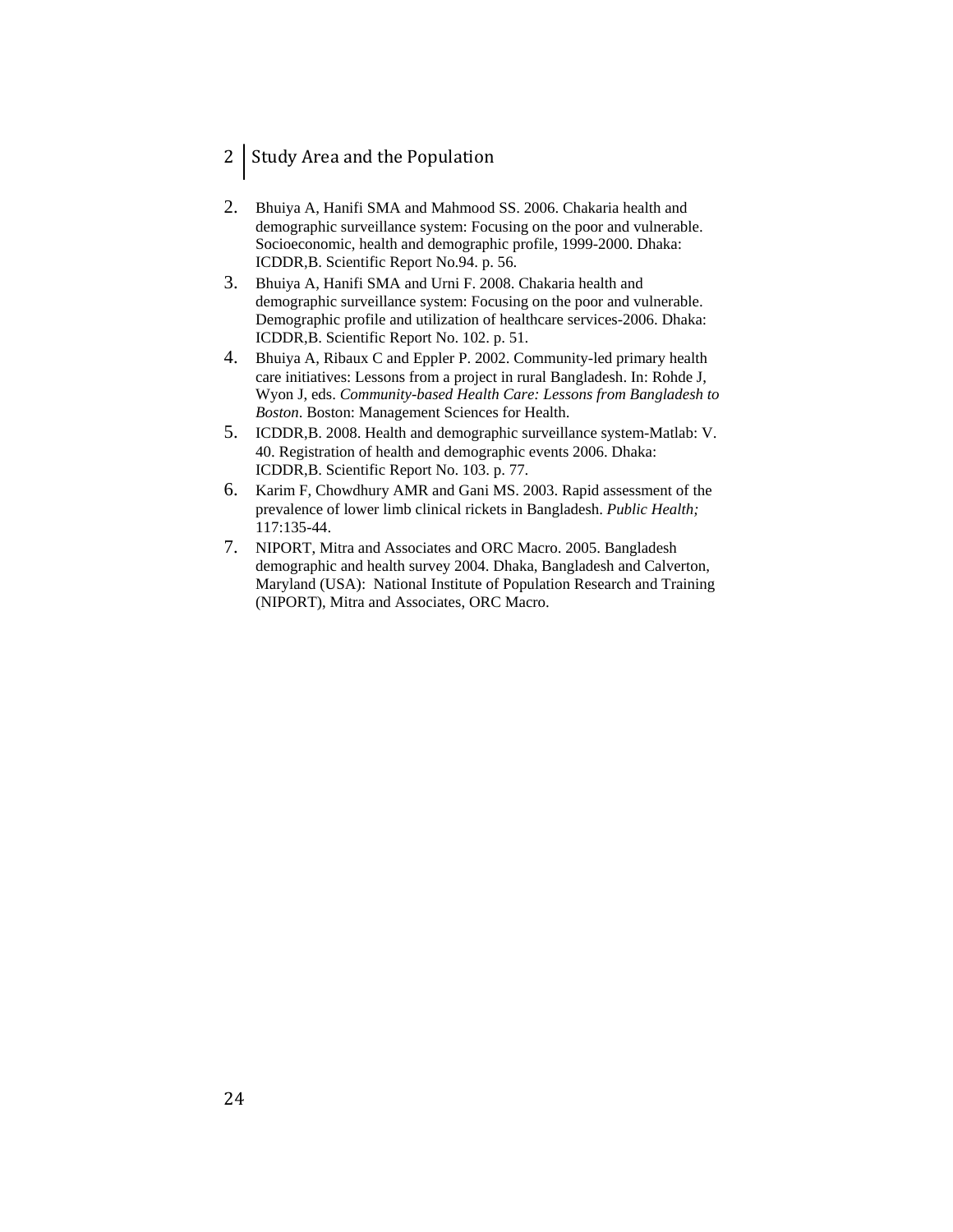2. Bhuiya A, Hanifi SMA and Mahmood SS. 2006. Chakaria health and demographic surveillance system: Focusing on the poor and vulnerable. Socioeconomic, health and demographic profile, 1999-2000. Dhaka: ICDDR,B. Scientific Report No.94. p. 56.
3. Bhuiya A, Hanifi SMA and Urni F. 2008. Chakaria health and demographic surveillance system: Focusing on the poor and vulnerable. Demographic profile and utilization of healthcare services-2006. Dhaka: ICDDR,B. Scientific Report No. 102. p. 51.
4. Bhuiya A, Ribaux C and Eppler P. 2002. Community-led primary health care initiatives: Lessons from a project in rural Bangladesh. In: Rohde J, Wyon J, eds. *Community-based Health Care: Lessons from Bangladesh to Boston*. Boston: Management Sciences for Health.
5. ICDDR,B. 2008. Health and demographic surveillance system-Matlab: V. 40. Registration of health and demographic events 2006. Dhaka: ICDDR,B. Scientific Report No. 103. p. 77.
6. Karim F, Chowdhury AMR and Gani MS. 2003. Rapid assessment of the prevalence of lower limb clinical rickets in Bangladesh. *Public Health;* 117:135-44.
7. NIPORT, Mitra and Associates and ORC Macro. 2005. Bangladesh demographic and health survey 2004. Dhaka, Bangladesh and Calverton, Maryland (USA): National Institute of Population Research and Training (NIPORT), Mitra and Associates, ORC Macro.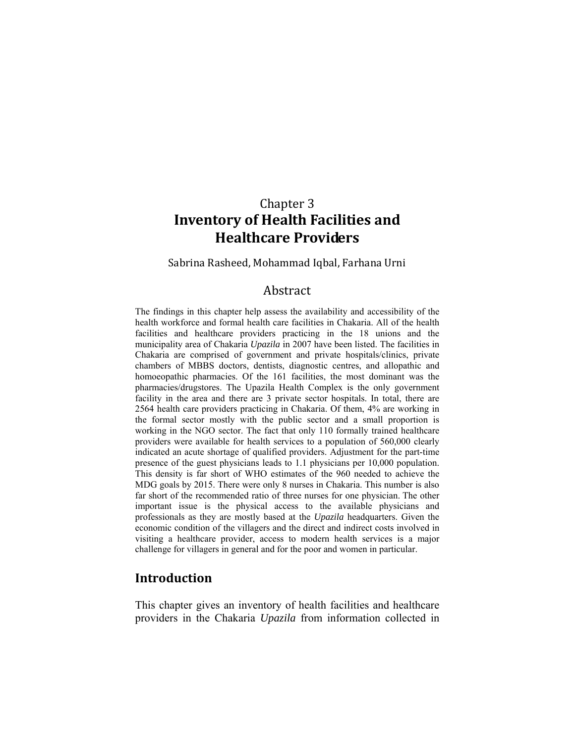Chapter 3

# Inventory of Health Facilities and Healthcare Providers

Sabrina Rasheed, Mohammad Iqbal, Farhana Urni

## Abstract

The findings in this chapter help assess the availability and accessibility of the health workforce and formal health care facilities in Chakaria. All of the health facilities and healthcare providers practicing in the 18 unions and the municipality area of Chakaria *Upazila* in 2007 have been listed. The facilities in Chakaria are comprised of government and private hospitals/clinics, private chambers of MBBS doctors, dentists, diagnostic centres, and allopathic and homoeopathic pharmacies. Of the 161 facilities, the most dominant was the pharmacies/drugstores. The Upazila Health Complex is the only government facility in the area and there are 3 private sector hospitals. In total, there are 2564 health care providers practicing in Chakaria. Of them, 4% are working in the formal sector mostly with the public sector and a small proportion is working in the NGO sector. The fact that only 110 formally trained healthcare providers were available for health services to a population of 560,000 clearly indicated an acute shortage of qualified providers. Adjustment for the part-time presence of the guest physicians leads to 1.1 physicians per 10,000 population. This density is far short of WHO estimates of the 960 needed to achieve the MDG goals by 2015. There were only 8 nurses in Chakaria. This number is also far short of the recommended ratio of three nurses for one physician. The other important issue is the physical access to the available physicians and professionals as they are mostly based at the *Upazila* headquarters. Given the economic condition of the villagers and the direct and indirect costs involved in visiting a healthcare provider, access to modern health services is a major challenge for villagers in general and for the poor and women in particular.

## Introduction

This chapter gives an inventory of health facilities and healthcare providers in the Chakaria *Upazila* from information collected in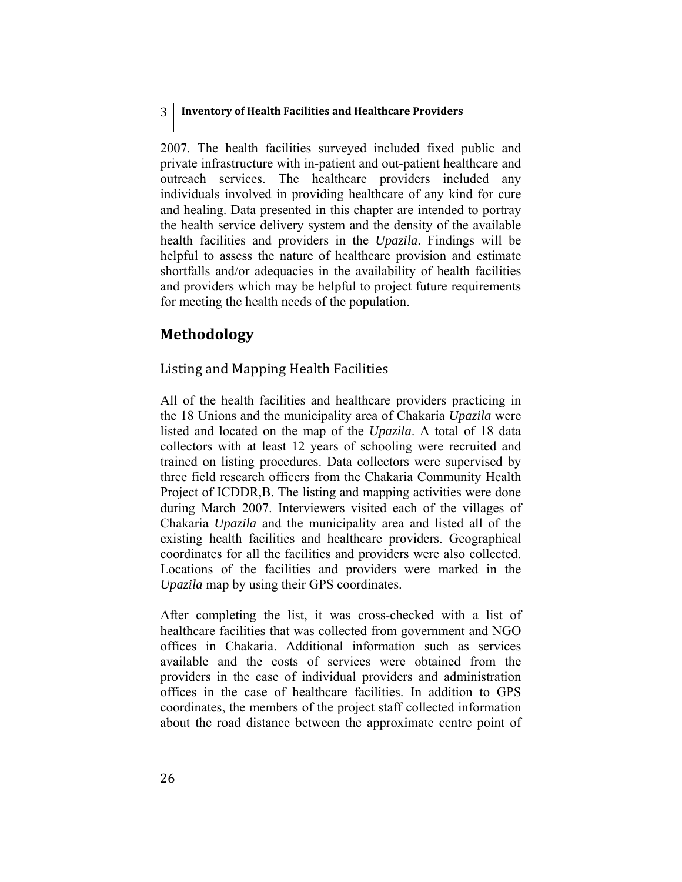2007. The health facilities surveyed included fixed public and private infrastructure with in-patient and out-patient healthcare and outreach services. The healthcare providers included any individuals involved in providing healthcare of any kind for cure and healing. Data presented in this chapter are intended to portray the health service delivery system and the density of the available health facilities and providers in the *Upazila*. Findings will be helpful to assess the nature of healthcare provision and estimate shortfalls and/or adequacies in the availability of health facilities and providers which may be helpful to project future requirements for meeting the health needs of the population.

## Methodology

### Listing and Mapping Health Facilities

All of the health facilities and healthcare providers practicing in the 18 Unions and the municipality area of Chakaria *Upazila* were listed and located on the map of the *Upazila*. A total of 18 data collectors with at least 12 years of schooling were recruited and trained on listing procedures. Data collectors were supervised by three field research officers from the Chakaria Community Health Project of ICDDR,B. The listing and mapping activities were done during March 2007. Interviewers visited each of the villages of Chakaria *Upazila* and the municipality area and listed all of the existing health facilities and healthcare providers. Geographical coordinates for all the facilities and providers were also collected. Locations of the facilities and providers were marked in the *Upazila* map by using their GPS coordinates.

After completing the list, it was cross-checked with a list of healthcare facilities that was collected from government and NGO offices in Chakaria. Additional information such as services available and the costs of services were obtained from the providers in the case of individual providers and administration offices in the case of healthcare facilities. In addition to GPS coordinates, the members of the project staff collected information about the road distance between the approximate centre point of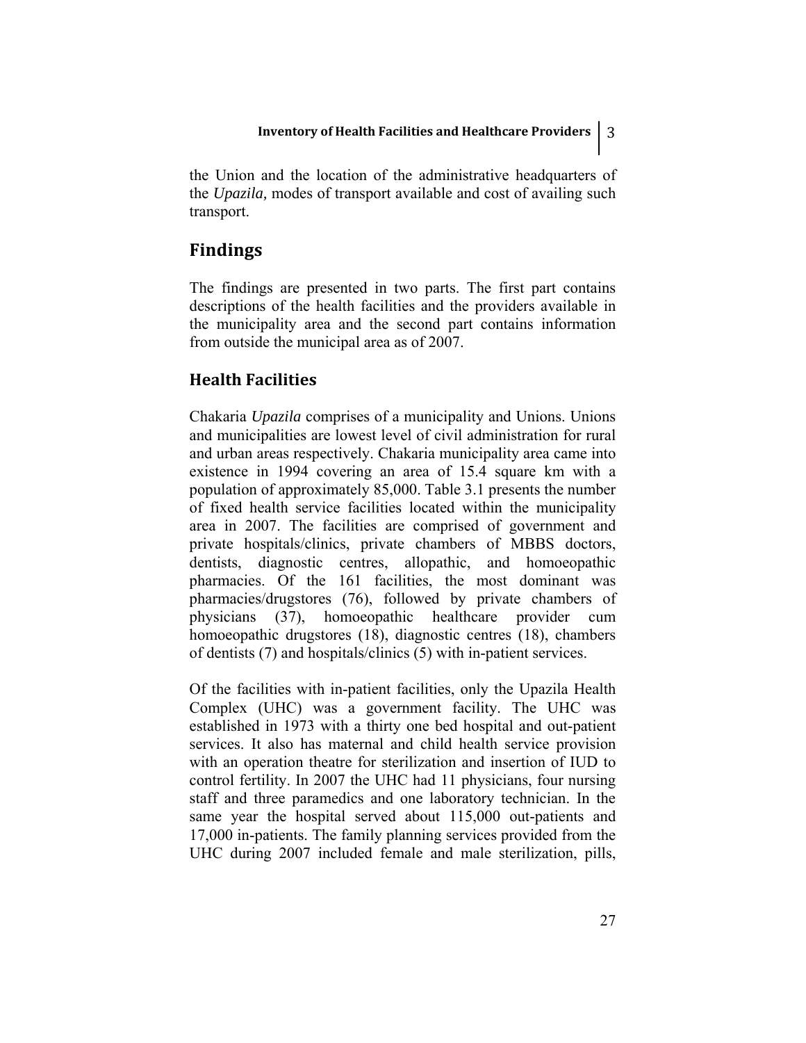the Union and the location of the administrative headquarters of the *Upazila,* modes of transport available and cost of availing such transport.

## Findings

The findings are presented in two parts. The first part contains descriptions of the health facilities and the providers available in the municipality area and the second part contains information from outside the municipal area as of 2007.

### Health Facilities

Chakaria *Upazila* comprises of a municipality and Unions. Unions and municipalities are lowest level of civil administration for rural and urban areas respectively. Chakaria municipality area came into existence in 1994 covering an area of 15.4 square km with a population of approximately 85,000. Table 3.1 presents the number of fixed health service facilities located within the municipality area in 2007. The facilities are comprised of government and private hospitals/clinics, private chambers of MBBS doctors, dentists, diagnostic centres, allopathic, and homoeopathic pharmacies. Of the 161 facilities, the most dominant was pharmacies/drugstores (76), followed by private chambers of physicians (37), homoeopathic healthcare provider cum homoeopathic drugstores (18), diagnostic centres (18), chambers of dentists (7) and hospitals/clinics (5) with in-patient services.

Of the facilities with in-patient facilities, only the Upazila Health Complex (UHC) was a government facility. The UHC was established in 1973 with a thirty one bed hospital and out-patient services. It also has maternal and child health service provision with an operation theatre for sterilization and insertion of IUD to control fertility. In 2007 the UHC had 11 physicians, four nursing staff and three paramedics and one laboratory technician. In the same year the hospital served about 115,000 out-patients and 17,000 in-patients. The family planning services provided from the UHC during 2007 included female and male sterilization, pills,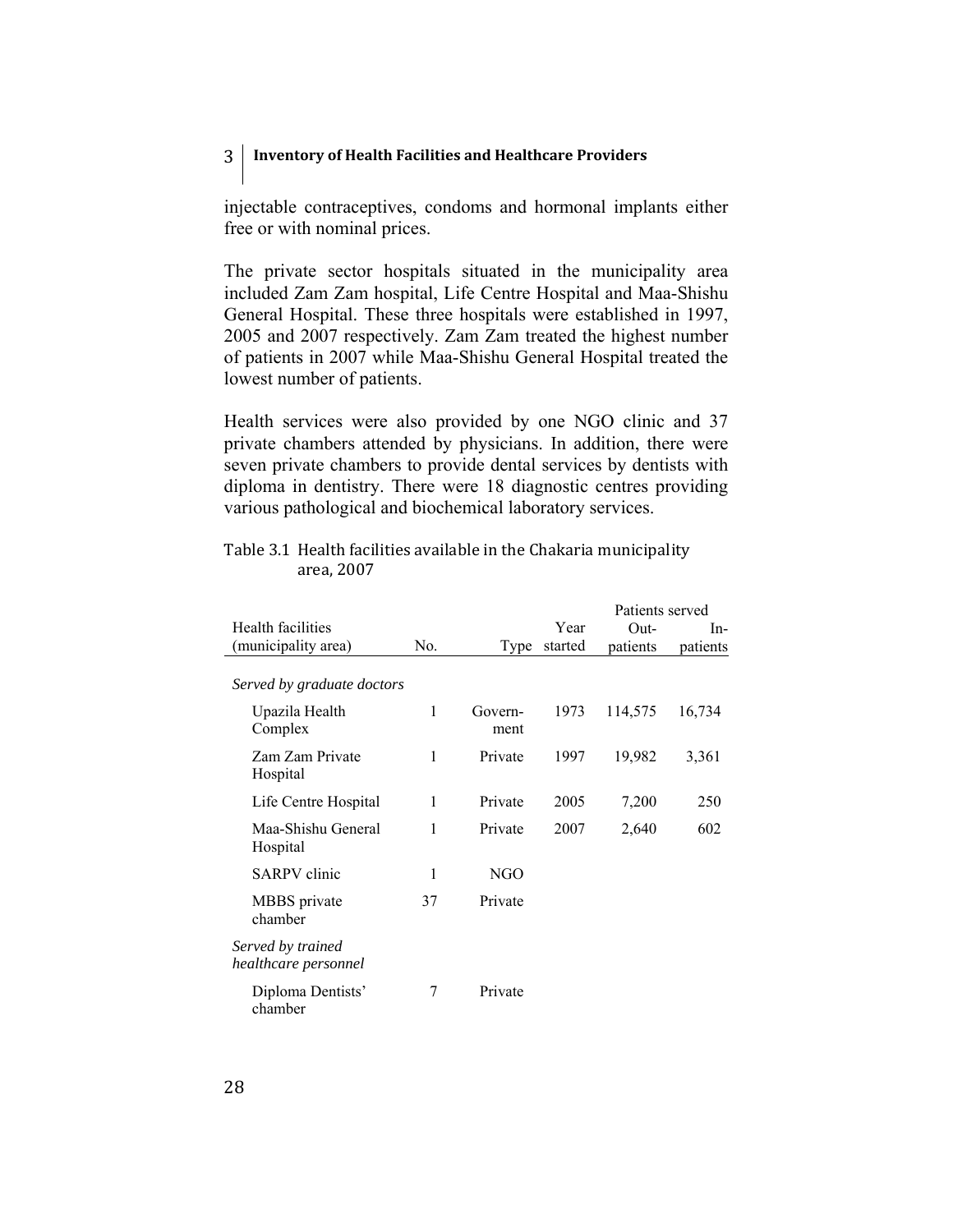injectable contraceptives, condoms and hormonal implants either free or with nominal prices.

The private sector hospitals situated in the municipality area included Zam Zam hospital, Life Centre Hospital and Maa-Shishu General Hospital. These three hospitals were established in 1997, 2005 and 2007 respectively. Zam Zam treated the highest number of patients in 2007 while Maa-Shishu General Hospital treated the lowest number of patients.

Health services were also provided by one NGO clinic and 37 private chambers attended by physicians. In addition, there were seven private chambers to provide dental services by dentists with diploma in dentistry. There were 18 diagnostic centres providing various pathological and biochemical laboratory services.

Table 3.1 Health facilities available in the Chakaria municipality area, 2007

| Health facilities (municipality area) | No. | Type | Year started | Patients served | |
|---|---|---|---|---|---|
| | | | | Out-patients | In-patients |
| *Served by graduate doctors* | | | | | |
| Upazila Health Complex | 1 | Government | 1973 | 114,575 | 16,734 |
| Zam Zam Private Hospital | 1 | Private | 1997 | 19,982 | 3,361 |
| Life Centre Hospital | 1 | Private | 2005 | 7,200 | 250 |
| Maa-Shishu General Hospital | 1 | Private | 2007 | 2,640 | 602 |
| SARPV clinic | 1 | NGO | | | |
| MBBS private chamber | 37 | Private | | | |
| *Served by trained healthcare personnel* | | | | | |
| Diploma Dentists' chamber | 7 | Private | | | |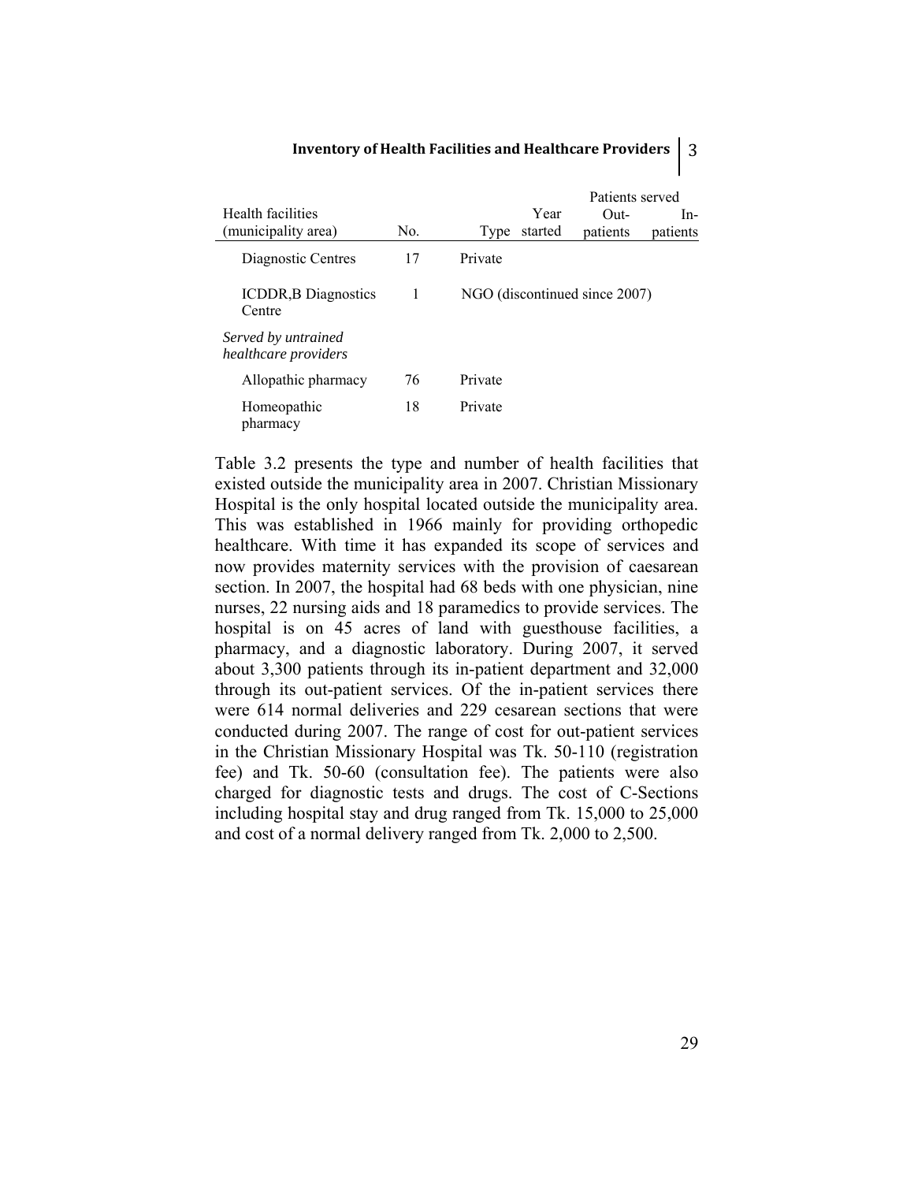| Health facilities (municipality area) | No. | Type | Year started | Patients served | |
|---|---|---|---|---|---|
| | | | | Out-patients | In-patients |
| Diagnostic Centres | 17 | Private | | | |
| ICDDR,B Diagnostics Centre | 1 | NGO (discontinued since 2007) | | | |
| *Served by untrained healthcare providers* | | | | | |
| Allopathic pharmacy | 76 | Private | | | |
| Homeopathic pharmacy | 18 | Private | | | |

Table 3.2 presents the type and number of health facilities that existed outside the municipality area in 2007. Christian Missionary Hospital is the only hospital located outside the municipality area. This was established in 1966 mainly for providing orthopedic healthcare. With time it has expanded its scope of services and now provides maternity services with the provision of caesarean section. In 2007, the hospital had 68 beds with one physician, nine nurses, 22 nursing aids and 18 paramedics to provide services. The hospital is on 45 acres of land with guesthouse facilities, a pharmacy, and a diagnostic laboratory. During 2007, it served about 3,300 patients through its in-patient department and 32,000 through its out-patient services. Of the in-patient services there were 614 normal deliveries and 229 cesarean sections that were conducted during 2007. The range of cost for out-patient services in the Christian Missionary Hospital was Tk. 50-110 (registration fee) and Tk. 50-60 (consultation fee). The patients were also charged for diagnostic tests and drugs. The cost of C-Sections including hospital stay and drug ranged from Tk. 15,000 to 25,000 and cost of a normal delivery ranged from Tk. 2,000 to 2,500.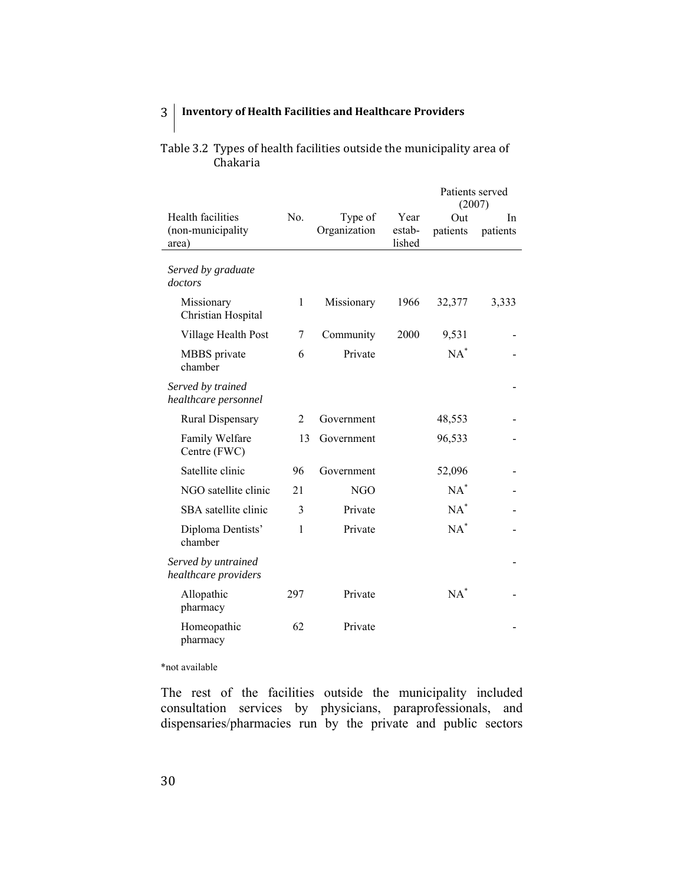Table 3.2 Types of health facilities outside the municipality area of Chakaria

| Health facilities (non-municipality area) | No. | Type of Organization | Year estab-lished | Patients served (2007) Out patients | In patients |
|---|---|---|---|---|---|
| *Served by graduate doctors* | | | | | |
| Missionary Christian Hospital | 1 | Missionary | 1966 | 32,377 | 3,333 |
| Village Health Post | 7 | Community | 2000 | 9,531 | - |
| MBBS private chamber | 6 | Private | | NA* | - |
| *Served by trained healthcare personnel* | | | | | - |
| Rural Dispensary | 2 | Government | | 48,553 | - |
| Family Welfare Centre (FWC) | 13 | Government | | 96,533 | - |
| Satellite clinic | 96 | Government | | 52,096 | - |
| NGO satellite clinic | 21 | NGO | | NA* | - |
| SBA satellite clinic | 3 | Private | | NA* | - |
| Diploma Dentists' chamber | 1 | Private | | NA* | - |
| *Served by untrained healthcare providers* | | | | | - |
| Allopathic pharmacy | 297 | Private | | NA* | - |
| Homeopathic pharmacy | 62 | Private | | | - |

*not available

The rest of the facilities outside the municipality included consultation services by physicians, paraprofessionals, and dispensaries/pharmacies run by the private and public sectors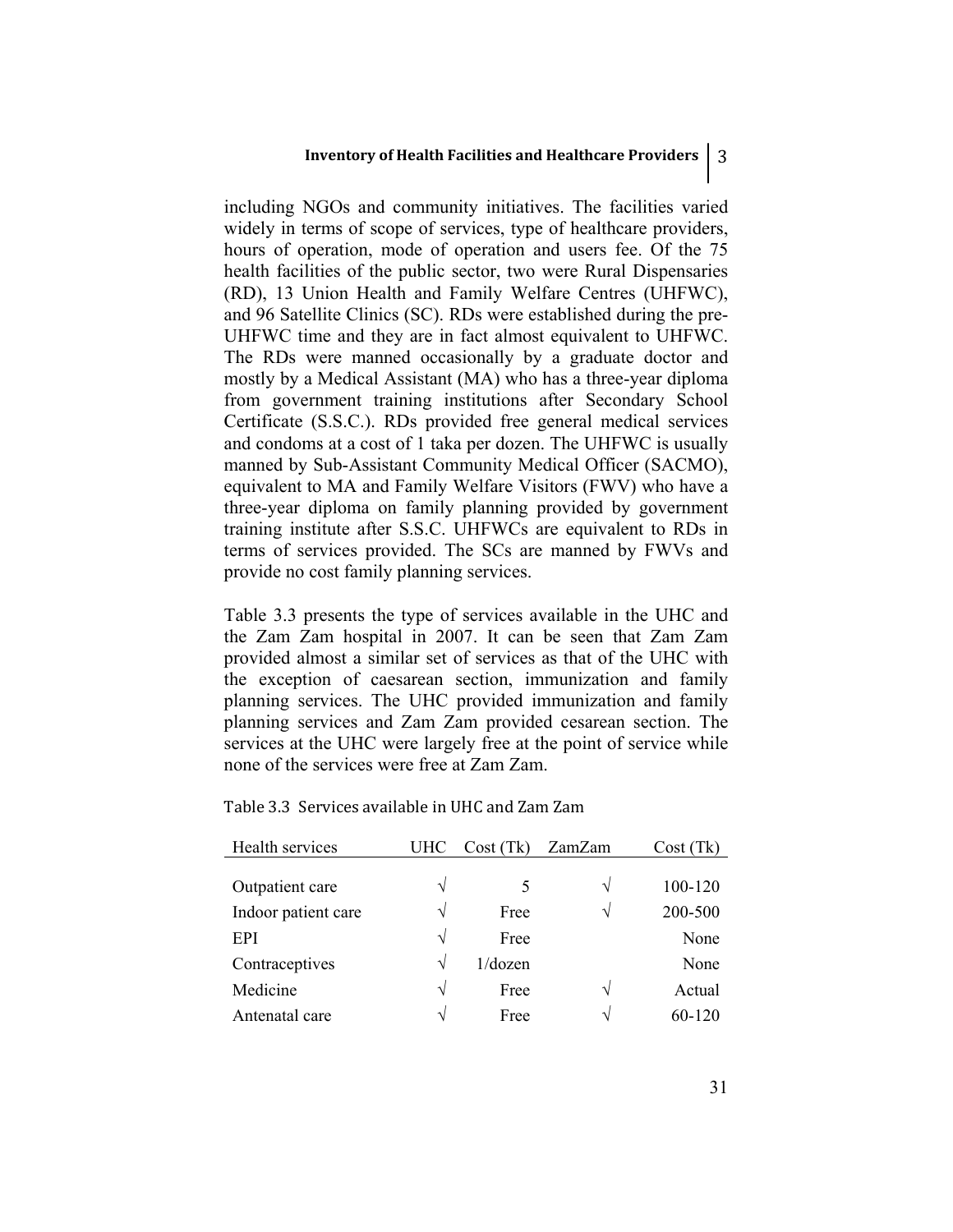including NGOs and community initiatives. The facilities varied widely in terms of scope of services, type of healthcare providers, hours of operation, mode of operation and users fee. Of the 75 health facilities of the public sector, two were Rural Dispensaries (RD), 13 Union Health and Family Welfare Centres (UHFWC), and 96 Satellite Clinics (SC). RDs were established during the pre-UHFWC time and they are in fact almost equivalent to UHFWC. The RDs were manned occasionally by a graduate doctor and mostly by a Medical Assistant (MA) who has a three-year diploma from government training institutions after Secondary School Certificate (S.S.C.). RDs provided free general medical services and condoms at a cost of 1 taka per dozen. The UHFWC is usually manned by Sub-Assistant Community Medical Officer (SACMO), equivalent to MA and Family Welfare Visitors (FWV) who have a three-year diploma on family planning provided by government training institute after S.S.C. UHFWCs are equivalent to RDs in terms of services provided. The SCs are manned by FWVs and provide no cost family planning services.

Table 3.3 presents the type of services available in the UHC and the Zam Zam hospital in 2007. It can be seen that Zam Zam provided almost a similar set of services as that of the UHC with the exception of caesarean section, immunization and family planning services. The UHC provided immunization and family planning services and Zam Zam provided cesarean section. The services at the UHC were largely free at the point of service while none of the services were free at Zam Zam.

Table 3.3 Services available in UHC and Zam Zam

| Health services | UHC | Cost (Tk) | ZamZam | Cost (Tk) |
|---|---|---|---|---|
| Outpatient care | √ | 5 | √ | 100-120 |
| Indoor patient care | √ | Free | √ | 200-500 |
| EPI | √ | Free | | None |
| Contraceptives | √ | 1/dozen | | None |
| Medicine | √ | Free | √ | Actual |
| Antenatal care | √ | Free | √ | 60-120 |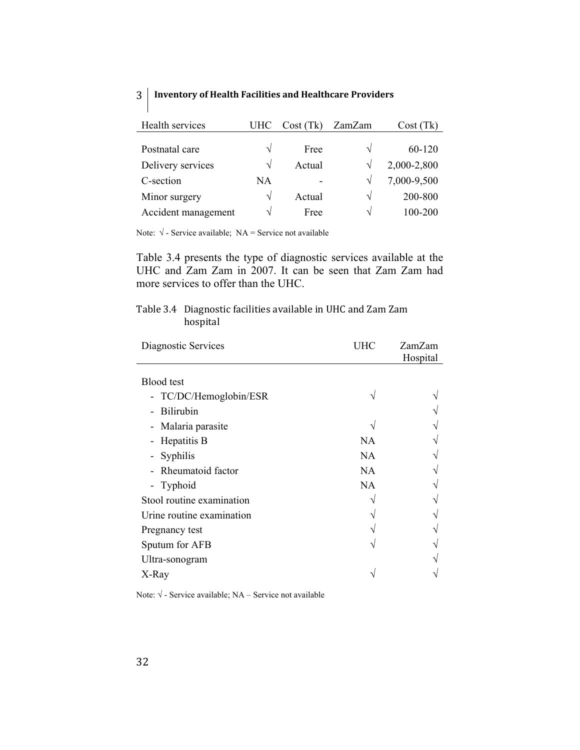| Health services | UHC | Cost (Tk) | ZamZam | Cost (Tk) |
|---|---|---|---|---|
| Postnatal care | √ | Free | √ | 60-120 |
| Delivery services | √ | Actual | √ | 2,000-2,800 |
| C-section | NA | - | √ | 7,000-9,500 |
| Minor surgery | √ | Actual | √ | 200-800 |
| Accident management | √ | Free | √ | 100-200 |

Note: √ - Service available; NA = Service not available

Table 3.4 presents the type of diagnostic services available at the UHC and Zam Zam in 2007. It can be seen that Zam Zam had more services to offer than the UHC.

Table 3.4 Diagnostic facilities available in UHC and Zam Zam hospital

| Diagnostic Services | UHC | ZamZam Hospital |
|---|---|---|
| Blood test | | |
| - TC/DC/Hemoglobin/ESR | √ | √ |
| - Bilirubin | | √ |
| - Malaria parasite | √ | √ |
| - Hepatitis B | NA | √ |
| - Syphilis | NA | √ |
| - Rheumatoid factor | NA | √ |
| - Typhoid | NA | √ |
| Stool routine examination | √ | √ |
| Urine routine examination | √ | √ |
| Pregnancy test | √ | √ |
| Sputum for AFB | √ | √ |
| Ultra-sonogram | | √ |
| X-Ray | √ | √ |

Note: √ - Service available; NA – Service not available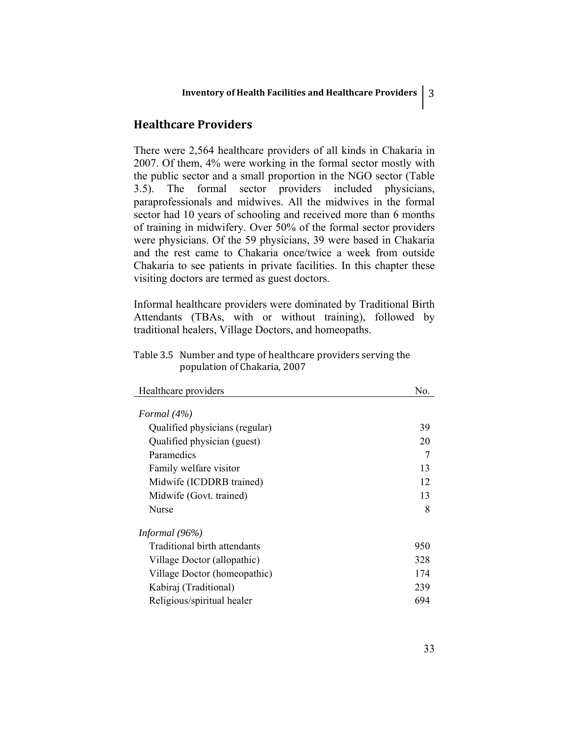## Healthcare Providers

There were 2,564 healthcare providers of all kinds in Chakaria in 2007. Of them, 4% were working in the formal sector mostly with the public sector and a small proportion in the NGO sector (Table 3.5). The formal sector providers included physicians, paraprofessionals and midwives. All the midwives in the formal sector had 10 years of schooling and received more than 6 months of training in midwifery. Over 50% of the formal sector providers were physicians. Of the 59 physicians, 39 were based in Chakaria and the rest came to Chakaria once/twice a week from outside Chakaria to see patients in private facilities. In this chapter these visiting doctors are termed as guest doctors.

Informal healthcare providers were dominated by Traditional Birth Attendants (TBAs, with or without training), followed by traditional healers, Village Doctors, and homeopaths.

Table 3.5 Number and type of healthcare providers serving the population of Chakaria, 2007

| Healthcare providers | No. |
|---|---|
| *Formal (4%)* | |
| Qualified physicians (regular) | 39 |
| Qualified physician (guest) | 20 |
| Paramedics | 7 |
| Family welfare visitor | 13 |
| Midwife (ICDDRB trained) | 12 |
| Midwife (Govt. trained) | 13 |
| Nurse | 8 |
| *Informal (96%)* | |
| Traditional birth attendants | 950 |
| Village Doctor (allopathic) | 328 |
| Village Doctor (homeopathic) | 174 |
| Kabiraj (Traditional) | 239 |
| Religious/spiritual healer | 694 |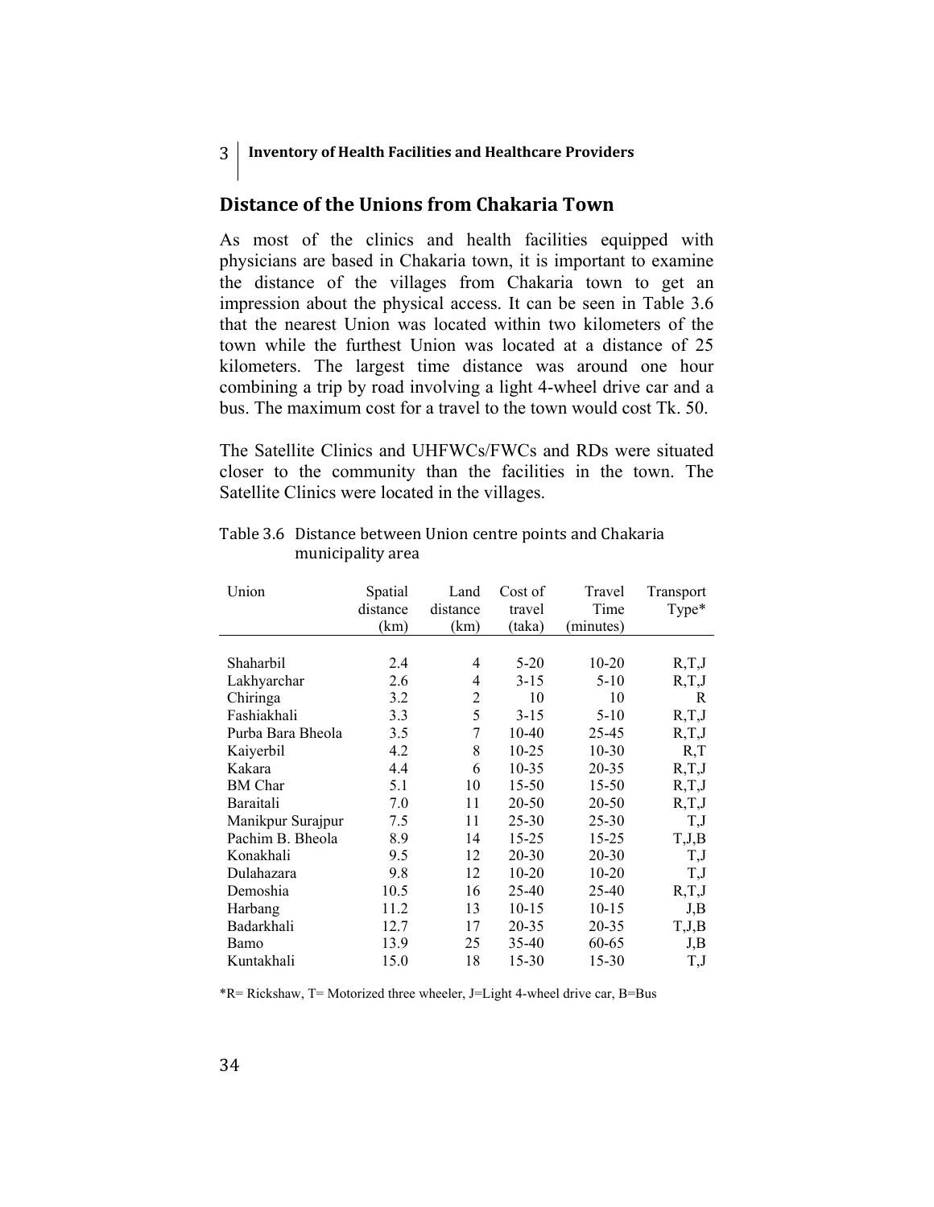## Distance of the Unions from Chakaria Town

As most of the clinics and health facilities equipped with physicians are based in Chakaria town, it is important to examine the distance of the villages from Chakaria town to get an impression about the physical access. It can be seen in Table 3.6 that the nearest Union was located within two kilometers of the town while the furthest Union was located at a distance of 25 kilometers. The largest time distance was around one hour combining a trip by road involving a light 4-wheel drive car and a bus. The maximum cost for a travel to the town would cost Tk. 50.

The Satellite Clinics and UHFWCs/FWCs and RDs were situated closer to the community than the facilities in the town. The Satellite Clinics were located in the villages.

Table 3.6 Distance between Union centre points and Chakaria municipality area

| Union | Spatial distance (km) | Land distance (km) | Cost of travel (taka) | Travel Time (minutes) | Transport Type* |
|---|---|---|---|---|---|
| Shaharbil | 2.4 | 4 | 5-20 | 10-20 | R,T,J |
| Lakhyarchar | 2.6 | 4 | 3-15 | 5-10 | R,T,J |
| Chiringa | 3.2 | 2 | 10 | 10 | R |
| Fashiakhali | 3.3 | 5 | 3-15 | 5-10 | R,T,J |
| Purba Bara Bheola | 3.5 | 7 | 10-40 | 25-45 | R,T,J |
| Kaiyerbil | 4.2 | 8 | 10-25 | 10-30 | R,T |
| Kakara | 4.4 | 6 | 10-35 | 20-35 | R,T,J |
| BM Char | 5.1 | 10 | 15-50 | 15-50 | R,T,J |
| Baraitali | 7.0 | 11 | 20-50 | 20-50 | R,T,J |
| Manikpur Surajpur | 7.5 | 11 | 25-30 | 25-30 | T,J |
| Pachim B. Bheola | 8.9 | 14 | 15-25 | 15-25 | T,J,B |
| Konakhali | 9.5 | 12 | 20-30 | 20-30 | T,J |
| Dulahazara | 9.8 | 12 | 10-20 | 10-20 | T,J |
| Demoshia | 10.5 | 16 | 25-40 | 25-40 | R,T,J |
| Harbang | 11.2 | 13 | 10-15 | 10-15 | J,B |
| Badarkhali | 12.7 | 17 | 20-35 | 20-35 | T,J,B |
| Bamo | 13.9 | 25 | 35-40 | 60-65 | J,B |
| Kuntakhali | 15.0 | 18 | 15-30 | 15-30 | T,J |

*R= Rickshaw, T= Motorized three wheeler, J=Light 4-wheel drive car, B=Bus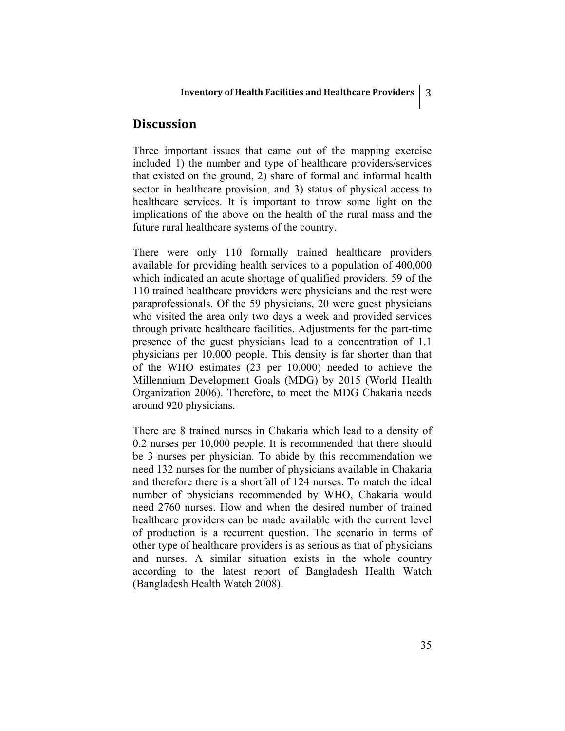## Discussion

Three important issues that came out of the mapping exercise included 1) the number and type of healthcare providers/services that existed on the ground, 2) share of formal and informal health sector in healthcare provision, and 3) status of physical access to healthcare services. It is important to throw some light on the implications of the above on the health of the rural mass and the future rural healthcare systems of the country.

There were only 110 formally trained healthcare providers available for providing health services to a population of 400,000 which indicated an acute shortage of qualified providers. 59 of the 110 trained healthcare providers were physicians and the rest were paraprofessionals. Of the 59 physicians, 20 were guest physicians who visited the area only two days a week and provided services through private healthcare facilities. Adjustments for the part-time presence of the guest physicians lead to a concentration of 1.1 physicians per 10,000 people. This density is far shorter than that of the WHO estimates (23 per 10,000) needed to achieve the Millennium Development Goals (MDG) by 2015 (World Health Organization 2006). Therefore, to meet the MDG Chakaria needs around 920 physicians.

There are 8 trained nurses in Chakaria which lead to a density of 0.2 nurses per 10,000 people. It is recommended that there should be 3 nurses per physician. To abide by this recommendation we need 132 nurses for the number of physicians available in Chakaria and therefore there is a shortfall of 124 nurses. To match the ideal number of physicians recommended by WHO, Chakaria would need 2760 nurses. How and when the desired number of trained healthcare providers can be made available with the current level of production is a recurrent question. The scenario in terms of other type of healthcare providers is as serious as that of physicians and nurses. A similar situation exists in the whole country according to the latest report of Bangladesh Health Watch (Bangladesh Health Watch 2008).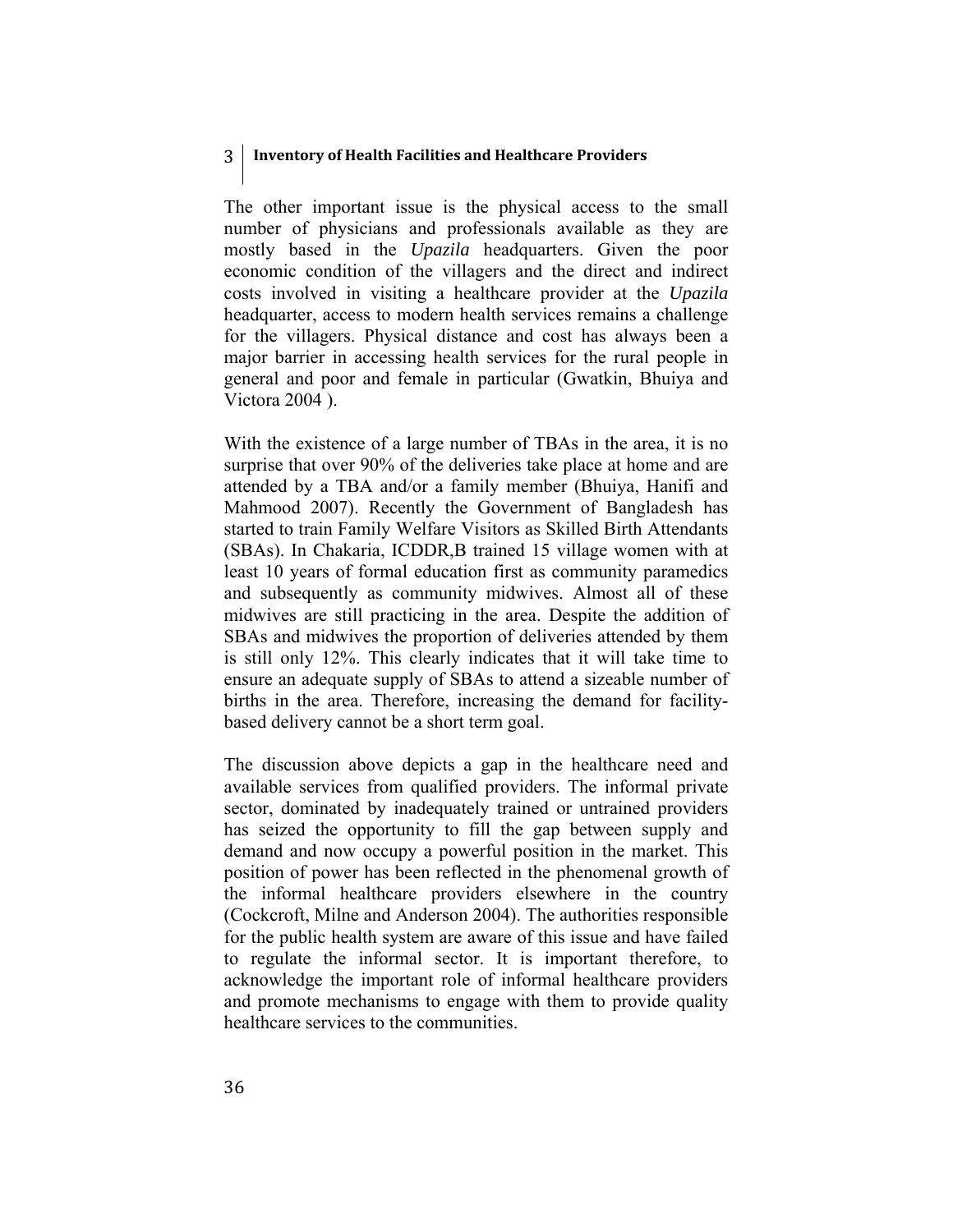The other important issue is the physical access to the small number of physicians and professionals available as they are mostly based in the *Upazila* headquarters. Given the poor economic condition of the villagers and the direct and indirect costs involved in visiting a healthcare provider at the *Upazila* headquarter, access to modern health services remains a challenge for the villagers. Physical distance and cost has always been a major barrier in accessing health services for the rural people in general and poor and female in particular (Gwatkin, Bhuiya and Victora 2004 ).

With the existence of a large number of TBAs in the area, it is no surprise that over 90% of the deliveries take place at home and are attended by a TBA and/or a family member (Bhuiya, Hanifi and Mahmood 2007). Recently the Government of Bangladesh has started to train Family Welfare Visitors as Skilled Birth Attendants (SBAs). In Chakaria, ICDDR,B trained 15 village women with at least 10 years of formal education first as community paramedics and subsequently as community midwives. Almost all of these midwives are still practicing in the area. Despite the addition of SBAs and midwives the proportion of deliveries attended by them is still only 12%. This clearly indicates that it will take time to ensure an adequate supply of SBAs to attend a sizeable number of births in the area. Therefore, increasing the demand for facility-based delivery cannot be a short term goal.

The discussion above depicts a gap in the healthcare need and available services from qualified providers. The informal private sector, dominated by inadequately trained or untrained providers has seized the opportunity to fill the gap between supply and demand and now occupy a powerful position in the market. This position of power has been reflected in the phenomenal growth of the informal healthcare providers elsewhere in the country (Cockcroft, Milne and Anderson 2004). The authorities responsible for the public health system are aware of this issue and have failed to regulate the informal sector. It is important therefore, to acknowledge the important role of informal healthcare providers and promote mechanisms to engage with them to provide quality healthcare services to the communities.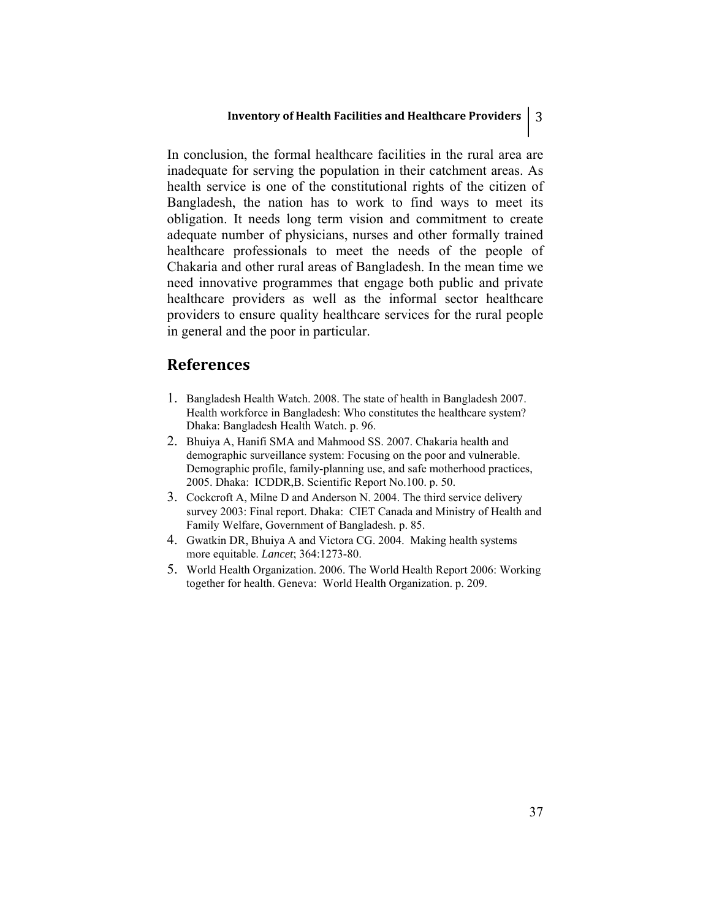In conclusion, the formal healthcare facilities in the rural area are inadequate for serving the population in their catchment areas. As health service is one of the constitutional rights of the citizen of Bangladesh, the nation has to work to find ways to meet its obligation. It needs long term vision and commitment to create adequate number of physicians, nurses and other formally trained healthcare professionals to meet the needs of the people of Chakaria and other rural areas of Bangladesh. In the mean time we need innovative programmes that engage both public and private healthcare providers as well as the informal sector healthcare providers to ensure quality healthcare services for the rural people in general and the poor in particular.

## References

1. Bangladesh Health Watch. 2008. The state of health in Bangladesh 2007. Health workforce in Bangladesh: Who constitutes the healthcare system? Dhaka: Bangladesh Health Watch. p. 96.
2. Bhuiya A, Hanifi SMA and Mahmood SS. 2007. Chakaria health and demographic surveillance system: Focusing on the poor and vulnerable. Demographic profile, family-planning use, and safe motherhood practices, 2005. Dhaka: ICDDR,B. Scientific Report No.100. p. 50.
3. Cockcroft A, Milne D and Anderson N. 2004. The third service delivery survey 2003: Final report. Dhaka: CIET Canada and Ministry of Health and Family Welfare, Government of Bangladesh. p. 85.
4. Gwatkin DR, Bhuiya A and Victora CG. 2004. Making health systems more equitable. *Lancet*; 364:1273-80.
5. World Health Organization. 2006. The World Health Report 2006: Working together for health. Geneva: World Health Organization. p. 209.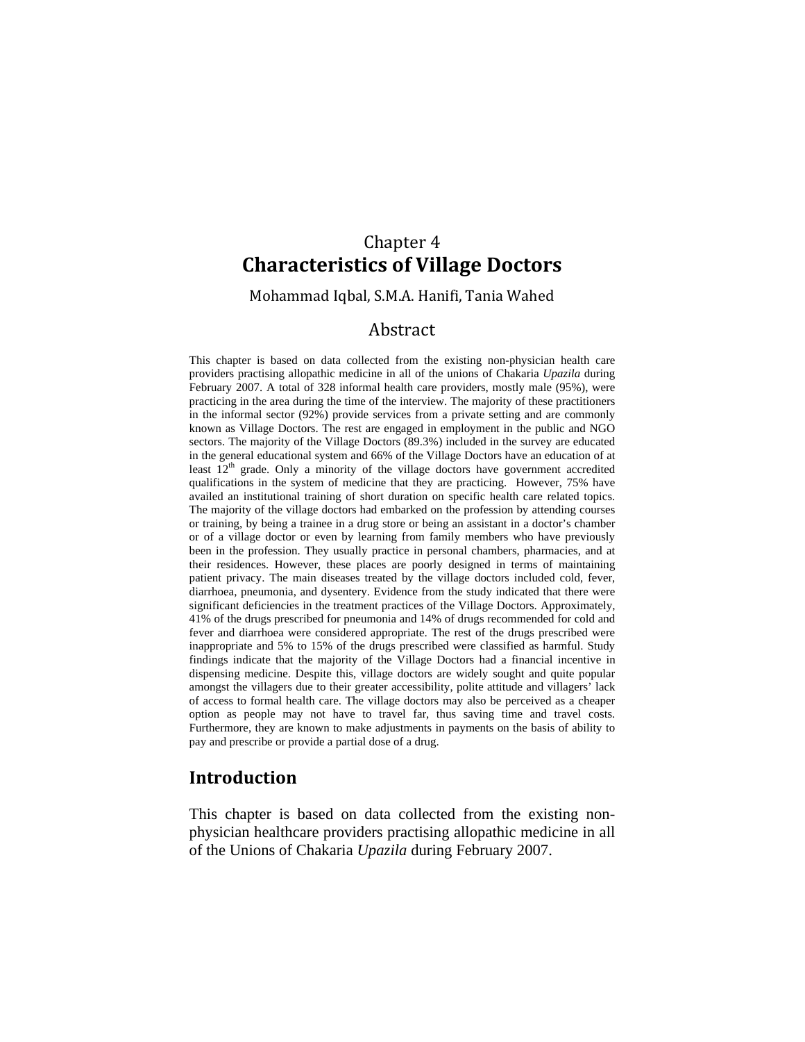# Chapter 4
# Characteristics of Village Doctors

Mohammad Iqbal, S.M.A. Hanifi, Tania Wahed

## Abstract

This chapter is based on data collected from the existing non-physician health care providers practising allopathic medicine in all of the unions of Chakaria *Upazila* during February 2007. A total of 328 informal health care providers, mostly male (95%), were practicing in the area during the time of the interview. The majority of these practitioners in the informal sector (92%) provide services from a private setting and are commonly known as Village Doctors. The rest are engaged in employment in the public and NGO sectors. The majority of the Village Doctors (89.3%) included in the survey are educated in the general educational system and 66% of the Village Doctors have an education of at least 12$^{th}$ grade. Only a minority of the village doctors have government accredited qualifications in the system of medicine that they are practicing. However, 75% have availed an institutional training of short duration on specific health care related topics. The majority of the village doctors had embarked on the profession by attending courses or training, by being a trainee in a drug store or being an assistant in a doctor's chamber or of a village doctor or even by learning from family members who have previously been in the profession. They usually practice in personal chambers, pharmacies, and at their residences. However, these places are poorly designed in terms of maintaining patient privacy. The main diseases treated by the village doctors included cold, fever, diarrhoea, pneumonia, and dysentery. Evidence from the study indicated that there were significant deficiencies in the treatment practices of the Village Doctors. Approximately, 41% of the drugs prescribed for pneumonia and 14% of drugs recommended for cold and fever and diarrhoea were considered appropriate. The rest of the drugs prescribed were inappropriate and 5% to 15% of the drugs prescribed were classified as harmful. Study findings indicate that the majority of the Village Doctors had a financial incentive in dispensing medicine. Despite this, village doctors are widely sought and quite popular amongst the villagers due to their greater accessibility, polite attitude and villagers' lack of access to formal health care. The village doctors may also be perceived as a cheaper option as people may not have to travel far, thus saving time and travel costs. Furthermore, they are known to make adjustments in payments on the basis of ability to pay and prescribe or provide a partial dose of a drug.

## Introduction

This chapter is based on data collected from the existing non-physician healthcare providers practising allopathic medicine in all of the Unions of Chakaria *Upazila* during February 2007.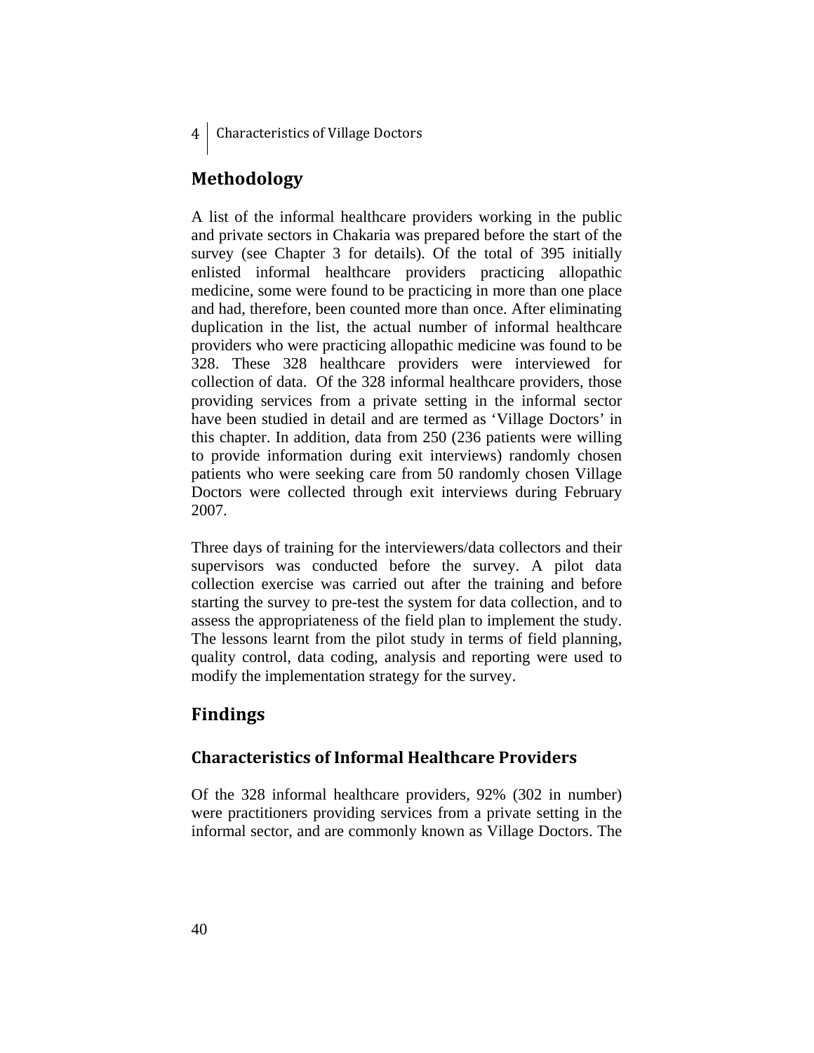## Methodology

A list of the informal healthcare providers working in the public and private sectors in Chakaria was prepared before the start of the survey (see Chapter 3 for details). Of the total of 395 initially enlisted informal healthcare providers practicing allopathic medicine, some were found to be practicing in more than one place and had, therefore, been counted more than once. After eliminating duplication in the list, the actual number of informal healthcare providers who were practicing allopathic medicine was found to be 328. These 328 healthcare providers were interviewed for collection of data. Of the 328 informal healthcare providers, those providing services from a private setting in the informal sector have been studied in detail and are termed as 'Village Doctors' in this chapter. In addition, data from 250 (236 patients were willing to provide information during exit interviews) randomly chosen patients who were seeking care from 50 randomly chosen Village Doctors were collected through exit interviews during February 2007.

Three days of training for the interviewers/data collectors and their supervisors was conducted before the survey. A pilot data collection exercise was carried out after the training and before starting the survey to pre-test the system for data collection, and to assess the appropriateness of the field plan to implement the study. The lessons learnt from the pilot study in terms of field planning, quality control, data coding, analysis and reporting were used to modify the implementation strategy for the survey.

## Findings

### Characteristics of Informal Healthcare Providers

Of the 328 informal healthcare providers, 92% (302 in number) were practitioners providing services from a private setting in the informal sector, and are commonly known as Village Doctors. The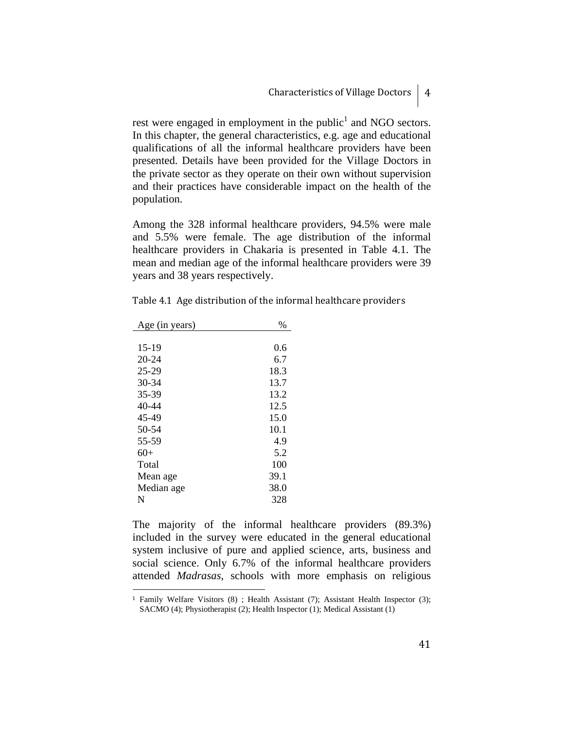rest were engaged in employment in the public[1] and NGO sectors. In this chapter, the general characteristics, e.g. age and educational qualifications of all the informal healthcare providers have been presented. Details have been provided for the Village Doctors in the private sector as they operate on their own without supervision and their practices have considerable impact on the health of the population.

Among the 328 informal healthcare providers, 94.5% were male and 5.5% were female. The age distribution of the informal healthcare providers in Chakaria is presented in Table 4.1. The mean and median age of the informal healthcare providers were 39 years and 38 years respectively.

Table 4.1 Age distribution of the informal healthcare providers

| Age (in years) | % |
|---|---|
| 15-19 | 0.6 |
| 20-24 | 6.7 |
| 25-29 | 18.3 |
| 30-34 | 13.7 |
| 35-39 | 13.2 |
| 40-44 | 12.5 |
| 45-49 | 15.0 |
| 50-54 | 10.1 |
| 55-59 | 4.9 |
| 60+ | 5.2 |
| Total | 100 |
| Mean age | 39.1 |
| Median age | 38.0 |
| N | 328 |

The majority of the informal healthcare providers (89.3%) included in the survey were educated in the general educational system inclusive of pure and applied science, arts, business and social science. Only 6.7% of the informal healthcare providers attended *Madrasas*, schools with more emphasis on religious

[1] Family Welfare Visitors (8) ; Health Assistant (7); Assistant Health Inspector (3); SACMO (4); Physiotherapist (2); Health Inspector (1); Medical Assistant (1)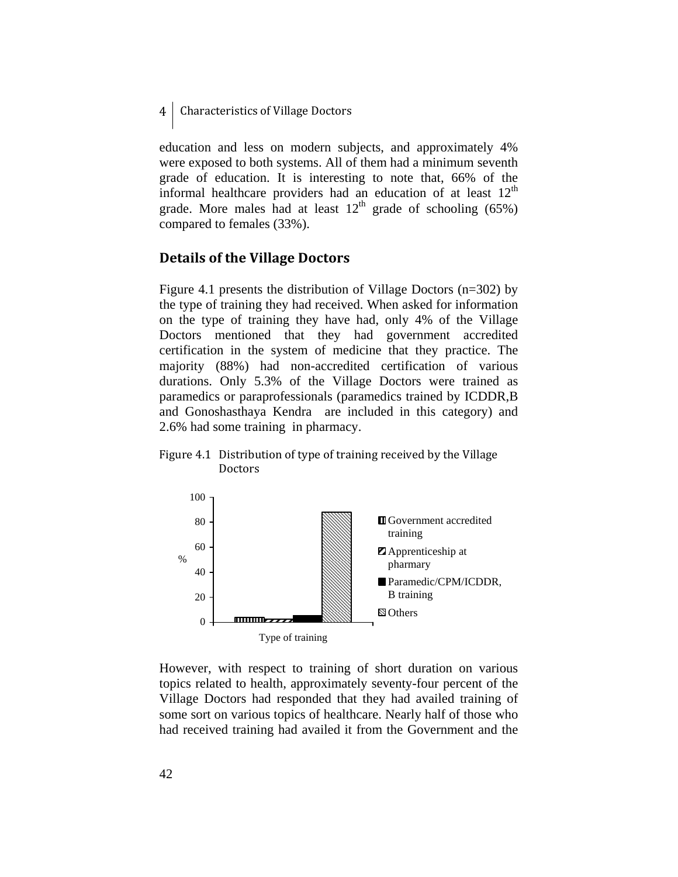education and less on modern subjects, and approximately 4% were exposed to both systems. All of them had a minimum seventh grade of education. It is interesting to note that, 66% of the informal healthcare providers had an education of at least 12[th] grade. More males had at least 12[th] grade of schooling (65%) compared to females (33%).

## Details of the Village Doctors

Figure 4.1 presents the distribution of Village Doctors (n=302) by the type of training they had received. When asked for information on the type of training they have had, only 4% of the Village Doctors mentioned that they had government accredited certification in the system of medicine that they practice. The majority (88%) had non-accredited certification of various durations. Only 5.3% of the Village Doctors were trained as paramedics or paraprofessionals (paramedics trained by ICDDR,B and Gonoshasthaya Kendra are included in this category) and 2.6% had some training in pharmacy.

Figure 4.1 Distribution of type of training received by the Village Doctors

However, with respect to training of short duration on various topics related to health, approximately seventy-four percent of the Village Doctors had responded that they had availed training of some sort on various topics of healthcare. Nearly half of those who had received training had availed it from the Government and the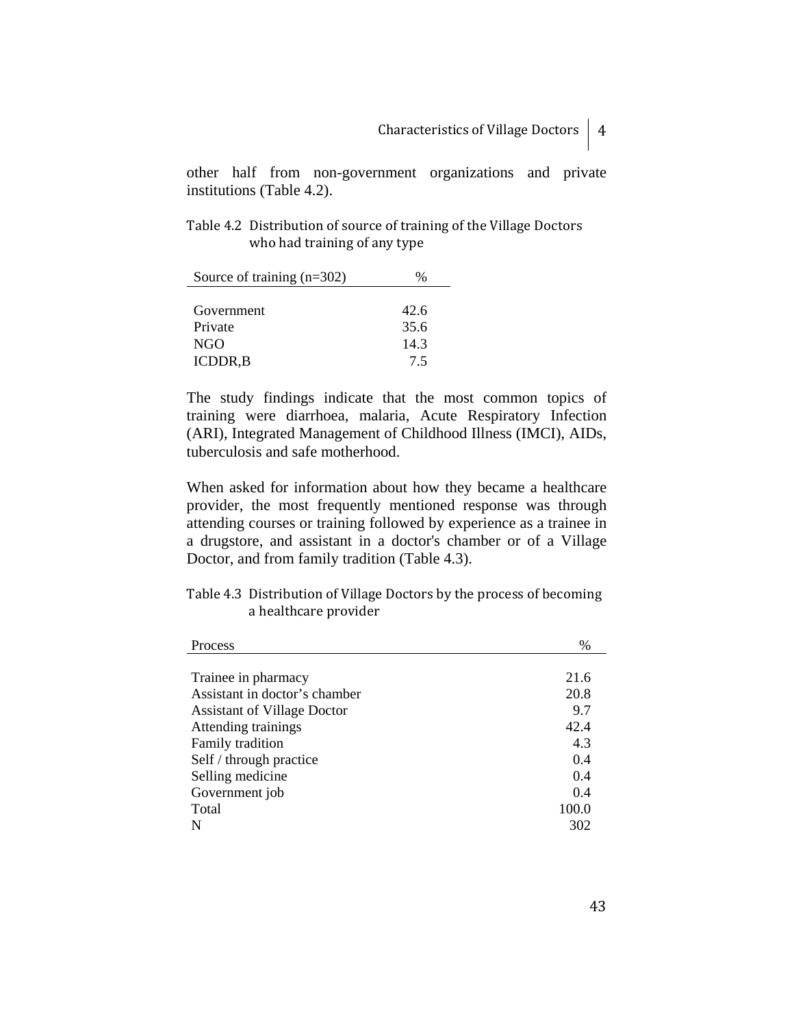other half from non-government organizations and private institutions (Table 4.2).

Table 4.2 Distribution of source of training of the Village Doctors who had training of any type

| Source of training (n=302) | % |
|---|---|
| Government | 42.6 |
| Private | 35.6 |
| NGO | 14.3 |
| ICDDR,B | 7.5 |

The study findings indicate that the most common topics of training were diarrhoea, malaria, Acute Respiratory Infection (ARI), Integrated Management of Childhood Illness (IMCI), AIDs, tuberculosis and safe motherhood.

When asked for information about how they became a healthcare provider, the most frequently mentioned response was through attending courses or training followed by experience as a trainee in a drugstore, and assistant in a doctor's chamber or of a Village Doctor, and from family tradition (Table 4.3).

Table 4.3 Distribution of Village Doctors by the process of becoming a healthcare provider

| Process | % |
|---|---|
| Trainee in pharmacy | 21.6 |
| Assistant in doctor's chamber | 20.8 |
| Assistant of Village Doctor | 9.7 |
| Attending trainings | 42.4 |
| Family tradition | 4.3 |
| Self / through practice | 0.4 |
| Selling medicine | 0.4 |
| Government job | 0.4 |
| Total | 100.0 |
| N | 302 |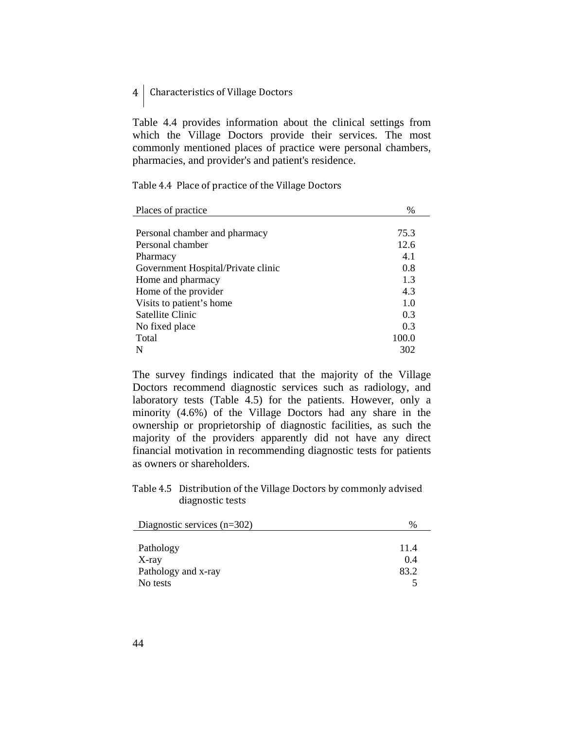Table 4.4 provides information about the clinical settings from which the Village Doctors provide their services. The most commonly mentioned places of practice were personal chambers, pharmacies, and provider's and patient's residence.

Table 4.4 Place of practice of the Village Doctors

| Places of practice | % |
|---|---|
| Personal chamber and pharmacy | 75.3 |
| Personal chamber | 12.6 |
| Pharmacy | 4.1 |
| Government Hospital/Private clinic | 0.8 |
| Home and pharmacy | 1.3 |
| Home of the provider | 4.3 |
| Visits to patient's home | 1.0 |
| Satellite Clinic | 0.3 |
| No fixed place | 0.3 |
| Total | 100.0 |
| N | 302 |

The survey findings indicated that the majority of the Village Doctors recommend diagnostic services such as radiology, and laboratory tests (Table 4.5) for the patients. However, only a minority (4.6%) of the Village Doctors had any share in the ownership or proprietorship of diagnostic facilities, as such the majority of the providers apparently did not have any direct financial motivation in recommending diagnostic tests for patients as owners or shareholders.

Table 4.5 Distribution of the Village Doctors by commonly advised diagnostic tests

| Diagnostic services (n=302) | % |
|---|---|
| Pathology | 11.4 |
| X-ray | 0.4 |
| Pathology and x-ray | 83.2 |
| No tests | 5 |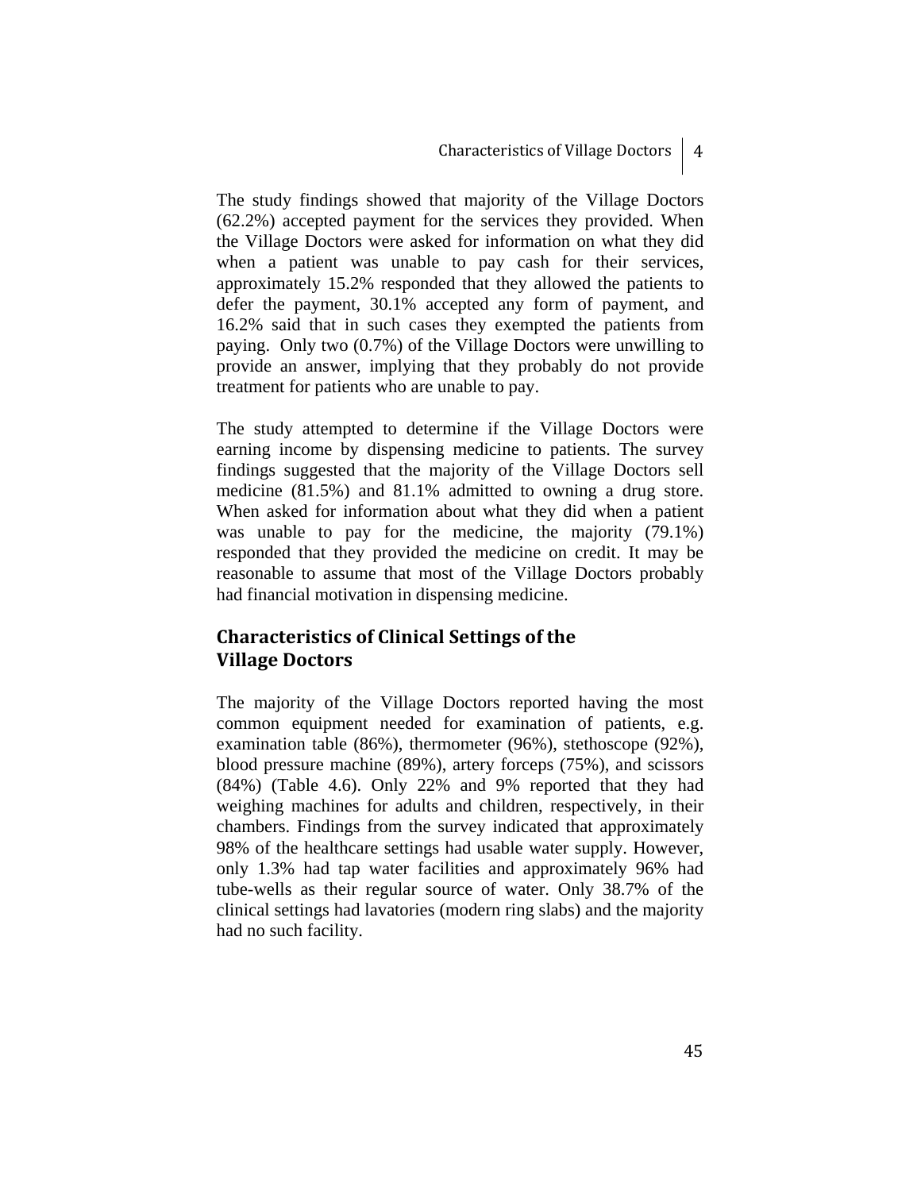The study findings showed that majority of the Village Doctors (62.2%) accepted payment for the services they provided. When the Village Doctors were asked for information on what they did when a patient was unable to pay cash for their services, approximately 15.2% responded that they allowed the patients to defer the payment, 30.1% accepted any form of payment, and 16.2% said that in such cases they exempted the patients from paying. Only two (0.7%) of the Village Doctors were unwilling to provide an answer, implying that they probably do not provide treatment for patients who are unable to pay.

The study attempted to determine if the Village Doctors were earning income by dispensing medicine to patients. The survey findings suggested that the majority of the Village Doctors sell medicine (81.5%) and 81.1% admitted to owning a drug store. When asked for information about what they did when a patient was unable to pay for the medicine, the majority (79.1%) responded that they provided the medicine on credit. It may be reasonable to assume that most of the Village Doctors probably had financial motivation in dispensing medicine.

## Characteristics of Clinical Settings of the Village Doctors

The majority of the Village Doctors reported having the most common equipment needed for examination of patients, e.g. examination table (86%), thermometer (96%), stethoscope (92%), blood pressure machine (89%), artery forceps (75%), and scissors (84%) (Table 4.6). Only 22% and 9% reported that they had weighing machines for adults and children, respectively, in their chambers. Findings from the survey indicated that approximately 98% of the healthcare settings had usable water supply. However, only 1.3% had tap water facilities and approximately 96% had tube-wells as their regular source of water. Only 38.7% of the clinical settings had lavatories (modern ring slabs) and the majority had no such facility.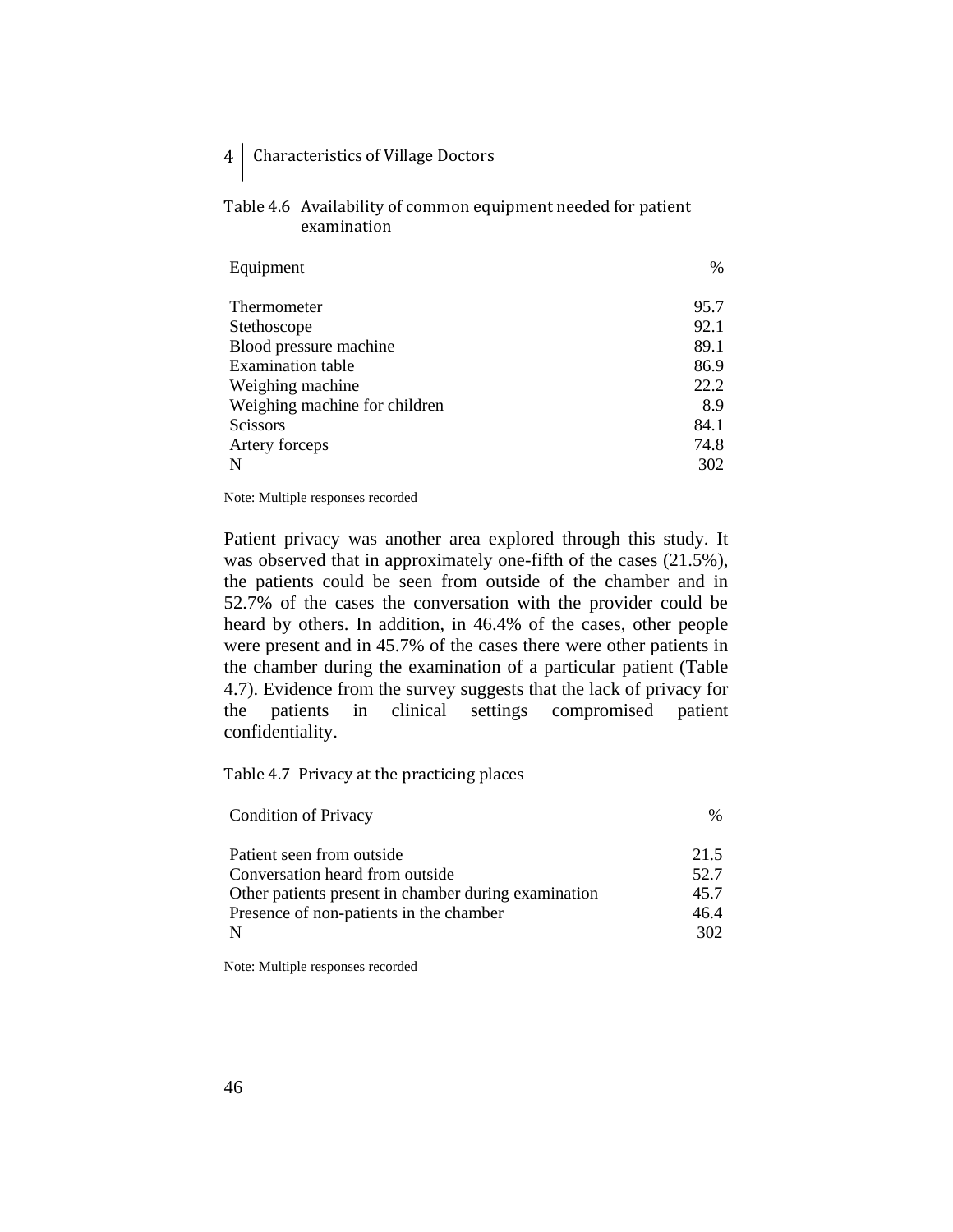Table 4.6 Availability of common equipment needed for patient examination

| Equipment | % |
|---|---|
| Thermometer | 95.7 |
| Stethoscope | 92.1 |
| Blood pressure machine | 89.1 |
| Examination table | 86.9 |
| Weighing machine | 22.2 |
| Weighing machine for children | 8.9 |
| Scissors | 84.1 |
| Artery forceps | 74.8 |
| N | 302 |

Note: Multiple responses recorded

Patient privacy was another area explored through this study. It was observed that in approximately one-fifth of the cases (21.5%), the patients could be seen from outside of the chamber and in 52.7% of the cases the conversation with the provider could be heard by others. In addition, in 46.4% of the cases, other people were present and in 45.7% of the cases there were other patients in the chamber during the examination of a particular patient (Table 4.7). Evidence from the survey suggests that the lack of privacy for the patients in clinical settings compromised patient confidentiality.

Table 4.7 Privacy at the practicing places

| Condition of Privacy | % |
|---|---|
| Patient seen from outside | 21.5 |
| Conversation heard from outside | 52.7 |
| Other patients present in chamber during examination | 45.7 |
| Presence of non-patients in the chamber | 46.4 |
| N | 302 |

Note: Multiple responses recorded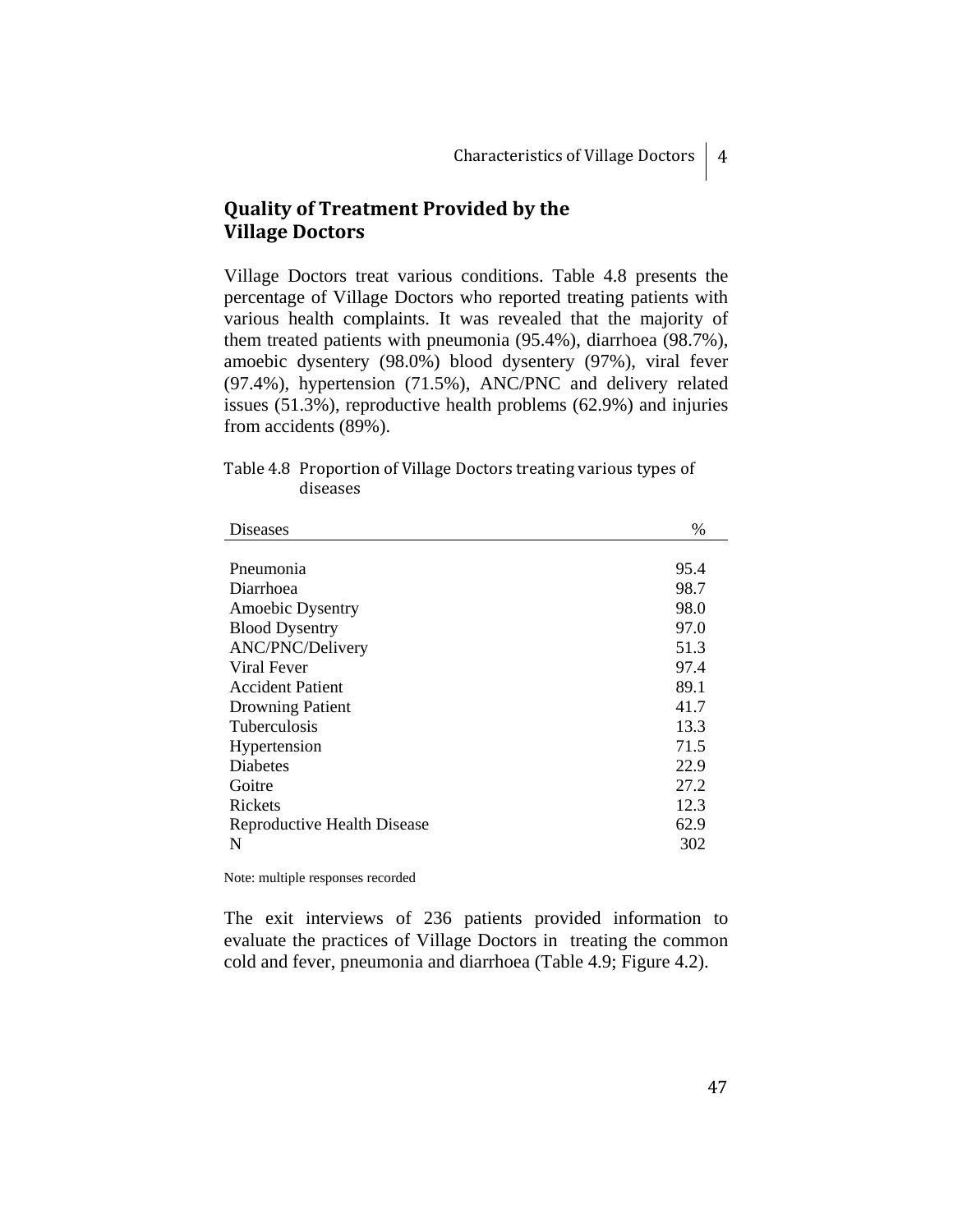## Quality of Treatment Provided by the Village Doctors

Village Doctors treat various conditions. Table 4.8 presents the percentage of Village Doctors who reported treating patients with various health complaints. It was revealed that the majority of them treated patients with pneumonia (95.4%), diarrhoea (98.7%), amoebic dysentery (98.0%) blood dysentery (97%), viral fever (97.4%), hypertension (71.5%), ANC/PNC and delivery related issues (51.3%), reproductive health problems (62.9%) and injuries from accidents (89%).

Table 4.8 Proportion of Village Doctors treating various types of diseases

| Diseases | % |
|---|---|
| Pneumonia | 95.4 |
| Diarrhoea | 98.7 |
| Amoebic Dysentry | 98.0 |
| Blood Dysentry | 97.0 |
| ANC/PNC/Delivery | 51.3 |
| Viral Fever | 97.4 |
| Accident Patient | 89.1 |
| Drowning Patient | 41.7 |
| Tuberculosis | 13.3 |
| Hypertension | 71.5 |
| Diabetes | 22.9 |
| Goitre | 27.2 |
| Rickets | 12.3 |
| Reproductive Health Disease | 62.9 |
| N | 302 |

Note: multiple responses recorded

The exit interviews of 236 patients provided information to evaluate the practices of Village Doctors in treating the common cold and fever, pneumonia and diarrhoea (Table 4.9; Figure 4.2).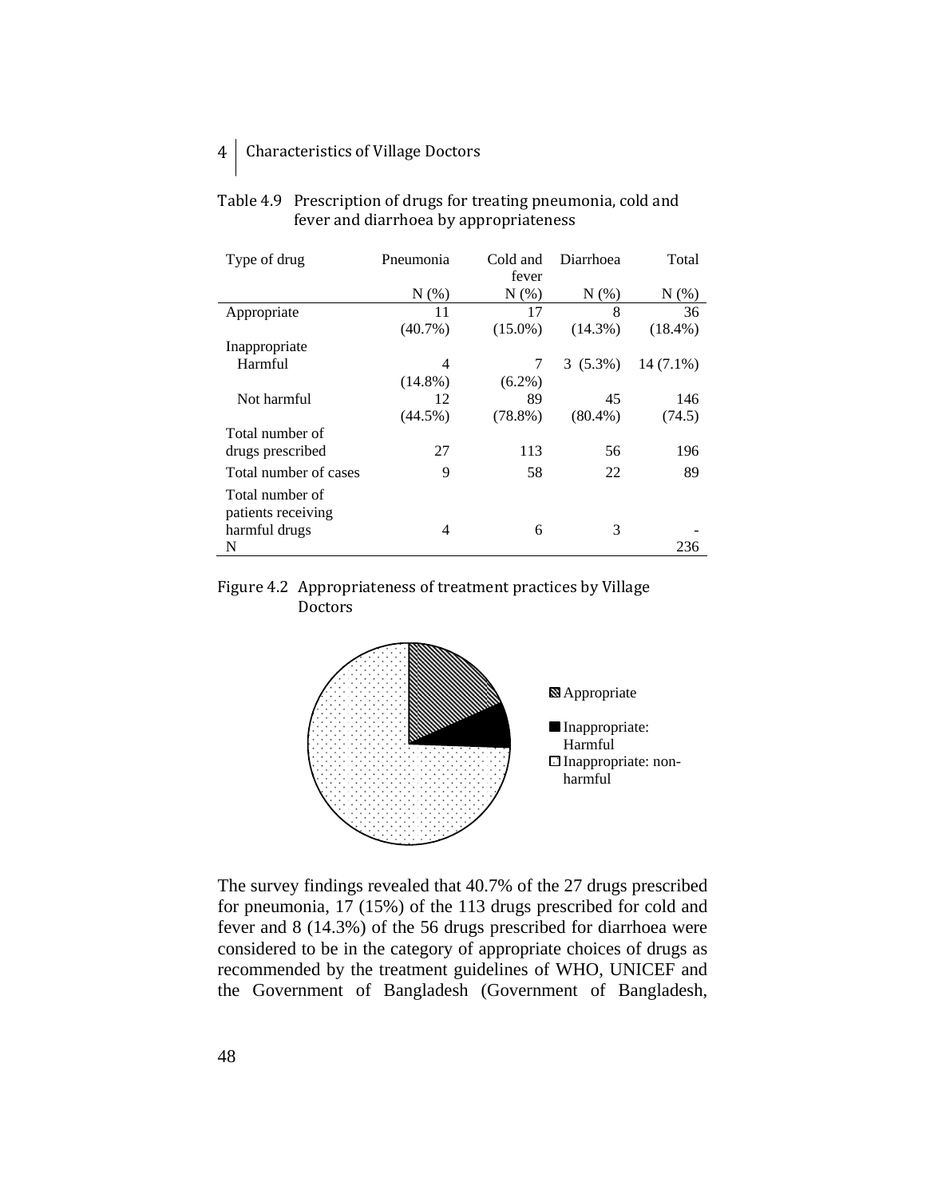Table 4.9 Prescription of drugs for treating pneumonia, cold and fever and diarrhoea by appropriateness

| Type of drug | Pneumonia | Cold and fever | Diarrhoea | Total |
|---|---|---|---|---|
| | N (%) | N (%) | N (%) | N (%) |
| Appropriate | 11 (40.7%) | 17 (15.0%) | 8 (14.3%) | 36 (18.4%) |
| Inappropriate | | | | |
| Harmful | 4 (14.8%) | 7 (6.2%) | 3 (5.3%) | 14 (7.1%) |
| Not harmful | 12 (44.5%) | 89 (78.8%) | 45 (80.4%) | 146 (74.5) |
| Total number of drugs prescribed | 27 | 113 | 56 | 196 |
| Total number of cases | 9 | 58 | 22 | 89 |
| Total number of patients receiving harmful drugs | 4 | 6 | 3 | - |
| N | | | | 236 |

Figure 4.2 Appropriateness of treatment practices by Village Doctors

The survey findings revealed that 40.7% of the 27 drugs prescribed for pneumonia, 17 (15%) of the 113 drugs prescribed for cold and fever and 8 (14.3%) of the 56 drugs prescribed for diarrhoea were considered to be in the category of appropriate choices of drugs as recommended by the treatment guidelines of WHO, UNICEF and the Government of Bangladesh (Government of Bangladesh,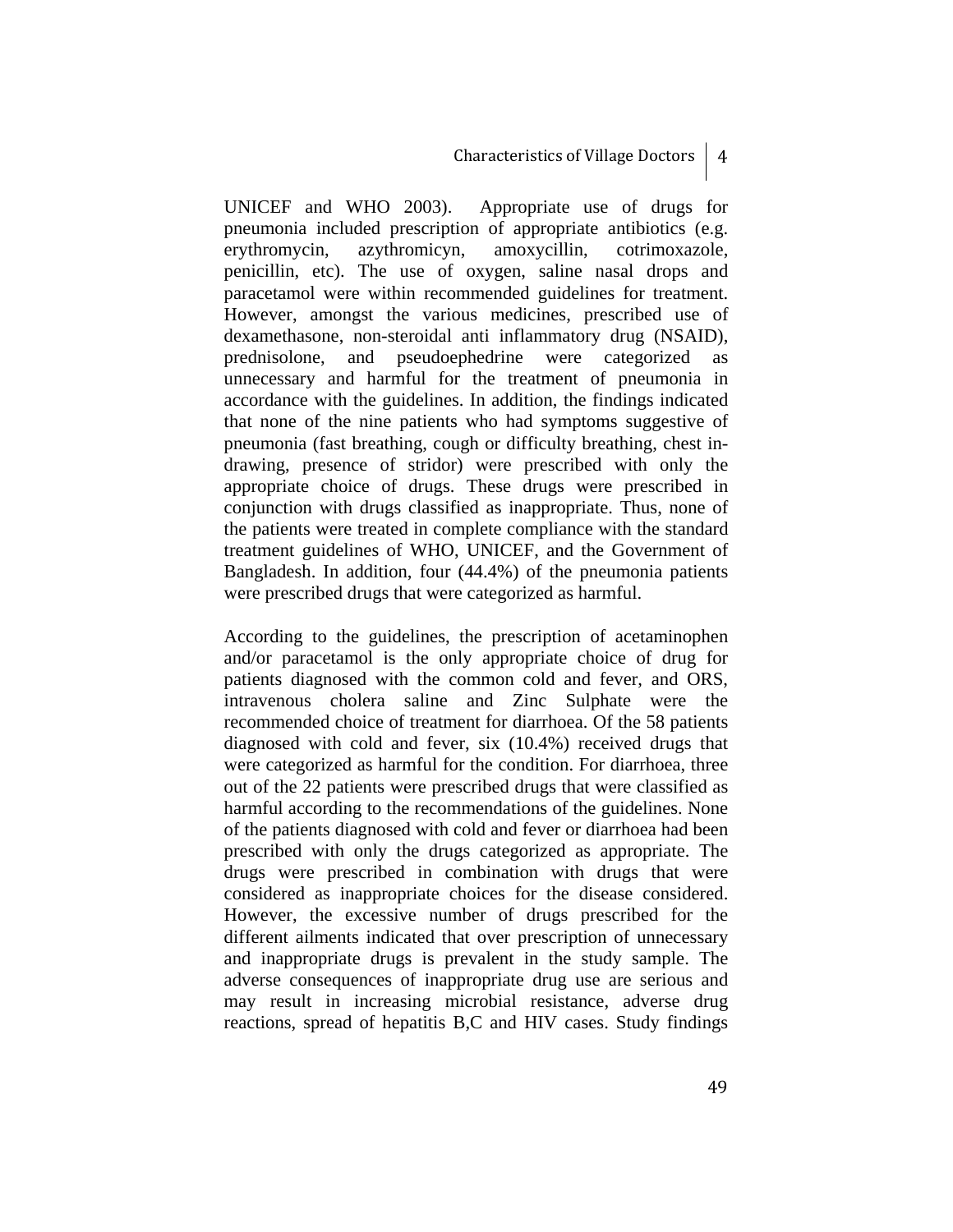UNICEF and WHO 2003). Appropriate use of drugs for pneumonia included prescription of appropriate antibiotics (e.g. erythromycin, azythromicyn, amoxycillin, cotrimoxazole, penicillin, etc). The use of oxygen, saline nasal drops and paracetamol were within recommended guidelines for treatment. However, amongst the various medicines, prescribed use of dexamethasone, non-steroidal anti inflammatory drug (NSAID), prednisolone, and pseudoephedrine were categorized as unnecessary and harmful for the treatment of pneumonia in accordance with the guidelines. In addition, the findings indicated that none of the nine patients who had symptoms suggestive of pneumonia (fast breathing, cough or difficulty breathing, chest in-drawing, presence of stridor) were prescribed with only the appropriate choice of drugs. These drugs were prescribed in conjunction with drugs classified as inappropriate. Thus, none of the patients were treated in complete compliance with the standard treatment guidelines of WHO, UNICEF, and the Government of Bangladesh. In addition, four (44.4%) of the pneumonia patients were prescribed drugs that were categorized as harmful.

According to the guidelines, the prescription of acetaminophen and/or paracetamol is the only appropriate choice of drug for patients diagnosed with the common cold and fever, and ORS, intravenous cholera saline and Zinc Sulphate were the recommended choice of treatment for diarrhoea. Of the 58 patients diagnosed with cold and fever, six (10.4%) received drugs that were categorized as harmful for the condition. For diarrhoea, three out of the 22 patients were prescribed drugs that were classified as harmful according to the recommendations of the guidelines. None of the patients diagnosed with cold and fever or diarrhoea had been prescribed with only the drugs categorized as appropriate. The drugs were prescribed in combination with drugs that were considered as inappropriate choices for the disease considered. However, the excessive number of drugs prescribed for the different ailments indicated that over prescription of unnecessary and inappropriate drugs is prevalent in the study sample. The adverse consequences of inappropriate drug use are serious and may result in increasing microbial resistance, adverse drug reactions, spread of hepatitis B,C and HIV cases. Study findings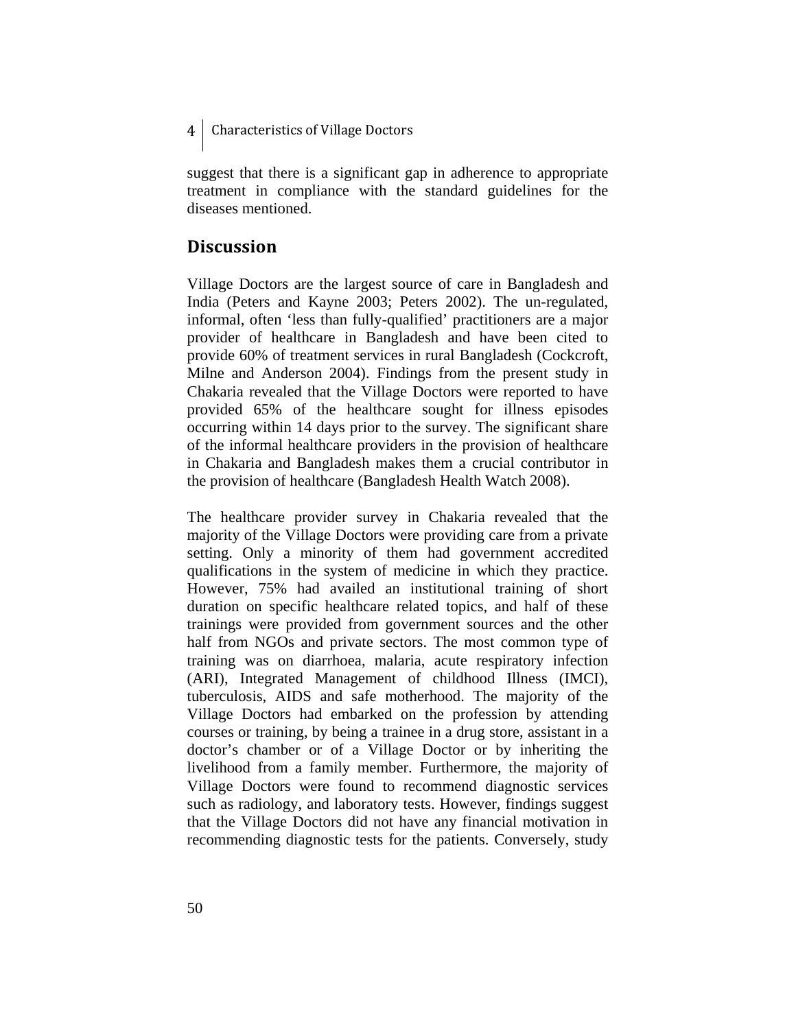suggest that there is a significant gap in adherence to appropriate treatment in compliance with the standard guidelines for the diseases mentioned.

## Discussion

Village Doctors are the largest source of care in Bangladesh and India (Peters and Kayne 2003; Peters 2002). The un-regulated, informal, often 'less than fully-qualified' practitioners are a major provider of healthcare in Bangladesh and have been cited to provide 60% of treatment services in rural Bangladesh (Cockcroft, Milne and Anderson 2004). Findings from the present study in Chakaria revealed that the Village Doctors were reported to have provided 65% of the healthcare sought for illness episodes occurring within 14 days prior to the survey. The significant share of the informal healthcare providers in the provision of healthcare in Chakaria and Bangladesh makes them a crucial contributor in the provision of healthcare (Bangladesh Health Watch 2008).

The healthcare provider survey in Chakaria revealed that the majority of the Village Doctors were providing care from a private setting. Only a minority of them had government accredited qualifications in the system of medicine in which they practice. However, 75% had availed an institutional training of short duration on specific healthcare related topics, and half of these trainings were provided from government sources and the other half from NGOs and private sectors. The most common type of training was on diarrhoea, malaria, acute respiratory infection (ARI), Integrated Management of childhood Illness (IMCI), tuberculosis, AIDS and safe motherhood. The majority of the Village Doctors had embarked on the profession by attending courses or training, by being a trainee in a drug store, assistant in a doctor's chamber or of a Village Doctor or by inheriting the livelihood from a family member. Furthermore, the majority of Village Doctors were found to recommend diagnostic services such as radiology, and laboratory tests. However, findings suggest that the Village Doctors did not have any financial motivation in recommending diagnostic tests for the patients. Conversely, study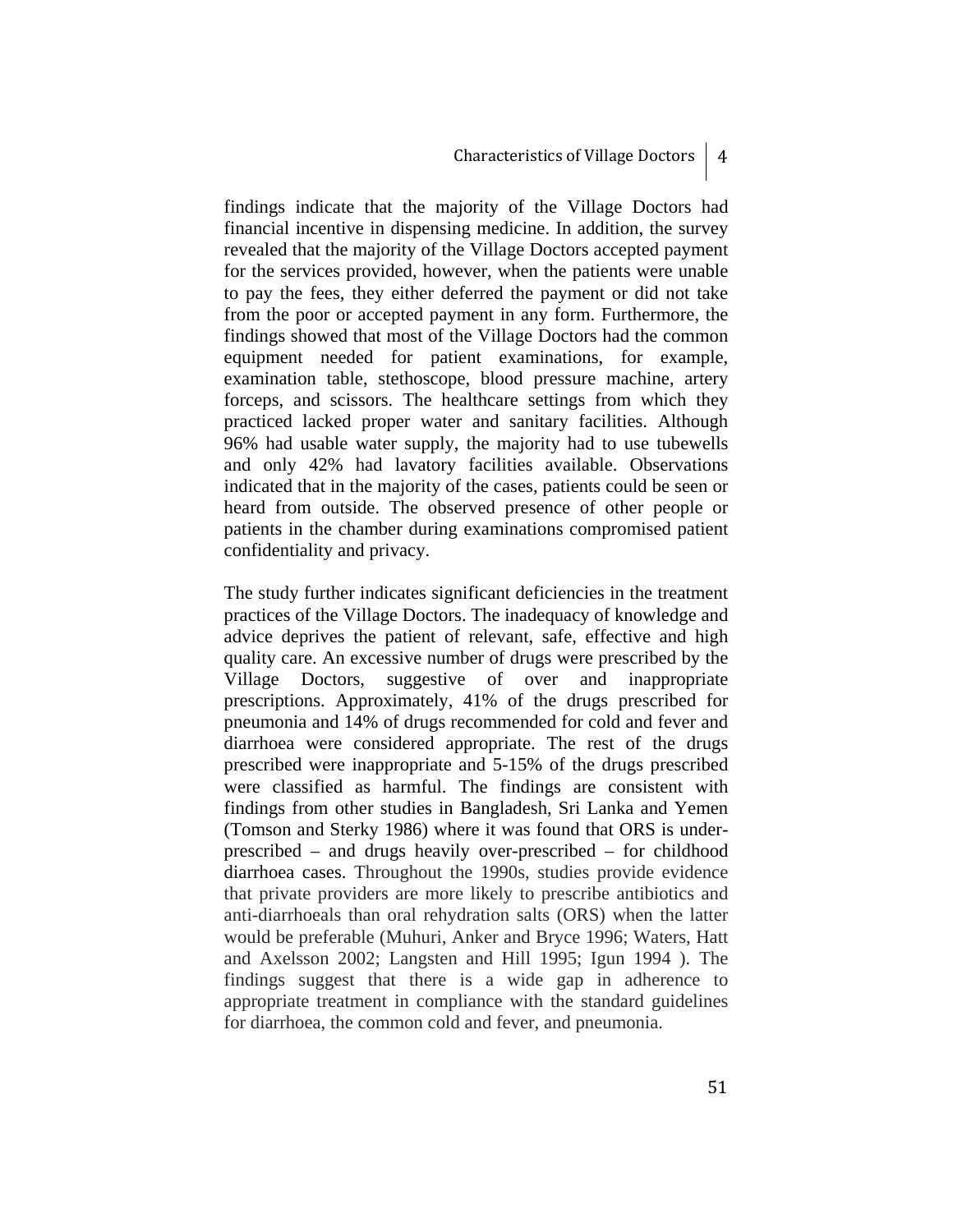findings indicate that the majority of the Village Doctors had financial incentive in dispensing medicine. In addition, the survey revealed that the majority of the Village Doctors accepted payment for the services provided, however, when the patients were unable to pay the fees, they either deferred the payment or did not take from the poor or accepted payment in any form. Furthermore, the findings showed that most of the Village Doctors had the common equipment needed for patient examinations, for example, examination table, stethoscope, blood pressure machine, artery forceps, and scissors. The healthcare settings from which they practiced lacked proper water and sanitary facilities. Although 96% had usable water supply, the majority had to use tubewells and only 42% had lavatory facilities available. Observations indicated that in the majority of the cases, patients could be seen or heard from outside. The observed presence of other people or patients in the chamber during examinations compromised patient confidentiality and privacy.

The study further indicates significant deficiencies in the treatment practices of the Village Doctors. The inadequacy of knowledge and advice deprives the patient of relevant, safe, effective and high quality care. An excessive number of drugs were prescribed by the Village Doctors, suggestive of over and inappropriate prescriptions. Approximately, 41% of the drugs prescribed for pneumonia and 14% of drugs recommended for cold and fever and diarrhoea were considered appropriate. The rest of the drugs prescribed were inappropriate and 5-15% of the drugs prescribed were classified as harmful. The findings are consistent with findings from other studies in Bangladesh, Sri Lanka and Yemen (Tomson and Sterky 1986) where it was found that ORS is under-prescribed – and drugs heavily over-prescribed – for childhood diarrhoea cases. Throughout the 1990s, studies provide evidence that private providers are more likely to prescribe antibiotics and anti-diarrhoeals than oral rehydration salts (ORS) when the latter would be preferable (Muhuri, Anker and Bryce 1996; Waters, Hatt and Axelsson 2002; Langsten and Hill 1995; Igun 1994 ). The findings suggest that there is a wide gap in adherence to appropriate treatment in compliance with the standard guidelines for diarrhoea, the common cold and fever, and pneumonia.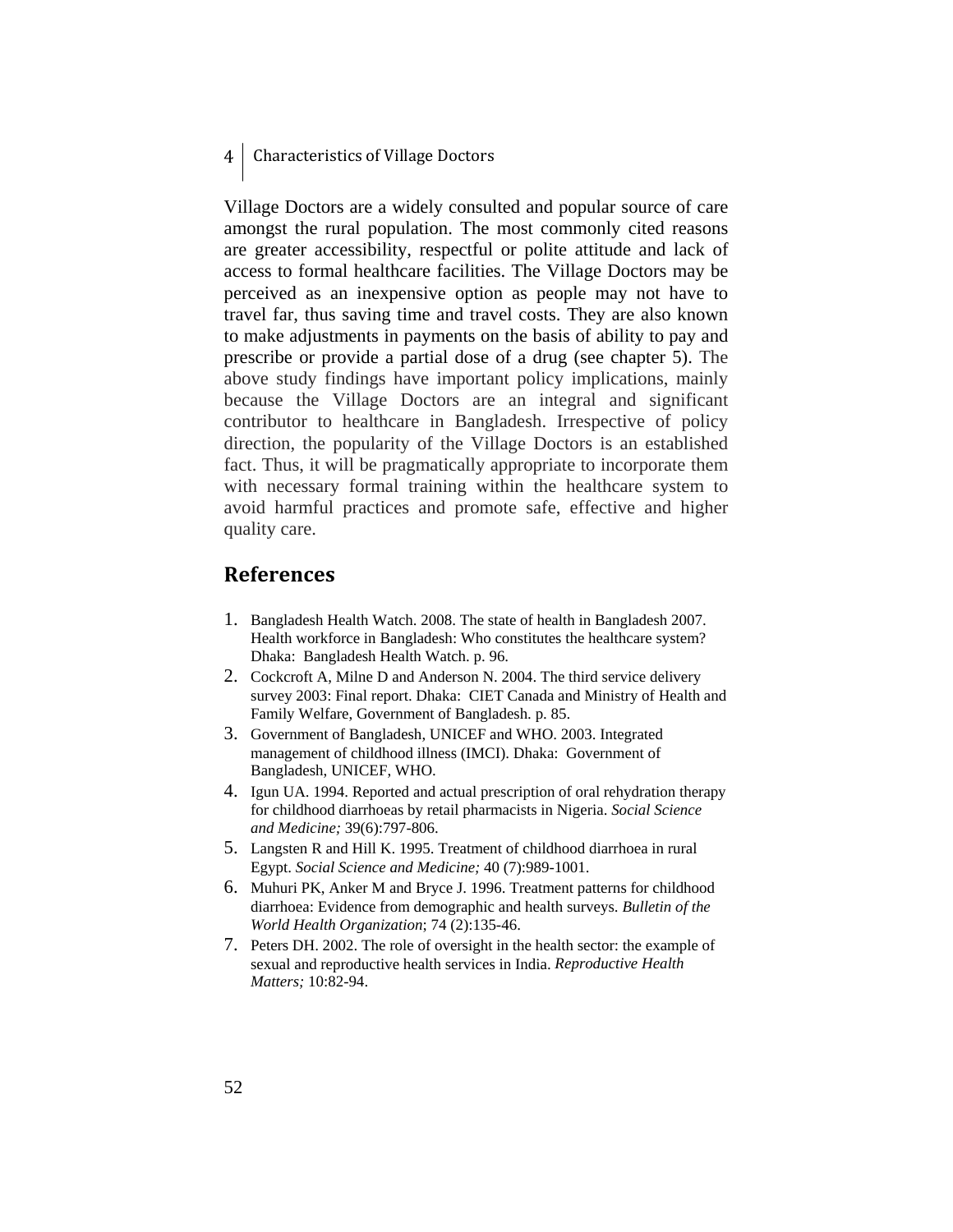Village Doctors are a widely consulted and popular source of care amongst the rural population. The most commonly cited reasons are greater accessibility, respectful or polite attitude and lack of access to formal healthcare facilities. The Village Doctors may be perceived as an inexpensive option as people may not have to travel far, thus saving time and travel costs. They are also known to make adjustments in payments on the basis of ability to pay and prescribe or provide a partial dose of a drug (see chapter 5). The above study findings have important policy implications, mainly because the Village Doctors are an integral and significant contributor to healthcare in Bangladesh. Irrespective of policy direction, the popularity of the Village Doctors is an established fact. Thus, it will be pragmatically appropriate to incorporate them with necessary formal training within the healthcare system to avoid harmful practices and promote safe, effective and higher quality care.

## References

1. Bangladesh Health Watch. 2008. The state of health in Bangladesh 2007. Health workforce in Bangladesh: Who constitutes the healthcare system? Dhaka: Bangladesh Health Watch. p. 96.
2. Cockcroft A, Milne D and Anderson N. 2004. The third service delivery survey 2003: Final report. Dhaka: CIET Canada and Ministry of Health and Family Welfare, Government of Bangladesh. p. 85.
3. Government of Bangladesh, UNICEF and WHO. 2003. Integrated management of childhood illness (IMCI). Dhaka: Government of Bangladesh, UNICEF, WHO.
4. Igun UA. 1994. Reported and actual prescription of oral rehydration therapy for childhood diarrhoeas by retail pharmacists in Nigeria. *Social Science and Medicine;* 39(6):797-806.
5. Langsten R and Hill K. 1995. Treatment of childhood diarrhoea in rural Egypt. *Social Science and Medicine;* 40 (7):989-1001.
6. Muhuri PK, Anker M and Bryce J. 1996. Treatment patterns for childhood diarrhoea: Evidence from demographic and health surveys. *Bulletin of the World Health Organization*; 74 (2):135-46.
7. Peters DH. 2002. The role of oversight in the health sector: the example of sexual and reproductive health services in India. *Reproductive Health Matters;* 10:82-94.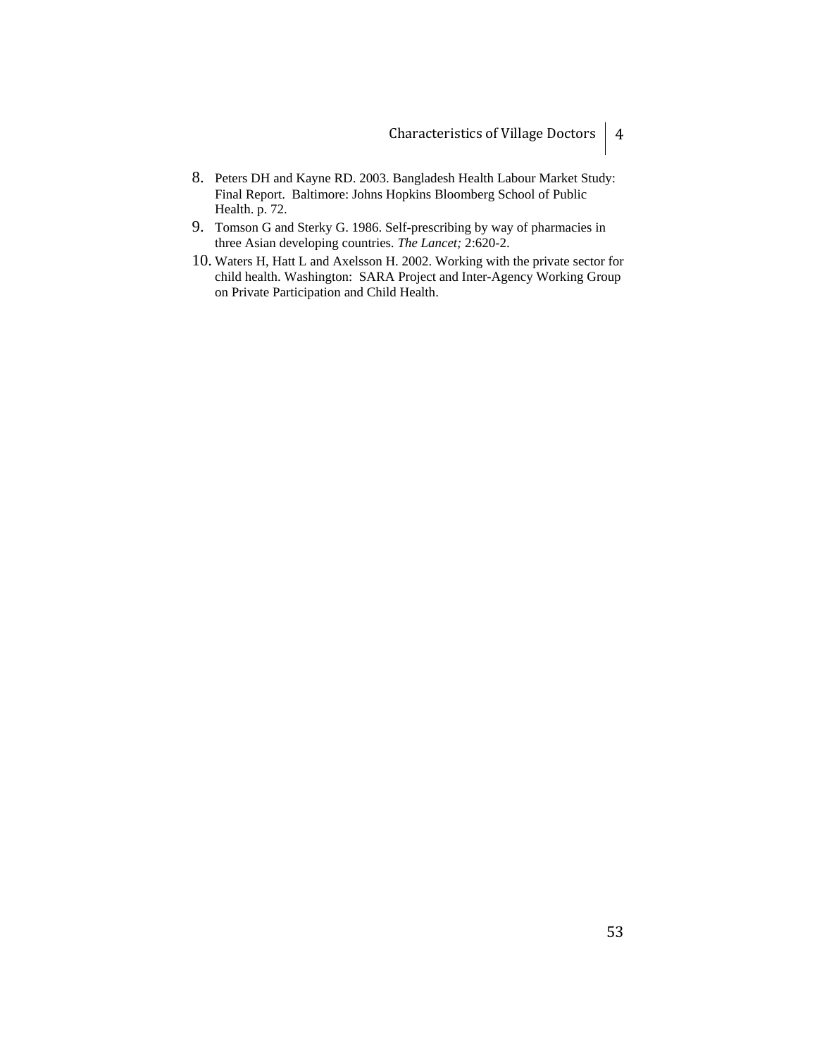8. Peters DH and Kayne RD. 2003. Bangladesh Health Labour Market Study: Final Report. Baltimore: Johns Hopkins Bloomberg School of Public Health. p. 72.
9. Tomson G and Sterky G. 1986. Self-prescribing by way of pharmacies in three Asian developing countries. *The Lancet;* 2:620-2.
10. Waters H, Hatt L and Axelsson H. 2002. Working with the private sector for child health. Washington: SARA Project and Inter-Agency Working Group on Private Participation and Child Health.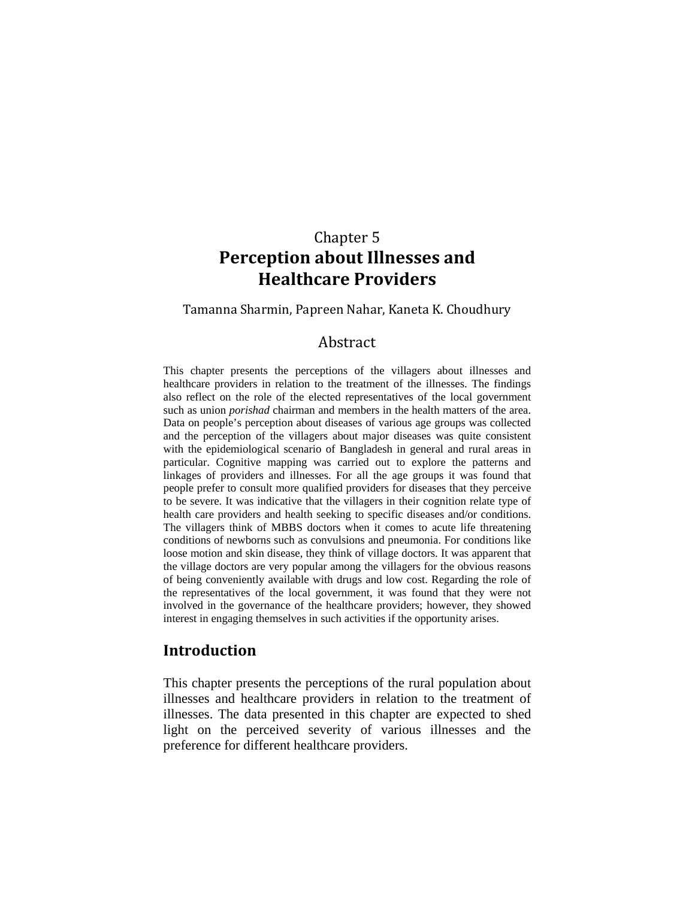Chapter 5

# Perception about Illnesses and Healthcare Providers

Tamanna Sharmin, Papreen Nahar, Kaneta K. Choudhury

## Abstract

This chapter presents the perceptions of the villagers about illnesses and healthcare providers in relation to the treatment of the illnesses. The findings also reflect on the role of the elected representatives of the local government such as union *porishad* chairman and members in the health matters of the area. Data on people's perception about diseases of various age groups was collected and the perception of the villagers about major diseases was quite consistent with the epidemiological scenario of Bangladesh in general and rural areas in particular. Cognitive mapping was carried out to explore the patterns and linkages of providers and illnesses. For all the age groups it was found that people prefer to consult more qualified providers for diseases that they perceive to be severe. It was indicative that the villagers in their cognition relate type of health care providers and health seeking to specific diseases and/or conditions. The villagers think of MBBS doctors when it comes to acute life threatening conditions of newborns such as convulsions and pneumonia. For conditions like loose motion and skin disease, they think of village doctors. It was apparent that the village doctors are very popular among the villagers for the obvious reasons of being conveniently available with drugs and low cost. Regarding the role of the representatives of the local government, it was found that they were not involved in the governance of the healthcare providers; however, they showed interest in engaging themselves in such activities if the opportunity arises.

## Introduction

This chapter presents the perceptions of the rural population about illnesses and healthcare providers in relation to the treatment of illnesses. The data presented in this chapter are expected to shed light on the perceived severity of various illnesses and the preference for different healthcare providers.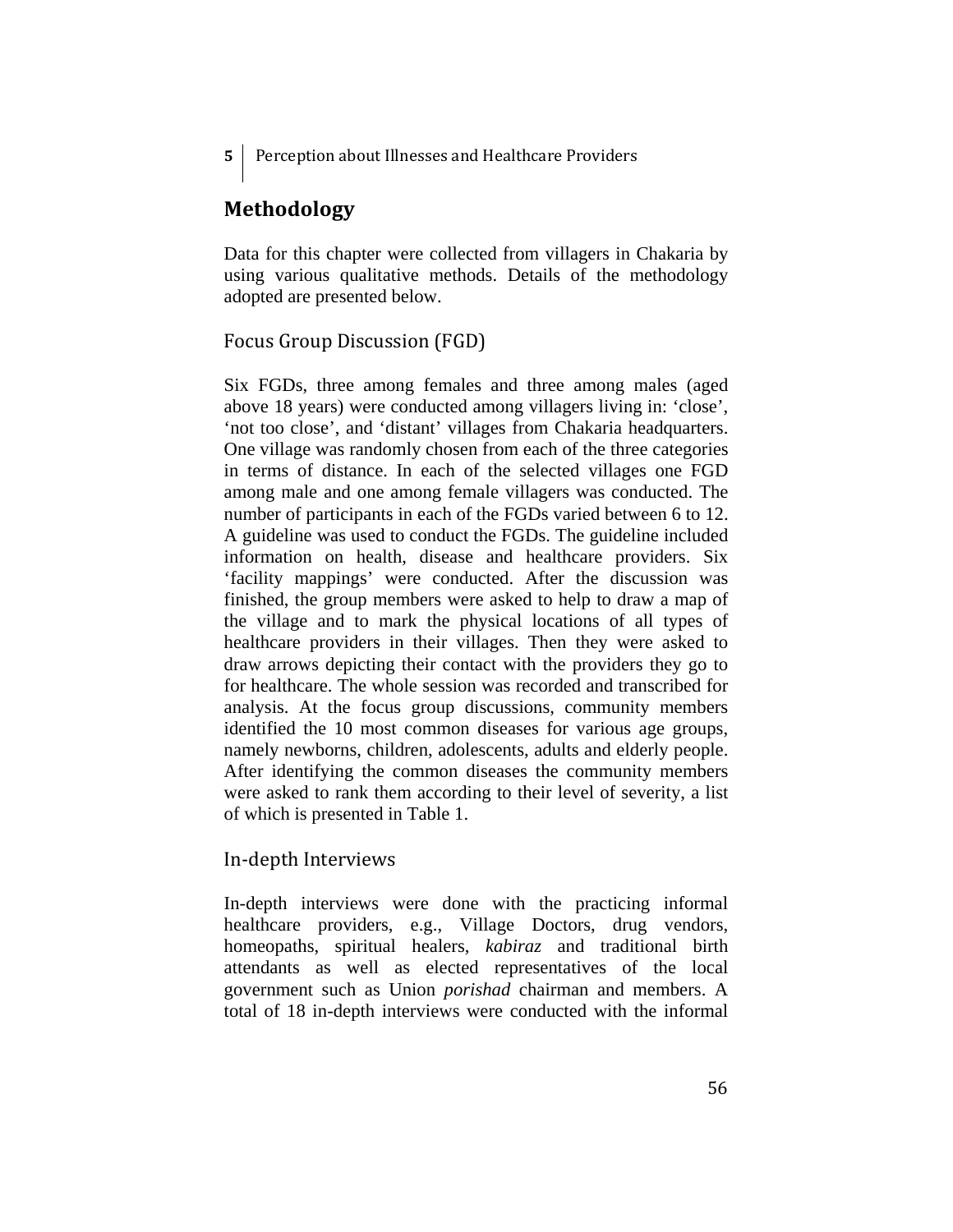## Methodology

Data for this chapter were collected from villagers in Chakaria by using various qualitative methods. Details of the methodology adopted are presented below.

### Focus Group Discussion (FGD)

Six FGDs, three among females and three among males (aged above 18 years) were conducted among villagers living in: 'close', 'not too close', and 'distant' villages from Chakaria headquarters. One village was randomly chosen from each of the three categories in terms of distance. In each of the selected villages one FGD among male and one among female villagers was conducted. The number of participants in each of the FGDs varied between 6 to 12. A guideline was used to conduct the FGDs. The guideline included information on health, disease and healthcare providers. Six 'facility mappings' were conducted. After the discussion was finished, the group members were asked to help to draw a map of the village and to mark the physical locations of all types of healthcare providers in their villages. Then they were asked to draw arrows depicting their contact with the providers they go to for healthcare. The whole session was recorded and transcribed for analysis. At the focus group discussions, community members identified the 10 most common diseases for various age groups, namely newborns, children, adolescents, adults and elderly people. After identifying the common diseases the community members were asked to rank them according to their level of severity, a list of which is presented in Table 1.

### In-depth Interviews

In-depth interviews were done with the practicing informal healthcare providers, e.g., Village Doctors, drug vendors, homeopaths, spiritual healers, *kabiraz* and traditional birth attendants as well as elected representatives of the local government such as Union *porishad* chairman and members. A total of 18 in-depth interviews were conducted with the informal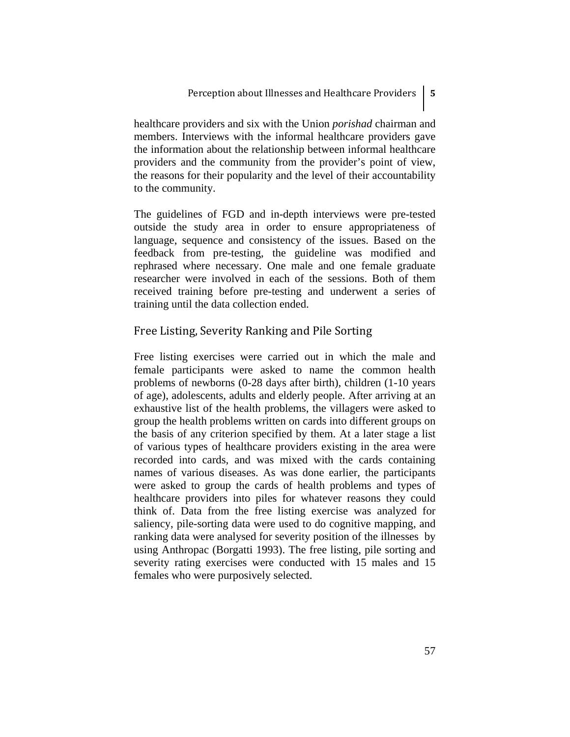healthcare providers and six with the Union *porishad* chairman and members. Interviews with the informal healthcare providers gave the information about the relationship between informal healthcare providers and the community from the provider's point of view, the reasons for their popularity and the level of their accountability to the community.

The guidelines of FGD and in-depth interviews were pre-tested outside the study area in order to ensure appropriateness of language, sequence and consistency of the issues. Based on the feedback from pre-testing, the guideline was modified and rephrased where necessary. One male and one female graduate researcher were involved in each of the sessions. Both of them received training before pre-testing and underwent a series of training until the data collection ended.

## Free Listing, Severity Ranking and Pile Sorting

Free listing exercises were carried out in which the male and female participants were asked to name the common health problems of newborns (0-28 days after birth), children (1-10 years of age), adolescents, adults and elderly people. After arriving at an exhaustive list of the health problems, the villagers were asked to group the health problems written on cards into different groups on the basis of any criterion specified by them. At a later stage a list of various types of healthcare providers existing in the area were recorded into cards, and was mixed with the cards containing names of various diseases. As was done earlier, the participants were asked to group the cards of health problems and types of healthcare providers into piles for whatever reasons they could think of. Data from the free listing exercise was analyzed for saliency, pile-sorting data were used to do cognitive mapping, and ranking data were analysed for severity position of the illnesses by using Anthropac (Borgatti 1993). The free listing, pile sorting and severity rating exercises were conducted with 15 males and 15 females who were purposively selected.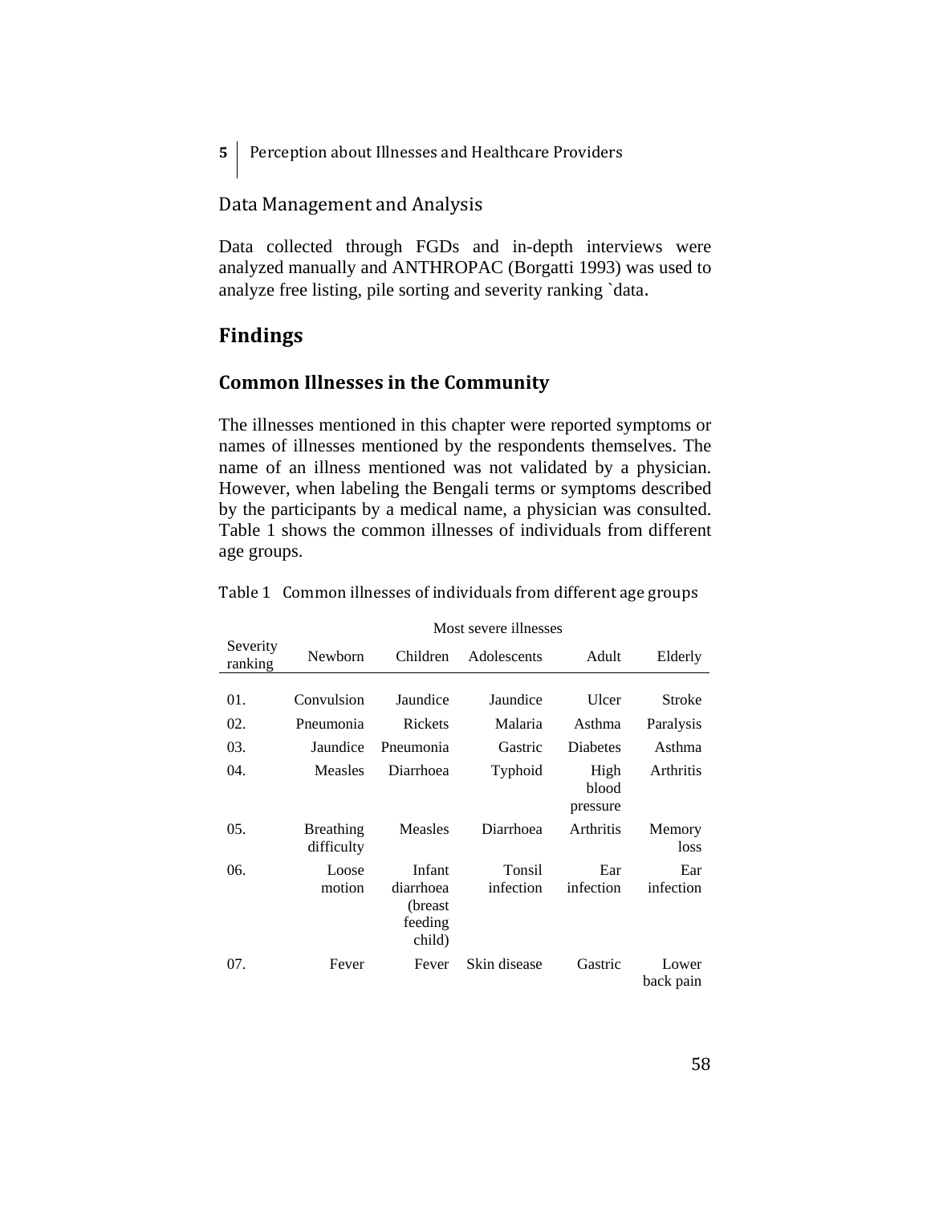Data Management and Analysis

Data collected through FGDs and in-depth interviews were analyzed manually and ANTHROPAC (Borgatti 1993) was used to analyze free listing, pile sorting and severity ranking `data.

## Findings

### Common Illnesses in the Community

The illnesses mentioned in this chapter were reported symptoms or names of illnesses mentioned by the respondents themselves. The name of an illness mentioned was not validated by a physician. However, when labeling the Bengali terms or symptoms described by the participants by a medical name, a physician was consulted. Table 1 shows the common illnesses of individuals from different age groups.

Table 1 Common illnesses of individuals from different age groups

| | Most severe illnesses | | | | |
|---|---|---|---|---|---|
| Severity ranking | Newborn | Children | Adolescents | Adult | Elderly |
| 01. | Convulsion | Jaundice | Jaundice | Ulcer | Stroke |
| 02. | Pneumonia | Rickets | Malaria | Asthma | Paralysis |
| 03. | Jaundice | Pneumonia | Gastric | Diabetes | Asthma |
| 04. | Measles | Diarrhoea | Typhoid | High blood pressure | Arthritis |
| 05. | Breathing difficulty | Measles | Diarrhoea | Arthritis | Memory loss |
| 06. | Loose motion | Infant diarrhoea (breast feeding child) | Tonsil infection | Ear infection | Ear infection |
| 07. | Fever | Fever | Skin disease | Gastric | Lower back pain |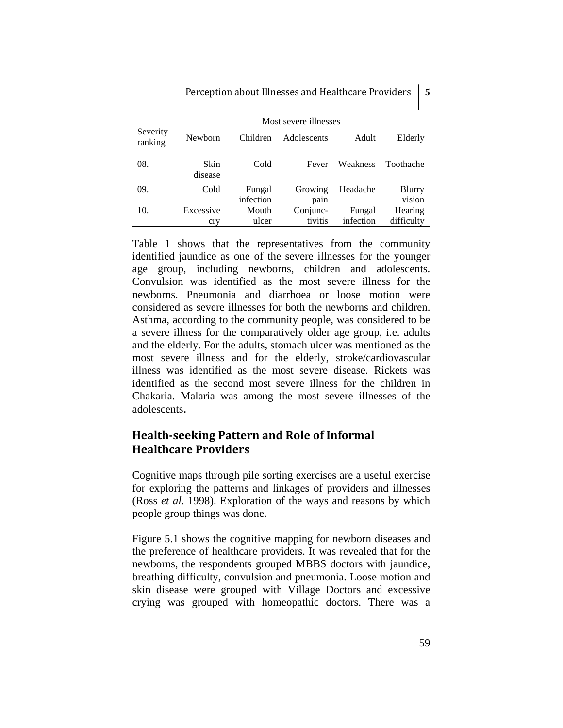| Severity ranking | Most severe illnesses | | | | |
|---|---|---|---|---|---|
| | Newborn | Children | Adolescents | Adult | Elderly |
| 08. | Skin disease | Cold | Fever | Weakness | Toothache |
| 09. | Cold | Fungal infection | Growing pain | Headache | Blurry vision |
| 10. | Excessive cry | Mouth ulcer | Conjunc-tivitis | Fungal infection | Hearing difficulty |

Table 1 shows that the representatives from the community identified jaundice as one of the severe illnesses for the younger age group, including newborns, children and adolescents. Convulsion was identified as the most severe illness for the newborns. Pneumonia and diarrhoea or loose motion were considered as severe illnesses for both the newborns and children. Asthma, according to the community people, was considered to be a severe illness for the comparatively older age group, i.e. adults and the elderly. For the adults, stomach ulcer was mentioned as the most severe illness and for the elderly, stroke/cardiovascular illness was identified as the most severe disease. Rickets was identified as the second most severe illness for the children in Chakaria. Malaria was among the most severe illnesses of the adolescents.

## Health-seeking Pattern and Role of Informal Healthcare Providers

Cognitive maps through pile sorting exercises are a useful exercise for exploring the patterns and linkages of providers and illnesses (Ross *et al.* 1998). Exploration of the ways and reasons by which people group things was done.

Figure 5.1 shows the cognitive mapping for newborn diseases and the preference of healthcare providers. It was revealed that for the newborns, the respondents grouped MBBS doctors with jaundice, breathing difficulty, convulsion and pneumonia. Loose motion and skin disease were grouped with Village Doctors and excessive crying was grouped with homeopathic doctors. There was a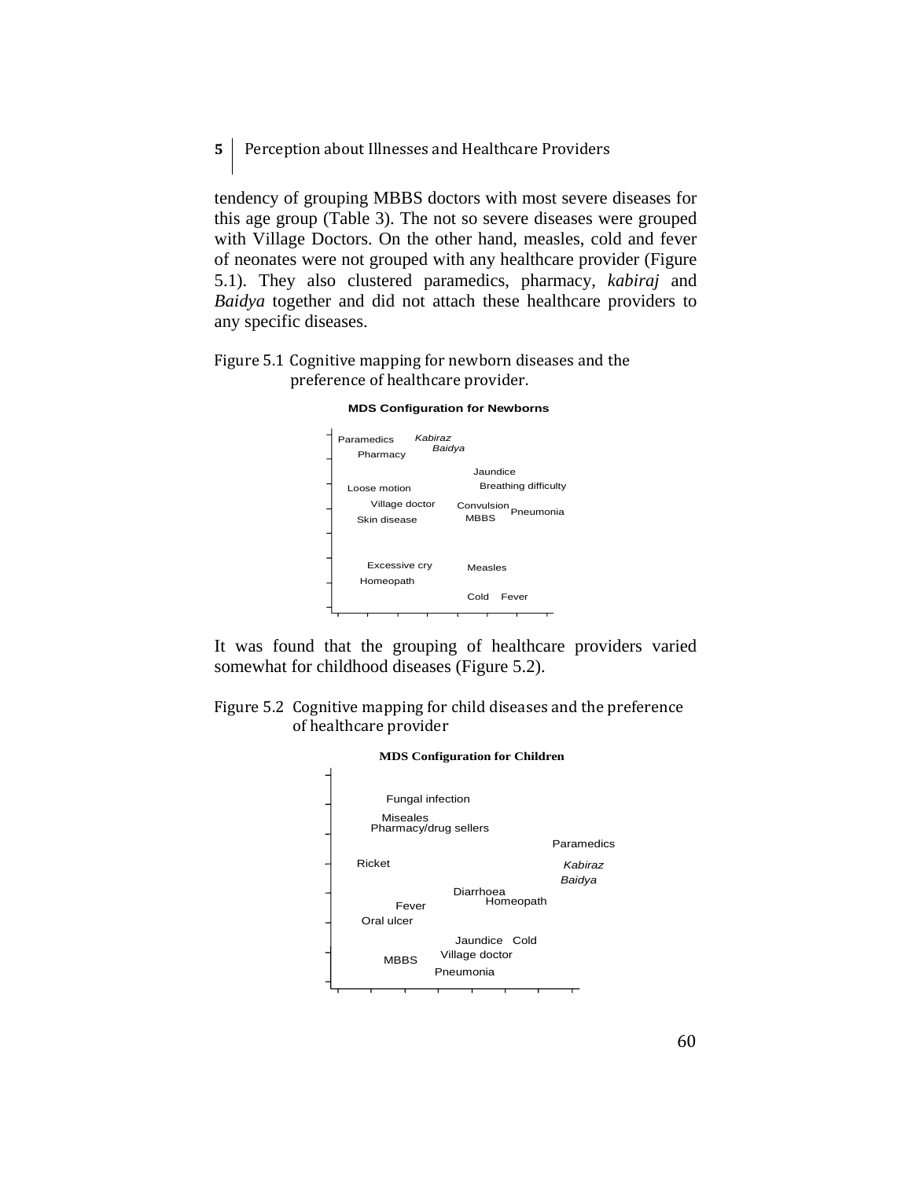tendency of grouping MBBS doctors with most severe diseases for this age group (Table 3). The not so severe diseases were grouped with Village Doctors. On the other hand, measles, cold and fever of neonates were not grouped with any healthcare provider (Figure 5.1). They also clustered paramedics, pharmacy, *kabiraj* and *Baidya* together and did not attach these healthcare providers to any specific diseases.

Figure 5.1 Cognitive mapping for newborn diseases and the preference of healthcare provider.

**MDS Configuration for Newborns**

Paramedics *Kabiraz* *Baidya* Pharmacy Jaundice Breathing difficulty Loose motion Village doctor Convulsion Pneumonia MBBS Skin disease Excessive cry Measles Homeopath Cold Fever

It was found that the grouping of healthcare providers varied somewhat for childhood diseases (Figure 5.2).

Figure 5.2 Cognitive mapping for child diseases and the preference of healthcare provider

**MDS Configuration for Children**

Fungal infection Miseales Pharmacy/drug sellers Paramedics Ricket *Kabiraz* *Baidya* Diarrhoea Homeopath Fever Oral ulcer Jaundice Cold Village doctor MBBS Pneumonia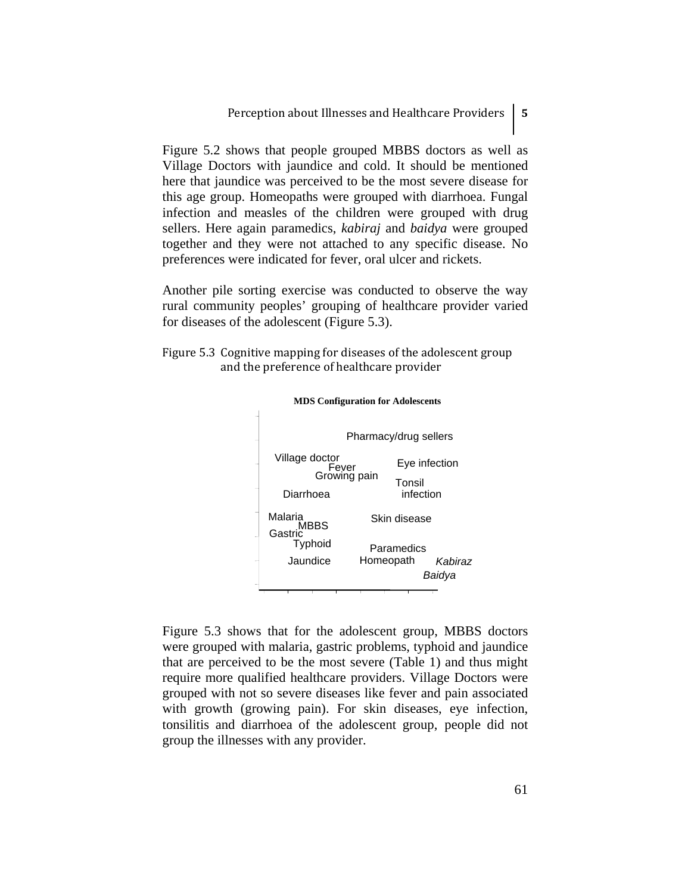Figure 5.2 shows that people grouped MBBS doctors as well as Village Doctors with jaundice and cold. It should be mentioned here that jaundice was perceived to be the most severe disease for this age group. Homeopaths were grouped with diarrhoea. Fungal infection and measles of the children were grouped with drug sellers. Here again paramedics, *kabiraj* and *baidya* were grouped together and they were not attached to any specific disease. No preferences were indicated for fever, oral ulcer and rickets.

Another pile sorting exercise was conducted to observe the way rural community peoples' grouping of healthcare provider varied for diseases of the adolescent (Figure 5.3).

Figure 5.3 Cognitive mapping for diseases of the adolescent group and the preference of healthcare provider

**MDS Configuration for Adolescents**

Pharmacy/drug sellers

Village doctor, Fever, Growing pain, Eye infection, Tonsil infection, Diarrhoea

Malaria, MBBS, Gastric, Typhoid, Jaundice, Skin disease, Paramedics, Homeopath, *Kabiraz*, *Baidya*

Figure 5.3 shows that for the adolescent group, MBBS doctors were grouped with malaria, gastric problems, typhoid and jaundice that are perceived to be the most severe (Table 1) and thus might require more qualified healthcare providers. Village Doctors were grouped with not so severe diseases like fever and pain associated with growth (growing pain). For skin diseases, eye infection, tonsilitis and diarrhoea of the adolescent group, people did not group the illnesses with any provider.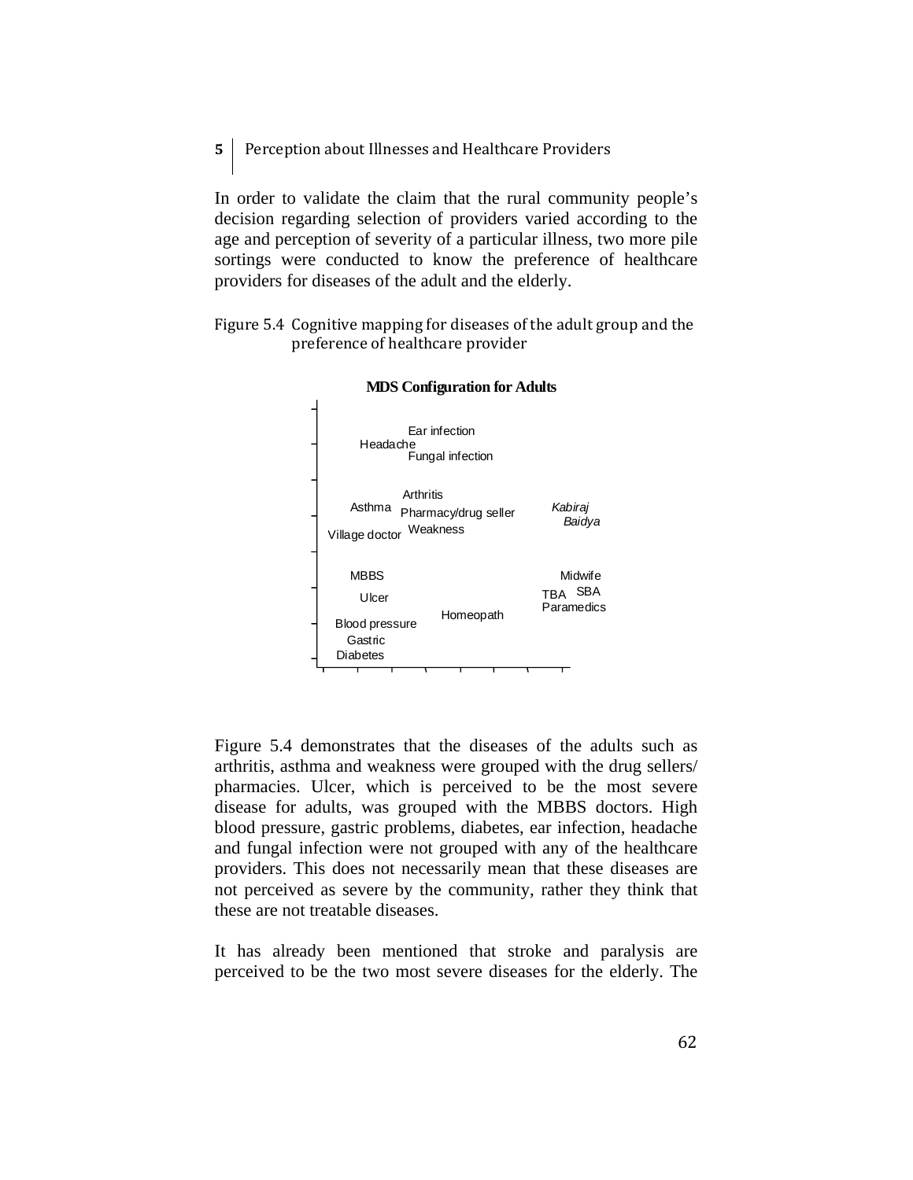In order to validate the claim that the rural community people's decision regarding selection of providers varied according to the age and perception of severity of a particular illness, two more pile sortings were conducted to know the preference of healthcare providers for diseases of the adult and the elderly.

Figure 5.4 Cognitive mapping for diseases of the adult group and the preference of healthcare provider

**MDS Configuration for Adults**

Ear infection
Headache
Fungal infection
Arthritis
Asthma
Pharmacy/drug seller
Kabiraj
Baidya
Village doctor
Weakness
MBBS
Midwife
TBA
SBA
Ulcer
Paramedics
Homeopath
Blood pressure
Gastric
Diabetes

Figure 5.4 demonstrates that the diseases of the adults such as arthritis, asthma and weakness were grouped with the drug sellers/ pharmacies. Ulcer, which is perceived to be the most severe disease for adults, was grouped with the MBBS doctors. High blood pressure, gastric problems, diabetes, ear infection, headache and fungal infection were not grouped with any of the healthcare providers. This does not necessarily mean that these diseases are not perceived as severe by the community, rather they think that these are not treatable diseases.

It has already been mentioned that stroke and paralysis are perceived to be the two most severe diseases for the elderly. The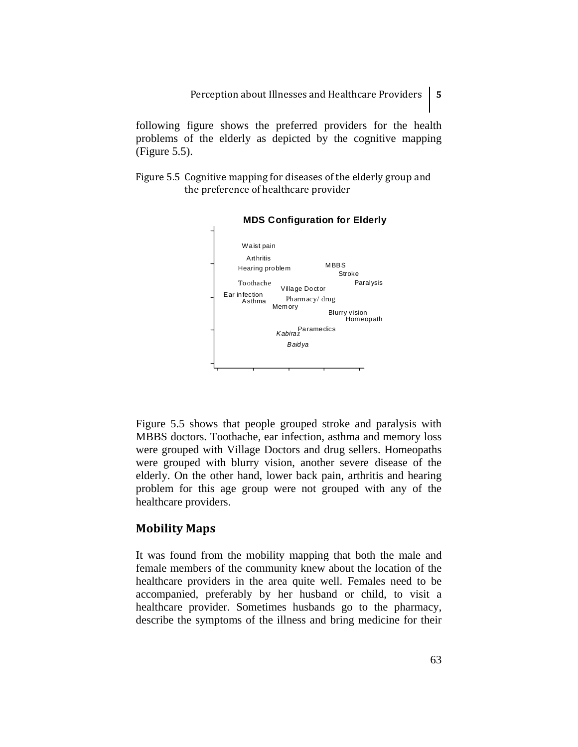following figure shows the preferred providers for the health problems of the elderly as depicted by the cognitive mapping (Figure 5.5).

Figure 5.5 Cognitive mapping for diseases of the elderly group and the preference of healthcare provider

**MDS Configuration for Elderly**

Waist pain
Arthritis
Hearing problem
MBBS
Stroke
Toothache
Paralysis
Village Doctor
Ear infection
Asthma
Pharmacy/ drug
Memory
Blurry vision
Homeopath
Paramedics
*Kabiraz*
*Baidya*

Figure 5.5 shows that people grouped stroke and paralysis with MBBS doctors. Toothache, ear infection, asthma and memory loss were grouped with Village Doctors and drug sellers. Homeopaths were grouped with blurry vision, another severe disease of the elderly. On the other hand, lower back pain, arthritis and hearing problem for this age group were not grouped with any of the healthcare providers.

## Mobility Maps

It was found from the mobility mapping that both the male and female members of the community knew about the location of the healthcare providers in the area quite well. Females need to be accompanied, preferably by her husband or child, to visit a healthcare provider. Sometimes husbands go to the pharmacy, describe the symptoms of the illness and bring medicine for their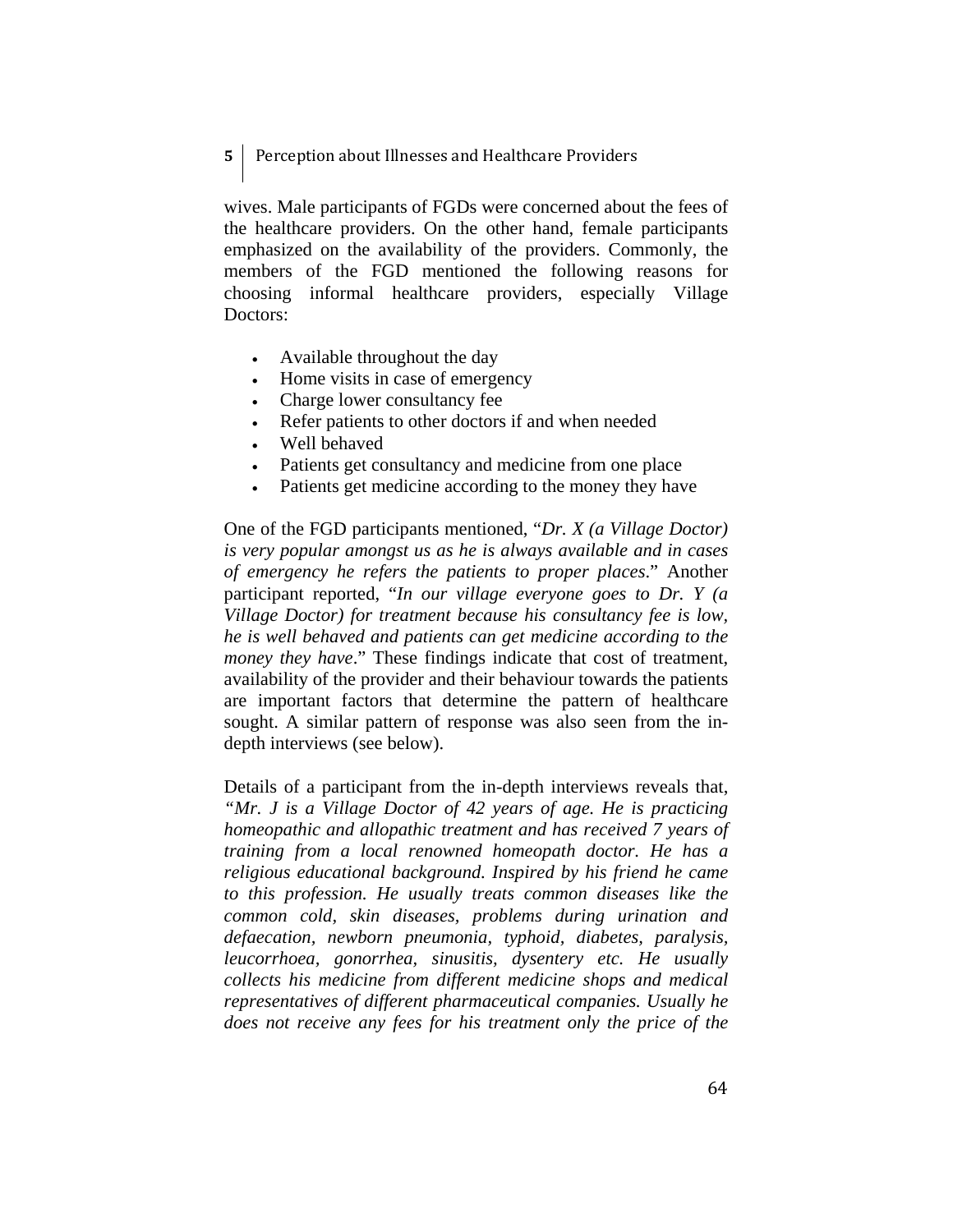wives. Male participants of FGDs were concerned about the fees of the healthcare providers. On the other hand, female participants emphasized on the availability of the providers. Commonly, the members of the FGD mentioned the following reasons for choosing informal healthcare providers, especially Village Doctors:

- Available throughout the day
- Home visits in case of emergency
- Charge lower consultancy fee
- Refer patients to other doctors if and when needed
- Well behaved
- Patients get consultancy and medicine from one place
- Patients get medicine according to the money they have

One of the FGD participants mentioned, "*Dr. X (a Village Doctor) is very popular amongst us as he is always available and in cases of emergency he refers the patients to proper places*." Another participant reported, "*In our village everyone goes to Dr. Y (a Village Doctor) for treatment because his consultancy fee is low, he is well behaved and patients can get medicine according to the money they have*." These findings indicate that cost of treatment, availability of the provider and their behaviour towards the patients are important factors that determine the pattern of healthcare sought. A similar pattern of response was also seen from the in-depth interviews (see below).

Details of a participant from the in-depth interviews reveals that, *"Mr. J is a Village Doctor of 42 years of age. He is practicing homeopathic and allopathic treatment and has received 7 years of training from a local renowned homeopath doctor. He has a religious educational background. Inspired by his friend he came to this profession. He usually treats common diseases like the common cold, skin diseases, problems during urination and defaecation, newborn pneumonia, typhoid, diabetes, paralysis, leucorrhoea, gonorrhea, sinusitis, dysentery etc. He usually collects his medicine from different medicine shops and medical representatives of different pharmaceutical companies. Usually he does not receive any fees for his treatment only the price of the*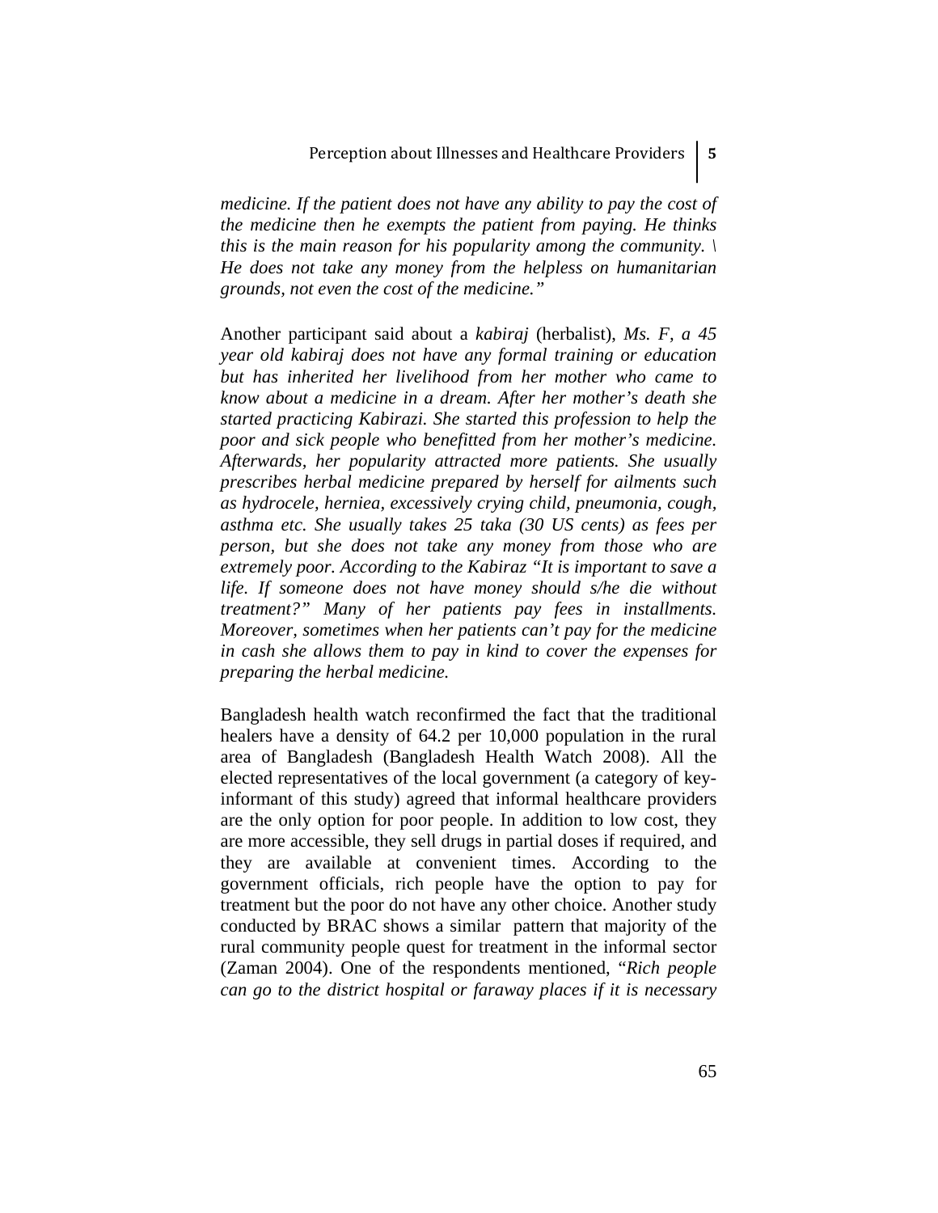*medicine. If the patient does not have any ability to pay the cost of the medicine then he exempts the patient from paying. He thinks this is the main reason for his popularity among the community. \ He does not take any money from the helpless on humanitarian grounds, not even the cost of the medicine."*

Another participant said about a *kabiraj* (herbalist), *Ms. F, a 45 year old kabiraj does not have any formal training or education but has inherited her livelihood from her mother who came to know about a medicine in a dream. After her mother's death she started practicing Kabirazi. She started this profession to help the poor and sick people who benefitted from her mother's medicine. Afterwards, her popularity attracted more patients. She usually prescribes herbal medicine prepared by herself for ailments such as hydrocele, herniea, excessively crying child, pneumonia, cough, asthma etc. She usually takes 25 taka (30 US cents) as fees per person, but she does not take any money from those who are extremely poor. According to the Kabiraz "It is important to save a life. If someone does not have money should s/he die without treatment?" Many of her patients pay fees in installments. Moreover, sometimes when her patients can't pay for the medicine in cash she allows them to pay in kind to cover the expenses for preparing the herbal medicine.*

Bangladesh health watch reconfirmed the fact that the traditional healers have a density of 64.2 per 10,000 population in the rural area of Bangladesh (Bangladesh Health Watch 2008). All the elected representatives of the local government (a category of key-informant of this study) agreed that informal healthcare providers are the only option for poor people. In addition to low cost, they are more accessible, they sell drugs in partial doses if required, and they are available at convenient times. According to the government officials, rich people have the option to pay for treatment but the poor do not have any other choice. Another study conducted by BRAC shows a similar pattern that majority of the rural community people quest for treatment in the informal sector (Zaman 2004). One of the respondents mentioned, "*Rich people can go to the district hospital or faraway places if it is necessary*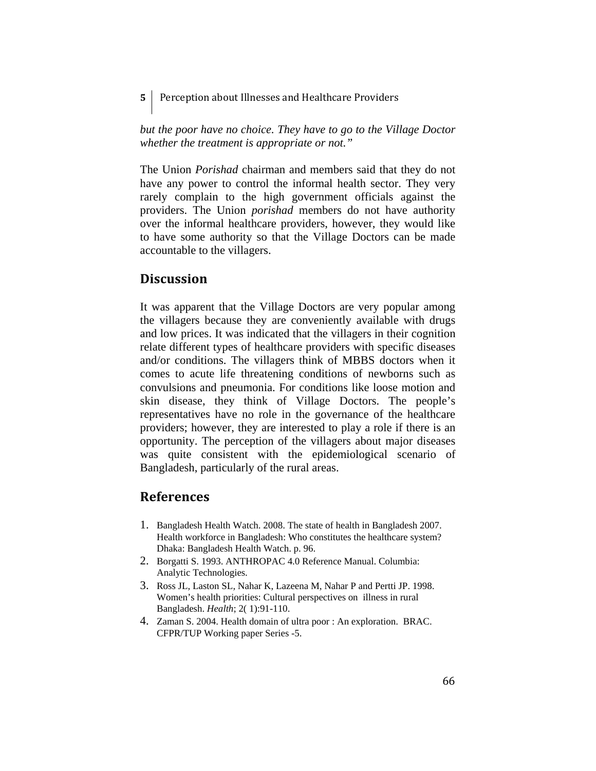*but the poor have no choice. They have to go to the Village Doctor whether the treatment is appropriate or not."*

The Union *Porishad* chairman and members said that they do not have any power to control the informal health sector. They very rarely complain to the high government officials against the providers. The Union *porishad* members do not have authority over the informal healthcare providers, however, they would like to have some authority so that the Village Doctors can be made accountable to the villagers.

## Discussion

It was apparent that the Village Doctors are very popular among the villagers because they are conveniently available with drugs and low prices. It was indicated that the villagers in their cognition relate different types of healthcare providers with specific diseases and/or conditions. The villagers think of MBBS doctors when it comes to acute life threatening conditions of newborns such as convulsions and pneumonia. For conditions like loose motion and skin disease, they think of Village Doctors. The people's representatives have no role in the governance of the healthcare providers; however, they are interested to play a role if there is an opportunity. The perception of the villagers about major diseases was quite consistent with the epidemiological scenario of Bangladesh, particularly of the rural areas.

## References

1. Bangladesh Health Watch. 2008. The state of health in Bangladesh 2007. Health workforce in Bangladesh: Who constitutes the healthcare system? Dhaka: Bangladesh Health Watch. p. 96.
2. Borgatti S. 1993. ANTHROPAC 4.0 Reference Manual. Columbia: Analytic Technologies.
3. Ross JL, Laston SL, Nahar K, Lazeena M, Nahar P and Pertti JP. 1998. Women's health priorities: Cultural perspectives on illness in rural Bangladesh. *Health*; 2( 1):91-110.
4. Zaman S. 2004. Health domain of ultra poor : An exploration. BRAC. CFPR/TUP Working paper Series -5.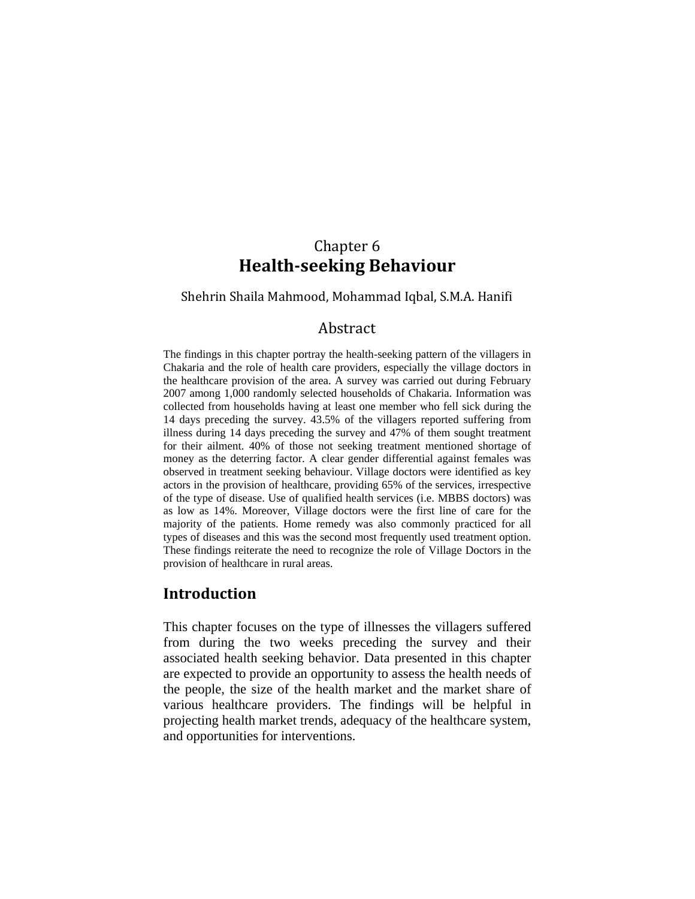Chapter 6

# Health-seeking Behaviour

Shehrin Shaila Mahmood, Mohammad Iqbal, S.M.A. Hanifi

## Abstract

The findings in this chapter portray the health-seeking pattern of the villagers in Chakaria and the role of health care providers, especially the village doctors in the healthcare provision of the area. A survey was carried out during February 2007 among 1,000 randomly selected households of Chakaria. Information was collected from households having at least one member who fell sick during the 14 days preceding the survey. 43.5% of the villagers reported suffering from illness during 14 days preceding the survey and 47% of them sought treatment for their ailment. 40% of those not seeking treatment mentioned shortage of money as the deterring factor. A clear gender differential against females was observed in treatment seeking behaviour. Village doctors were identified as key actors in the provision of healthcare, providing 65% of the services, irrespective of the type of disease. Use of qualified health services (i.e. MBBS doctors) was as low as 14%. Moreover, Village doctors were the first line of care for the majority of the patients. Home remedy was also commonly practiced for all types of diseases and this was the second most frequently used treatment option. These findings reiterate the need to recognize the role of Village Doctors in the provision of healthcare in rural areas.

## Introduction

This chapter focuses on the type of illnesses the villagers suffered from during the two weeks preceding the survey and their associated health seeking behavior. Data presented in this chapter are expected to provide an opportunity to assess the health needs of the people, the size of the health market and the market share of various healthcare providers. The findings will be helpful in projecting health market trends, adequacy of the healthcare system, and opportunities for interventions.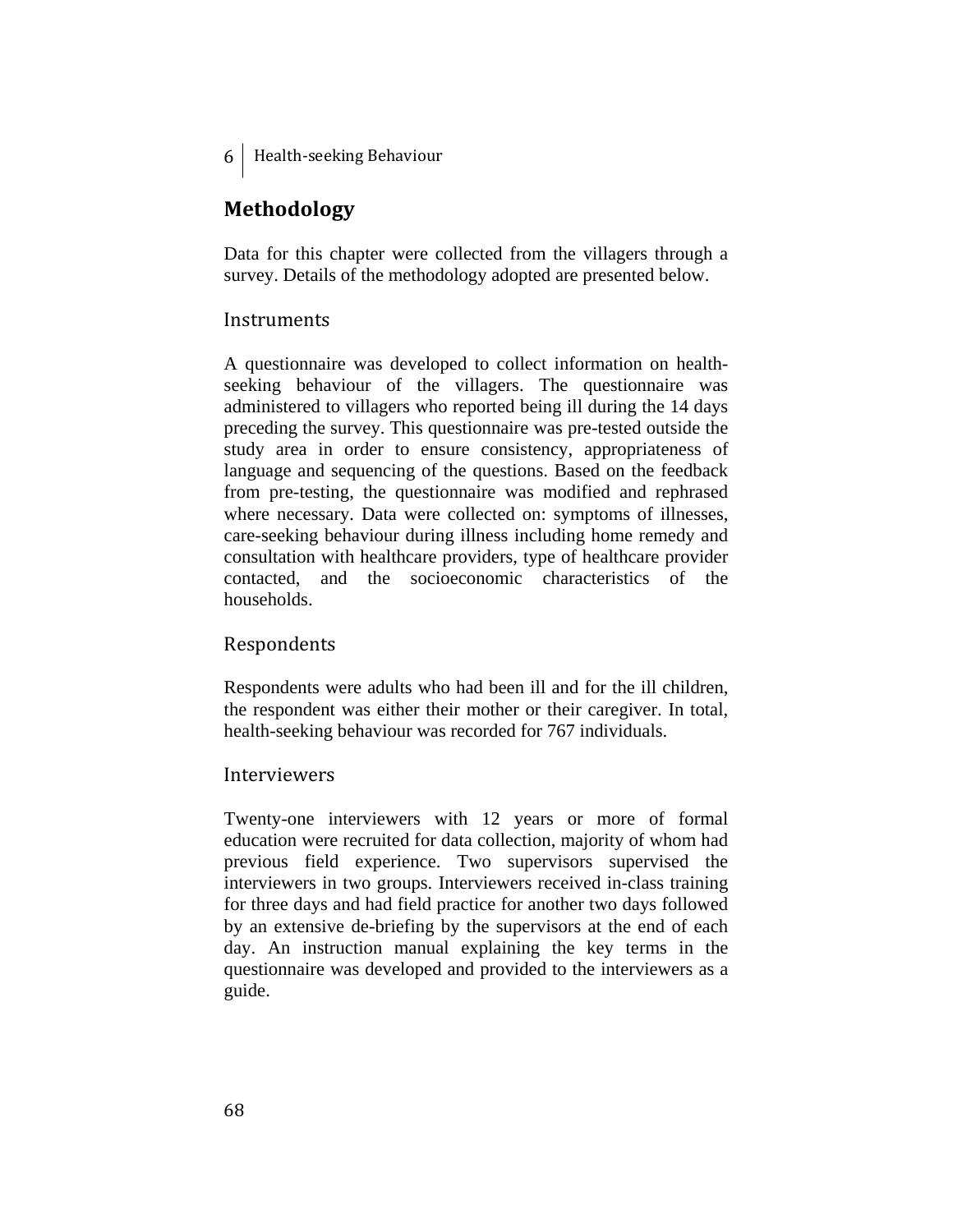## Methodology

Data for this chapter were collected from the villagers through a survey. Details of the methodology adopted are presented below.

### Instruments

A questionnaire was developed to collect information on health-seeking behaviour of the villagers. The questionnaire was administered to villagers who reported being ill during the 14 days preceding the survey. This questionnaire was pre-tested outside the study area in order to ensure consistency, appropriateness of language and sequencing of the questions. Based on the feedback from pre-testing, the questionnaire was modified and rephrased where necessary. Data were collected on: symptoms of illnesses, care-seeking behaviour during illness including home remedy and consultation with healthcare providers, type of healthcare provider contacted, and the socioeconomic characteristics of the households.

### Respondents

Respondents were adults who had been ill and for the ill children, the respondent was either their mother or their caregiver. In total, health-seeking behaviour was recorded for 767 individuals.

### Interviewers

Twenty-one interviewers with 12 years or more of formal education were recruited for data collection, majority of whom had previous field experience. Two supervisors supervised the interviewers in two groups. Interviewers received in-class training for three days and had field practice for another two days followed by an extensive de-briefing by the supervisors at the end of each day. An instruction manual explaining the key terms in the questionnaire was developed and provided to the interviewers as a guide.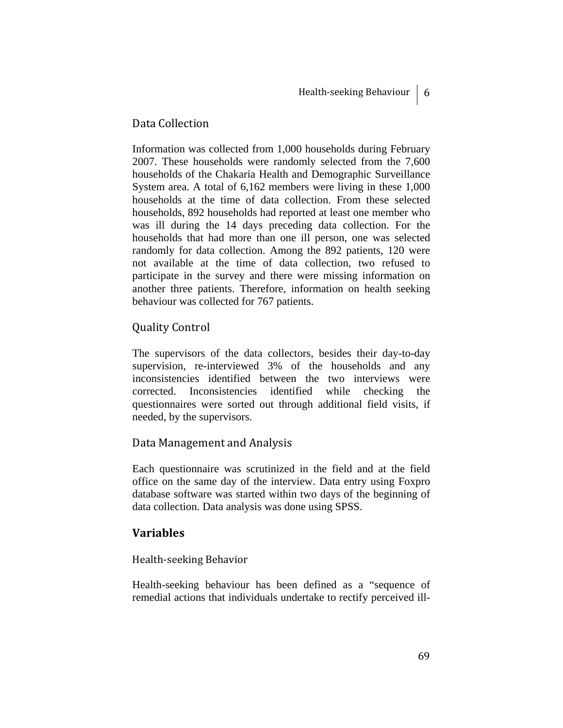### Data Collection

Information was collected from 1,000 households during February 2007. These households were randomly selected from the 7,600 households of the Chakaria Health and Demographic Surveillance System area. A total of 6,162 members were living in these 1,000 households at the time of data collection. From these selected households, 892 households had reported at least one member who was ill during the 14 days preceding data collection. For the households that had more than one ill person, one was selected randomly for data collection. Among the 892 patients, 120 were not available at the time of data collection, two refused to participate in the survey and there were missing information on another three patients. Therefore, information on health seeking behaviour was collected for 767 patients.

### Quality Control

The supervisors of the data collectors, besides their day-to-day supervision, re-interviewed 3% of the households and any inconsistencies identified between the two interviews were corrected. Inconsistencies identified while checking the questionnaires were sorted out through additional field visits, if needed, by the supervisors.

### Data Management and Analysis

Each questionnaire was scrutinized in the field and at the field office on the same day of the interview. Data entry using Foxpro database software was started within two days of the beginning of data collection. Data analysis was done using SPSS.

## Variables

### Health-seeking Behavior

Health-seeking behaviour has been defined as a "sequence of remedial actions that individuals undertake to rectify perceived ill-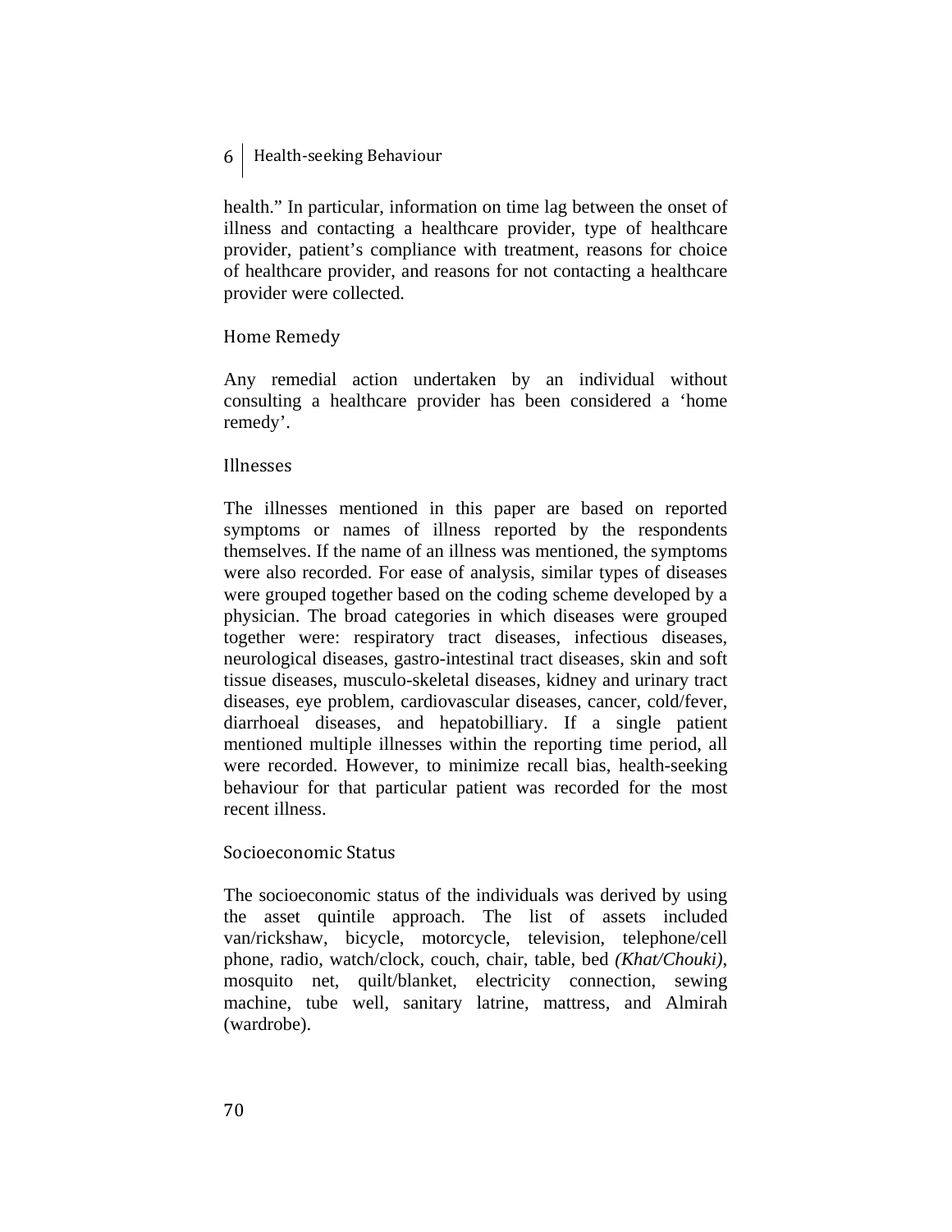health." In particular, information on time lag between the onset of illness and contacting a healthcare provider, type of healthcare provider, patient's compliance with treatment, reasons for choice of healthcare provider, and reasons for not contacting a healthcare provider were collected.

### Home Remedy

Any remedial action undertaken by an individual without consulting a healthcare provider has been considered a 'home remedy'.

### Illnesses

The illnesses mentioned in this paper are based on reported symptoms or names of illness reported by the respondents themselves. If the name of an illness was mentioned, the symptoms were also recorded. For ease of analysis, similar types of diseases were grouped together based on the coding scheme developed by a physician. The broad categories in which diseases were grouped together were: respiratory tract diseases, infectious diseases, neurological diseases, gastro-intestinal tract diseases, skin and soft tissue diseases, musculo-skeletal diseases, kidney and urinary tract diseases, eye problem, cardiovascular diseases, cancer, cold/fever, diarrhoeal diseases, and hepatobilliary. If a single patient mentioned multiple illnesses within the reporting time period, all were recorded. However, to minimize recall bias, health-seeking behaviour for that particular patient was recorded for the most recent illness.

### Socioeconomic Status

The socioeconomic status of the individuals was derived by using the asset quintile approach. The list of assets included van/rickshaw, bicycle, motorcycle, television, telephone/cell phone, radio, watch/clock, couch, chair, table, bed *(Khat/Chouki)*, mosquito net, quilt/blanket, electricity connection, sewing machine, tube well, sanitary latrine, mattress, and Almirah (wardrobe).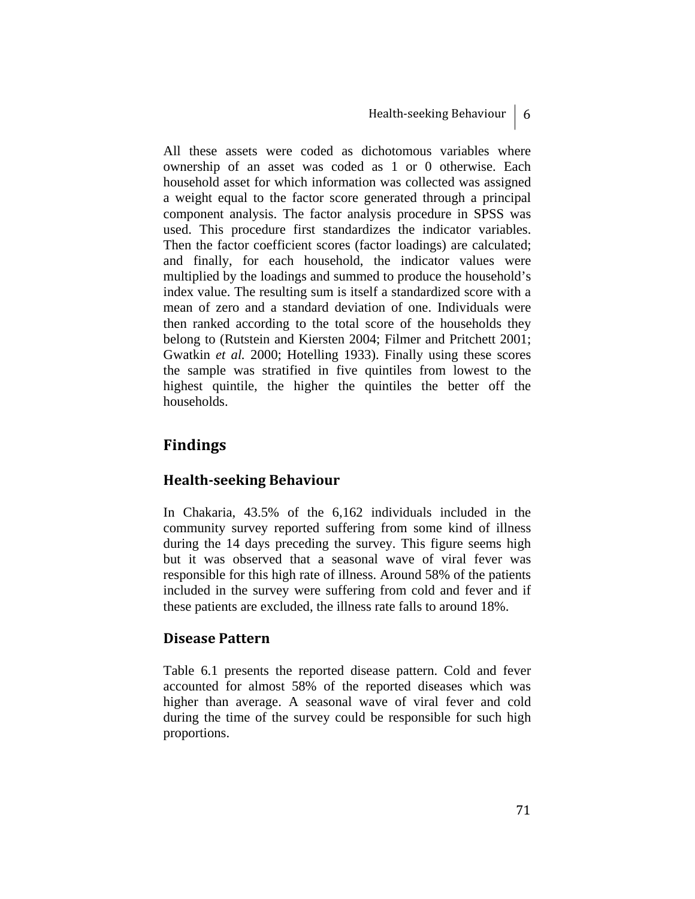All these assets were coded as dichotomous variables where ownership of an asset was coded as 1 or 0 otherwise. Each household asset for which information was collected was assigned a weight equal to the factor score generated through a principal component analysis. The factor analysis procedure in SPSS was used. This procedure first standardizes the indicator variables. Then the factor coefficient scores (factor loadings) are calculated; and finally, for each household, the indicator values were multiplied by the loadings and summed to produce the household's index value. The resulting sum is itself a standardized score with a mean of zero and a standard deviation of one. Individuals were then ranked according to the total score of the households they belong to (Rutstein and Kiersten 2004; Filmer and Pritchett 2001; Gwatkin *et al.* 2000; Hotelling 1933). Finally using these scores the sample was stratified in five quintiles from lowest to the highest quintile, the higher the quintiles the better off the households.

## Findings

### Health-seeking Behaviour

In Chakaria, 43.5% of the 6,162 individuals included in the community survey reported suffering from some kind of illness during the 14 days preceding the survey. This figure seems high but it was observed that a seasonal wave of viral fever was responsible for this high rate of illness. Around 58% of the patients included in the survey were suffering from cold and fever and if these patients are excluded, the illness rate falls to around 18%.

### Disease Pattern

Table 6.1 presents the reported disease pattern. Cold and fever accounted for almost 58% of the reported diseases which was higher than average. A seasonal wave of viral fever and cold during the time of the survey could be responsible for such high proportions.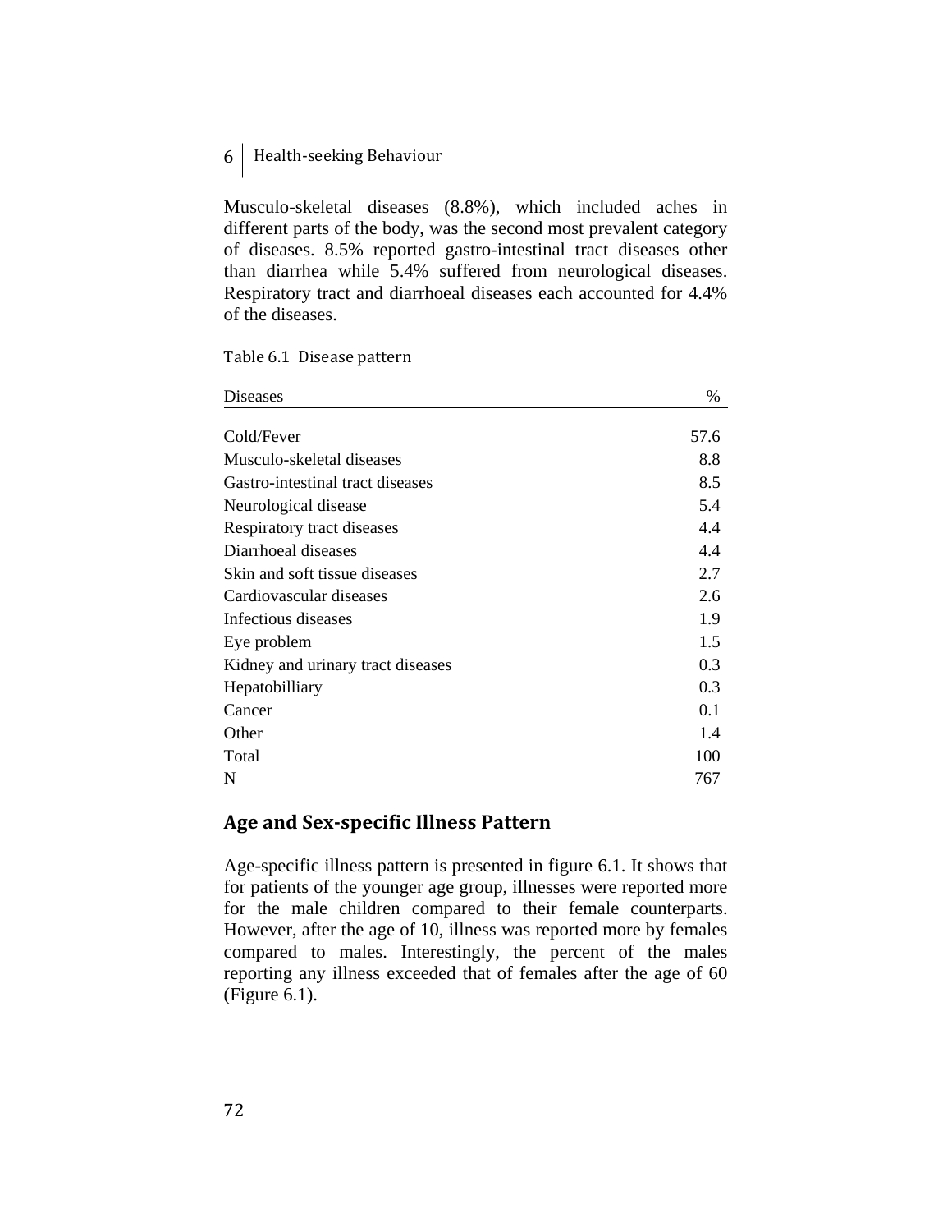Musculo-skeletal diseases (8.8%), which included aches in different parts of the body, was the second most prevalent category of diseases. 8.5% reported gastro-intestinal tract diseases other than diarrhea while 5.4% suffered from neurological diseases. Respiratory tract and diarrhoeal diseases each accounted for 4.4% of the diseases.

Table 6.1 Disease pattern

| Diseases | % |
|---|---|
| Cold/Fever | 57.6 |
| Musculo-skeletal diseases | 8.8 |
| Gastro-intestinal tract diseases | 8.5 |
| Neurological disease | 5.4 |
| Respiratory tract diseases | 4.4 |
| Diarrhoeal diseases | 4.4 |
| Skin and soft tissue diseases | 2.7 |
| Cardiovascular diseases | 2.6 |
| Infectious diseases | 1.9 |
| Eye problem | 1.5 |
| Kidney and urinary tract diseases | 0.3 |
| Hepatobilliary | 0.3 |
| Cancer | 0.1 |
| Other | 1.4 |
| Total | 100 |
| N | 767 |

## Age and Sex-specific Illness Pattern

Age-specific illness pattern is presented in figure 6.1. It shows that for patients of the younger age group, illnesses were reported more for the male children compared to their female counterparts. However, after the age of 10, illness was reported more by females compared to males. Interestingly, the percent of the males reporting any illness exceeded that of females after the age of 60 (Figure 6.1).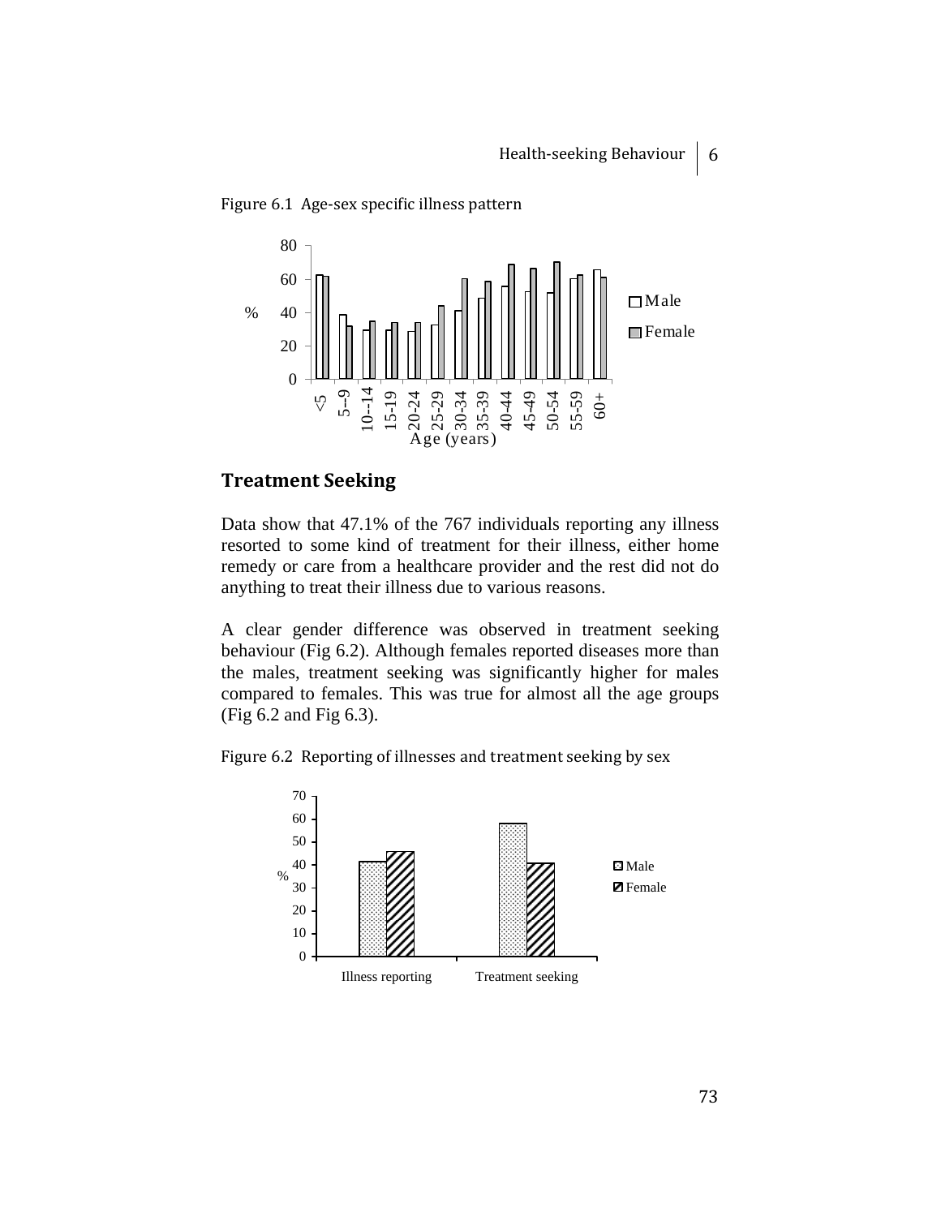Figure 6.1 Age-sex specific illness pattern

## Treatment Seeking

Data show that 47.1% of the 767 individuals reporting any illness resorted to some kind of treatment for their illness, either home remedy or care from a healthcare provider and the rest did not do anything to treat their illness due to various reasons.

A clear gender difference was observed in treatment seeking behaviour (Fig 6.2). Although females reported diseases more than the males, treatment seeking was significantly higher for males compared to females. This was true for almost all the age groups (Fig 6.2 and Fig 6.3).

Figure 6.2 Reporting of illnesses and treatment seeking by sex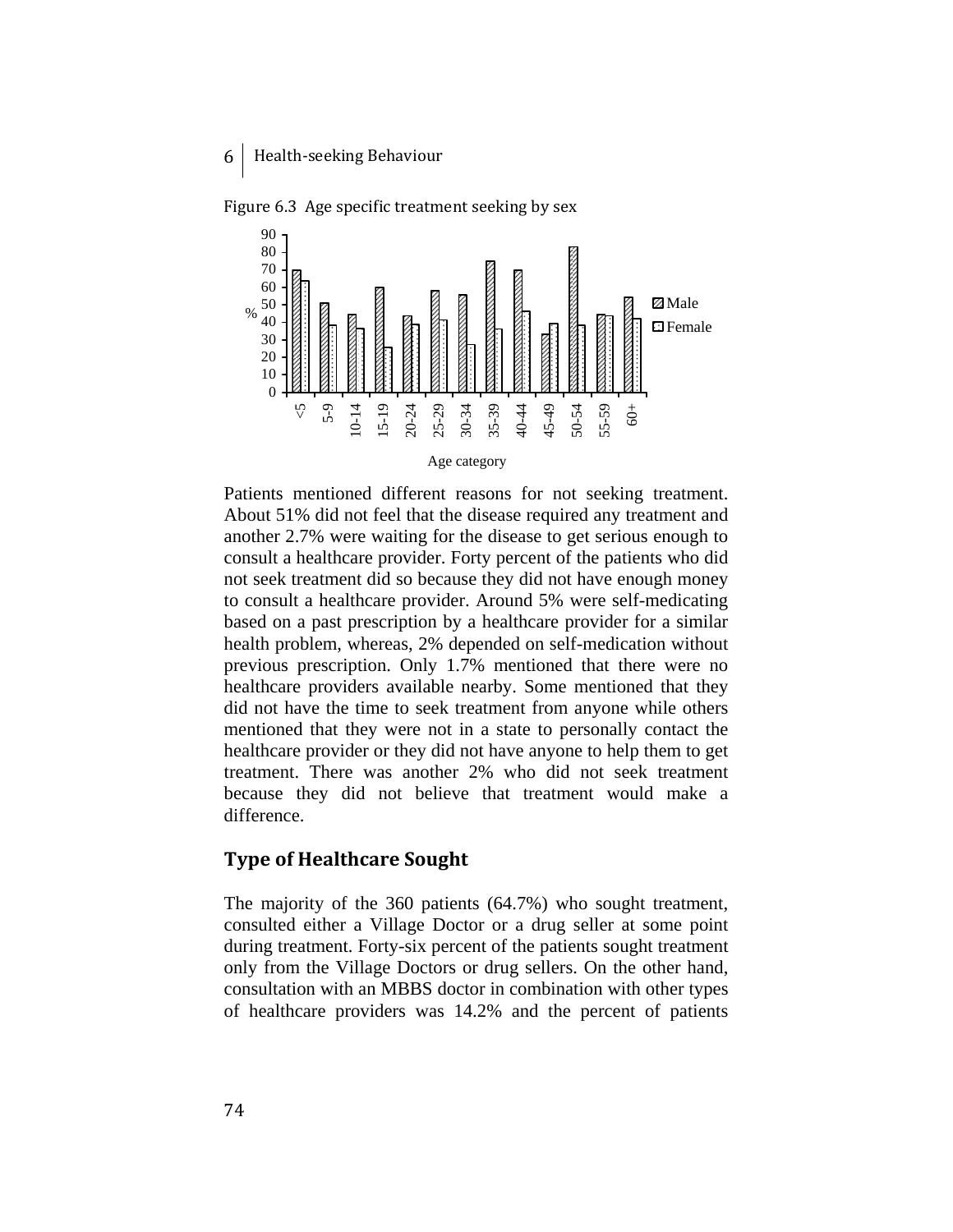Figure 6.3 Age specific treatment seeking by sex

Patients mentioned different reasons for not seeking treatment. About 51% did not feel that the disease required any treatment and another 2.7% were waiting for the disease to get serious enough to consult a healthcare provider. Forty percent of the patients who did not seek treatment did so because they did not have enough money to consult a healthcare provider. Around 5% were self-medicating based on a past prescription by a healthcare provider for a similar health problem, whereas, 2% depended on self-medication without previous prescription. Only 1.7% mentioned that there were no healthcare providers available nearby. Some mentioned that they did not have the time to seek treatment from anyone while others mentioned that they were not in a state to personally contact the healthcare provider or they did not have anyone to help them to get treatment. There was another 2% who did not seek treatment because they did not believe that treatment would make a difference.

## Type of Healthcare Sought

The majority of the 360 patients (64.7%) who sought treatment, consulted either a Village Doctor or a drug seller at some point during treatment. Forty-six percent of the patients sought treatment only from the Village Doctors or drug sellers. On the other hand, consultation with an MBBS doctor in combination with other types of healthcare providers was 14.2% and the percent of patients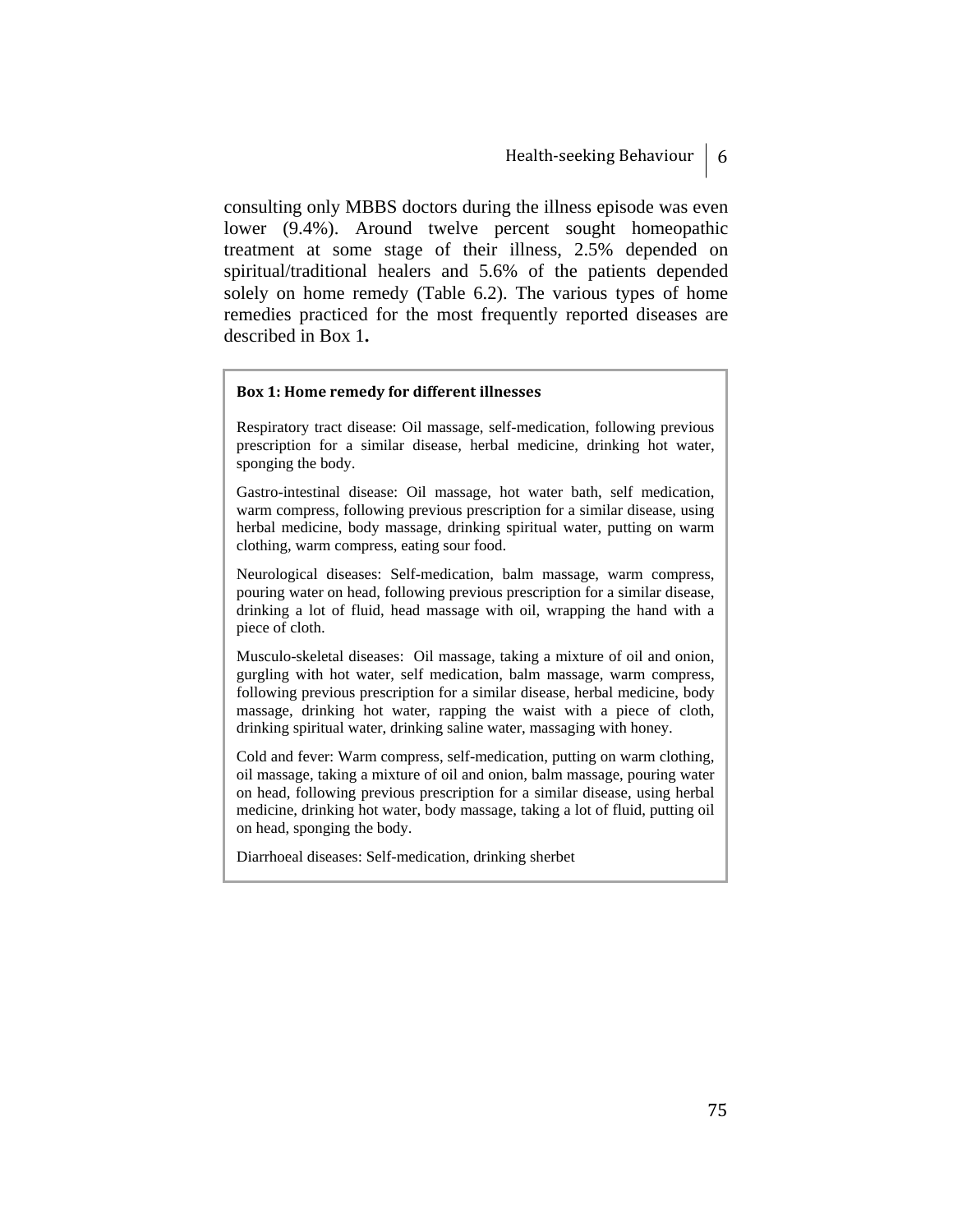consulting only MBBS doctors during the illness episode was even lower (9.4%). Around twelve percent sought homeopathic treatment at some stage of their illness, 2.5% depended on spiritual/traditional healers and 5.6% of the patients depended solely on home remedy (Table 6.2). The various types of home remedies practiced for the most frequently reported diseases are described in Box 1**.**

**Box 1: Home remedy for different illnesses**

Respiratory tract disease: Oil massage, self-medication, following previous prescription for a similar disease, herbal medicine, drinking hot water, sponging the body.

Gastro-intestinal disease: Oil massage, hot water bath, self medication, warm compress, following previous prescription for a similar disease, using herbal medicine, body massage, drinking spiritual water, putting on warm clothing, warm compress, eating sour food.

Neurological diseases: Self-medication, balm massage, warm compress, pouring water on head, following previous prescription for a similar disease, drinking a lot of fluid, head massage with oil, wrapping the hand with a piece of cloth.

Musculo-skeletal diseases: Oil massage, taking a mixture of oil and onion, gurgling with hot water, self medication, balm massage, warm compress, following previous prescription for a similar disease, herbal medicine, body massage, drinking hot water, rapping the waist with a piece of cloth, drinking spiritual water, drinking saline water, massaging with honey.

Cold and fever: Warm compress, self-medication, putting on warm clothing, oil massage, taking a mixture of oil and onion, balm massage, pouring water on head, following previous prescription for a similar disease, using herbal medicine, drinking hot water, body massage, taking a lot of fluid, putting oil on head, sponging the body.

Diarrhoeal diseases: Self-medication, drinking sherbet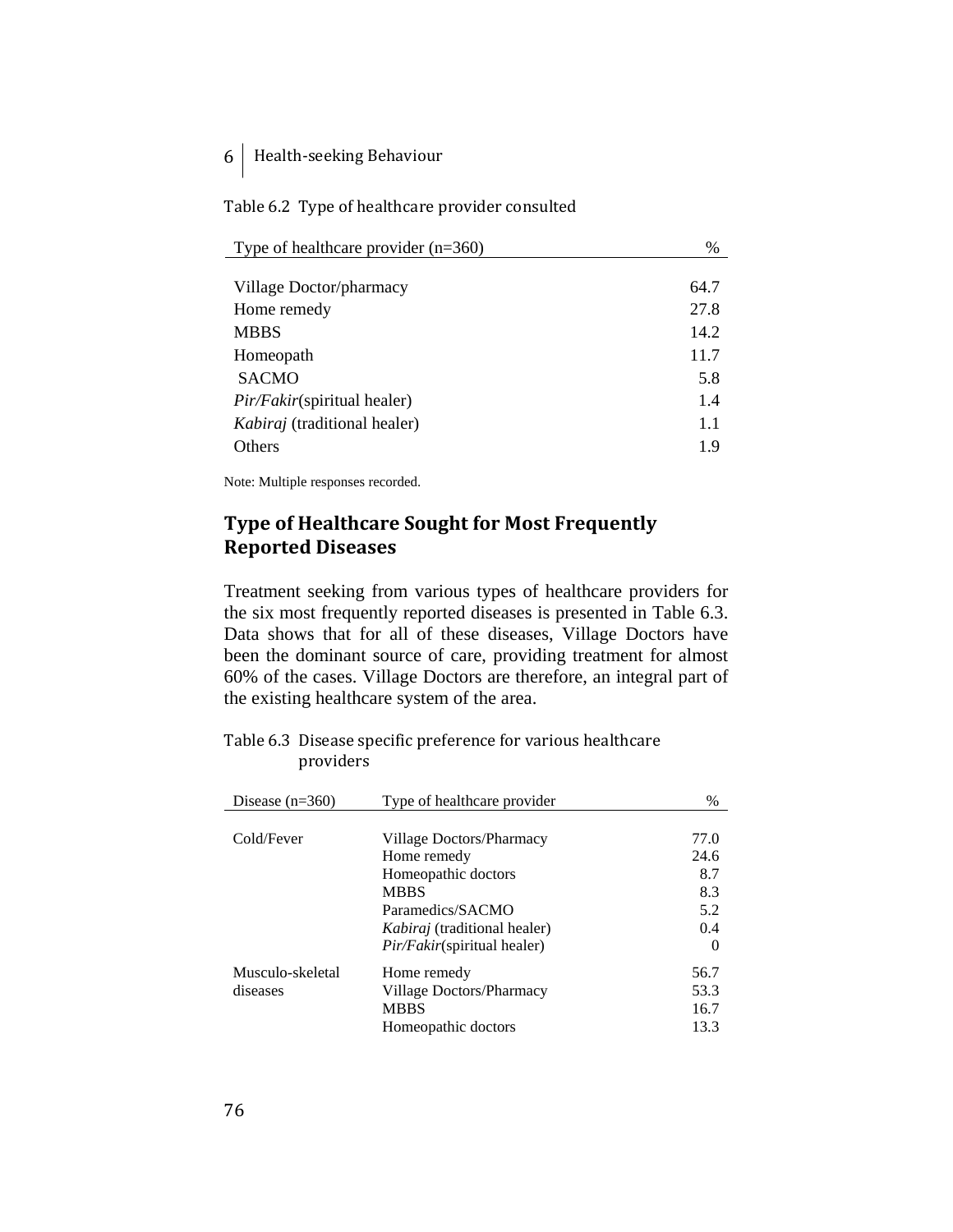Table 6.2 Type of healthcare provider consulted

| Type of healthcare provider (n=360) | % |
|---|---|
| Village Doctor/pharmacy | 64.7 |
| Home remedy | 27.8 |
| MBBS | 14.2 |
| Homeopath | 11.7 |
| SACMO | 5.8 |
| *Pir/Fakir*(spiritual healer) | 1.4 |
| *Kabiraj* (traditional healer) | 1.1 |
| Others | 1.9 |

Note: Multiple responses recorded.

## Type of Healthcare Sought for Most Frequently Reported Diseases

Treatment seeking from various types of healthcare providers for the six most frequently reported diseases is presented in Table 6.3. Data shows that for all of these diseases, Village Doctors have been the dominant source of care, providing treatment for almost 60% of the cases. Village Doctors are therefore, an integral part of the existing healthcare system of the area.

Table 6.3 Disease specific preference for various healthcare providers

| Disease (n=360) | Type of healthcare provider | % |
|---|---|---|
| Cold/Fever | Village Doctors/Pharmacy | 77.0 |
| | Home remedy | 24.6 |
| | Homeopathic doctors | 8.7 |
| | MBBS | 8.3 |
| | Paramedics/SACMO | 5.2 |
| | *Kabiraj* (traditional healer) | 0.4 |
| | *Pir/Fakir*(spiritual healer) | 0 |
| Musculo-skeletal diseases | Home remedy | 56.7 |
| | Village Doctors/Pharmacy | 53.3 |
| | MBBS | 16.7 |
| | Homeopathic doctors | 13.3 |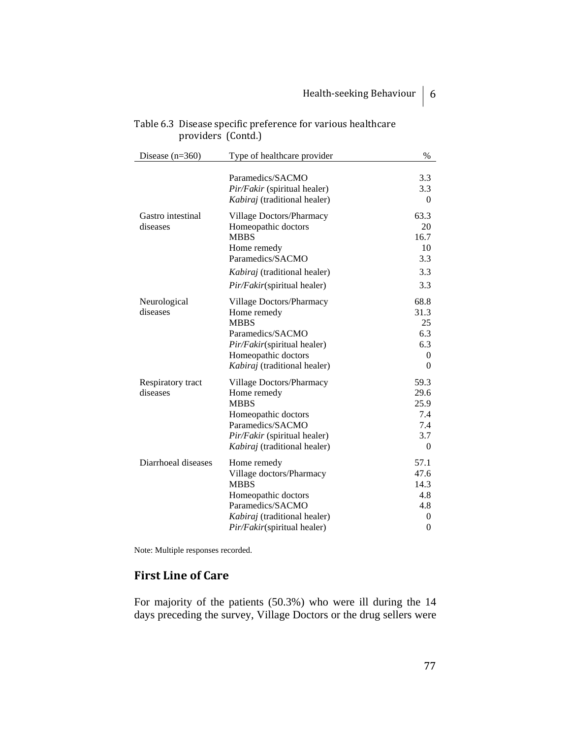Table 6.3 Disease specific preference for various healthcare providers (Contd.)

| Disease (n=360) | Type of healthcare provider | % |
|---|---|---|
| | Paramedics/SACMO | 3.3 |
| | *Pir/Fakir* (spiritual healer) | 3.3 |
| | *Kabiraj* (traditional healer) | 0 |
| Gastro intestinal diseases | Village Doctors/Pharmacy | 63.3 |
| | Homeopathic doctors | 20 |
| | MBBS | 16.7 |
| | Home remedy | 10 |
| | Paramedics/SACMO | 3.3 |
| | *Kabiraj* (traditional healer) | 3.3 |
| | *Pir/Fakir*(spiritual healer) | 3.3 |
| Neurological diseases | Village Doctors/Pharmacy | 68.8 |
| | Home remedy | 31.3 |
| | MBBS | 25 |
| | Paramedics/SACMO | 6.3 |
| | *Pir/Fakir*(spiritual healer) | 6.3 |
| | Homeopathic doctors | 0 |
| | *Kabiraj* (traditional healer) | 0 |
| Respiratory tract diseases | Village Doctors/Pharmacy | 59.3 |
| | Home remedy | 29.6 |
| | MBBS | 25.9 |
| | Homeopathic doctors | 7.4 |
| | Paramedics/SACMO | 7.4 |
| | *Pir/Fakir* (spiritual healer) | 3.7 |
| | *Kabiraj* (traditional healer) | 0 |
| Diarrhoeal diseases | Home remedy | 57.1 |
| | Village doctors/Pharmacy | 47.6 |
| | MBBS | 14.3 |
| | Homeopathic doctors | 4.8 |
| | Paramedics/SACMO | 4.8 |
| | *Kabiraj* (traditional healer) | 0 |
| | *Pir/Fakir*(spiritual healer) | 0 |

Note: Multiple responses recorded.

## First Line of Care

For majority of the patients (50.3%) who were ill during the 14 days preceding the survey, Village Doctors or the drug sellers were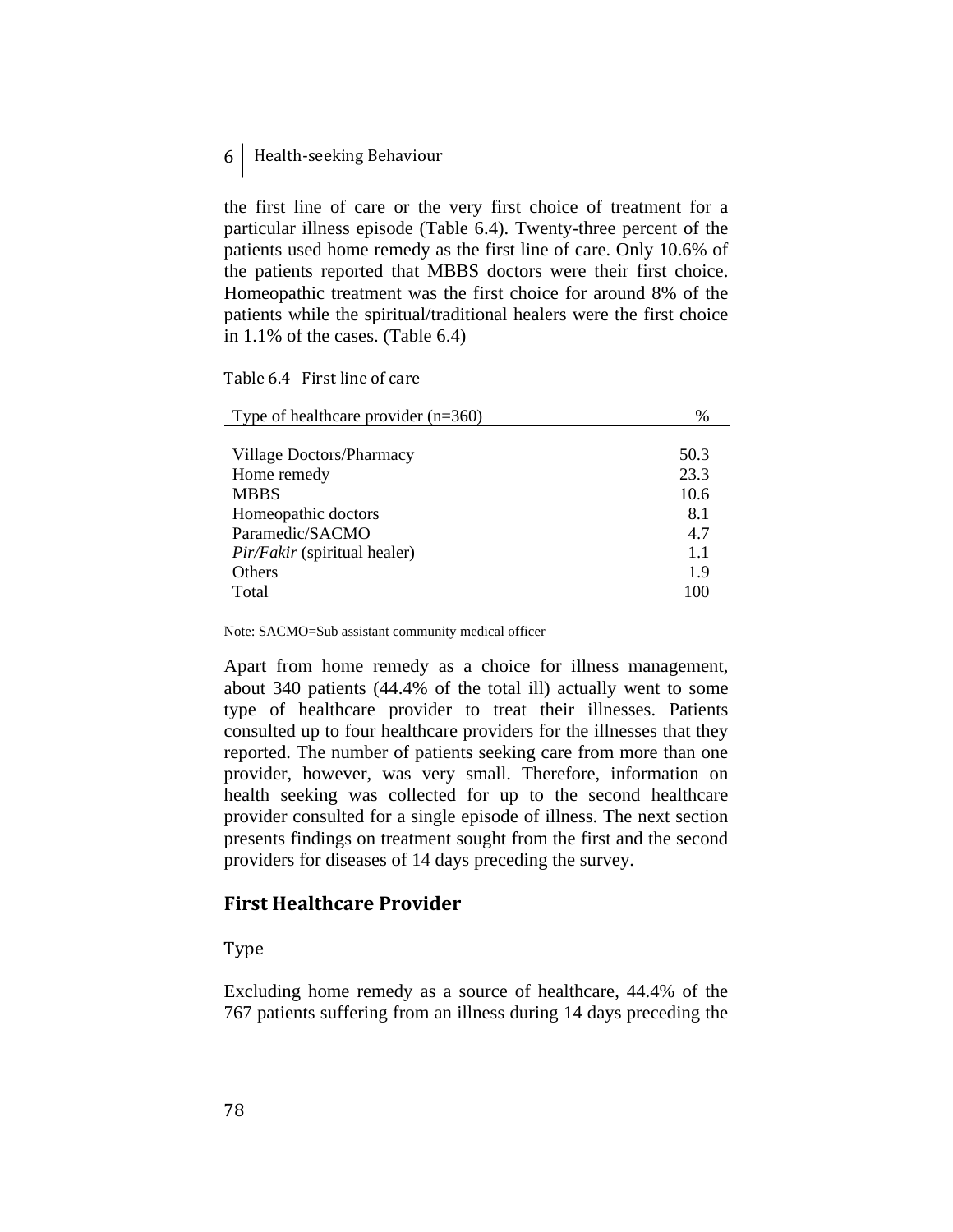the first line of care or the very first choice of treatment for a particular illness episode (Table 6.4). Twenty-three percent of the patients used home remedy as the first line of care. Only 10.6% of the patients reported that MBBS doctors were their first choice. Homeopathic treatment was the first choice for around 8% of the patients while the spiritual/traditional healers were the first choice in 1.1% of the cases. (Table 6.4)

Table 6.4 First line of care

| Type of healthcare provider (n=360) | % |
|---|---|
| Village Doctors/Pharmacy | 50.3 |
| Home remedy | 23.3 |
| MBBS | 10.6 |
| Homeopathic doctors | 8.1 |
| Paramedic/SACMO | 4.7 |
| *Pir/Fakir* (spiritual healer) | 1.1 |
| Others | 1.9 |
| Total | 100 |

Note: SACMO=Sub assistant community medical officer

Apart from home remedy as a choice for illness management, about 340 patients (44.4% of the total ill) actually went to some type of healthcare provider to treat their illnesses. Patients consulted up to four healthcare providers for the illnesses that they reported. The number of patients seeking care from more than one provider, however, was very small. Therefore, information on health seeking was collected for up to the second healthcare provider consulted for a single episode of illness. The next section presents findings on treatment sought from the first and the second providers for diseases of 14 days preceding the survey.

## First Healthcare Provider

### Type

Excluding home remedy as a source of healthcare, 44.4% of the 767 patients suffering from an illness during 14 days preceding the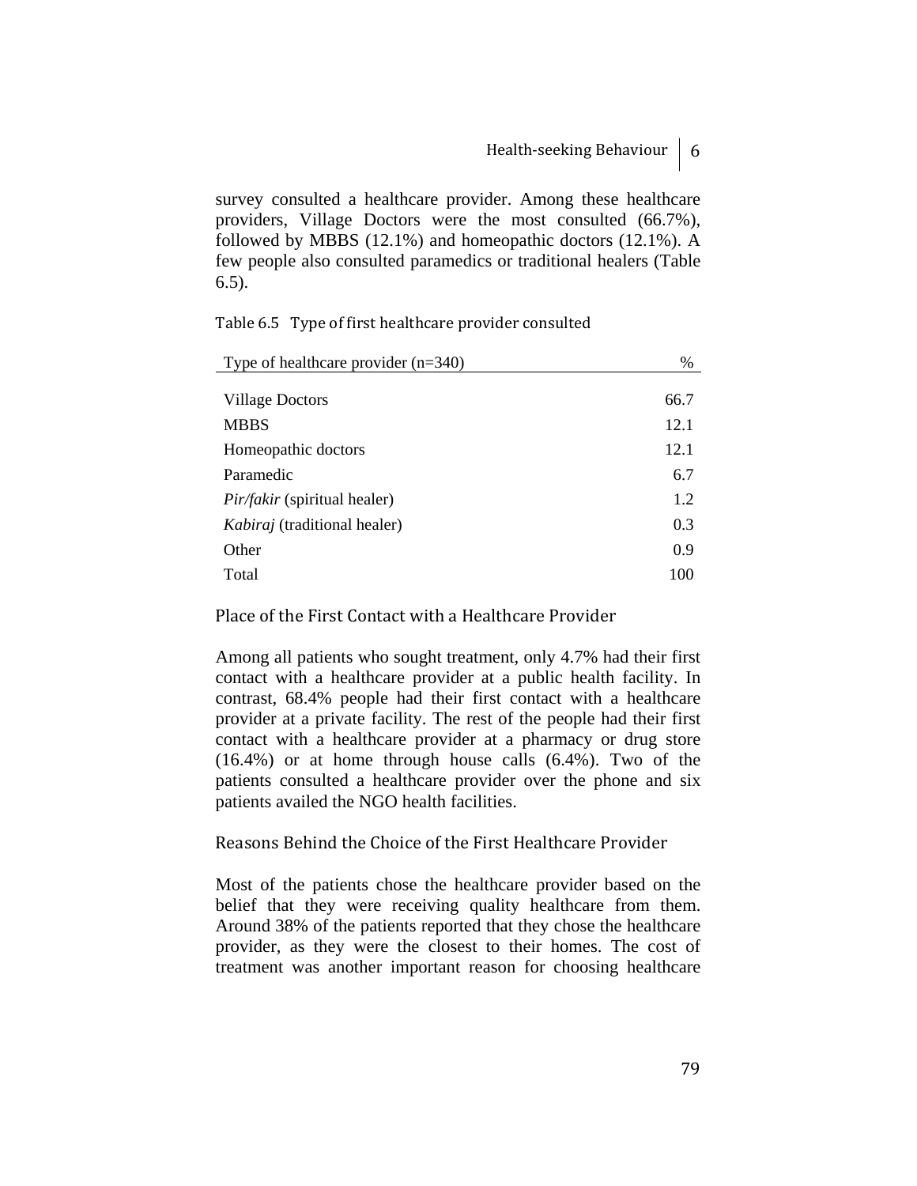survey consulted a healthcare provider. Among these healthcare providers, Village Doctors were the most consulted (66.7%), followed by MBBS (12.1%) and homeopathic doctors (12.1%). A few people also consulted paramedics or traditional healers (Table 6.5).

Table 6.5 Type of first healthcare provider consulted

| Type of healthcare provider (n=340) | % |
|---|---|
| Village Doctors | 66.7 |
| MBBS | 12.1 |
| Homeopathic doctors | 12.1 |
| Paramedic | 6.7 |
| *Pir/fakir* (spiritual healer) | 1.2 |
| *Kabiraj* (traditional healer) | 0.3 |
| Other | 0.9 |
| Total | 100 |

### Place of the First Contact with a Healthcare Provider

Among all patients who sought treatment, only 4.7% had their first contact with a healthcare provider at a public health facility. In contrast, 68.4% people had their first contact with a healthcare provider at a private facility. The rest of the people had their first contact with a healthcare provider at a pharmacy or drug store (16.4%) or at home through house calls (6.4%). Two of the patients consulted a healthcare provider over the phone and six patients availed the NGO health facilities.

### Reasons Behind the Choice of the First Healthcare Provider

Most of the patients chose the healthcare provider based on the belief that they were receiving quality healthcare from them. Around 38% of the patients reported that they chose the healthcare provider, as they were the closest to their homes. The cost of treatment was another important reason for choosing healthcare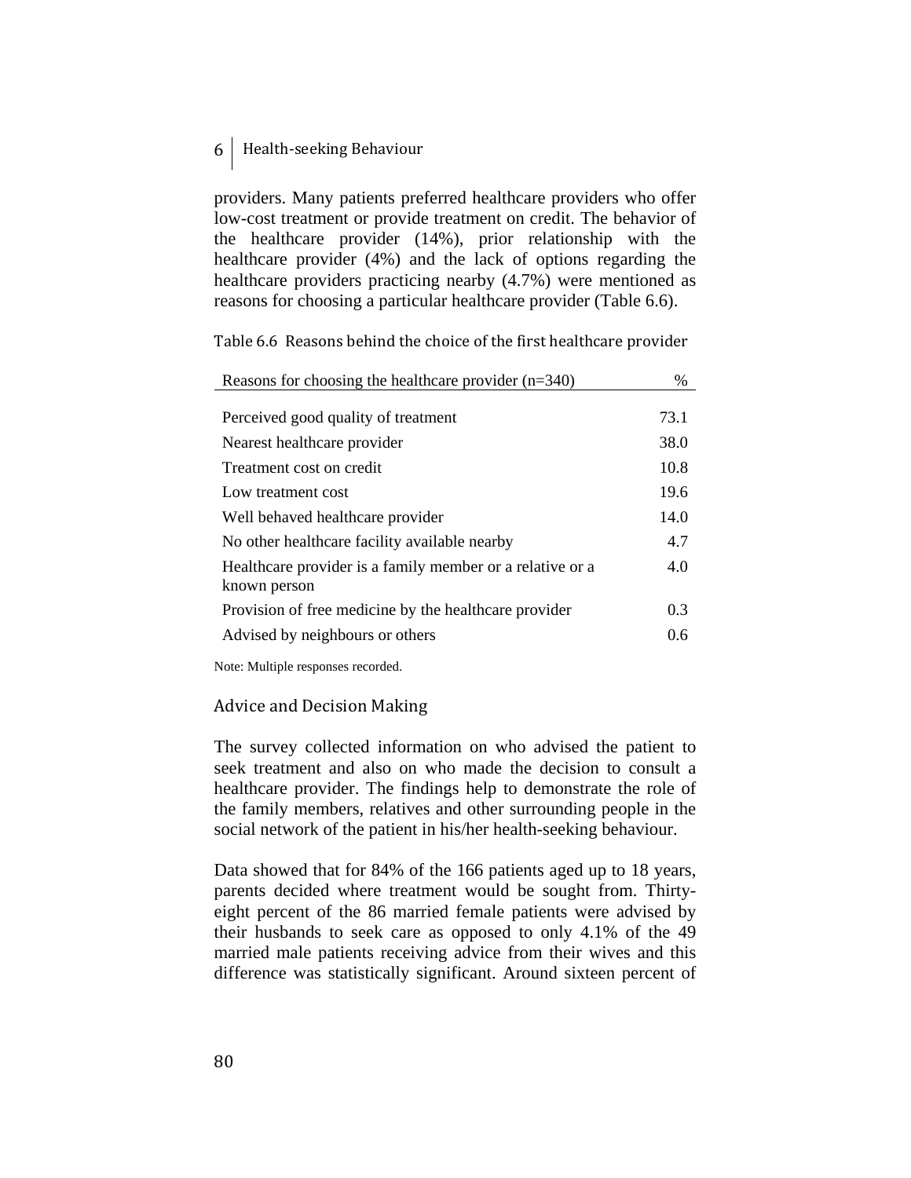providers. Many patients preferred healthcare providers who offer low-cost treatment or provide treatment on credit. The behavior of the healthcare provider (14%), prior relationship with the healthcare provider (4%) and the lack of options regarding the healthcare providers practicing nearby (4.7%) were mentioned as reasons for choosing a particular healthcare provider (Table 6.6).

Table 6.6 Reasons behind the choice of the first healthcare provider

| Reasons for choosing the healthcare provider (n=340) | % |
|---|---|
| Perceived good quality of treatment | 73.1 |
| Nearest healthcare provider | 38.0 |
| Treatment cost on credit | 10.8 |
| Low treatment cost | 19.6 |
| Well behaved healthcare provider | 14.0 |
| No other healthcare facility available nearby | 4.7 |
| Healthcare provider is a family member or a relative or a known person | 4.0 |
| Provision of free medicine by the healthcare provider | 0.3 |
| Advised by neighbours or others | 0.6 |

Note: Multiple responses recorded.

### Advice and Decision Making

The survey collected information on who advised the patient to seek treatment and also on who made the decision to consult a healthcare provider. The findings help to demonstrate the role of the family members, relatives and other surrounding people in the social network of the patient in his/her health-seeking behaviour.

Data showed that for 84% of the 166 patients aged up to 18 years, parents decided where treatment would be sought from. Thirty-eight percent of the 86 married female patients were advised by their husbands to seek care as opposed to only 4.1% of the 49 married male patients receiving advice from their wives and this difference was statistically significant. Around sixteen percent of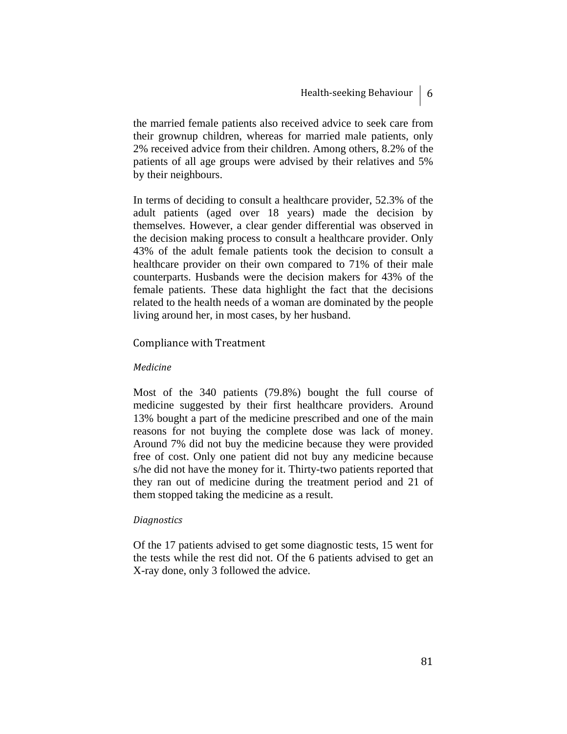the married female patients also received advice to seek care from their grownup children, whereas for married male patients, only 2% received advice from their children. Among others, 8.2% of the patients of all age groups were advised by their relatives and 5% by their neighbours.

In terms of deciding to consult a healthcare provider, 52.3% of the adult patients (aged over 18 years) made the decision by themselves. However, a clear gender differential was observed in the decision making process to consult a healthcare provider. Only 43% of the adult female patients took the decision to consult a healthcare provider on their own compared to 71% of their male counterparts. Husbands were the decision makers for 43% of the female patients. These data highlight the fact that the decisions related to the health needs of a woman are dominated by the people living around her, in most cases, by her husband.

## Compliance with Treatment

### *Medicine*

Most of the 340 patients (79.8%) bought the full course of medicine suggested by their first healthcare providers. Around 13% bought a part of the medicine prescribed and one of the main reasons for not buying the complete dose was lack of money. Around 7% did not buy the medicine because they were provided free of cost. Only one patient did not buy any medicine because s/he did not have the money for it. Thirty-two patients reported that they ran out of medicine during the treatment period and 21 of them stopped taking the medicine as a result.

### *Diagnostics*

Of the 17 patients advised to get some diagnostic tests, 15 went for the tests while the rest did not. Of the 6 patients advised to get an X-ray done, only 3 followed the advice.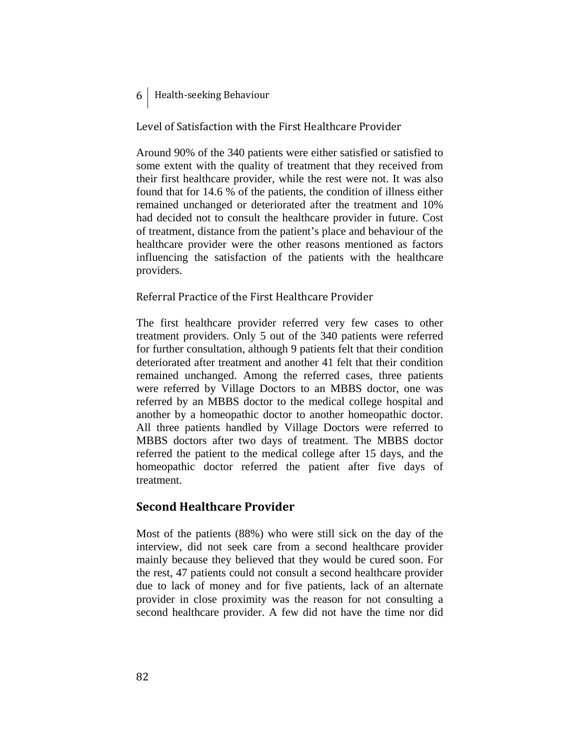### Level of Satisfaction with the First Healthcare Provider

Around 90% of the 340 patients were either satisfied or satisfied to some extent with the quality of treatment that they received from their first healthcare provider, while the rest were not. It was also found that for 14.6 % of the patients, the condition of illness either remained unchanged or deteriorated after the treatment and 10% had decided not to consult the healthcare provider in future. Cost of treatment, distance from the patient's place and behaviour of the healthcare provider were the other reasons mentioned as factors influencing the satisfaction of the patients with the healthcare providers.

### Referral Practice of the First Healthcare Provider

The first healthcare provider referred very few cases to other treatment providers. Only 5 out of the 340 patients were referred for further consultation, although 9 patients felt that their condition deteriorated after treatment and another 41 felt that their condition remained unchanged. Among the referred cases, three patients were referred by Village Doctors to an MBBS doctor, one was referred by an MBBS doctor to the medical college hospital and another by a homeopathic doctor to another homeopathic doctor. All three patients handled by Village Doctors were referred to MBBS doctors after two days of treatment. The MBBS doctor referred the patient to the medical college after 15 days, and the homeopathic doctor referred the patient after five days of treatment.

## Second Healthcare Provider

Most of the patients (88%) who were still sick on the day of the interview, did not seek care from a second healthcare provider mainly because they believed that they would be cured soon. For the rest, 47 patients could not consult a second healthcare provider due to lack of money and for five patients, lack of an alternate provider in close proximity was the reason for not consulting a second healthcare provider. A few did not have the time nor did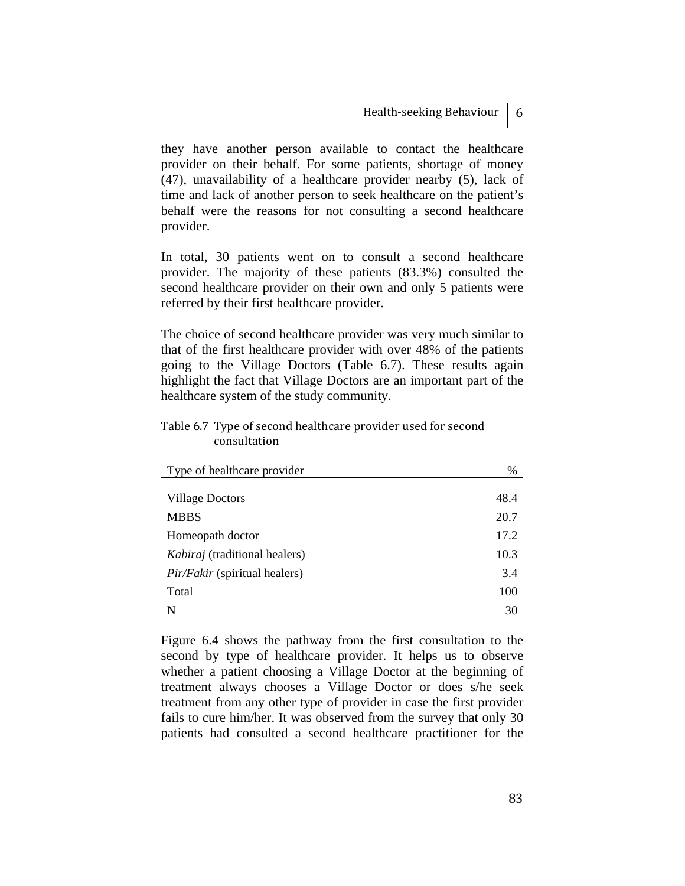they have another person available to contact the healthcare provider on their behalf. For some patients, shortage of money (47), unavailability of a healthcare provider nearby (5), lack of time and lack of another person to seek healthcare on the patient's behalf were the reasons for not consulting a second healthcare provider.

In total, 30 patients went on to consult a second healthcare provider. The majority of these patients (83.3%) consulted the second healthcare provider on their own and only 5 patients were referred by their first healthcare provider.

The choice of second healthcare provider was very much similar to that of the first healthcare provider with over 48% of the patients going to the Village Doctors (Table 6.7). These results again highlight the fact that Village Doctors are an important part of the healthcare system of the study community.

Table 6.7 Type of second healthcare provider used for second consultation

| Type of healthcare provider | % |
|---|---|
| Village Doctors | 48.4 |
| MBBS | 20.7 |
| Homeopath doctor | 17.2 |
| *Kabiraj* (traditional healers) | 10.3 |
| *Pir/Fakir* (spiritual healers) | 3.4 |
| Total | 100 |
| N | 30 |

Figure 6.4 shows the pathway from the first consultation to the second by type of healthcare provider. It helps us to observe whether a patient choosing a Village Doctor at the beginning of treatment always chooses a Village Doctor or does s/he seek treatment from any other type of provider in case the first provider fails to cure him/her. It was observed from the survey that only 30 patients had consulted a second healthcare practitioner for the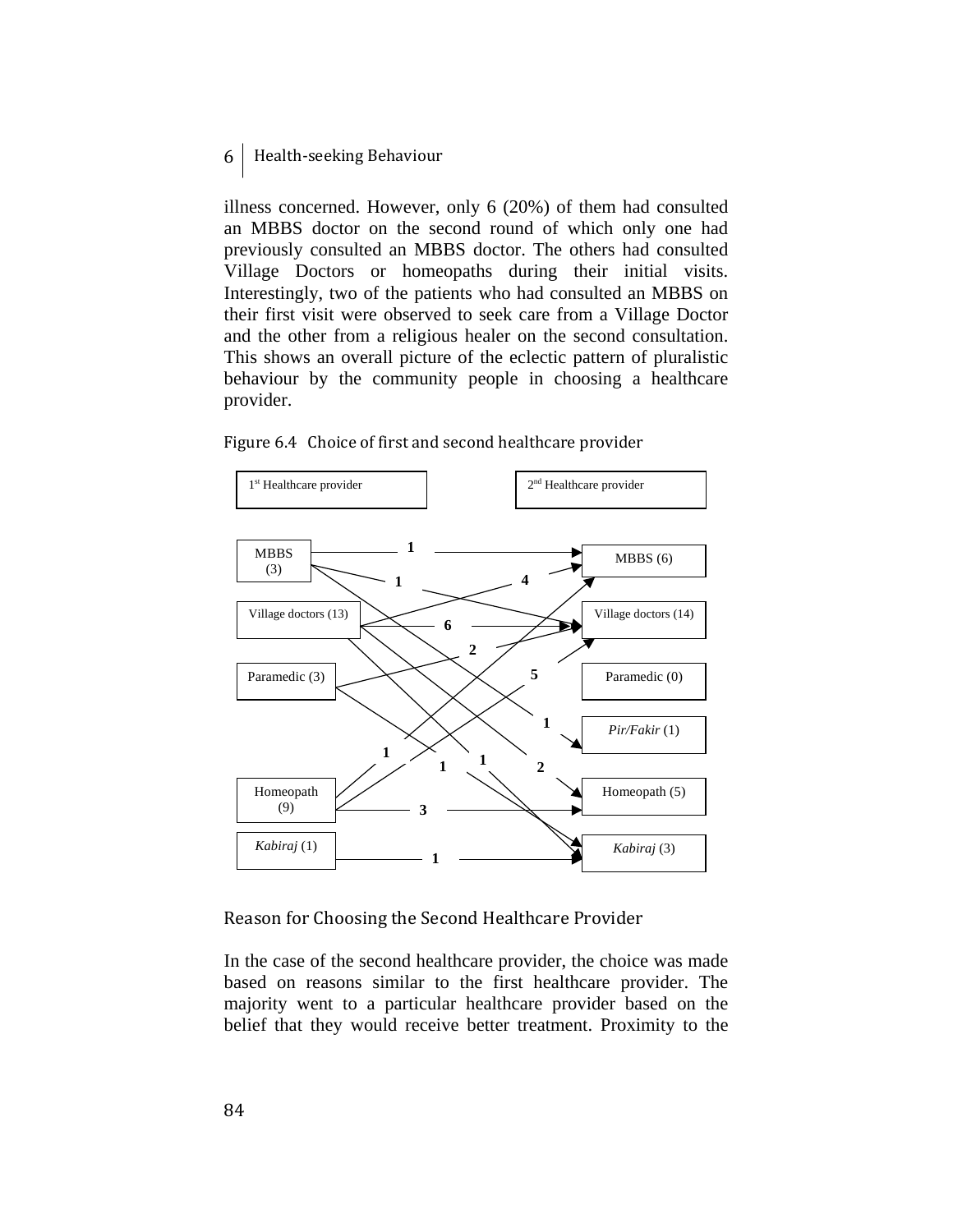illness concerned. However, only 6 (20%) of them had consulted an MBBS doctor on the second round of which only one had previously consulted an MBBS doctor. The others had consulted Village Doctors or homeopaths during their initial visits. Interestingly, two of the patients who had consulted an MBBS on their first visit were observed to seek care from a Village Doctor and the other from a religious healer on the second consultation. This shows an overall picture of the eclectic pattern of pluralistic behaviour by the community people in choosing a healthcare provider.

Figure 6.4 Choice of first and second healthcare provider

| 1st Healthcare provider | 2nd Healthcare provider |
|---|---|
| MBBS (3) | MBBS (6) |
| Village doctors (13) | Village doctors (14) |
| Paramedic (3) | Paramedic (0) |
| | *Pir/Fakir* (1) |
| Homeopath (9) | Homeopath (5) |
| *Kabiraj* (1) | *Kabiraj* (3) |

## Reason for Choosing the Second Healthcare Provider

In the case of the second healthcare provider, the choice was made based on reasons similar to the first healthcare provider. The majority went to a particular healthcare provider based on the belief that they would receive better treatment. Proximity to the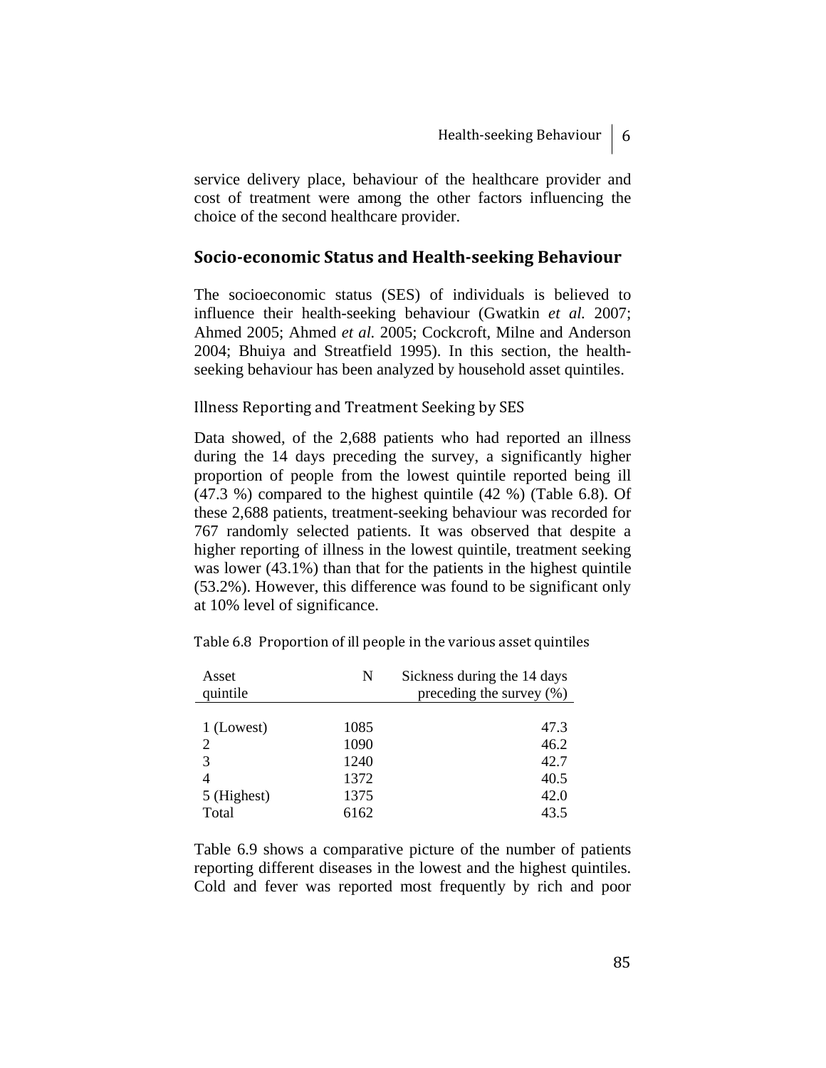service delivery place, behaviour of the healthcare provider and cost of treatment were among the other factors influencing the choice of the second healthcare provider.

## Socio-economic Status and Health-seeking Behaviour

The socioeconomic status (SES) of individuals is believed to influence their health-seeking behaviour (Gwatkin *et al.* 2007; Ahmed 2005; Ahmed *et al.* 2005; Cockcroft, Milne and Anderson 2004; Bhuiya and Streatfield 1995). In this section, the health-seeking behaviour has been analyzed by household asset quintiles.

### Illness Reporting and Treatment Seeking by SES

Data showed, of the 2,688 patients who had reported an illness during the 14 days preceding the survey, a significantly higher proportion of people from the lowest quintile reported being ill (47.3 %) compared to the highest quintile (42 %) (Table 6.8). Of these 2,688 patients, treatment-seeking behaviour was recorded for 767 randomly selected patients. It was observed that despite a higher reporting of illness in the lowest quintile, treatment seeking was lower (43.1%) than that for the patients in the highest quintile (53.2%). However, this difference was found to be significant only at 10% level of significance.

Table 6.8 Proportion of ill people in the various asset quintiles

| Asset quintile | N | Sickness during the 14 days preceding the survey (%) |
|---|---|---|
| 1 (Lowest) | 1085 | 47.3 |
| 2 | 1090 | 46.2 |
| 3 | 1240 | 42.7 |
| 4 | 1372 | 40.5 |
| 5 (Highest) | 1375 | 42.0 |
| Total | 6162 | 43.5 |

Table 6.9 shows a comparative picture of the number of patients reporting different diseases in the lowest and the highest quintiles. Cold and fever was reported most frequently by rich and poor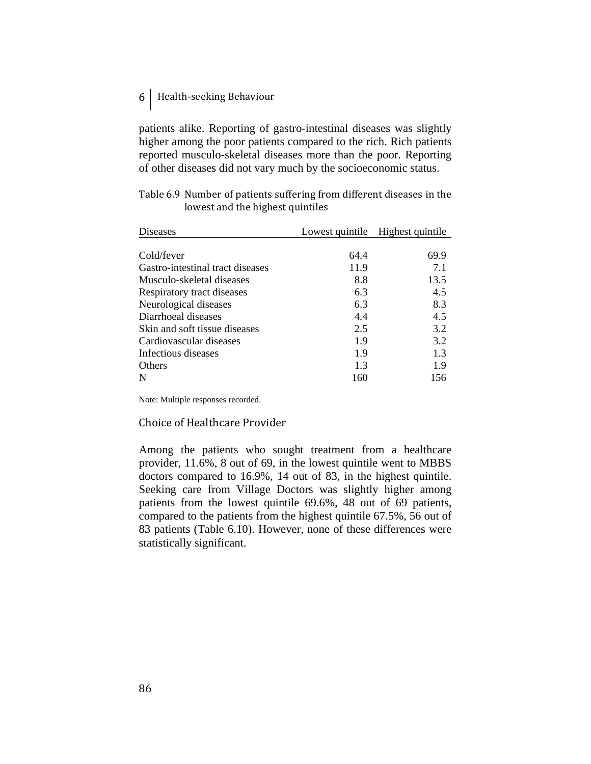patients alike. Reporting of gastro-intestinal diseases was slightly higher among the poor patients compared to the rich. Rich patients reported musculo-skeletal diseases more than the poor. Reporting of other diseases did not vary much by the socioeconomic status.

Table 6.9 Number of patients suffering from different diseases in the lowest and the highest quintiles

| Diseases | Lowest quintile | Highest quintile |
|---|---|---|
| Cold/fever | 64.4 | 69.9 |
| Gastro-intestinal tract diseases | 11.9 | 7.1 |
| Musculo-skeletal diseases | 8.8 | 13.5 |
| Respiratory tract diseases | 6.3 | 4.5 |
| Neurological diseases | 6.3 | 8.3 |
| Diarrhoeal diseases | 4.4 | 4.5 |
| Skin and soft tissue diseases | 2.5 | 3.2 |
| Cardiovascular diseases | 1.9 | 3.2 |
| Infectious diseases | 1.9 | 1.3 |
| Others | 1.3 | 1.9 |
| N | 160 | 156 |

Note: Multiple responses recorded.

### Choice of Healthcare Provider

Among the patients who sought treatment from a healthcare provider, 11.6%, 8 out of 69, in the lowest quintile went to MBBS doctors compared to 16.9%, 14 out of 83, in the highest quintile. Seeking care from Village Doctors was slightly higher among patients from the lowest quintile 69.6%, 48 out of 69 patients, compared to the patients from the highest quintile 67.5%, 56 out of 83 patients (Table 6.10). However, none of these differences were statistically significant.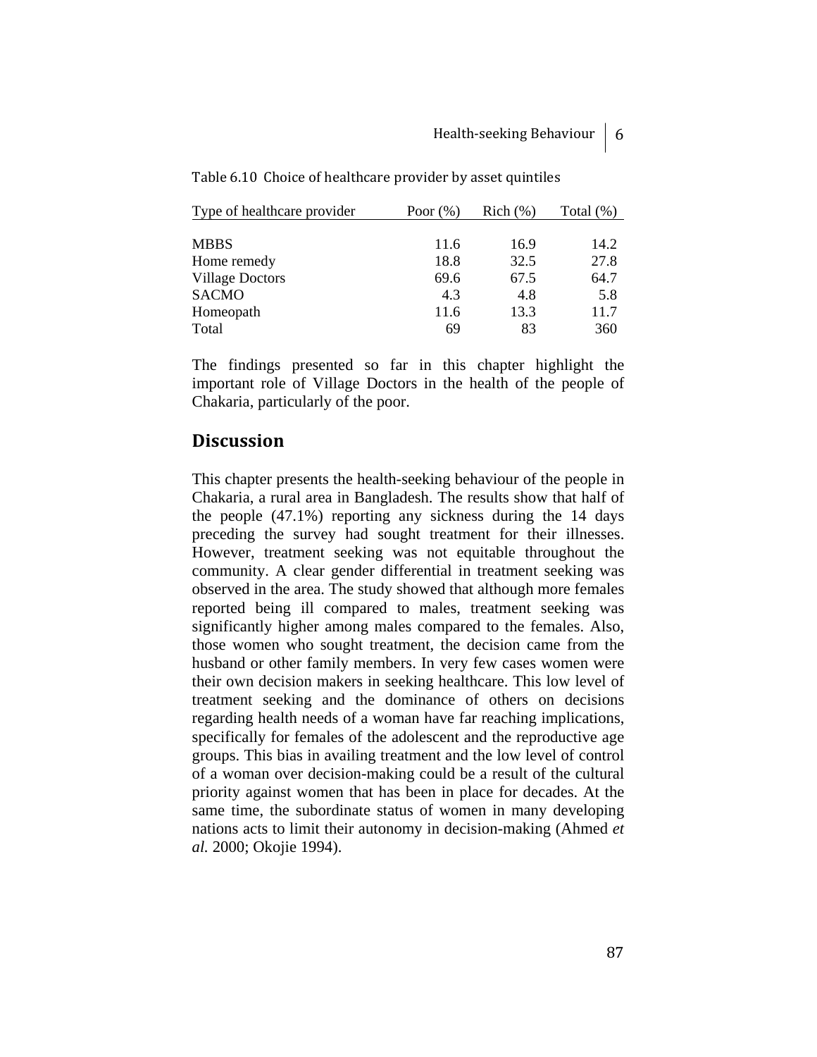Table 6.10 Choice of healthcare provider by asset quintiles

| Type of healthcare provider | Poor (%) | Rich (%) | Total (%) |
|---|---|---|---|
| MBBS | 11.6 | 16.9 | 14.2 |
| Home remedy | 18.8 | 32.5 | 27.8 |
| Village Doctors | 69.6 | 67.5 | 64.7 |
| SACMO | 4.3 | 4.8 | 5.8 |
| Homeopath | 11.6 | 13.3 | 11.7 |
| Total | 69 | 83 | 360 |

The findings presented so far in this chapter highlight the important role of Village Doctors in the health of the people of Chakaria, particularly of the poor.

## Discussion

This chapter presents the health-seeking behaviour of the people in Chakaria, a rural area in Bangladesh. The results show that half of the people (47.1%) reporting any sickness during the 14 days preceding the survey had sought treatment for their illnesses. However, treatment seeking was not equitable throughout the community. A clear gender differential in treatment seeking was observed in the area. The study showed that although more females reported being ill compared to males, treatment seeking was significantly higher among males compared to the females. Also, those women who sought treatment, the decision came from the husband or other family members. In very few cases women were their own decision makers in seeking healthcare. This low level of treatment seeking and the dominance of others on decisions regarding health needs of a woman have far reaching implications, specifically for females of the adolescent and the reproductive age groups. This bias in availing treatment and the low level of control of a woman over decision-making could be a result of the cultural priority against women that has been in place for decades. At the same time, the subordinate status of women in many developing nations acts to limit their autonomy in decision-making (Ahmed *et al.* 2000; Okojie 1994).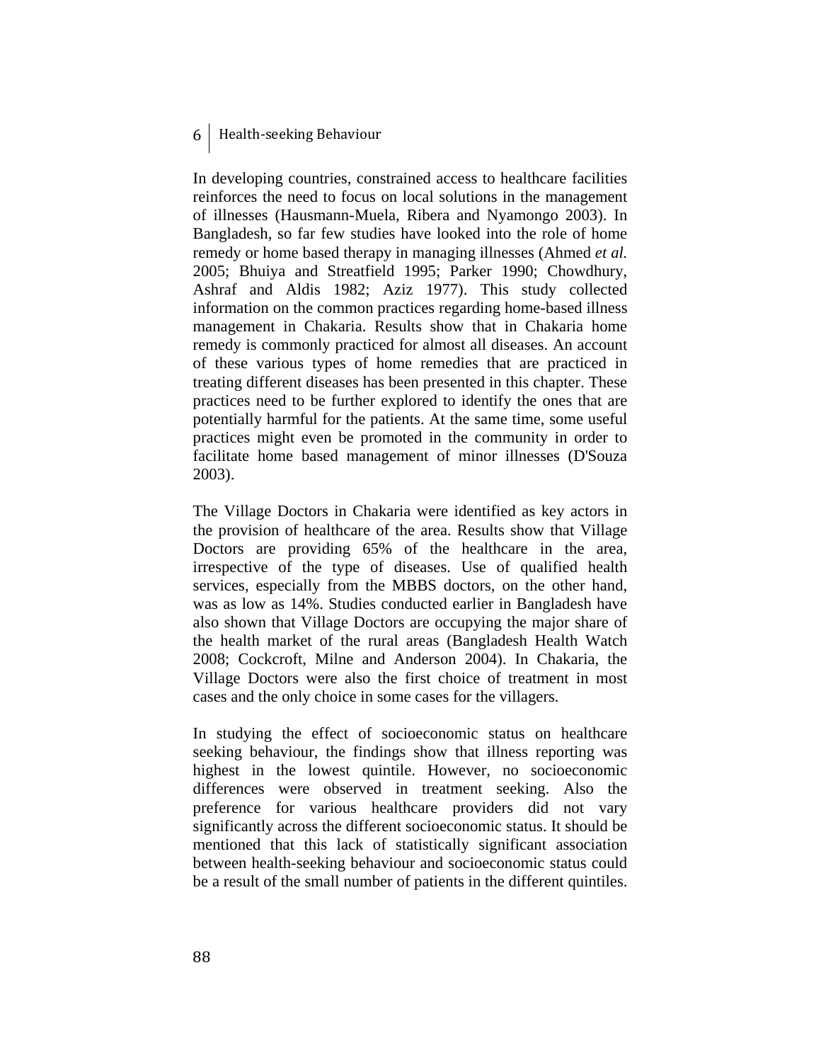In developing countries, constrained access to healthcare facilities reinforces the need to focus on local solutions in the management of illnesses (Hausmann-Muela, Ribera and Nyamongo 2003). In Bangladesh, so far few studies have looked into the role of home remedy or home based therapy in managing illnesses (Ahmed *et al.* 2005; Bhuiya and Streatfield 1995; Parker 1990; Chowdhury, Ashraf and Aldis 1982; Aziz 1977). This study collected information on the common practices regarding home-based illness management in Chakaria. Results show that in Chakaria home remedy is commonly practiced for almost all diseases. An account of these various types of home remedies that are practiced in treating different diseases has been presented in this chapter. These practices need to be further explored to identify the ones that are potentially harmful for the patients. At the same time, some useful practices might even be promoted in the community in order to facilitate home based management of minor illnesses (D'Souza 2003).

The Village Doctors in Chakaria were identified as key actors in the provision of healthcare of the area. Results show that Village Doctors are providing 65% of the healthcare in the area, irrespective of the type of diseases. Use of qualified health services, especially from the MBBS doctors, on the other hand, was as low as 14%. Studies conducted earlier in Bangladesh have also shown that Village Doctors are occupying the major share of the health market of the rural areas (Bangladesh Health Watch 2008; Cockcroft, Milne and Anderson 2004). In Chakaria, the Village Doctors were also the first choice of treatment in most cases and the only choice in some cases for the villagers.

In studying the effect of socioeconomic status on healthcare seeking behaviour, the findings show that illness reporting was highest in the lowest quintile. However, no socioeconomic differences were observed in treatment seeking. Also the preference for various healthcare providers did not vary significantly across the different socioeconomic status. It should be mentioned that this lack of statistically significant association between health-seeking behaviour and socioeconomic status could be a result of the small number of patients in the different quintiles.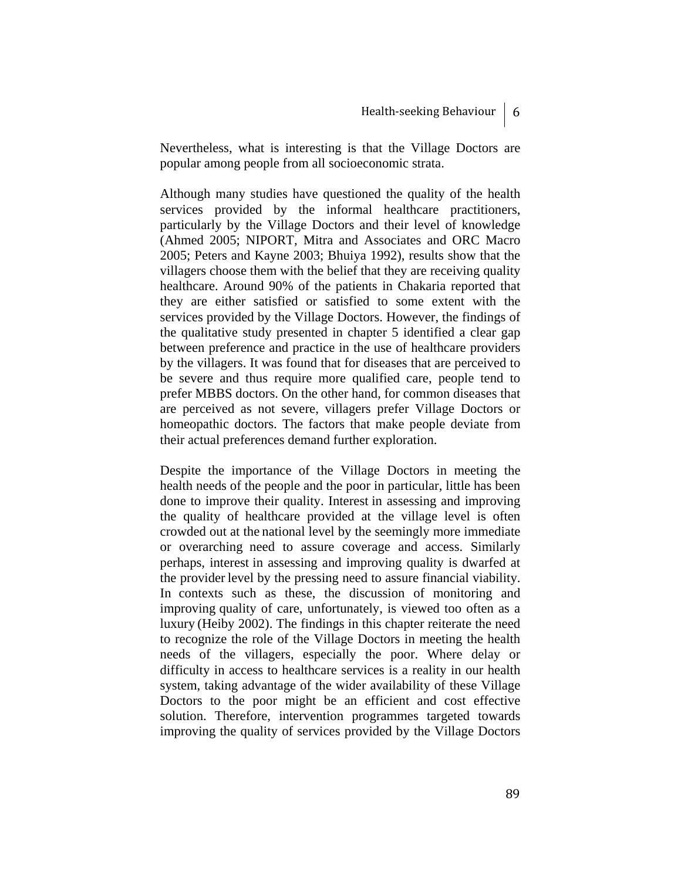Nevertheless, what is interesting is that the Village Doctors are popular among people from all socioeconomic strata.

Although many studies have questioned the quality of the health services provided by the informal healthcare practitioners, particularly by the Village Doctors and their level of knowledge (Ahmed 2005; NIPORT, Mitra and Associates and ORC Macro 2005; Peters and Kayne 2003; Bhuiya 1992), results show that the villagers choose them with the belief that they are receiving quality healthcare. Around 90% of the patients in Chakaria reported that they are either satisfied or satisfied to some extent with the services provided by the Village Doctors. However, the findings of the qualitative study presented in chapter 5 identified a clear gap between preference and practice in the use of healthcare providers by the villagers. It was found that for diseases that are perceived to be severe and thus require more qualified care, people tend to prefer MBBS doctors. On the other hand, for common diseases that are perceived as not severe, villagers prefer Village Doctors or homeopathic doctors. The factors that make people deviate from their actual preferences demand further exploration.

Despite the importance of the Village Doctors in meeting the health needs of the people and the poor in particular, little has been done to improve their quality. Interest in assessing and improving the quality of healthcare provided at the village level is often crowded out at the national level by the seemingly more immediate or overarching need to assure coverage and access. Similarly perhaps, interest in assessing and improving quality is dwarfed at the provider level by the pressing need to assure financial viability. In contexts such as these, the discussion of monitoring and improving quality of care, unfortunately, is viewed too often as a luxury (Heiby 2002). The findings in this chapter reiterate the need to recognize the role of the Village Doctors in meeting the health needs of the villagers, especially the poor. Where delay or difficulty in access to healthcare services is a reality in our health system, taking advantage of the wider availability of these Village Doctors to the poor might be an efficient and cost effective solution. Therefore, intervention programmes targeted towards improving the quality of services provided by the Village Doctors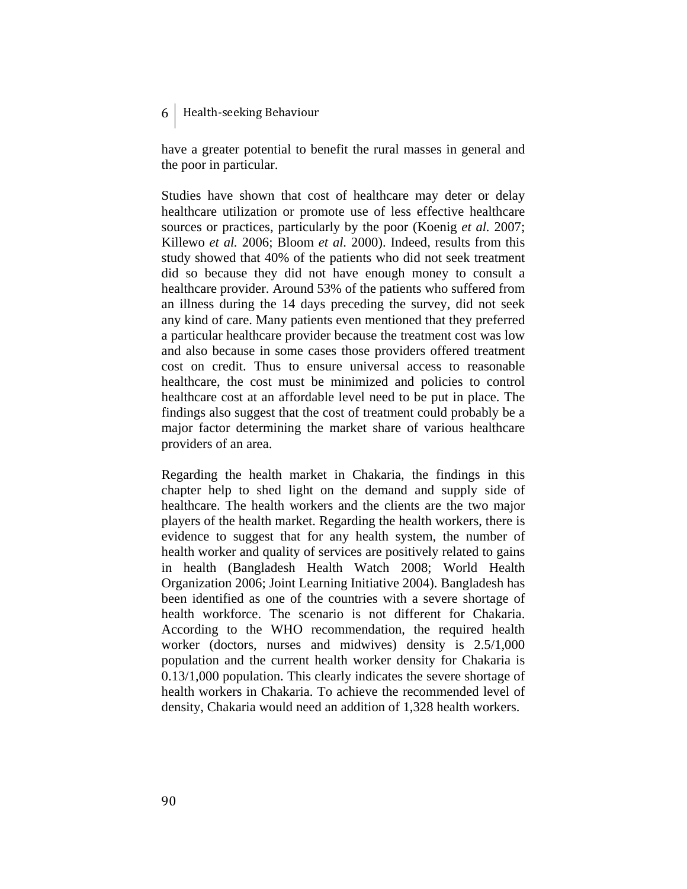have a greater potential to benefit the rural masses in general and the poor in particular.

Studies have shown that cost of healthcare may deter or delay healthcare utilization or promote use of less effective healthcare sources or practices, particularly by the poor (Koenig *et al.* 2007; Killewo *et al.* 2006; Bloom *et al.* 2000). Indeed, results from this study showed that 40% of the patients who did not seek treatment did so because they did not have enough money to consult a healthcare provider. Around 53% of the patients who suffered from an illness during the 14 days preceding the survey, did not seek any kind of care. Many patients even mentioned that they preferred a particular healthcare provider because the treatment cost was low and also because in some cases those providers offered treatment cost on credit. Thus to ensure universal access to reasonable healthcare, the cost must be minimized and policies to control healthcare cost at an affordable level need to be put in place. The findings also suggest that the cost of treatment could probably be a major factor determining the market share of various healthcare providers of an area.

Regarding the health market in Chakaria, the findings in this chapter help to shed light on the demand and supply side of healthcare. The health workers and the clients are the two major players of the health market. Regarding the health workers, there is evidence to suggest that for any health system, the number of health worker and quality of services are positively related to gains in health (Bangladesh Health Watch 2008; World Health Organization 2006; Joint Learning Initiative 2004). Bangladesh has been identified as one of the countries with a severe shortage of health workforce. The scenario is not different for Chakaria. According to the WHO recommendation, the required health worker (doctors, nurses and midwives) density is 2.5/1,000 population and the current health worker density for Chakaria is 0.13/1,000 population. This clearly indicates the severe shortage of health workers in Chakaria. To achieve the recommended level of density, Chakaria would need an addition of 1,328 health workers.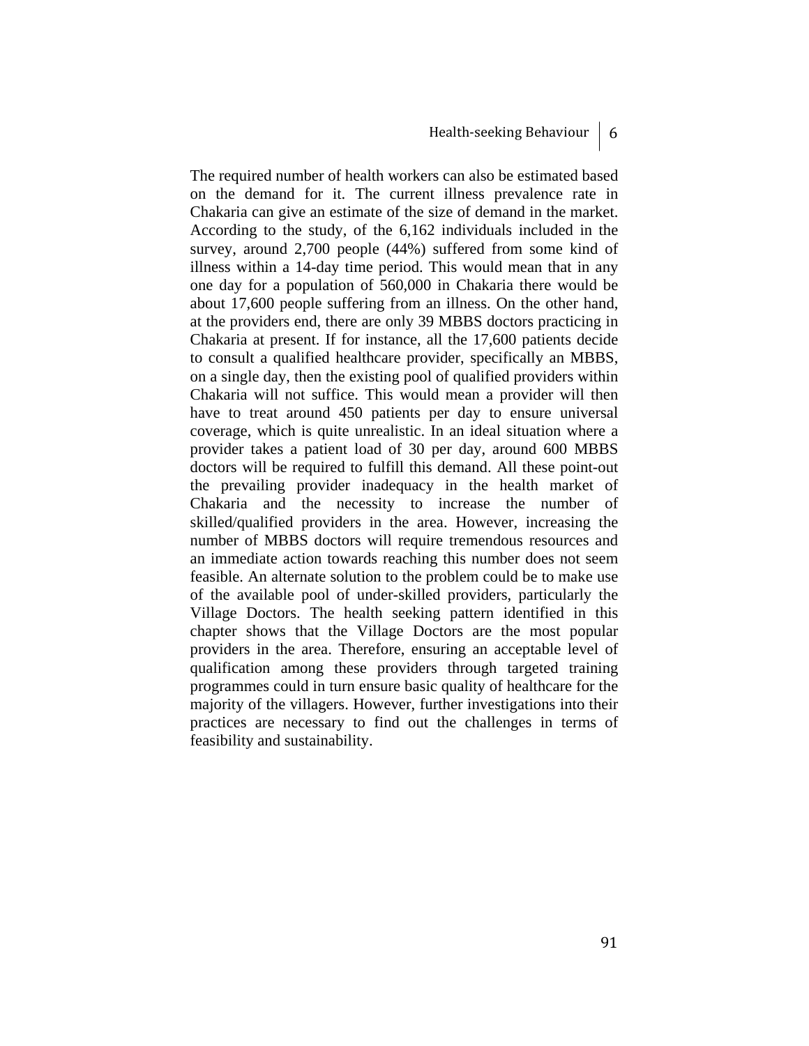The required number of health workers can also be estimated based on the demand for it. The current illness prevalence rate in Chakaria can give an estimate of the size of demand in the market. According to the study, of the 6,162 individuals included in the survey, around 2,700 people (44%) suffered from some kind of illness within a 14-day time period. This would mean that in any one day for a population of 560,000 in Chakaria there would be about 17,600 people suffering from an illness. On the other hand, at the providers end, there are only 39 MBBS doctors practicing in Chakaria at present. If for instance, all the 17,600 patients decide to consult a qualified healthcare provider, specifically an MBBS, on a single day, then the existing pool of qualified providers within Chakaria will not suffice. This would mean a provider will then have to treat around 450 patients per day to ensure universal coverage, which is quite unrealistic. In an ideal situation where a provider takes a patient load of 30 per day, around 600 MBBS doctors will be required to fulfill this demand. All these point-out the prevailing provider inadequacy in the health market of Chakaria and the necessity to increase the number of skilled/qualified providers in the area. However, increasing the number of MBBS doctors will require tremendous resources and an immediate action towards reaching this number does not seem feasible. An alternate solution to the problem could be to make use of the available pool of under-skilled providers, particularly the Village Doctors. The health seeking pattern identified in this chapter shows that the Village Doctors are the most popular providers in the area. Therefore, ensuring an acceptable level of qualification among these providers through targeted training programmes could in turn ensure basic quality of healthcare for the majority of the villagers. However, further investigations into their practices are necessary to find out the challenges in terms of feasibility and sustainability.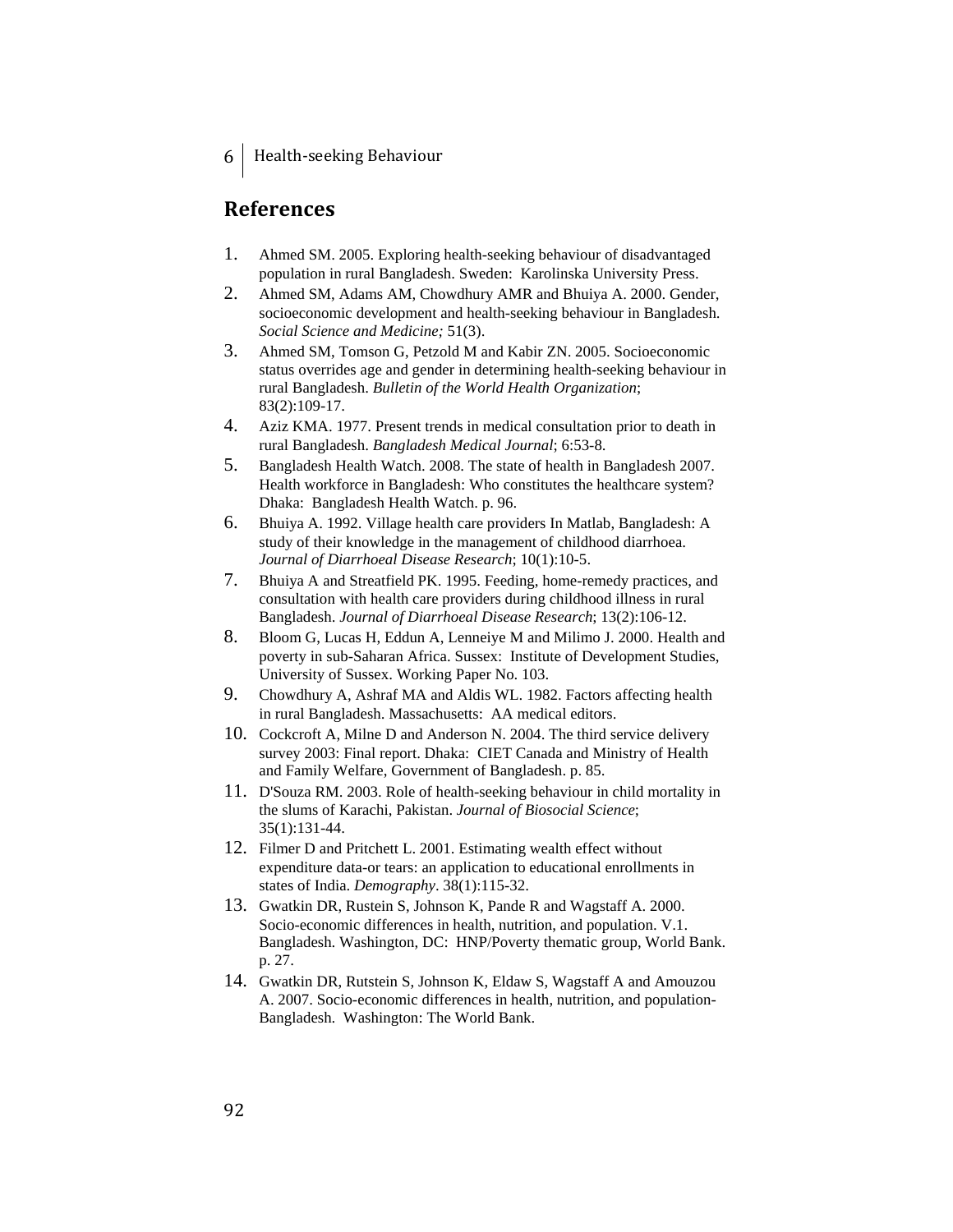## References

1. Ahmed SM. 2005. Exploring health-seeking behaviour of disadvantaged population in rural Bangladesh. Sweden: Karolinska University Press.
2. Ahmed SM, Adams AM, Chowdhury AMR and Bhuiya A. 2000. Gender, socioeconomic development and health-seeking behaviour in Bangladesh. *Social Science and Medicine;* 51(3).
3. Ahmed SM, Tomson G, Petzold M and Kabir ZN. 2005. Socioeconomic status overrides age and gender in determining health-seeking behaviour in rural Bangladesh. *Bulletin of the World Health Organization*; 83(2):109-17.
4. Aziz KMA. 1977. Present trends in medical consultation prior to death in rural Bangladesh. *Bangladesh Medical Journal*; 6:53-8.
5. Bangladesh Health Watch. 2008. The state of health in Bangladesh 2007. Health workforce in Bangladesh: Who constitutes the healthcare system? Dhaka: Bangladesh Health Watch. p. 96.
6. Bhuiya A. 1992. Village health care providers In Matlab, Bangladesh: A study of their knowledge in the management of childhood diarrhoea. *Journal of Diarrhoeal Disease Research*; 10(1):10-5.
7. Bhuiya A and Streatfield PK. 1995. Feeding, home-remedy practices, and consultation with health care providers during childhood illness in rural Bangladesh. *Journal of Diarrhoeal Disease Research*; 13(2):106-12.
8. Bloom G, Lucas H, Eddun A, Lenneiye M and Milimo J. 2000. Health and poverty in sub-Saharan Africa. Sussex: Institute of Development Studies, University of Sussex. Working Paper No. 103.
9. Chowdhury A, Ashraf MA and Aldis WL. 1982. Factors affecting health in rural Bangladesh. Massachusetts: AA medical editors.
10. Cockcroft A, Milne D and Anderson N. 2004. The third service delivery survey 2003: Final report. Dhaka: CIET Canada and Ministry of Health and Family Welfare, Government of Bangladesh. p. 85.
11. D'Souza RM. 2003. Role of health-seeking behaviour in child mortality in the slums of Karachi, Pakistan. *Journal of Biosocial Science*; 35(1):131-44.
12. Filmer D and Pritchett L. 2001. Estimating wealth effect without expenditure data-or tears: an application to educational enrollments in states of India. *Demography*. 38(1):115-32.
13. Gwatkin DR, Rustein S, Johnson K, Pande R and Wagstaff A. 2000. Socio-economic differences in health, nutrition, and population. V.1. Bangladesh. Washington, DC: HNP/Poverty thematic group, World Bank. p. 27.
14. Gwatkin DR, Rutstein S, Johnson K, Eldaw S, Wagstaff A and Amouzou A. 2007. Socio-economic differences in health, nutrition, and population-Bangladesh. Washington: The World Bank.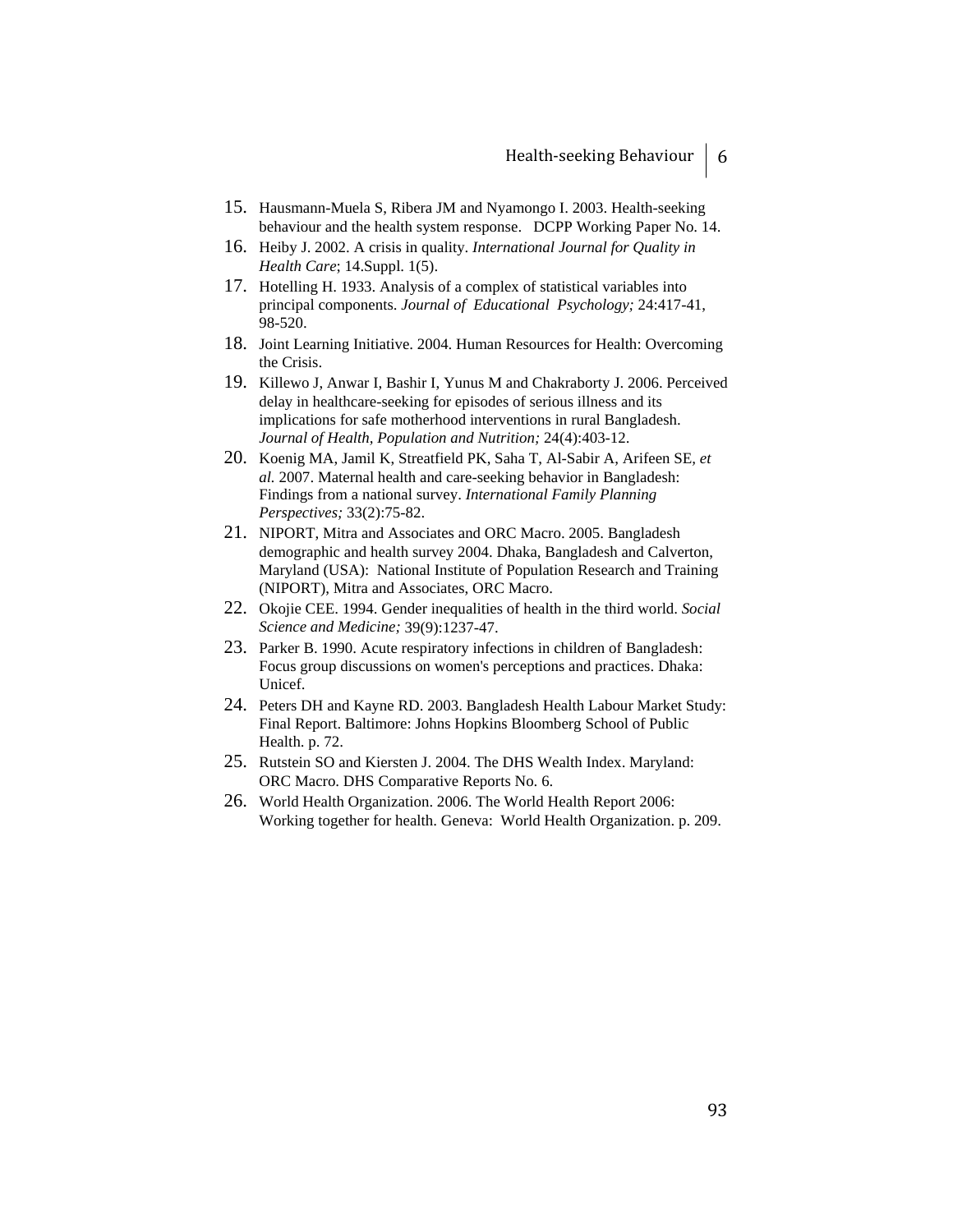15. Hausmann-Muela S, Ribera JM and Nyamongo I. 2003. Health-seeking behaviour and the health system response. DCPP Working Paper No. 14.
16. Heiby J. 2002. A crisis in quality. *International Journal for Quality in Health Care*; 14.Suppl. 1(5).
17. Hotelling H. 1933. Analysis of a complex of statistical variables into principal components. *Journal of Educational Psychology;* 24:417-41, 98-520.
18. Joint Learning Initiative. 2004. Human Resources for Health: Overcoming the Crisis.
19. Killewo J, Anwar I, Bashir I, Yunus M and Chakraborty J. 2006. Perceived delay in healthcare-seeking for episodes of serious illness and its implications for safe motherhood interventions in rural Bangladesh. *Journal of Health, Population and Nutrition;* 24(4):403-12.
20. Koenig MA, Jamil K, Streatfield PK, Saha T, Al-Sabir A, Arifeen SE, *et al.* 2007. Maternal health and care-seeking behavior in Bangladesh: Findings from a national survey. *International Family Planning Perspectives;* 33(2):75-82.
21. NIPORT, Mitra and Associates and ORC Macro. 2005. Bangladesh demographic and health survey 2004. Dhaka, Bangladesh and Calverton, Maryland (USA): National Institute of Population Research and Training (NIPORT), Mitra and Associates, ORC Macro.
22. Okojie CEE. 1994. Gender inequalities of health in the third world. *Social Science and Medicine;* 39(9):1237-47.
23. Parker B. 1990. Acute respiratory infections in children of Bangladesh: Focus group discussions on women's perceptions and practices. Dhaka: Unicef.
24. Peters DH and Kayne RD. 2003. Bangladesh Health Labour Market Study: Final Report. Baltimore: Johns Hopkins Bloomberg School of Public Health. p. 72.
25. Rutstein SO and Kiersten J. 2004. The DHS Wealth Index. Maryland: ORC Macro. DHS Comparative Reports No. 6.
26. World Health Organization. 2006. The World Health Report 2006: Working together for health. Geneva: World Health Organization. p. 209.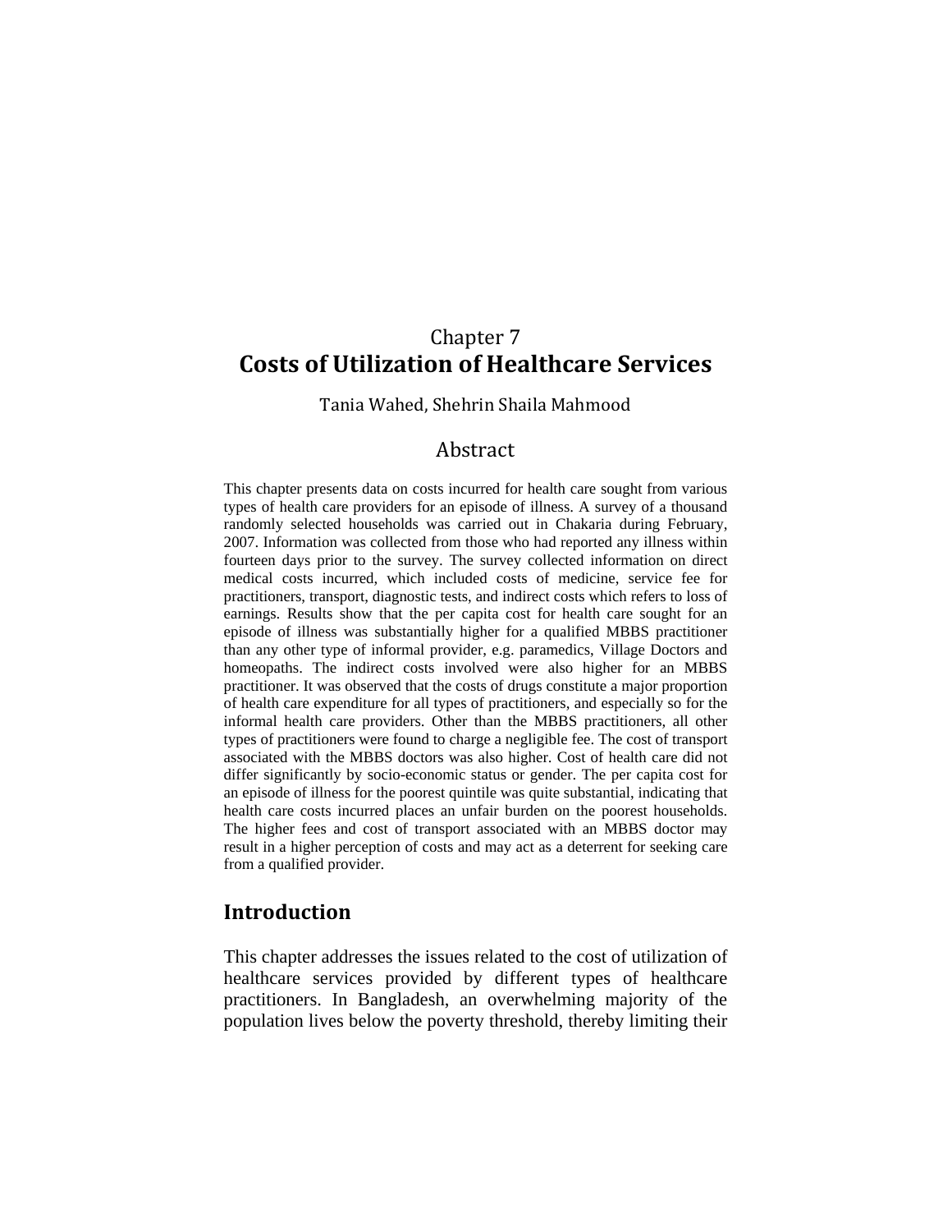# Chapter 7
# Costs of Utilization of Healthcare Services

Tania Wahed, Shehrin Shaila Mahmood

## Abstract

This chapter presents data on costs incurred for health care sought from various types of health care providers for an episode of illness. A survey of a thousand randomly selected households was carried out in Chakaria during February, 2007. Information was collected from those who had reported any illness within fourteen days prior to the survey. The survey collected information on direct medical costs incurred, which included costs of medicine, service fee for practitioners, transport, diagnostic tests, and indirect costs which refers to loss of earnings. Results show that the per capita cost for health care sought for an episode of illness was substantially higher for a qualified MBBS practitioner than any other type of informal provider, e.g. paramedics, Village Doctors and homeopaths. The indirect costs involved were also higher for an MBBS practitioner. It was observed that the costs of drugs constitute a major proportion of health care expenditure for all types of practitioners, and especially so for the informal health care providers. Other than the MBBS practitioners, all other types of practitioners were found to charge a negligible fee. The cost of transport associated with the MBBS doctors was also higher. Cost of health care did not differ significantly by socio-economic status or gender. The per capita cost for an episode of illness for the poorest quintile was quite substantial, indicating that health care costs incurred places an unfair burden on the poorest households. The higher fees and cost of transport associated with an MBBS doctor may result in a higher perception of costs and may act as a deterrent for seeking care from a qualified provider.

## Introduction

This chapter addresses the issues related to the cost of utilization of healthcare services provided by different types of healthcare practitioners. In Bangladesh, an overwhelming majority of the population lives below the poverty threshold, thereby limiting their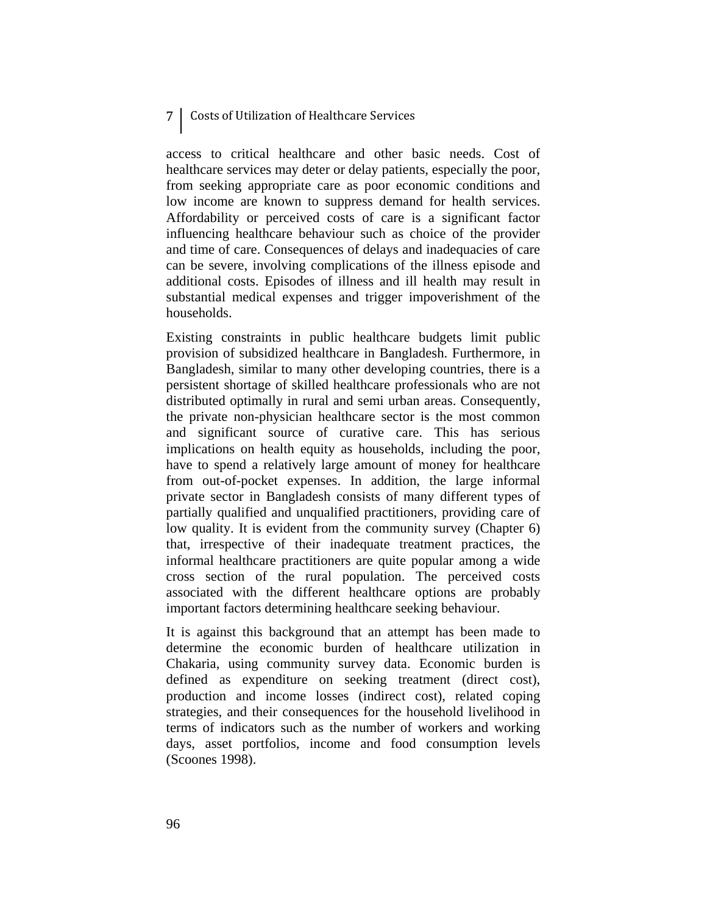access to critical healthcare and other basic needs. Cost of healthcare services may deter or delay patients, especially the poor, from seeking appropriate care as poor economic conditions and low income are known to suppress demand for health services. Affordability or perceived costs of care is a significant factor influencing healthcare behaviour such as choice of the provider and time of care. Consequences of delays and inadequacies of care can be severe, involving complications of the illness episode and additional costs. Episodes of illness and ill health may result in substantial medical expenses and trigger impoverishment of the households.

Existing constraints in public healthcare budgets limit public provision of subsidized healthcare in Bangladesh. Furthermore, in Bangladesh, similar to many other developing countries, there is a persistent shortage of skilled healthcare professionals who are not distributed optimally in rural and semi urban areas. Consequently, the private non-physician healthcare sector is the most common and significant source of curative care. This has serious implications on health equity as households, including the poor, have to spend a relatively large amount of money for healthcare from out-of-pocket expenses. In addition, the large informal private sector in Bangladesh consists of many different types of partially qualified and unqualified practitioners, providing care of low quality. It is evident from the community survey (Chapter 6) that, irrespective of their inadequate treatment practices, the informal healthcare practitioners are quite popular among a wide cross section of the rural population. The perceived costs associated with the different healthcare options are probably important factors determining healthcare seeking behaviour.

It is against this background that an attempt has been made to determine the economic burden of healthcare utilization in Chakaria, using community survey data. Economic burden is defined as expenditure on seeking treatment (direct cost), production and income losses (indirect cost), related coping strategies, and their consequences for the household livelihood in terms of indicators such as the number of workers and working days, asset portfolios, income and food consumption levels (Scoones 1998).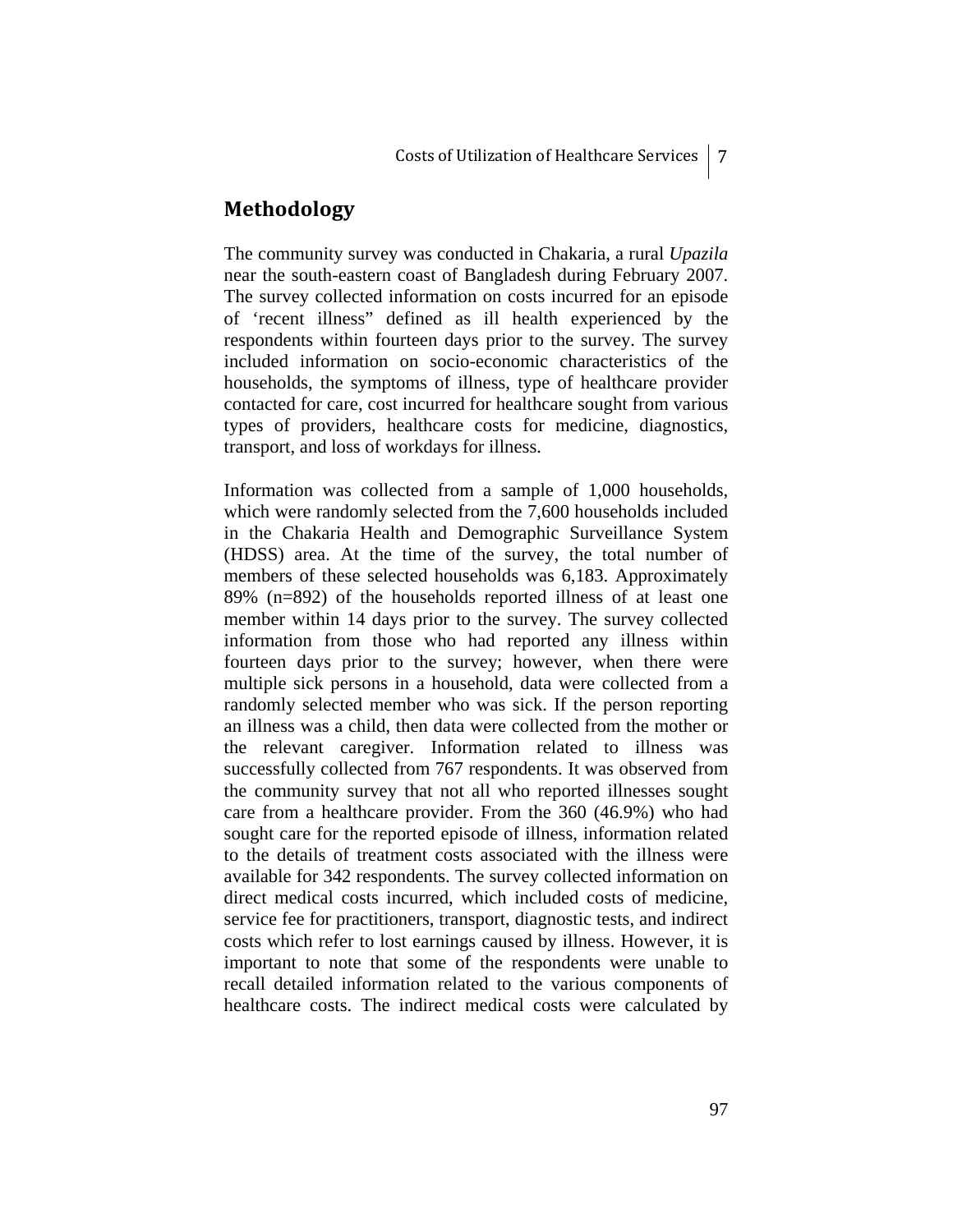## Methodology

The community survey was conducted in Chakaria, a rural *Upazila* near the south-eastern coast of Bangladesh during February 2007. The survey collected information on costs incurred for an episode of ‘recent illness” defined as ill health experienced by the respondents within fourteen days prior to the survey. The survey included information on socio-economic characteristics of the households, the symptoms of illness, type of healthcare provider contacted for care, cost incurred for healthcare sought from various types of providers, healthcare costs for medicine, diagnostics, transport, and loss of workdays for illness.

Information was collected from a sample of 1,000 households, which were randomly selected from the 7,600 households included in the Chakaria Health and Demographic Surveillance System (HDSS) area. At the time of the survey, the total number of members of these selected households was 6,183. Approximately 89% (n=892) of the households reported illness of at least one member within 14 days prior to the survey. The survey collected information from those who had reported any illness within fourteen days prior to the survey; however, when there were multiple sick persons in a household, data were collected from a randomly selected member who was sick. If the person reporting an illness was a child, then data were collected from the mother or the relevant caregiver. Information related to illness was successfully collected from 767 respondents. It was observed from the community survey that not all who reported illnesses sought care from a healthcare provider. From the 360 (46.9%) who had sought care for the reported episode of illness, information related to the details of treatment costs associated with the illness were available for 342 respondents. The survey collected information on direct medical costs incurred, which included costs of medicine, service fee for practitioners, transport, diagnostic tests, and indirect costs which refer to lost earnings caused by illness. However, it is important to note that some of the respondents were unable to recall detailed information related to the various components of healthcare costs. The indirect medical costs were calculated by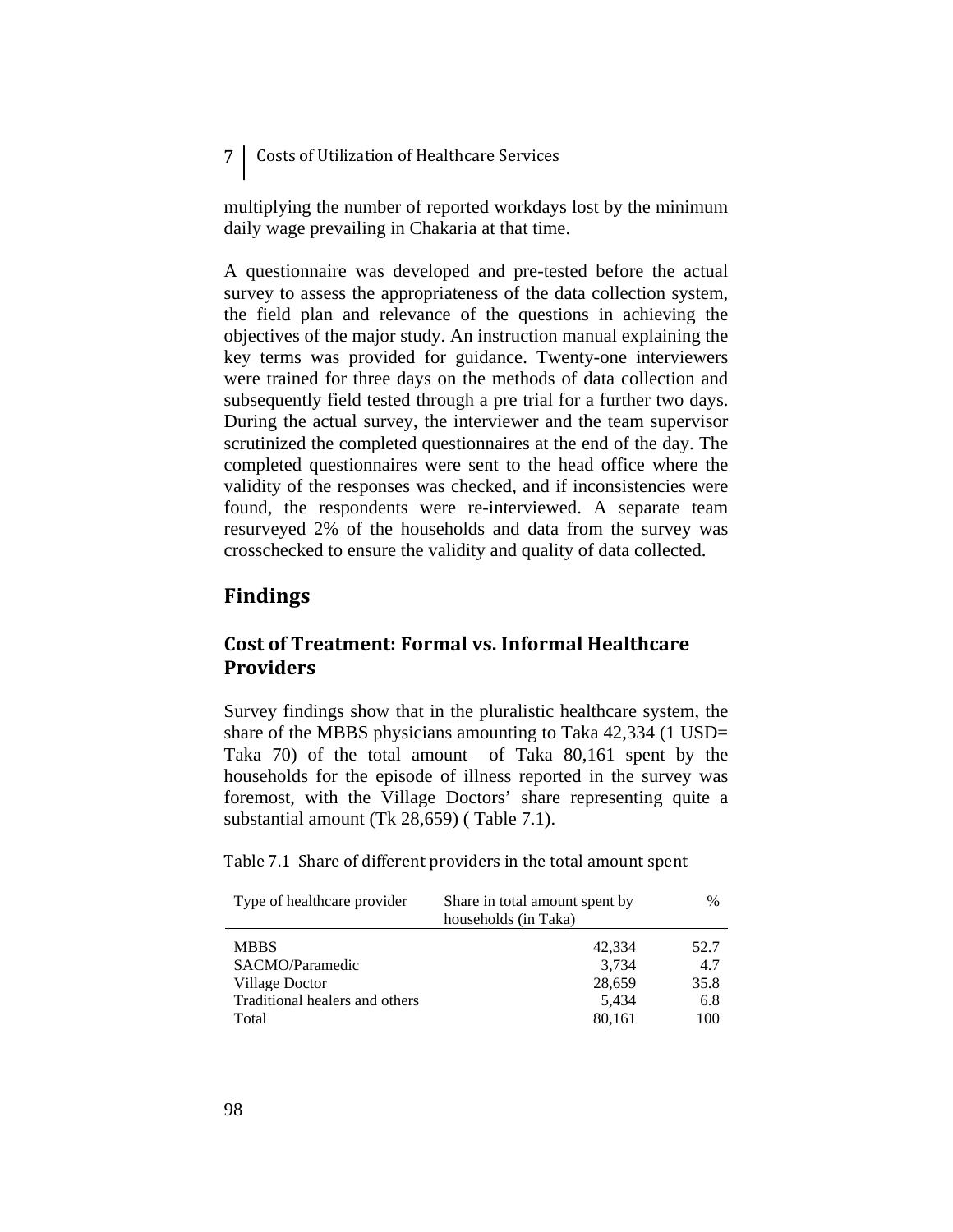multiplying the number of reported workdays lost by the minimum daily wage prevailing in Chakaria at that time.

A questionnaire was developed and pre-tested before the actual survey to assess the appropriateness of the data collection system, the field plan and relevance of the questions in achieving the objectives of the major study. An instruction manual explaining the key terms was provided for guidance. Twenty-one interviewers were trained for three days on the methods of data collection and subsequently field tested through a pre trial for a further two days. During the actual survey, the interviewer and the team supervisor scrutinized the completed questionnaires at the end of the day. The completed questionnaires were sent to the head office where the validity of the responses was checked, and if inconsistencies were found, the respondents were re-interviewed. A separate team resurveyed 2% of the households and data from the survey was crosschecked to ensure the validity and quality of data collected.

## Findings

### Cost of Treatment: Formal vs. Informal Healthcare Providers

Survey findings show that in the pluralistic healthcare system, the share of the MBBS physicians amounting to Taka 42,334 (1 USD= Taka 70) of the total amount of Taka 80,161 spent by the households for the episode of illness reported in the survey was foremost, with the Village Doctors' share representing quite a substantial amount (Tk 28,659) ( Table 7.1).

Table 7.1 Share of different providers in the total amount spent

| Type of healthcare provider | Share in total amount spent by households (in Taka) | % |
|---|---|---|
| MBBS | 42,334 | 52.7 |
| SACMO/Paramedic | 3,734 | 4.7 |
| Village Doctor | 28,659 | 35.8 |
| Traditional healers and others | 5,434 | 6.8 |
| Total | 80,161 | 100 |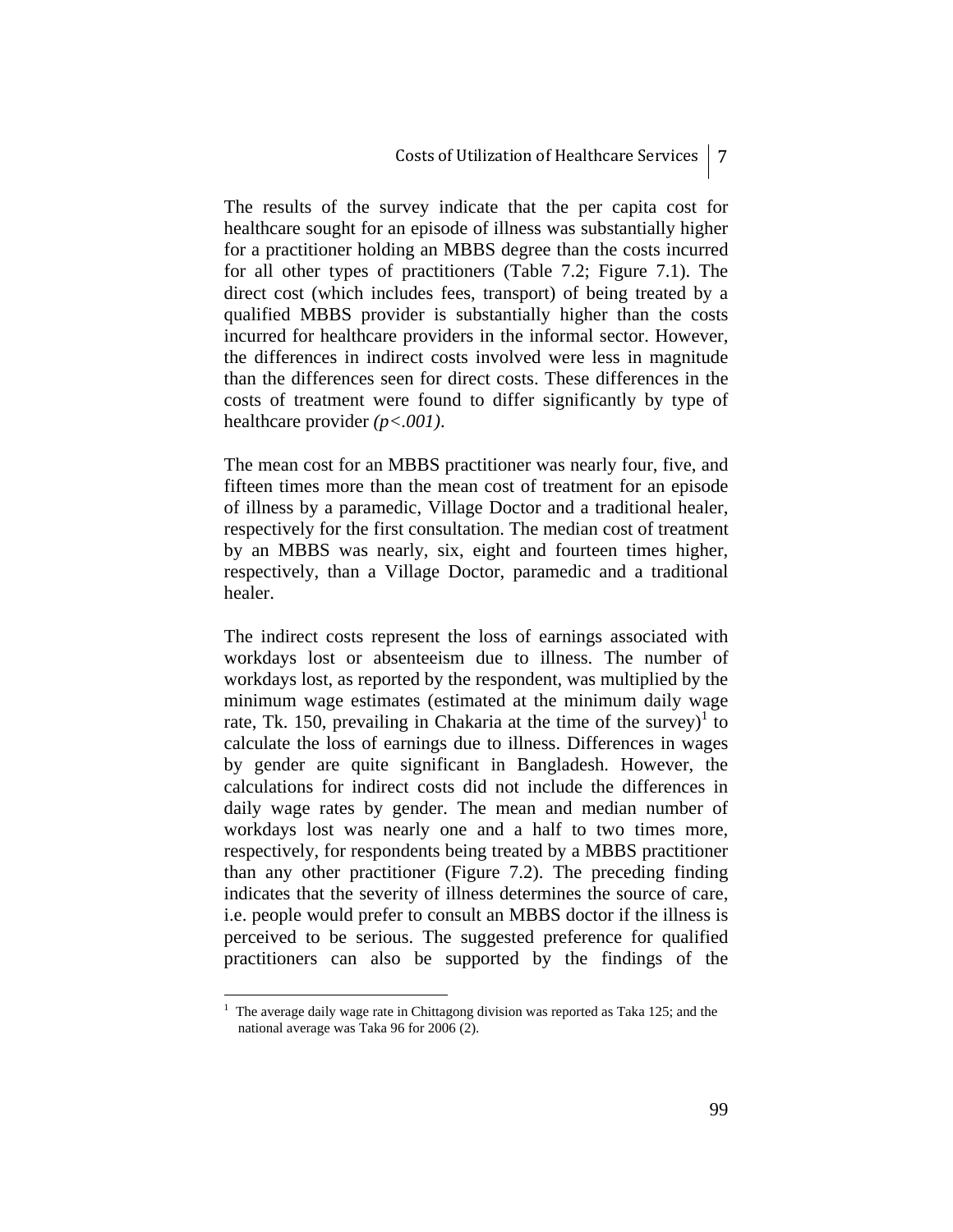The results of the survey indicate that the per capita cost for healthcare sought for an episode of illness was substantially higher for a practitioner holding an MBBS degree than the costs incurred for all other types of practitioners (Table 7.2; Figure 7.1). The direct cost (which includes fees, transport) of being treated by a qualified MBBS provider is substantially higher than the costs incurred for healthcare providers in the informal sector. However, the differences in indirect costs involved were less in magnitude than the differences seen for direct costs. These differences in the costs of treatment were found to differ significantly by type of healthcare provider *($p<.001$)*.

The mean cost for an MBBS practitioner was nearly four, five, and fifteen times more than the mean cost of treatment for an episode of illness by a paramedic, Village Doctor and a traditional healer, respectively for the first consultation. The median cost of treatment by an MBBS was nearly, six, eight and fourteen times higher, respectively, than a Village Doctor, paramedic and a traditional healer.

The indirect costs represent the loss of earnings associated with workdays lost or absenteeism due to illness. The number of workdays lost, as reported by the respondent, was multiplied by the minimum wage estimates (estimated at the minimum daily wage rate, Tk. 150, prevailing in Chakaria at the time of the survey)[1] to calculate the loss of earnings due to illness. Differences in wages by gender are quite significant in Bangladesh. However, the calculations for indirect costs did not include the differences in daily wage rates by gender. The mean and median number of workdays lost was nearly one and a half to two times more, respectively, for respondents being treated by a MBBS practitioner than any other practitioner (Figure 7.2). The preceding finding indicates that the severity of illness determines the source of care, i.e. people would prefer to consult an MBBS doctor if the illness is perceived to be serious. The suggested preference for qualified practitioners can also be supported by the findings of the

---

[1] The average daily wage rate in Chittagong division was reported as Taka 125; and the national average was Taka 96 for 2006 (2).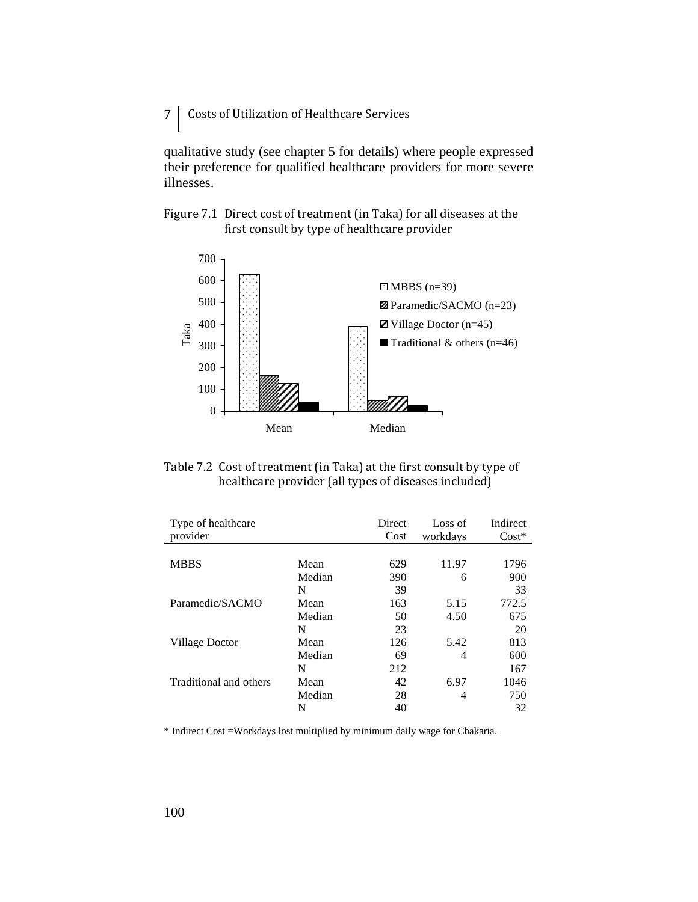qualitative study (see chapter 5 for details) where people expressed their preference for qualified healthcare providers for more severe illnesses.

Figure 7.1 Direct cost of treatment (in Taka) for all diseases at the first consult by type of healthcare provider

Table 7.2 Cost of treatment (in Taka) at the first consult by type of healthcare provider (all types of diseases included)

| Type of healthcare provider | | Direct Cost | Loss of workdays | Indirect Cost* |
|---|---|---|---|---|
| MBBS | Mean | 629 | 11.97 | 1796 |
| | Median | 390 | 6 | 900 |
| | N | 39 | | 33 |
| Paramedic/SACMO | Mean | 163 | 5.15 | 772.5 |
| | Median | 50 | 4.50 | 675 |
| | N | 23 | | 20 |
| Village Doctor | Mean | 126 | 5.42 | 813 |
| | Median | 69 | 4 | 600 |
| | N | 212 | | 167 |
| Traditional and others | Mean | 42 | 6.97 | 1046 |
| | Median | 28 | 4 | 750 |
| | N | 40 | | 32 |

* Indirect Cost =Workdays lost multiplied by minimum daily wage for Chakaria.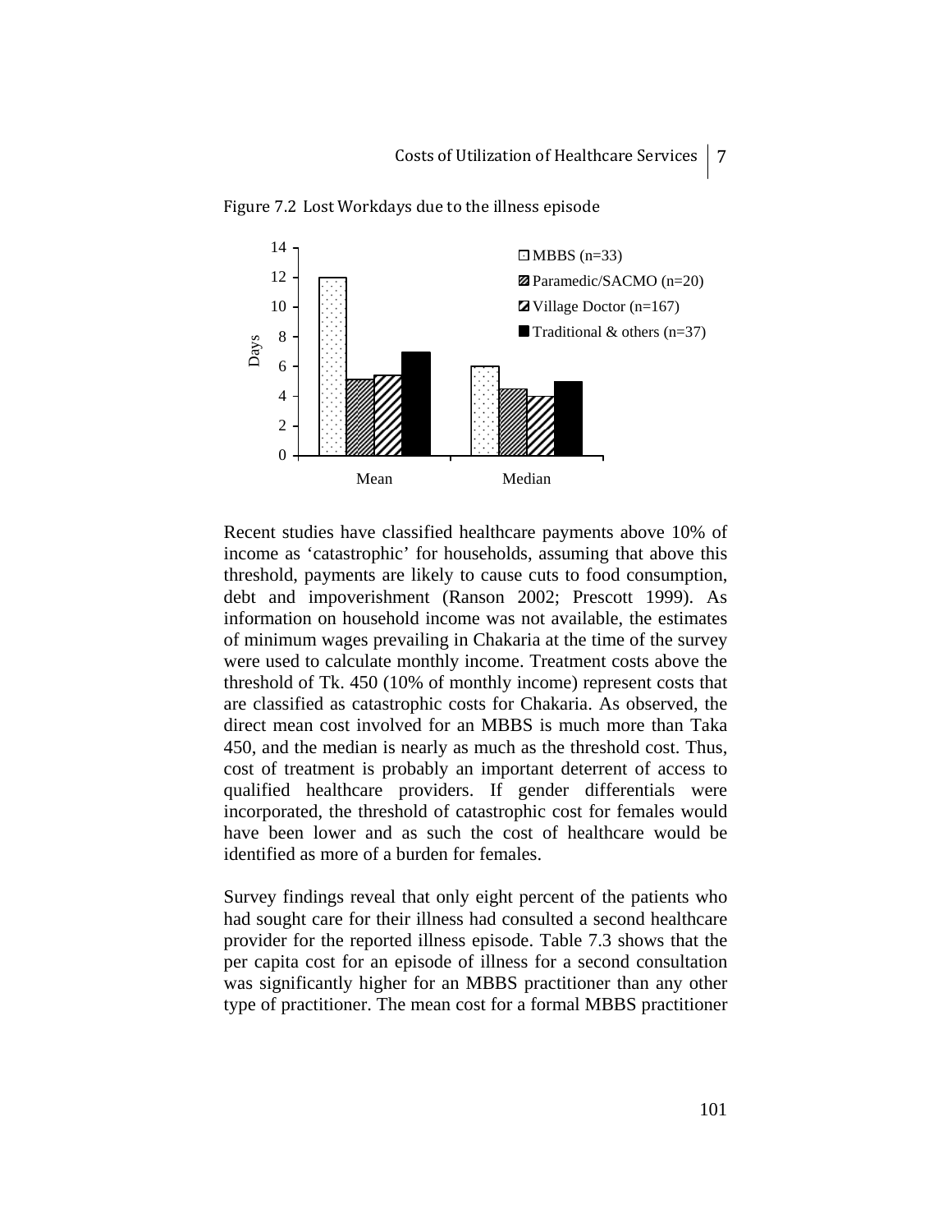Figure 7.2 Lost Workdays due to the illness episode

| | MBBS (n=33) | Paramedic/SACMO (n=20) | Village Doctor (n=167) | Traditional & others (n=37) |
|---|---|---|---|---|
| Mean | 12 | 5.1 | 5.4 | 7 |
| Median | 6 | 4.5 | 4 | 5 |

Recent studies have classified healthcare payments above 10% of income as 'catastrophic' for households, assuming that above this threshold, payments are likely to cause cuts to food consumption, debt and impoverishment (Ranson 2002; Prescott 1999). As information on household income was not available, the estimates of minimum wages prevailing in Chakaria at the time of the survey were used to calculate monthly income. Treatment costs above the threshold of Tk. 450 (10% of monthly income) represent costs that are classified as catastrophic costs for Chakaria. As observed, the direct mean cost involved for an MBBS is much more than Taka 450, and the median is nearly as much as the threshold cost. Thus, cost of treatment is probably an important deterrent of access to qualified healthcare providers. If gender differentials were incorporated, the threshold of catastrophic cost for females would have been lower and as such the cost of healthcare would be identified as more of a burden for females.

Survey findings reveal that only eight percent of the patients who had sought care for their illness had consulted a second healthcare provider for the reported illness episode. Table 7.3 shows that the per capita cost for an episode of illness for a second consultation was significantly higher for an MBBS practitioner than any other type of practitioner. The mean cost for a formal MBBS practitioner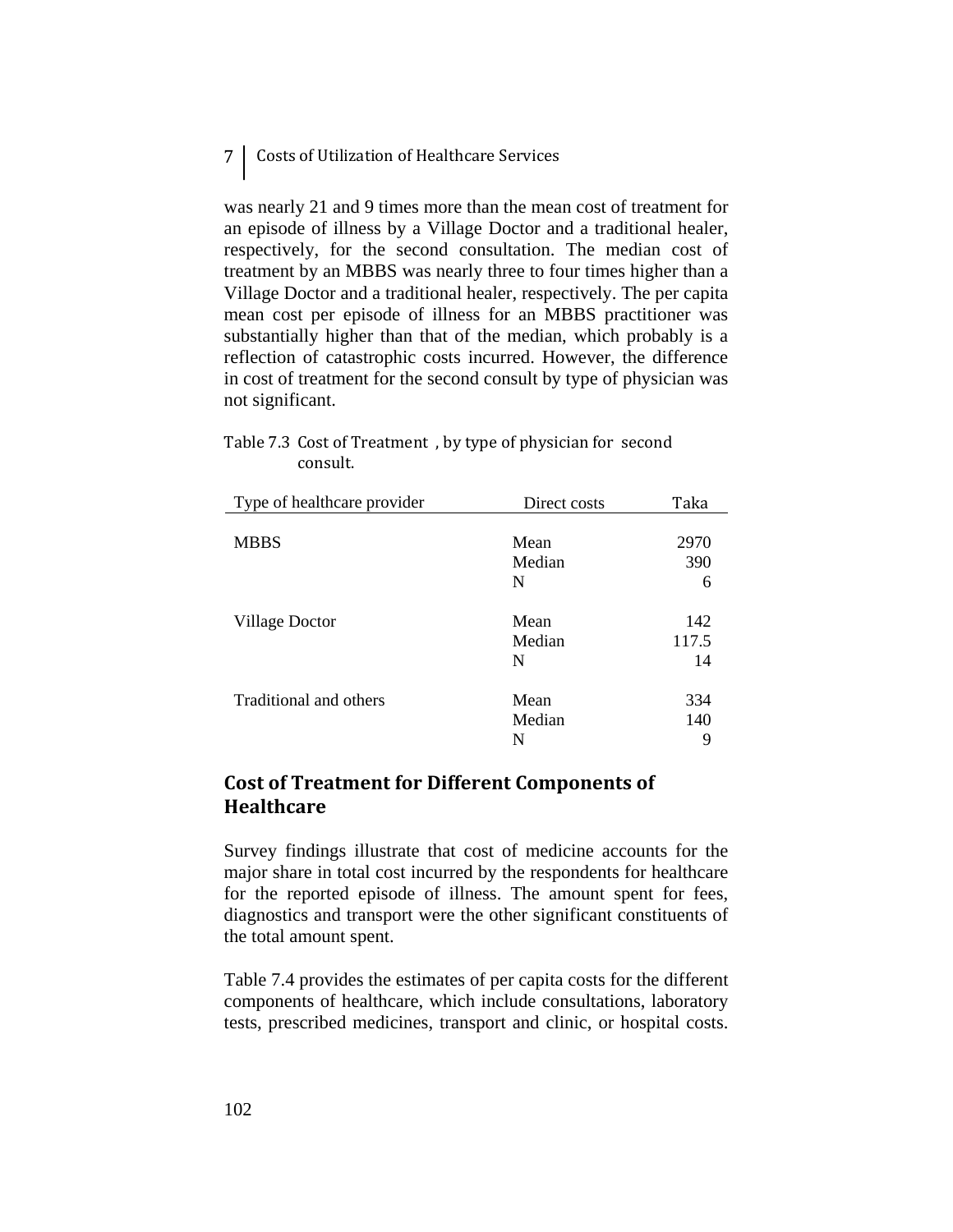was nearly 21 and 9 times more than the mean cost of treatment for an episode of illness by a Village Doctor and a traditional healer, respectively, for the second consultation. The median cost of treatment by an MBBS was nearly three to four times higher than a Village Doctor and a traditional healer, respectively. The per capita mean cost per episode of illness for an MBBS practitioner was substantially higher than that of the median, which probably is a reflection of catastrophic costs incurred. However, the difference in cost of treatment for the second consult by type of physician was not significant.

Table 7.3 Cost of Treatment , by type of physician for second consult.

| Type of healthcare provider | Direct costs | Taka |
|---|---|---|
| MBBS | Mean | 2970 |
| | Median | 390 |
| | N | 6 |
| Village Doctor | Mean | 142 |
| | Median | 117.5 |
| | N | 14 |
| Traditional and others | Mean | 334 |
| | Median | 140 |
| | N | 9 |

## Cost of Treatment for Different Components of Healthcare

Survey findings illustrate that cost of medicine accounts for the major share in total cost incurred by the respondents for healthcare for the reported episode of illness. The amount spent for fees, diagnostics and transport were the other significant constituents of the total amount spent.

Table 7.4 provides the estimates of per capita costs for the different components of healthcare, which include consultations, laboratory tests, prescribed medicines, transport and clinic, or hospital costs.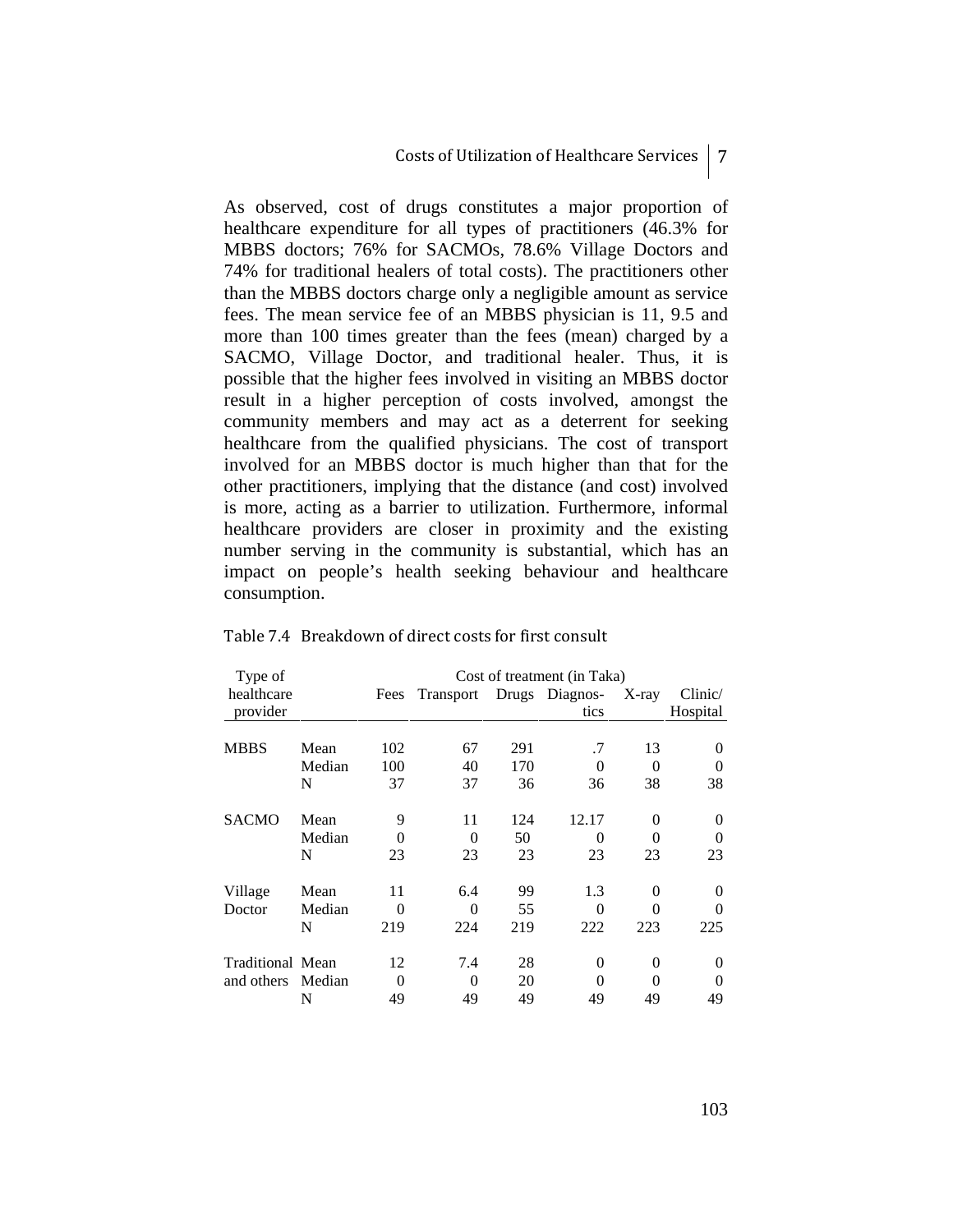As observed, cost of drugs constitutes a major proportion of healthcare expenditure for all types of practitioners (46.3% for MBBS doctors; 76% for SACMOs, 78.6% Village Doctors and 74% for traditional healers of total costs). The practitioners other than the MBBS doctors charge only a negligible amount as service fees. The mean service fee of an MBBS physician is 11, 9.5 and more than 100 times greater than the fees (mean) charged by a SACMO, Village Doctor, and traditional healer. Thus, it is possible that the higher fees involved in visiting an MBBS doctor result in a higher perception of costs involved, amongst the community members and may act as a deterrent for seeking healthcare from the qualified physicians. The cost of transport involved for an MBBS doctor is much higher than that for the other practitioners, implying that the distance (and cost) involved is more, acting as a barrier to utilization. Furthermore, informal healthcare providers are closer in proximity and the existing number serving in the community is substantial, which has an impact on people's health seeking behaviour and healthcare consumption.

Table 7.4 Breakdown of direct costs for first consult

| Type of healthcare provider | | Cost of treatment (in Taka) | | | | | |
|---|---|---|---|---|---|---|---|
| | | Fees | Transport | Drugs | Diagnos-tics | X-ray | Clinic/ Hospital |
| MBBS | Mean | 102 | 67 | 291 | .7 | 13 | 0 |
| | Median | 100 | 40 | 170 | 0 | 0 | 0 |
| | N | 37 | 37 | 36 | 36 | 38 | 38 |
| SACMO | Mean | 9 | 11 | 124 | 12.17 | 0 | 0 |
| | Median | 0 | 0 | 50 | 0 | 0 | 0 |
| | N | 23 | 23 | 23 | 23 | 23 | 23 |
| Village Doctor | Mean | 11 | 6.4 | 99 | 1.3 | 0 | 0 |
| | Median | 0 | 0 | 55 | 0 | 0 | 0 |
| | N | 219 | 224 | 219 | 222 | 223 | 225 |
| Traditional and others | Mean | 12 | 7.4 | 28 | 0 | 0 | 0 |
| | Median | 0 | 0 | 20 | 0 | 0 | 0 |
| | N | 49 | 49 | 49 | 49 | 49 | 49 |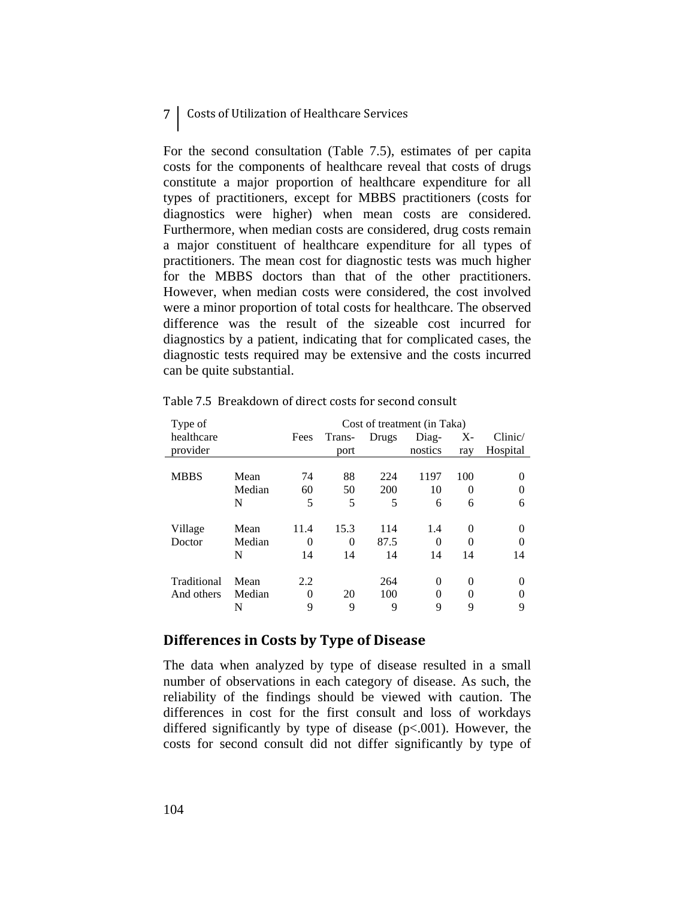For the second consultation (Table 7.5), estimates of per capita costs for the components of healthcare reveal that costs of drugs constitute a major proportion of healthcare expenditure for all types of practitioners, except for MBBS practitioners (costs for diagnostics were higher) when mean costs are considered. Furthermore, when median costs are considered, drug costs remain a major constituent of healthcare expenditure for all types of practitioners. The mean cost for diagnostic tests was much higher for the MBBS doctors than that of the other practitioners. However, when median costs were considered, the cost involved were a minor proportion of total costs for healthcare. The observed difference was the result of the sizeable cost incurred for diagnostics by a patient, indicating that for complicated cases, the diagnostic tests required may be extensive and the costs incurred can be quite substantial.

Table 7.5 Breakdown of direct costs for second consult

| Type of healthcare provider | | Cost of treatment (in Taka) | | | | | |
|---|---|---|---|---|---|---|---|
| | | Fees | Trans-port | Drugs | Diag-nostics | X-ray | Clinic/ Hospital |
| MBBS | Mean | 74 | 88 | 224 | 1197 | 100 | 0 |
| | Median | 60 | 50 | 200 | 10 | 0 | 0 |
| | N | 5 | 5 | 5 | 6 | 6 | 6 |
| Village Doctor | Mean | 11.4 | 15.3 | 114 | 1.4 | 0 | 0 |
| | Median | 0 | 0 | 87.5 | 0 | 0 | 0 |
| | N | 14 | 14 | 14 | 14 | 14 | 14 |
| Traditional And others | Mean | 2.2 | | 264 | 0 | 0 | 0 |
| | Median | 0 | 20 | 100 | 0 | 0 | 0 |
| | N | 9 | 9 | 9 | 9 | 9 | 9 |

## Differences in Costs by Type of Disease

The data when analyzed by type of disease resulted in a small number of observations in each category of disease. As such, the reliability of the findings should be viewed with caution. The differences in cost for the first consult and loss of workdays differed significantly by type of disease ($p<.001$). However, the costs for second consult did not differ significantly by type of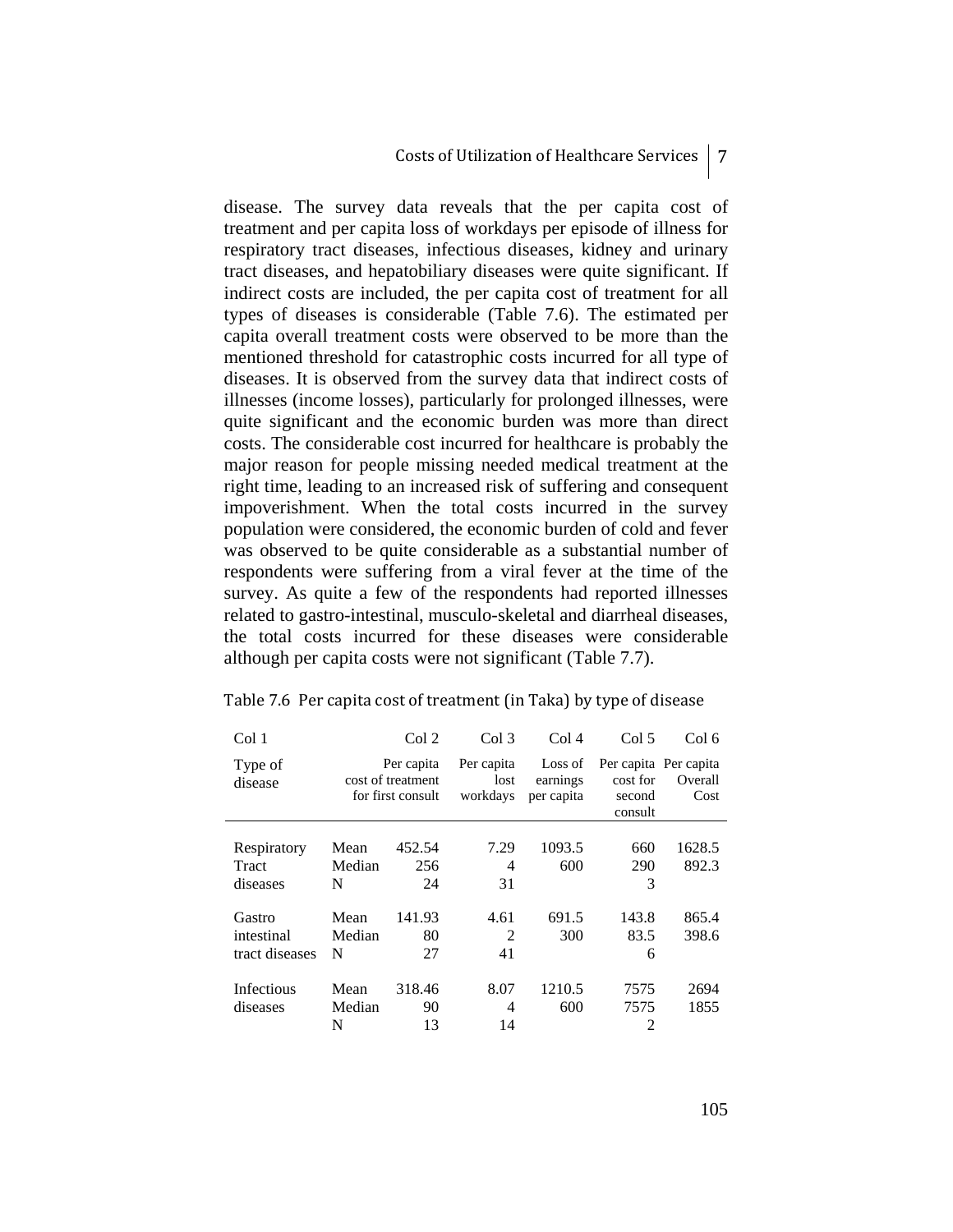disease. The survey data reveals that the per capita cost of treatment and per capita loss of workdays per episode of illness for respiratory tract diseases, infectious diseases, kidney and urinary tract diseases, and hepatobiliary diseases were quite significant. If indirect costs are included, the per capita cost of treatment for all types of diseases is considerable (Table 7.6). The estimated per capita overall treatment costs were observed to be more than the mentioned threshold for catastrophic costs incurred for all type of diseases. It is observed from the survey data that indirect costs of illnesses (income losses), particularly for prolonged illnesses, were quite significant and the economic burden was more than direct costs. The considerable cost incurred for healthcare is probably the major reason for people missing needed medical treatment at the right time, leading to an increased risk of suffering and consequent impoverishment. When the total costs incurred in the survey population were considered, the economic burden of cold and fever was observed to be quite considerable as a substantial number of respondents were suffering from a viral fever at the time of the survey. As quite a few of the respondents had reported illnesses related to gastro-intestinal, musculo-skeletal and diarrheal diseases, the total costs incurred for these diseases were considerable although per capita costs were not significant (Table 7.7).

Table 7.6 Per capita cost of treatment (in Taka) by type of disease

| Col 1 | | Col 2 | Col 3 | Col 4 | Col 5 | Col 6 |
|---|---|---|---|---|---|---|
| Type of disease | | Per capita cost of treatment for first consult | Per capita lost workdays | Loss of earnings per capita | Per capita cost for second consult | Per capita Overall Cost |
| Respiratory Tract diseases | Mean | 452.54 | 7.29 | 1093.5 | 660 | 1628.5 |
| | Median | 256 | 4 | 600 | 290 | 892.3 |
| | N | 24 | 31 | | 3 | |
| Gastro intestinal tract diseases | Mean | 141.93 | 4.61 | 691.5 | 143.8 | 865.4 |
| | Median | 80 | 2 | 300 | 83.5 | 398.6 |
| | N | 27 | 41 | | 6 | |
| Infectious diseases | Mean | 318.46 | 8.07 | 1210.5 | 7575 | 2694 |
| | Median | 90 | 4 | 600 | 7575 | 1855 |
| | N | 13 | 14 | | 2 | |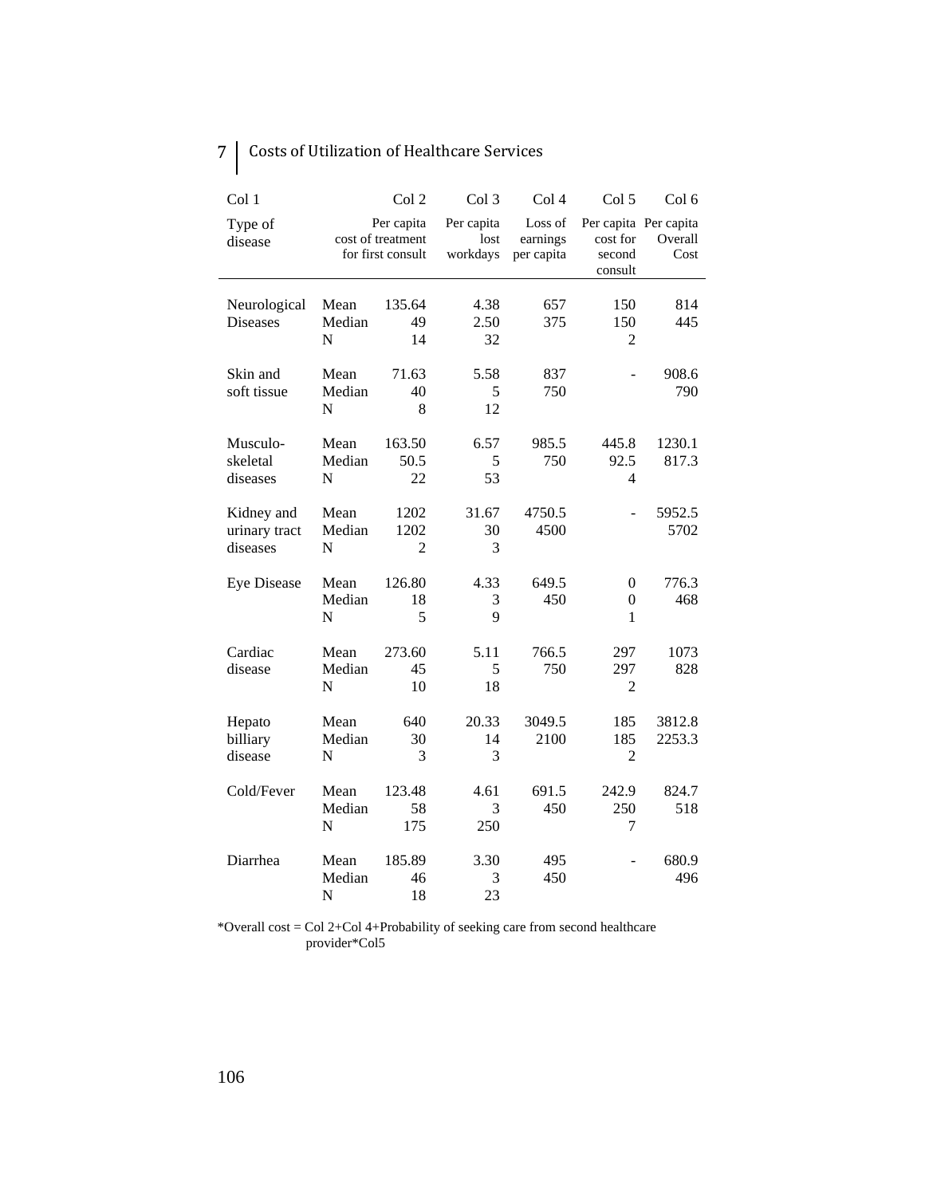| Col 1 | | Col 2 | Col 3 | Col 4 | Col 5 | Col 6 |
|---|---|---|---|---|---|---|
| Type of disease | | Per capita cost of treatment for first consult | Per capita lost workdays | Loss of earnings per capita | Per capita cost for second consult | Per capita Overall Cost |
| Neurological Diseases | Mean | 135.64 | 4.38 | 657 | 150 | 814 |
| | Median | 49 | 2.50 | 375 | 150 | 445 |
| | N | 14 | 32 | | 2 | |
| Skin and soft tissue | Mean | 71.63 | 5.58 | 837 | - | 908.6 |
| | Median | 40 | 5 | 750 | | 790 |
| | N | 8 | 12 | | | |
| Musculo-skeletal diseases | Mean | 163.50 | 6.57 | 985.5 | 445.8 | 1230.1 |
| | Median | 50.5 | 5 | 750 | 92.5 | 817.3 |
| | N | 22 | 53 | | 4 | |
| Kidney and urinary tract diseases | Mean | 1202 | 31.67 | 4750.5 | - | 5952.5 |
| | Median | 1202 | 30 | 4500 | | 5702 |
| | N | 2 | 3 | | | |
| Eye Disease | Mean | 126.80 | 4.33 | 649.5 | 0 | 776.3 |
| | Median | 18 | 3 | 450 | 0 | 468 |
| | N | 5 | 9 | | 1 | |
| Cardiac disease | Mean | 273.60 | 5.11 | 766.5 | 297 | 1073 |
| | Median | 45 | 5 | 750 | 297 | 828 |
| | N | 10 | 18 | | 2 | |
| Hepato billiary disease | Mean | 640 | 20.33 | 3049.5 | 185 | 3812.8 |
| | Median | 30 | 14 | 2100 | 185 | 2253.3 |
| | N | 3 | 3 | | 2 | |
| Cold/Fever | Mean | 123.48 | 4.61 | 691.5 | 242.9 | 824.7 |
| | Median | 58 | 3 | 450 | 250 | 518 |
| | N | 175 | 250 | | 7 | |
| Diarrhea | Mean | 185.89 | 3.30 | 495 | - | 680.9 |
| | Median | 46 | 3 | 450 | | 496 |
| | N | 18 | 23 | | | |

*Overall cost = Col 2+Col 4+Probability of seeking care from second healthcare provider*Col5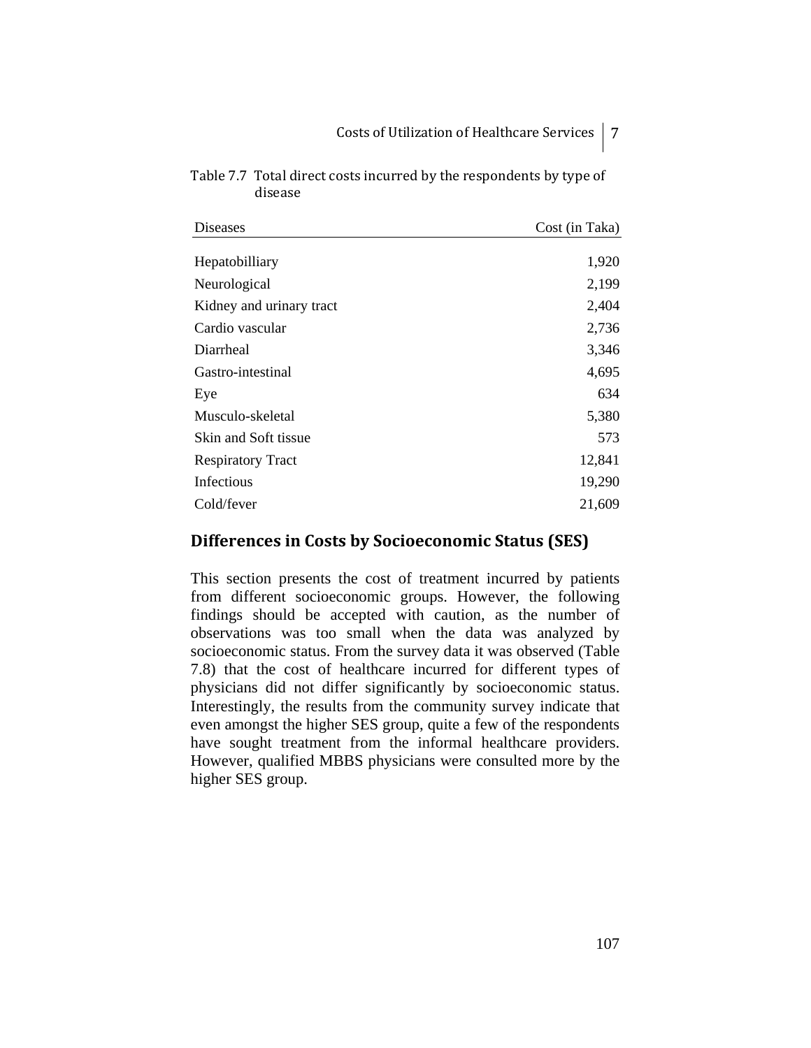Table 7.7 Total direct costs incurred by the respondents by type of disease

| Diseases | Cost (in Taka) |
|---|---|
| Hepatobilliary | 1,920 |
| Neurological | 2,199 |
| Kidney and urinary tract | 2,404 |
| Cardio vascular | 2,736 |
| Diarrheal | 3,346 |
| Gastro-intestinal | 4,695 |
| Eye | 634 |
| Musculo-skeletal | 5,380 |
| Skin and Soft tissue | 573 |
| Respiratory Tract | 12,841 |
| Infectious | 19,290 |
| Cold/fever | 21,609 |

## Differences in Costs by Socioeconomic Status (SES)

This section presents the cost of treatment incurred by patients from different socioeconomic groups. However, the following findings should be accepted with caution, as the number of observations was too small when the data was analyzed by socioeconomic status. From the survey data it was observed (Table 7.8) that the cost of healthcare incurred for different types of physicians did not differ significantly by socioeconomic status. Interestingly, the results from the community survey indicate that even amongst the higher SES group, quite a few of the respondents have sought treatment from the informal healthcare providers. However, qualified MBBS physicians were consulted more by the higher SES group.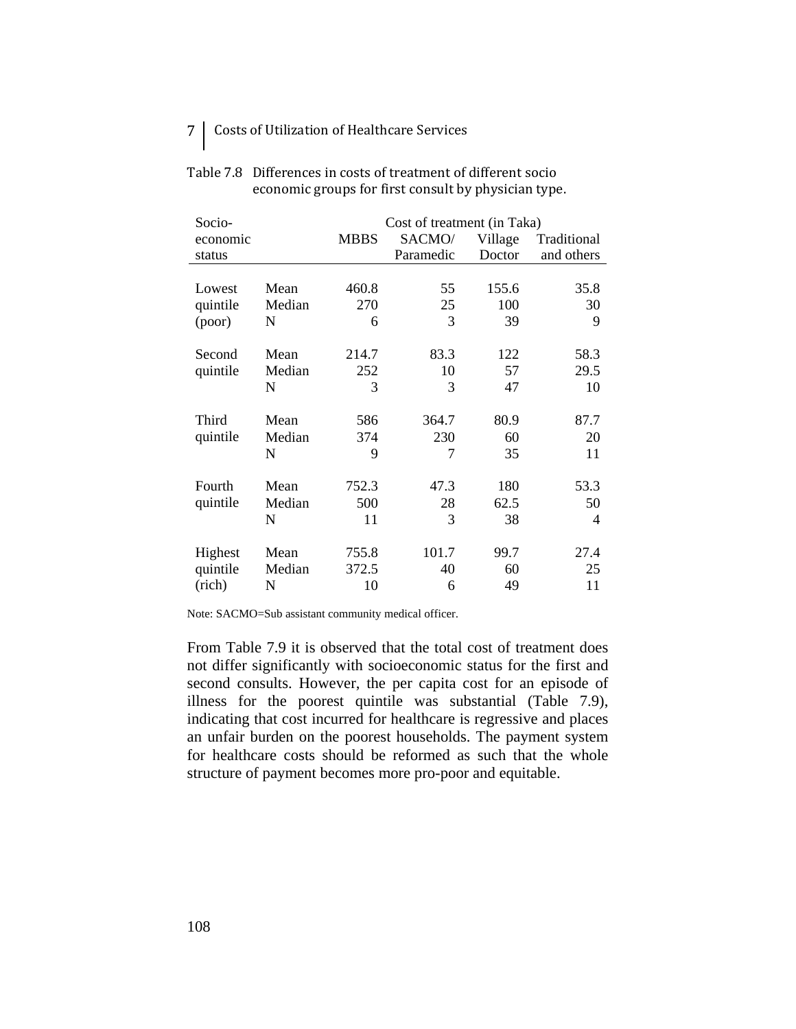Table 7.8 Differences in costs of treatment of different socio economic groups for first consult by physician type.

| Socio-economic status | | Cost of treatment (in Taka) | | | |
|---|---|---|---|---|---|
| | | MBBS | SACMO/ Paramedic | Village Doctor | Traditional and others |
| Lowest quintile (poor) | Mean | 460.8 | 55 | 155.6 | 35.8 |
| | Median | 270 | 25 | 100 | 30 |
| | N | 6 | 3 | 39 | 9 |
| Second quintile | Mean | 214.7 | 83.3 | 122 | 58.3 |
| | Median | 252 | 10 | 57 | 29.5 |
| | N | 3 | 3 | 47 | 10 |
| Third quintile | Mean | 586 | 364.7 | 80.9 | 87.7 |
| | Median | 374 | 230 | 60 | 20 |
| | N | 9 | 7 | 35 | 11 |
| Fourth quintile | Mean | 752.3 | 47.3 | 180 | 53.3 |
| | Median | 500 | 28 | 62.5 | 50 |
| | N | 11 | 3 | 38 | 4 |
| Highest quintile (rich) | Mean | 755.8 | 101.7 | 99.7 | 27.4 |
| | Median | 372.5 | 40 | 60 | 25 |
| | N | 10 | 6 | 49 | 11 |

Note: SACMO=Sub assistant community medical officer.

From Table 7.9 it is observed that the total cost of treatment does not differ significantly with socioeconomic status for the first and second consults. However, the per capita cost for an episode of illness for the poorest quintile was substantial (Table 7.9), indicating that cost incurred for healthcare is regressive and places an unfair burden on the poorest households. The payment system for healthcare costs should be reformed as such that the whole structure of payment becomes more pro-poor and equitable.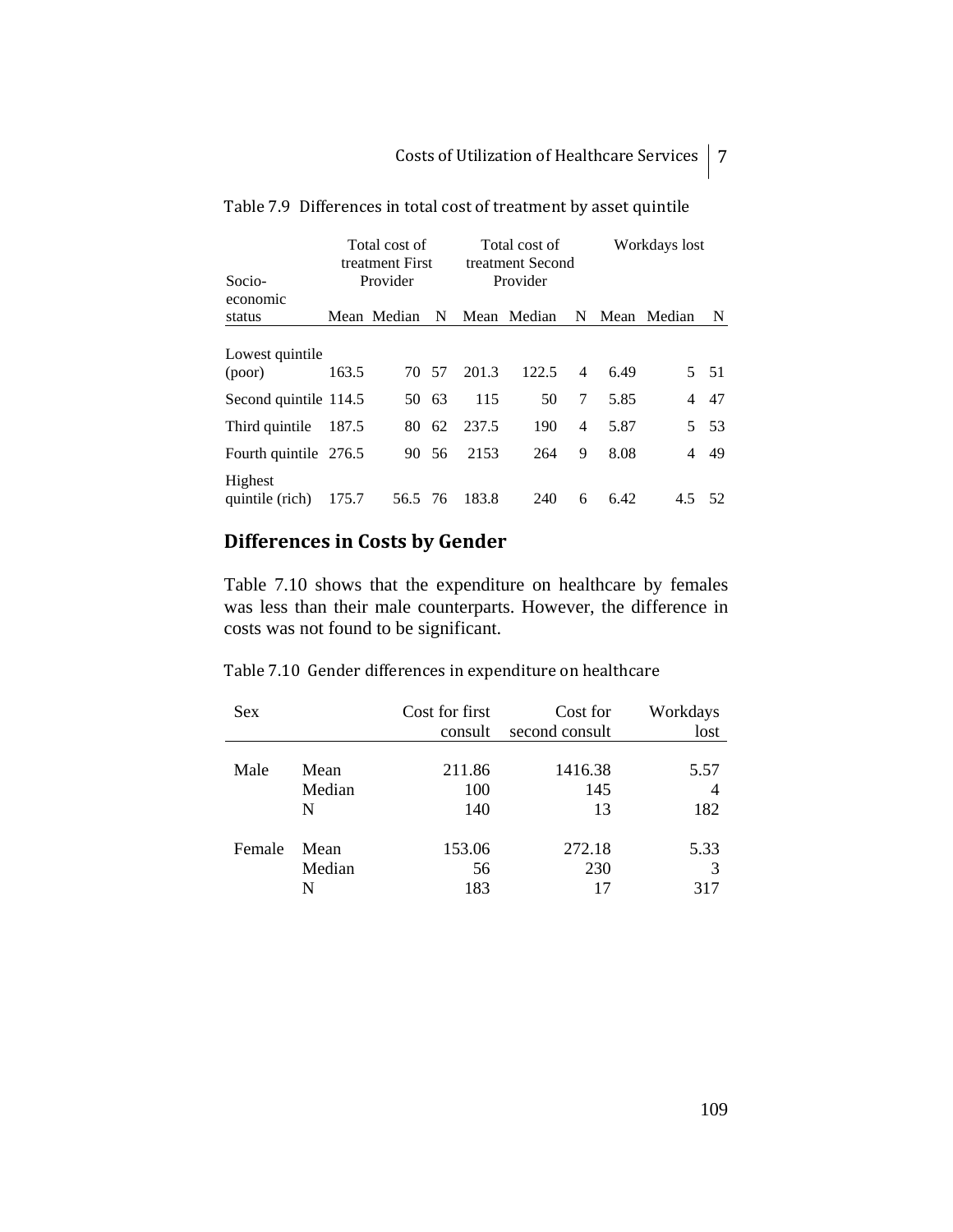Table 7.9 Differences in total cost of treatment by asset quintile

| Socio-economic status | Total cost of treatment First Provider | | | Total cost of treatment Second Provider | | | Workdays lost | | |
|---|---|---|---|---|---|---|---|---|---|
| | Mean | Median | N | Mean | Median | N | Mean | Median | N |
| Lowest quintile (poor) | 163.5 | 70 | 57 | 201.3 | 122.5 | 4 | 6.49 | 5 | 51 |
| Second quintile | 114.5 | 50 | 63 | 115 | 50 | 7 | 5.85 | 4 | 47 |
| Third quintile | 187.5 | 80 | 62 | 237.5 | 190 | 4 | 5.87 | 5 | 53 |
| Fourth quintile | 276.5 | 90 | 56 | 2153 | 264 | 9 | 8.08 | 4 | 49 |
| Highest quintile (rich) | 175.7 | 56.5 | 76 | 183.8 | 240 | 6 | 6.42 | 4.5 | 52 |

## Differences in Costs by Gender

Table 7.10 shows that the expenditure on healthcare by females was less than their male counterparts. However, the difference in costs was not found to be significant.

Table 7.10 Gender differences in expenditure on healthcare

| Sex | | Cost for first consult | Cost for second consult | Workdays lost |
|---|---|---|---|---|
| Male | Mean | 211.86 | 1416.38 | 5.57 |
| | Median | 100 | 145 | 4 |
| | N | 140 | 13 | 182 |
| Female | Mean | 153.06 | 272.18 | 5.33 |
| | Median | 56 | 230 | 3 |
| | N | 183 | 17 | 317 |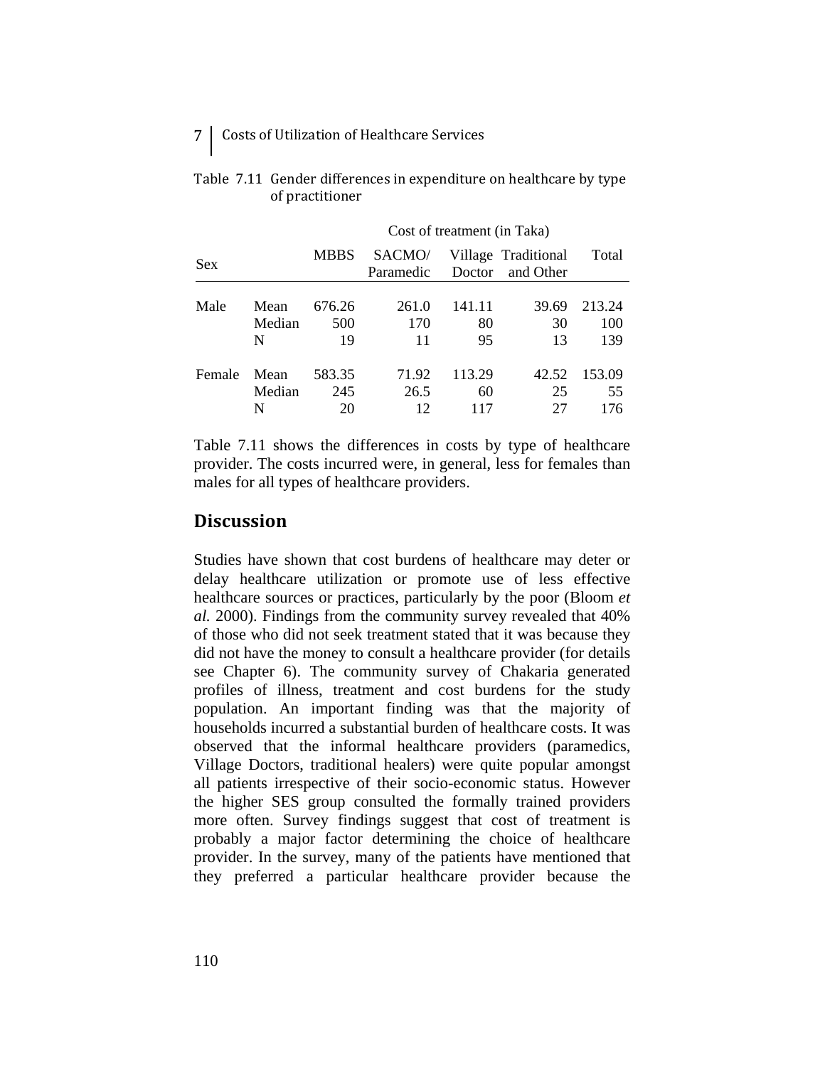Table 7.11 Gender differences in expenditure on healthcare by type of practitioner

| Sex | | Cost of treatment (in Taka) | | | | |
|---|---|---|---|---|---|---|
| | | MBBS | SACMO/ Paramedic | Village Doctor | Traditional and Other | Total |
| Male | Mean | 676.26 | 261.0 | 141.11 | 39.69 | 213.24 |
| | Median | 500 | 170 | 80 | 30 | 100 |
| | N | 19 | 11 | 95 | 13 | 139 |
| Female | Mean | 583.35 | 71.92 | 113.29 | 42.52 | 153.09 |
| | Median | 245 | 26.5 | 60 | 25 | 55 |
| | N | 20 | 12 | 117 | 27 | 176 |

Table 7.11 shows the differences in costs by type of healthcare provider. The costs incurred were, in general, less for females than males for all types of healthcare providers.

## Discussion

Studies have shown that cost burdens of healthcare may deter or delay healthcare utilization or promote use of less effective healthcare sources or practices, particularly by the poor (Bloom *et al.* 2000). Findings from the community survey revealed that 40% of those who did not seek treatment stated that it was because they did not have the money to consult a healthcare provider (for details see Chapter 6). The community survey of Chakaria generated profiles of illness, treatment and cost burdens for the study population. An important finding was that the majority of households incurred a substantial burden of healthcare costs. It was observed that the informal healthcare providers (paramedics, Village Doctors, traditional healers) were quite popular amongst all patients irrespective of their socio-economic status. However the higher SES group consulted the formally trained providers more often. Survey findings suggest that cost of treatment is probably a major factor determining the choice of healthcare provider. In the survey, many of the patients have mentioned that they preferred a particular healthcare provider because the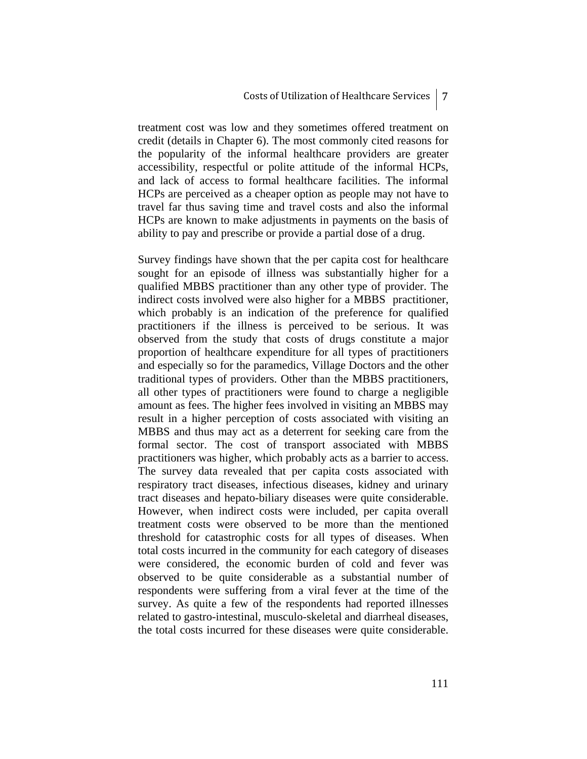treatment cost was low and they sometimes offered treatment on credit (details in Chapter 6). The most commonly cited reasons for the popularity of the informal healthcare providers are greater accessibility, respectful or polite attitude of the informal HCPs, and lack of access to formal healthcare facilities. The informal HCPs are perceived as a cheaper option as people may not have to travel far thus saving time and travel costs and also the informal HCPs are known to make adjustments in payments on the basis of ability to pay and prescribe or provide a partial dose of a drug.

Survey findings have shown that the per capita cost for healthcare sought for an episode of illness was substantially higher for a qualified MBBS practitioner than any other type of provider. The indirect costs involved were also higher for a MBBS practitioner, which probably is an indication of the preference for qualified practitioners if the illness is perceived to be serious. It was observed from the study that costs of drugs constitute a major proportion of healthcare expenditure for all types of practitioners and especially so for the paramedics, Village Doctors and the other traditional types of providers. Other than the MBBS practitioners, all other types of practitioners were found to charge a negligible amount as fees. The higher fees involved in visiting an MBBS may result in a higher perception of costs associated with visiting an MBBS and thus may act as a deterrent for seeking care from the formal sector. The cost of transport associated with MBBS practitioners was higher, which probably acts as a barrier to access. The survey data revealed that per capita costs associated with respiratory tract diseases, infectious diseases, kidney and urinary tract diseases and hepato-biliary diseases were quite considerable. However, when indirect costs were included, per capita overall treatment costs were observed to be more than the mentioned threshold for catastrophic costs for all types of diseases. When total costs incurred in the community for each category of diseases were considered, the economic burden of cold and fever was observed to be quite considerable as a substantial number of respondents were suffering from a viral fever at the time of the survey. As quite a few of the respondents had reported illnesses related to gastro-intestinal, musculo-skeletal and diarrheal diseases, the total costs incurred for these diseases were quite considerable.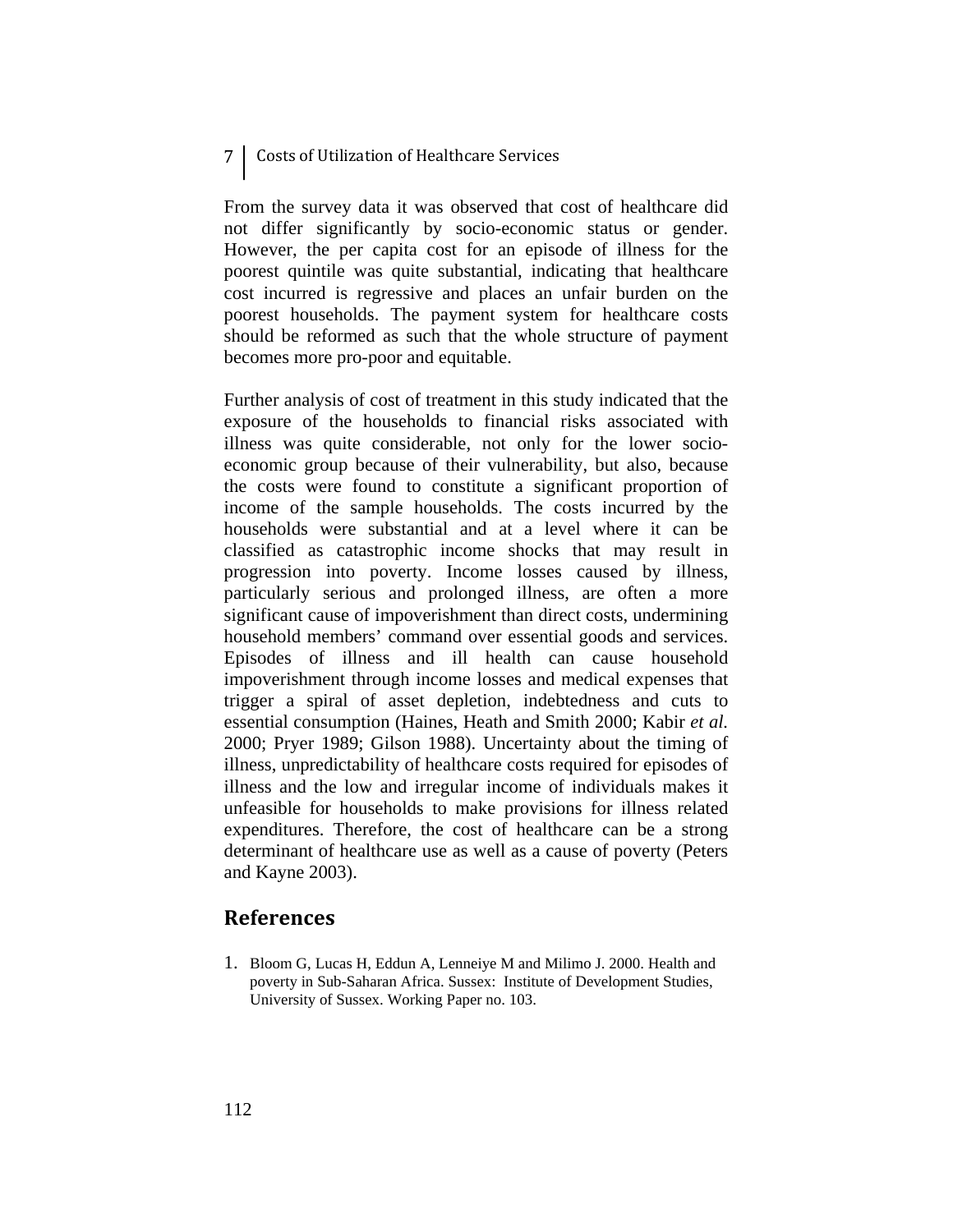From the survey data it was observed that cost of healthcare did not differ significantly by socio-economic status or gender. However, the per capita cost for an episode of illness for the poorest quintile was quite substantial, indicating that healthcare cost incurred is regressive and places an unfair burden on the poorest households. The payment system for healthcare costs should be reformed as such that the whole structure of payment becomes more pro-poor and equitable.

Further analysis of cost of treatment in this study indicated that the exposure of the households to financial risks associated with illness was quite considerable, not only for the lower socio-economic group because of their vulnerability, but also, because the costs were found to constitute a significant proportion of income of the sample households. The costs incurred by the households were substantial and at a level where it can be classified as catastrophic income shocks that may result in progression into poverty. Income losses caused by illness, particularly serious and prolonged illness, are often a more significant cause of impoverishment than direct costs, undermining household members' command over essential goods and services. Episodes of illness and ill health can cause household impoverishment through income losses and medical expenses that trigger a spiral of asset depletion, indebtedness and cuts to essential consumption (Haines, Heath and Smith 2000; Kabir *et al.* 2000; Pryer 1989; Gilson 1988). Uncertainty about the timing of illness, unpredictability of healthcare costs required for episodes of illness and the low and irregular income of individuals makes it unfeasible for households to make provisions for illness related expenditures. Therefore, the cost of healthcare can be a strong determinant of healthcare use as well as a cause of poverty (Peters and Kayne 2003).

## References

1. Bloom G, Lucas H, Eddun A, Lenneiye M and Milimo J. 2000. Health and poverty in Sub-Saharan Africa. Sussex: Institute of Development Studies, University of Sussex. Working Paper no. 103.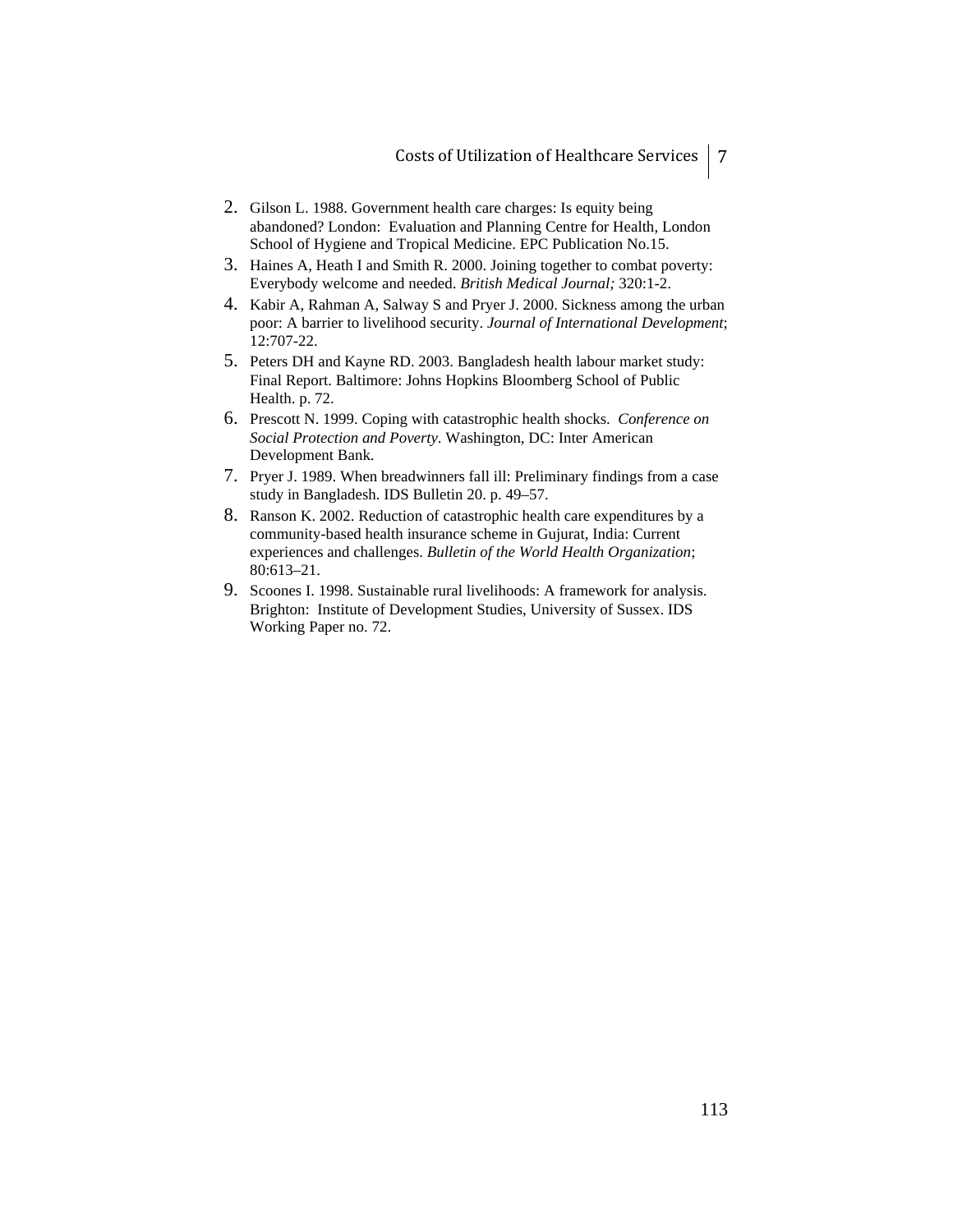2. Gilson L. 1988. Government health care charges: Is equity being abandoned? London: Evaluation and Planning Centre for Health, London School of Hygiene and Tropical Medicine. EPC Publication No.15.
3. Haines A, Heath I and Smith R. 2000. Joining together to combat poverty: Everybody welcome and needed. *British Medical Journal;* 320:1-2.
4. Kabir A, Rahman A, Salway S and Pryer J. 2000. Sickness among the urban poor: A barrier to livelihood security. *Journal of International Development*; 12:707-22.
5. Peters DH and Kayne RD. 2003. Bangladesh health labour market study: Final Report. Baltimore: Johns Hopkins Bloomberg School of Public Health. p. 72.
6. Prescott N. 1999. Coping with catastrophic health shocks. *Conference on Social Protection and Poverty*. Washington, DC: Inter American Development Bank.
7. Pryer J. 1989. When breadwinners fall ill: Preliminary findings from a case study in Bangladesh. IDS Bulletin 20. p. 49–57.
8. Ranson K. 2002. Reduction of catastrophic health care expenditures by a community-based health insurance scheme in Gujurat, India: Current experiences and challenges. *Bulletin of the World Health Organization*; 80:613–21.
9. Scoones I. 1998. Sustainable rural livelihoods: A framework for analysis. Brighton: Institute of Development Studies, University of Sussex. IDS Working Paper no. 72.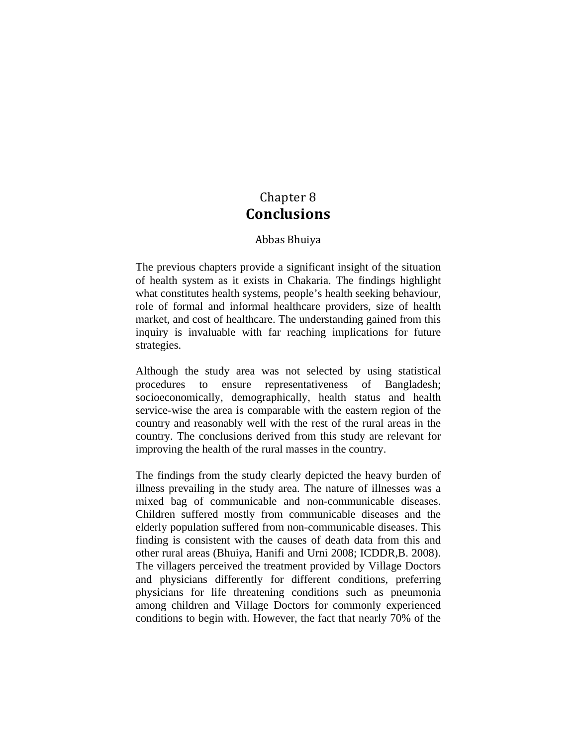# Chapter 8
# Conclusions

Abbas Bhuiya

The previous chapters provide a significant insight of the situation of health system as it exists in Chakaria. The findings highlight what constitutes health systems, people's health seeking behaviour, role of formal and informal healthcare providers, size of health market, and cost of healthcare. The understanding gained from this inquiry is invaluable with far reaching implications for future strategies.

Although the study area was not selected by using statistical procedures to ensure representativeness of Bangladesh; socioeconomically, demographically, health status and health service-wise the area is comparable with the eastern region of the country and reasonably well with the rest of the rural areas in the country. The conclusions derived from this study are relevant for improving the health of the rural masses in the country.

The findings from the study clearly depicted the heavy burden of illness prevailing in the study area. The nature of illnesses was a mixed bag of communicable and non-communicable diseases. Children suffered mostly from communicable diseases and the elderly population suffered from non-communicable diseases. This finding is consistent with the causes of death data from this and other rural areas (Bhuiya, Hanifi and Urni 2008; ICDDR,B. 2008). The villagers perceived the treatment provided by Village Doctors and physicians differently for different conditions, preferring physicians for life threatening conditions such as pneumonia among children and Village Doctors for commonly experienced conditions to begin with. However, the fact that nearly 70% of the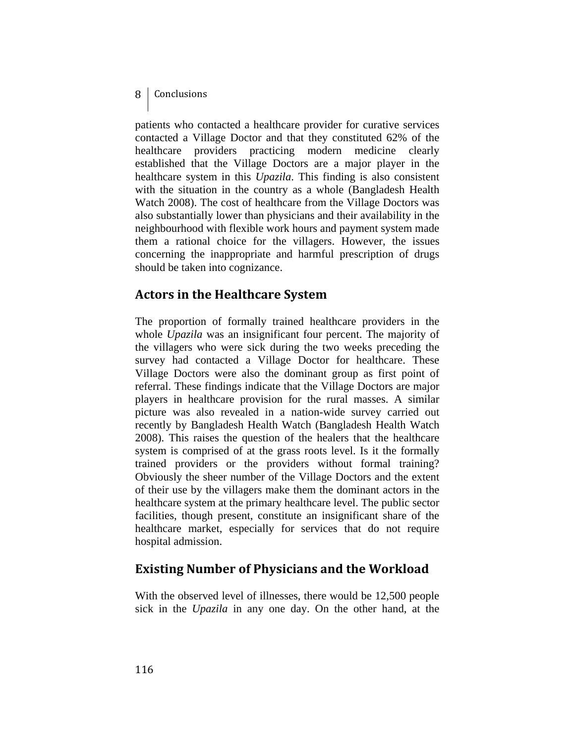patients who contacted a healthcare provider for curative services contacted a Village Doctor and that they constituted 62% of the healthcare providers practicing modern medicine clearly established that the Village Doctors are a major player in the healthcare system in this *Upazila*. This finding is also consistent with the situation in the country as a whole (Bangladesh Health Watch 2008). The cost of healthcare from the Village Doctors was also substantially lower than physicians and their availability in the neighbourhood with flexible work hours and payment system made them a rational choice for the villagers. However, the issues concerning the inappropriate and harmful prescription of drugs should be taken into cognizance.

## Actors in the Healthcare System

The proportion of formally trained healthcare providers in the whole *Upazila* was an insignificant four percent. The majority of the villagers who were sick during the two weeks preceding the survey had contacted a Village Doctor for healthcare. These Village Doctors were also the dominant group as first point of referral. These findings indicate that the Village Doctors are major players in healthcare provision for the rural masses. A similar picture was also revealed in a nation-wide survey carried out recently by Bangladesh Health Watch (Bangladesh Health Watch 2008). This raises the question of the healers that the healthcare system is comprised of at the grass roots level. Is it the formally trained providers or the providers without formal training? Obviously the sheer number of the Village Doctors and the extent of their use by the villagers make them the dominant actors in the healthcare system at the primary healthcare level. The public sector facilities, though present, constitute an insignificant share of the healthcare market, especially for services that do not require hospital admission.

## Existing Number of Physicians and the Workload

With the observed level of illnesses, there would be 12,500 people sick in the *Upazila* in any one day. On the other hand, at the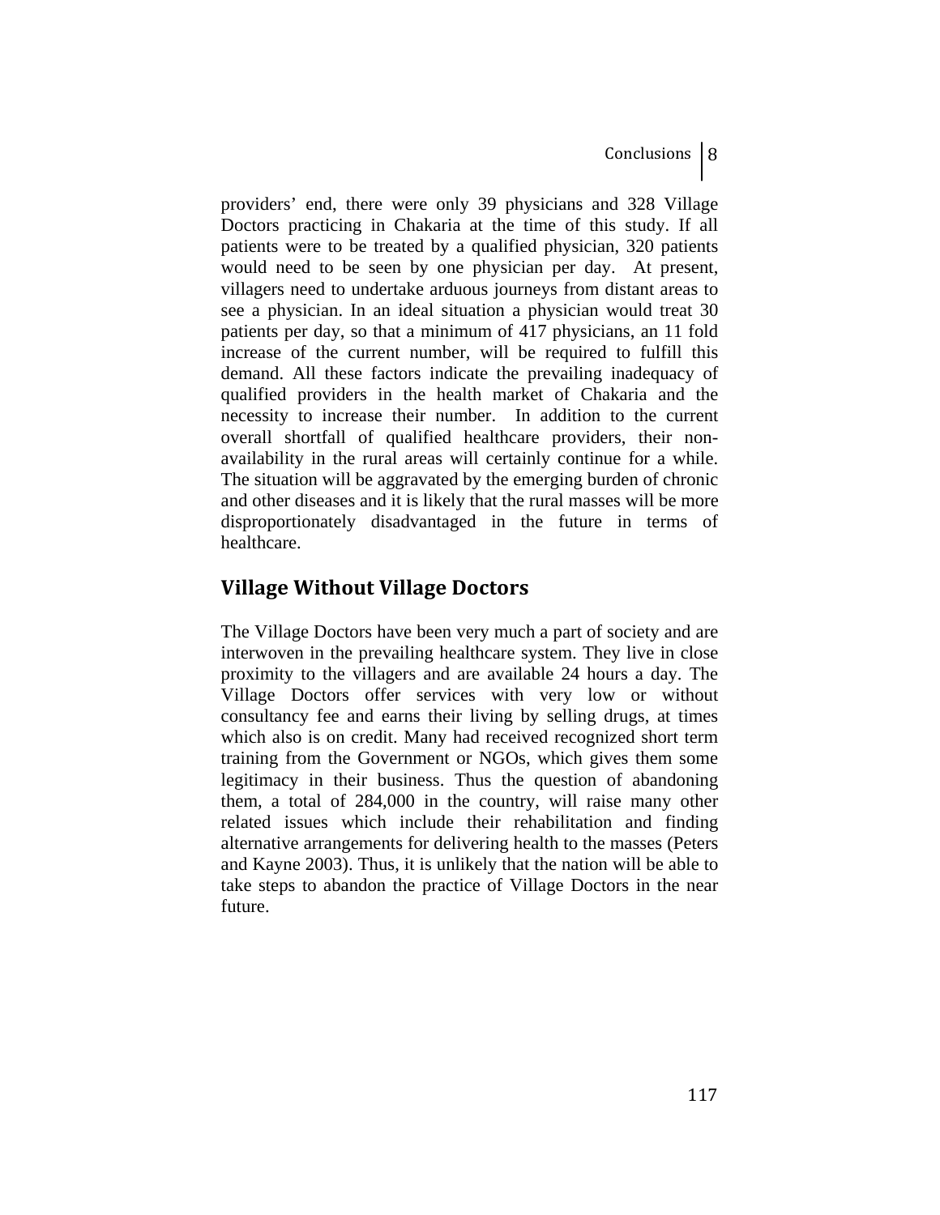providers' end, there were only 39 physicians and 328 Village Doctors practicing in Chakaria at the time of this study. If all patients were to be treated by a qualified physician, 320 patients would need to be seen by one physician per day. At present, villagers need to undertake arduous journeys from distant areas to see a physician. In an ideal situation a physician would treat 30 patients per day, so that a minimum of 417 physicians, an 11 fold increase of the current number, will be required to fulfill this demand. All these factors indicate the prevailing inadequacy of qualified providers in the health market of Chakaria and the necessity to increase their number. In addition to the current overall shortfall of qualified healthcare providers, their non-availability in the rural areas will certainly continue for a while. The situation will be aggravated by the emerging burden of chronic and other diseases and it is likely that the rural masses will be more disproportionately disadvantaged in the future in terms of healthcare.

## Village Without Village Doctors

The Village Doctors have been very much a part of society and are interwoven in the prevailing healthcare system. They live in close proximity to the villagers and are available 24 hours a day. The Village Doctors offer services with very low or without consultancy fee and earns their living by selling drugs, at times which also is on credit. Many had received recognized short term training from the Government or NGOs, which gives them some legitimacy in their business. Thus the question of abandoning them, a total of 284,000 in the country, will raise many other related issues which include their rehabilitation and finding alternative arrangements for delivering health to the masses (Peters and Kayne 2003). Thus, it is unlikely that the nation will be able to take steps to abandon the practice of Village Doctors in the near future.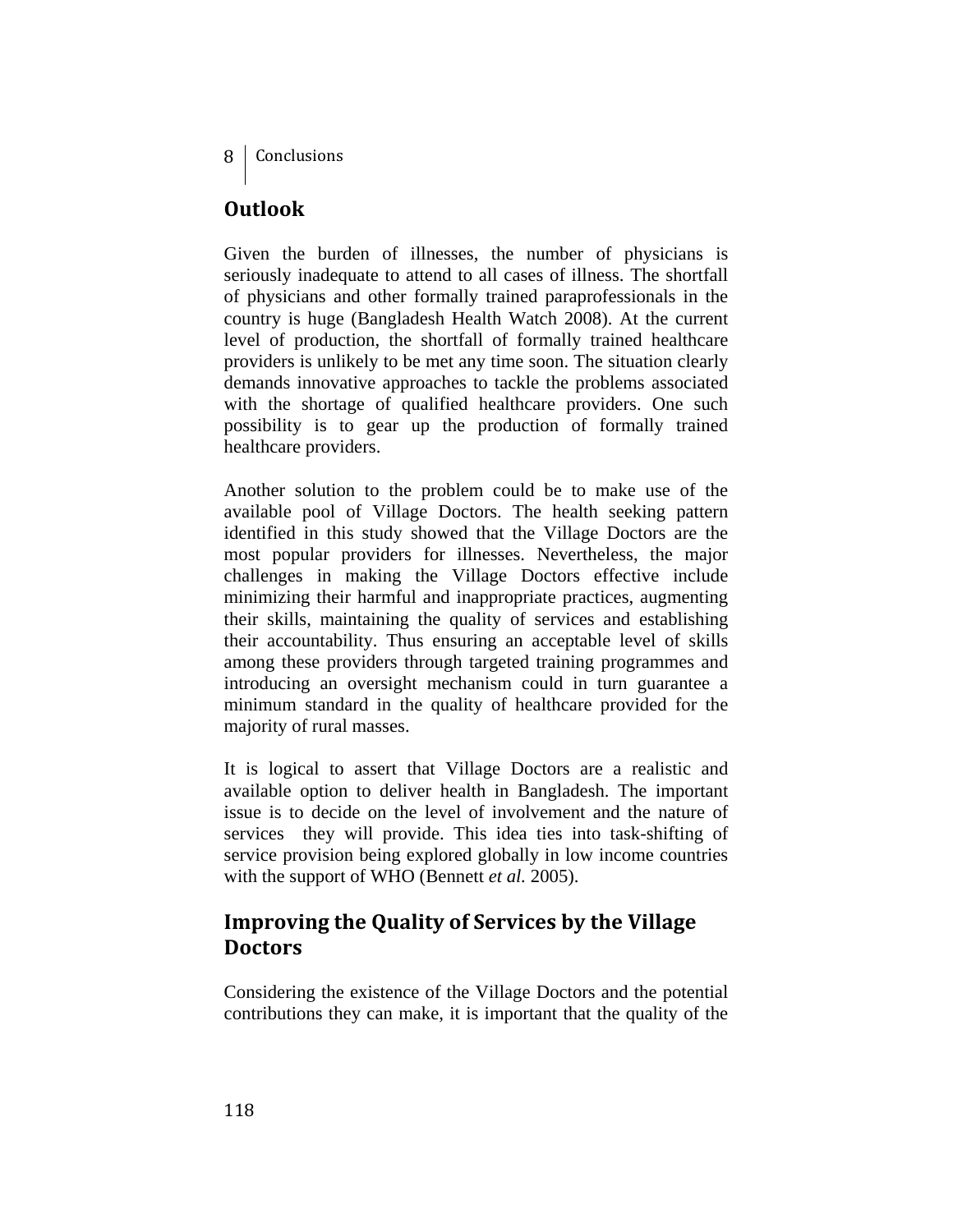## Outlook

Given the burden of illnesses, the number of physicians is seriously inadequate to attend to all cases of illness. The shortfall of physicians and other formally trained paraprofessionals in the country is huge (Bangladesh Health Watch 2008). At the current level of production, the shortfall of formally trained healthcare providers is unlikely to be met any time soon. The situation clearly demands innovative approaches to tackle the problems associated with the shortage of qualified healthcare providers. One such possibility is to gear up the production of formally trained healthcare providers.

Another solution to the problem could be to make use of the available pool of Village Doctors. The health seeking pattern identified in this study showed that the Village Doctors are the most popular providers for illnesses. Nevertheless, the major challenges in making the Village Doctors effective include minimizing their harmful and inappropriate practices, augmenting their skills, maintaining the quality of services and establishing their accountability. Thus ensuring an acceptable level of skills among these providers through targeted training programmes and introducing an oversight mechanism could in turn guarantee a minimum standard in the quality of healthcare provided for the majority of rural masses.

It is logical to assert that Village Doctors are a realistic and available option to deliver health in Bangladesh. The important issue is to decide on the level of involvement and the nature of services they will provide. This idea ties into task-shifting of service provision being explored globally in low income countries with the support of WHO (Bennett *et al.* 2005).

## Improving the Quality of Services by the Village Doctors

Considering the existence of the Village Doctors and the potential contributions they can make, it is important that the quality of the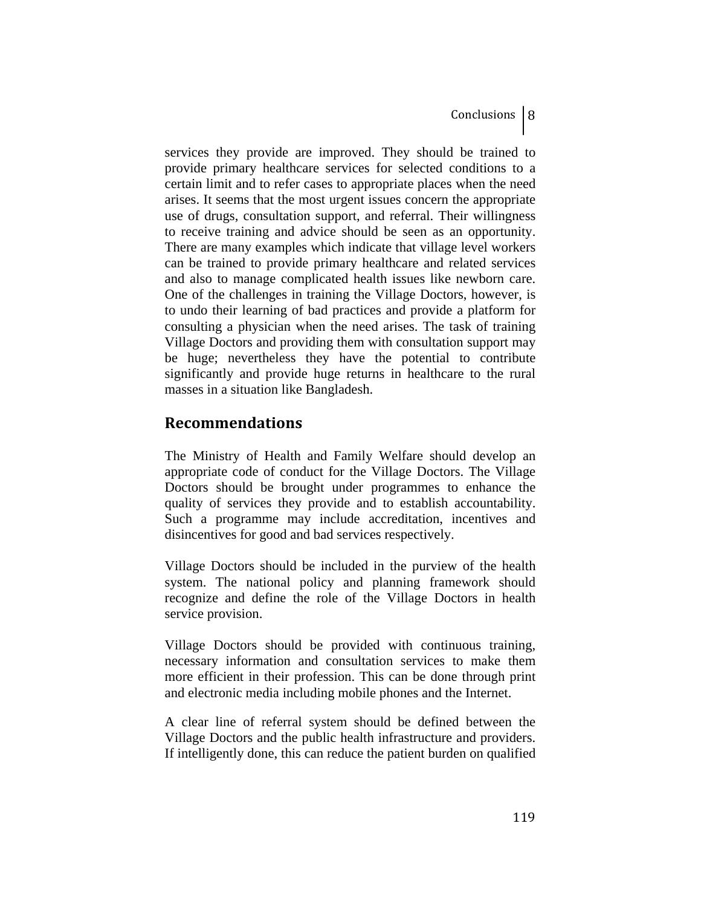services they provide are improved. They should be trained to provide primary healthcare services for selected conditions to a certain limit and to refer cases to appropriate places when the need arises. It seems that the most urgent issues concern the appropriate use of drugs, consultation support, and referral. Their willingness to receive training and advice should be seen as an opportunity. There are many examples which indicate that village level workers can be trained to provide primary healthcare and related services and also to manage complicated health issues like newborn care. One of the challenges in training the Village Doctors, however, is to undo their learning of bad practices and provide a platform for consulting a physician when the need arises. The task of training Village Doctors and providing them with consultation support may be huge; nevertheless they have the potential to contribute significantly and provide huge returns in healthcare to the rural masses in a situation like Bangladesh.

## Recommendations

The Ministry of Health and Family Welfare should develop an appropriate code of conduct for the Village Doctors. The Village Doctors should be brought under programmes to enhance the quality of services they provide and to establish accountability. Such a programme may include accreditation, incentives and disincentives for good and bad services respectively.

Village Doctors should be included in the purview of the health system. The national policy and planning framework should recognize and define the role of the Village Doctors in health service provision.

Village Doctors should be provided with continuous training, necessary information and consultation services to make them more efficient in their profession. This can be done through print and electronic media including mobile phones and the Internet.

A clear line of referral system should be defined between the Village Doctors and the public health infrastructure and providers. If intelligently done, this can reduce the patient burden on qualified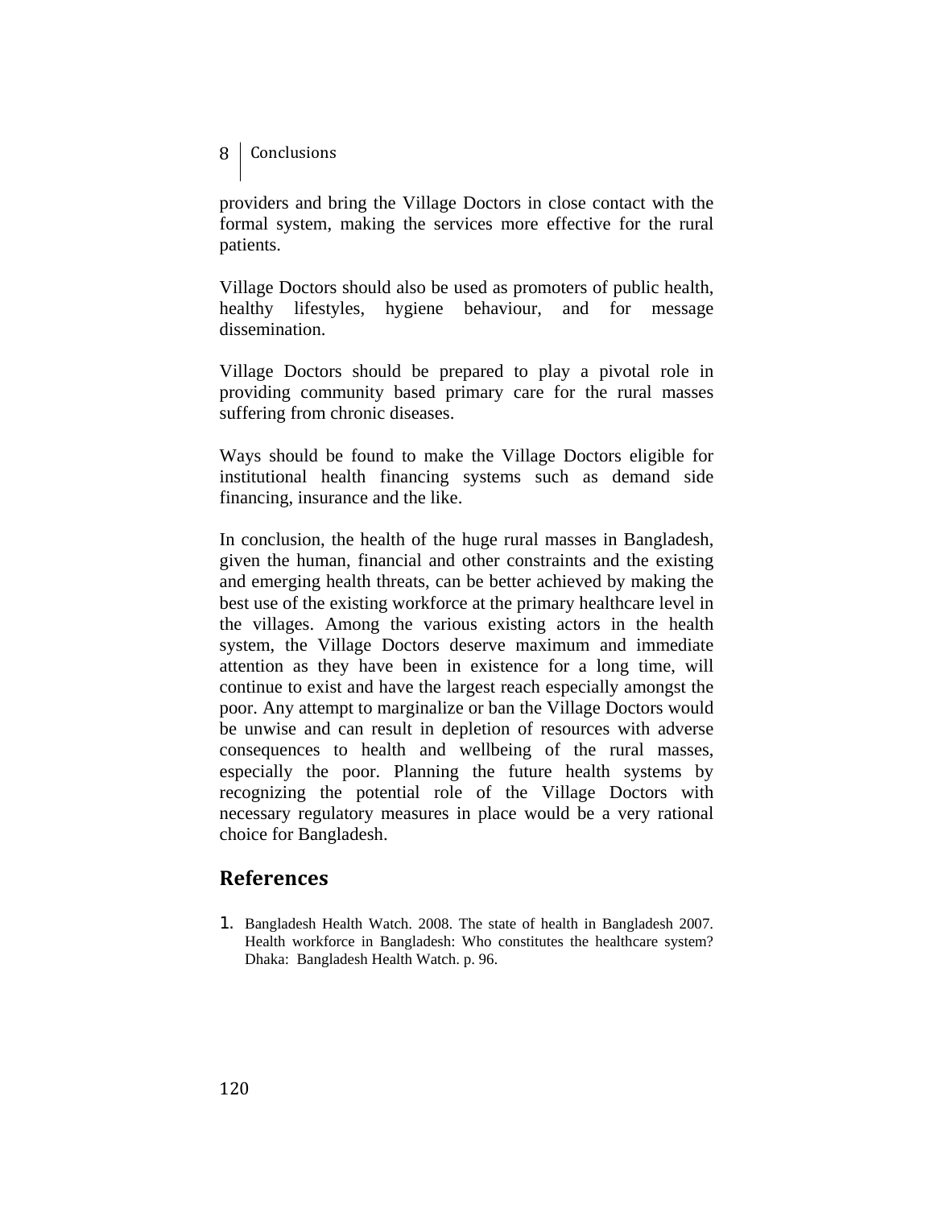providers and bring the Village Doctors in close contact with the formal system, making the services more effective for the rural patients.

Village Doctors should also be used as promoters of public health, healthy lifestyles, hygiene behaviour, and for message dissemination.

Village Doctors should be prepared to play a pivotal role in providing community based primary care for the rural masses suffering from chronic diseases.

Ways should be found to make the Village Doctors eligible for institutional health financing systems such as demand side financing, insurance and the like.

In conclusion, the health of the huge rural masses in Bangladesh, given the human, financial and other constraints and the existing and emerging health threats, can be better achieved by making the best use of the existing workforce at the primary healthcare level in the villages. Among the various existing actors in the health system, the Village Doctors deserve maximum and immediate attention as they have been in existence for a long time, will continue to exist and have the largest reach especially amongst the poor. Any attempt to marginalize or ban the Village Doctors would be unwise and can result in depletion of resources with adverse consequences to health and wellbeing of the rural masses, especially the poor. Planning the future health systems by recognizing the potential role of the Village Doctors with necessary regulatory measures in place would be a very rational choice for Bangladesh.

## References

1. Bangladesh Health Watch. 2008. The state of health in Bangladesh 2007. Health workforce in Bangladesh: Who constitutes the healthcare system? Dhaka: Bangladesh Health Watch. p. 96.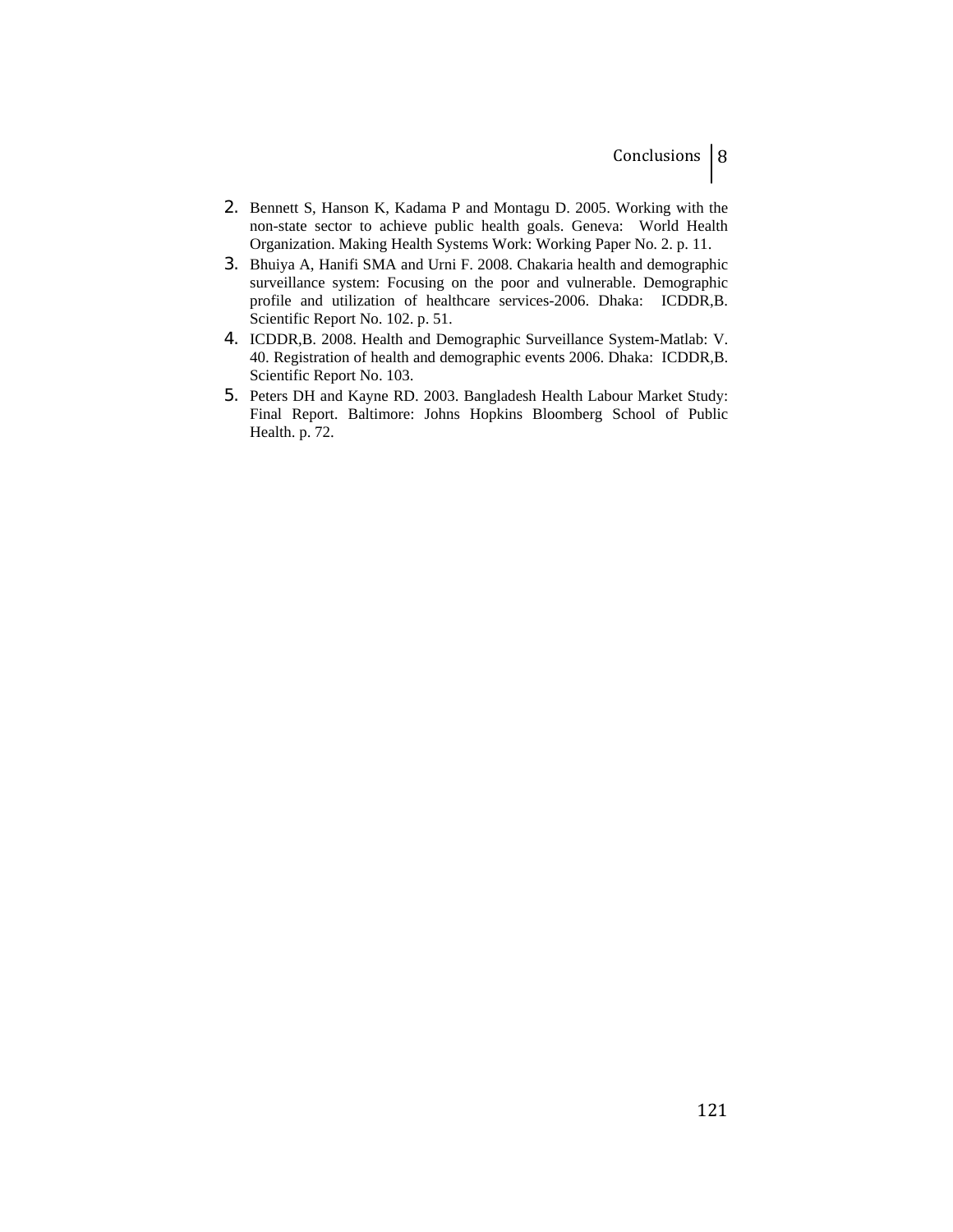2. Bennett S, Hanson K, Kadama P and Montagu D. 2005. Working with the non-state sector to achieve public health goals. Geneva: World Health Organization. Making Health Systems Work: Working Paper No. 2. p. 11.
3. Bhuiya A, Hanifi SMA and Urni F. 2008. Chakaria health and demographic surveillance system: Focusing on the poor and vulnerable. Demographic profile and utilization of healthcare services-2006. Dhaka: ICDDR,B. Scientific Report No. 102. p. 51.
4. ICDDR,B. 2008. Health and Demographic Surveillance System-Matlab: V. 40. Registration of health and demographic events 2006. Dhaka: ICDDR,B. Scientific Report No. 103.
5. Peters DH and Kayne RD. 2003. Bangladesh Health Labour Market Study: Final Report. Baltimore: Johns Hopkins Bloomberg School of Public Health. p. 72.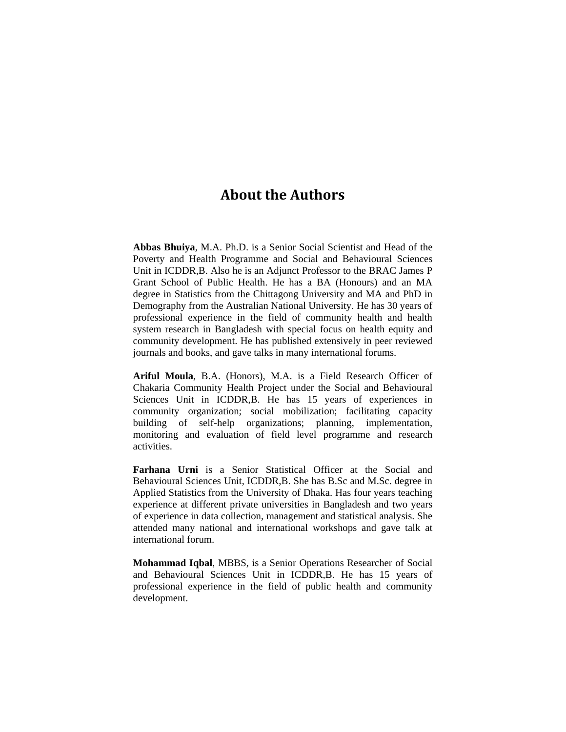# About the Authors

**Abbas Bhuiya**, M.A. Ph.D. is a Senior Social Scientist and Head of the Poverty and Health Programme and Social and Behavioural Sciences Unit in ICDDR,B. Also he is an Adjunct Professor to the BRAC James P Grant School of Public Health. He has a BA (Honours) and an MA degree in Statistics from the Chittagong University and MA and PhD in Demography from the Australian National University. He has 30 years of professional experience in the field of community health and health system research in Bangladesh with special focus on health equity and community development. He has published extensively in peer reviewed journals and books, and gave talks in many international forums.

**Ariful Moula**, B.A. (Honors), M.A. is a Field Research Officer of Chakaria Community Health Project under the Social and Behavioural Sciences Unit in ICDDR,B. He has 15 years of experiences in community organization; social mobilization; facilitating capacity building of self-help organizations; planning, implementation, monitoring and evaluation of field level programme and research activities.

**Farhana Urni** is a Senior Statistical Officer at the Social and Behavioural Sciences Unit, ICDDR,B. She has B.Sc and M.Sc. degree in Applied Statistics from the University of Dhaka. Has four years teaching experience at different private universities in Bangladesh and two years of experience in data collection, management and statistical analysis. She attended many national and international workshops and gave talk at international forum.

**Mohammad Iqbal**, MBBS, is a Senior Operations Researcher of Social and Behavioural Sciences Unit in ICDDR,B. He has 15 years of professional experience in the field of public health and community development.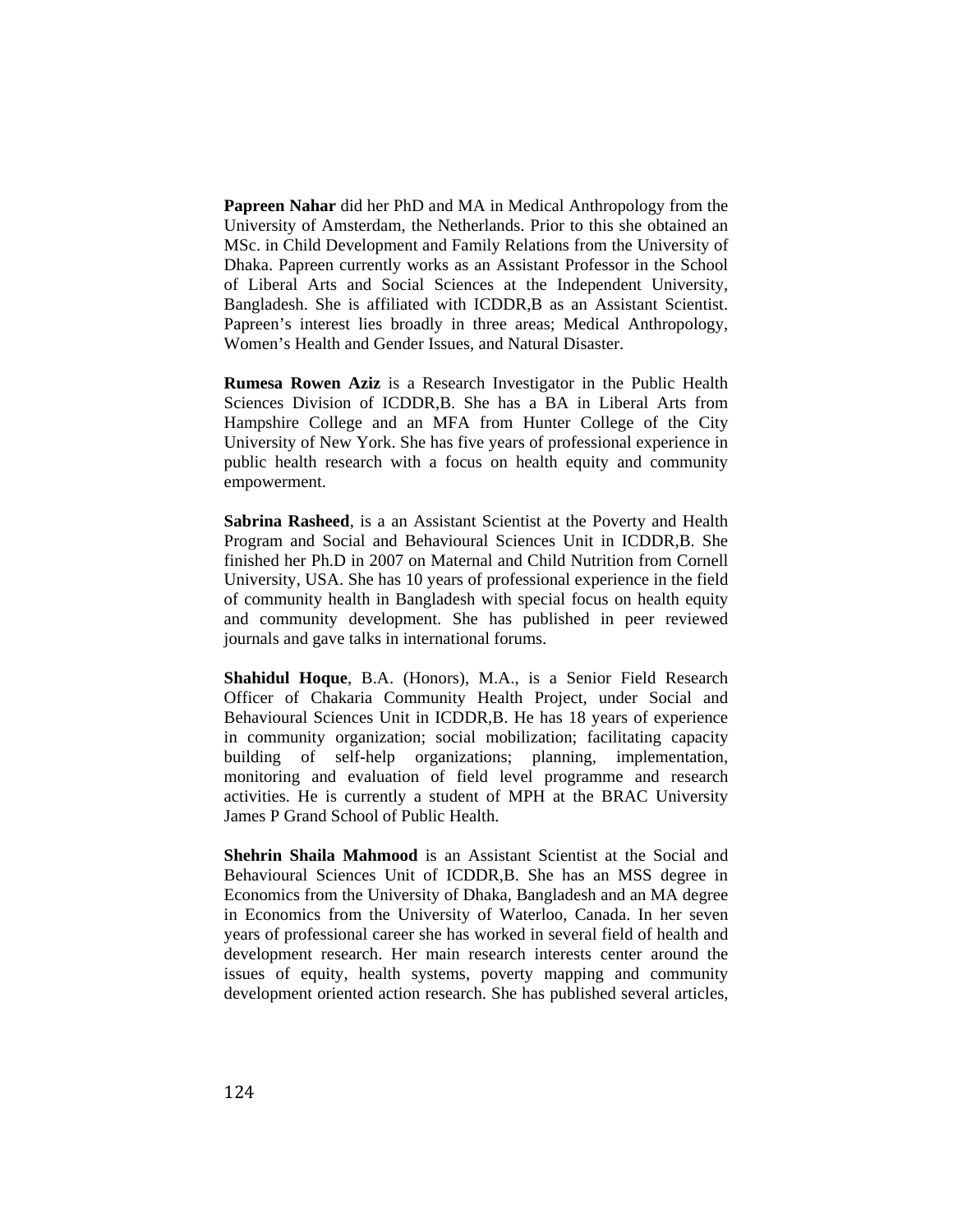**Papreen Nahar** did her PhD and MA in Medical Anthropology from the University of Amsterdam, the Netherlands. Prior to this she obtained an MSc. in Child Development and Family Relations from the University of Dhaka. Papreen currently works as an Assistant Professor in the School of Liberal Arts and Social Sciences at the Independent University, Bangladesh. She is affiliated with ICDDR,B as an Assistant Scientist. Papreen's interest lies broadly in three areas; Medical Anthropology, Women's Health and Gender Issues, and Natural Disaster.

**Rumesa Rowen Aziz** is a Research Investigator in the Public Health Sciences Division of ICDDR,B. She has a BA in Liberal Arts from Hampshire College and an MFA from Hunter College of the City University of New York. She has five years of professional experience in public health research with a focus on health equity and community empowerment.

**Sabrina Rasheed**, is a an Assistant Scientist at the Poverty and Health Program and Social and Behavioural Sciences Unit in ICDDR,B. She finished her Ph.D in 2007 on Maternal and Child Nutrition from Cornell University, USA. She has 10 years of professional experience in the field of community health in Bangladesh with special focus on health equity and community development. She has published in peer reviewed journals and gave talks in international forums.

**Shahidul Hoque**, B.A. (Honors), M.A., is a Senior Field Research Officer of Chakaria Community Health Project, under Social and Behavioural Sciences Unit in ICDDR,B. He has 18 years of experience in community organization; social mobilization; facilitating capacity building of self-help organizations; planning, implementation, monitoring and evaluation of field level programme and research activities. He is currently a student of MPH at the BRAC University James P Grand School of Public Health.

**Shehrin Shaila Mahmood** is an Assistant Scientist at the Social and Behavioural Sciences Unit of ICDDR,B. She has an MSS degree in Economics from the University of Dhaka, Bangladesh and an MA degree in Economics from the University of Waterloo, Canada. In her seven years of professional career she has worked in several field of health and development research. Her main research interests center around the issues of equity, health systems, poverty mapping and community development oriented action research. She has published several articles,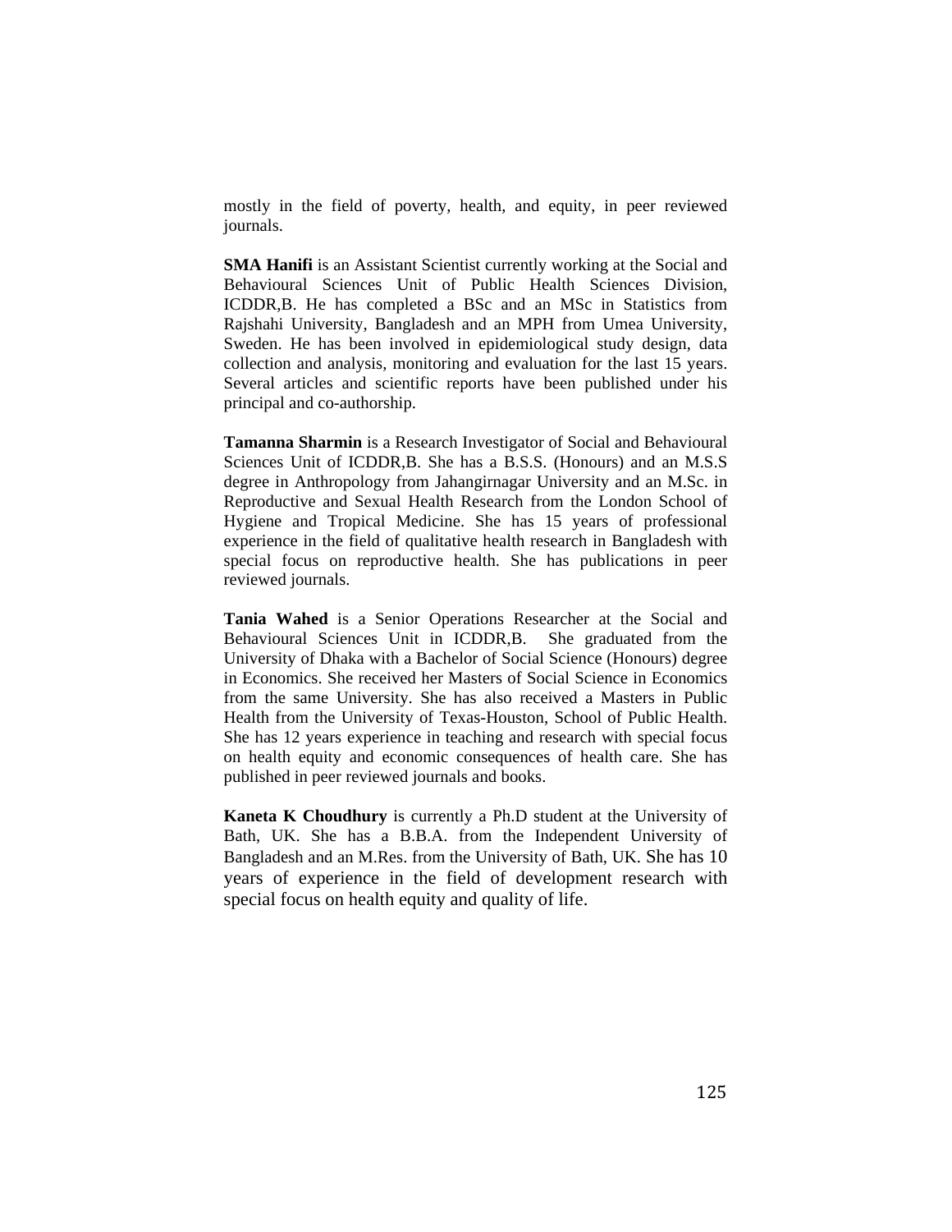mostly in the field of poverty, health, and equity, in peer reviewed journals.

**SMA Hanifi** is an Assistant Scientist currently working at the Social and Behavioural Sciences Unit of Public Health Sciences Division, ICDDR,B. He has completed a BSc and an MSc in Statistics from Rajshahi University, Bangladesh and an MPH from Umea University, Sweden. He has been involved in epidemiological study design, data collection and analysis, monitoring and evaluation for the last 15 years. Several articles and scientific reports have been published under his principal and co-authorship.

**Tamanna Sharmin** is a Research Investigator of Social and Behavioural Sciences Unit of ICDDR,B. She has a B.S.S. (Honours) and an M.S.S degree in Anthropology from Jahangirnagar University and an M.Sc. in Reproductive and Sexual Health Research from the London School of Hygiene and Tropical Medicine. She has 15 years of professional experience in the field of qualitative health research in Bangladesh with special focus on reproductive health. She has publications in peer reviewed journals.

**Tania Wahed** is a Senior Operations Researcher at the Social and Behavioural Sciences Unit in ICDDR,B. She graduated from the University of Dhaka with a Bachelor of Social Science (Honours) degree in Economics. She received her Masters of Social Science in Economics from the same University. She has also received a Masters in Public Health from the University of Texas-Houston, School of Public Health. She has 12 years experience in teaching and research with special focus on health equity and economic consequences of health care. She has published in peer reviewed journals and books.

**Kaneta K Choudhury** is currently a Ph.D student at the University of Bath, UK. She has a B.B.A. from the Independent University of Bangladesh and an M.Res. from the University of Bath, UK. She has 10 years of experience in the field of development research with special focus on health equity and quality of life.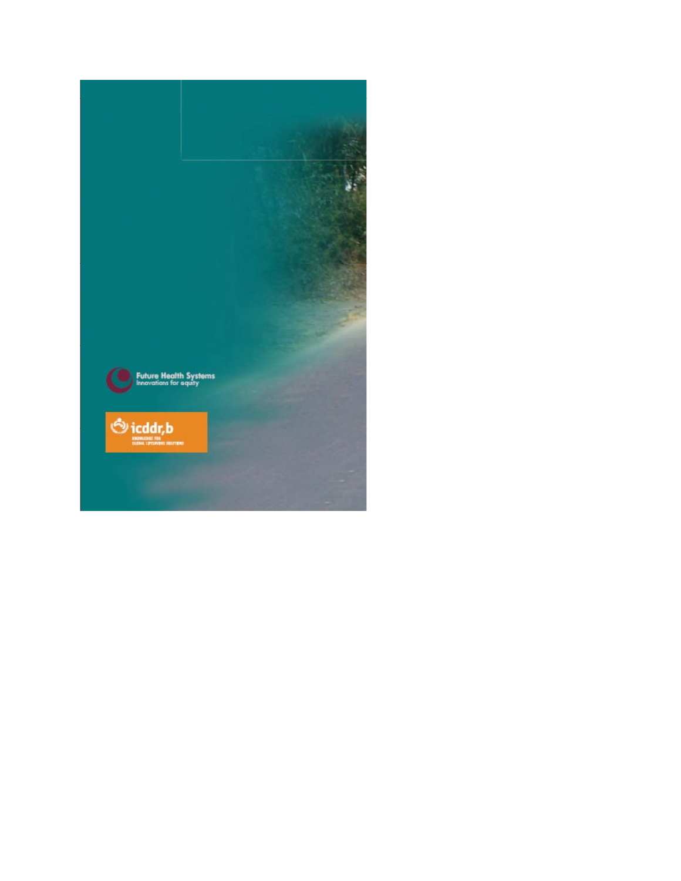Future Health Systems
Innovations for equity

icddr,b
KNOWLEDGE FOR
GLOBAL LIFESAVING SOLUTIONS